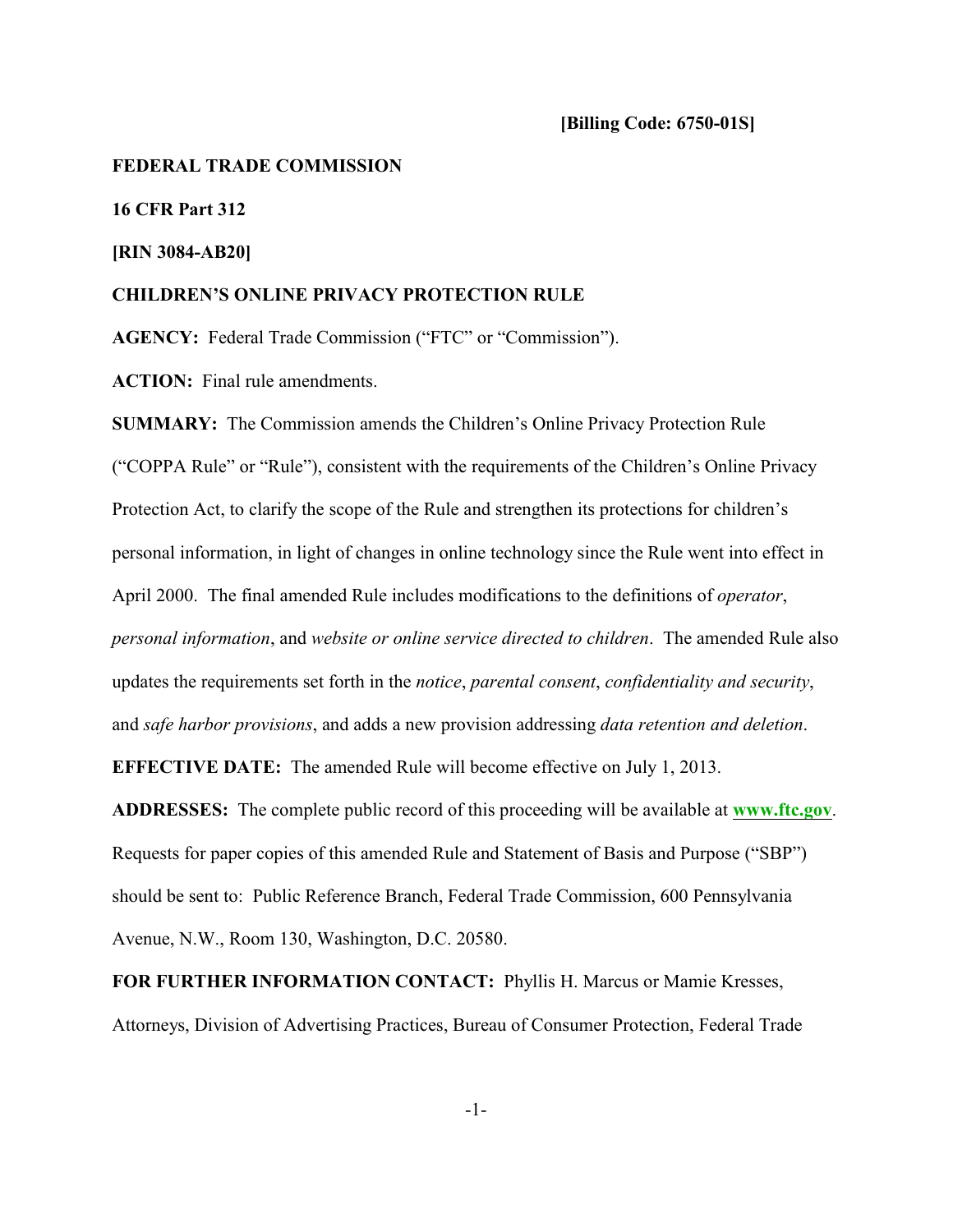**[Billing Code: 6750-01S]**

**FEDERAL TRADE COMMISSION**

**16 CFR Part 312**

**[RIN 3084-AB20]**

**CHILDREN'S ONLINE PRIVACY PROTECTION RULE**

**AGENCY:** Federal Trade Commission ("FTC" or "Commission").

**ACTION:** Final rule amendments.

**SUMMARY:** The Commission amends the Children's Online Privacy Protection Rule ("COPPA Rule" or "Rule"), consistent with the requirements of the Children's Online Privacy Protection Act, to clarify the scope of the Rule and strengthen its protections for children's personal information, in light of changes in online technology since the Rule went into effect in April 2000. The final amended Rule includes modifications to the definitions of *operator*, *personal information*, and *website or online service directed to children*. The amended Rule also updates the requirements set forth in the *notice*, *parental consent*, *confidentiality and security*, and *safe harbor provisions*, and adds a new provision addressing *data retention and deletion*.

**EFFECTIVE DATE:** The amended Rule will become effective on July 1, 2013.

**ADDRESSES:** The complete public record of this proceeding will be available at **www.ftc.gov**. Requests for paper copies of this amended Rule and Statement of Basis and Purpose ("SBP") should be sent to: Public Reference Branch, Federal Trade Commission, 600 Pennsylvania Avenue, N.W., Room 130, Washington, D.C. 20580.

**FOR FURTHER INFORMATION CONTACT:** Phyllis H. Marcus or Mamie Kresses, Attorneys, Division of Advertising Practices, Bureau of Consumer Protection, Federal Trade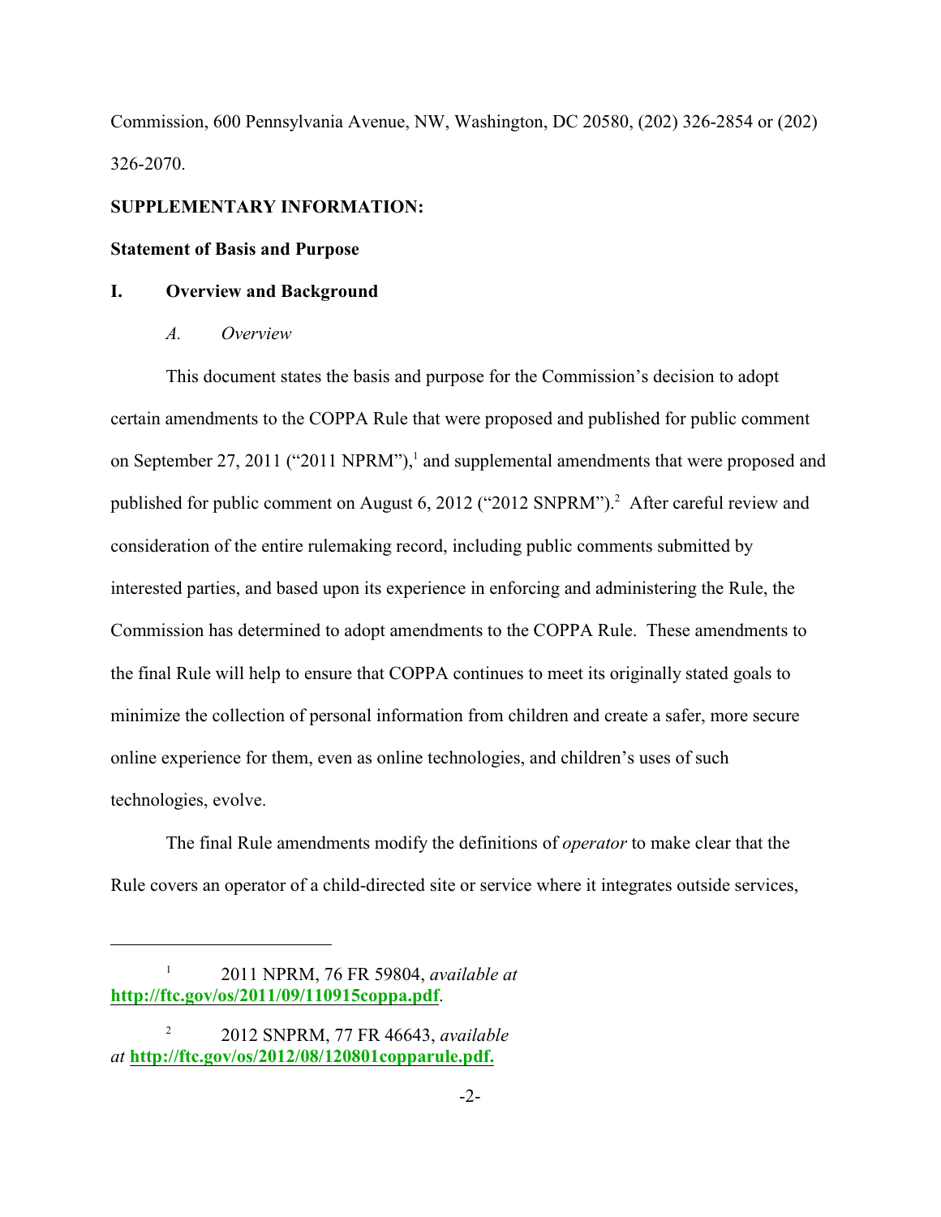Commission, 600 Pennsylvania Avenue, NW, Washington, DC 20580, (202) 326-2854 or (202) 326-2070.

**SUPPLEMENTARY INFORMATION:**

**Statement of Basis and Purpose**

## I. Overview and Background

### *A. Overview*

This document states the basis and purpose for the Commission's decision to adopt certain amendments to the COPPA Rule that were proposed and published for public comment on September 27, 2011 ("2011 NPRM"),[1] and supplemental amendments that were proposed and published for public comment on August 6, 2012 ("2012 SNPRM").[2] After careful review and consideration of the entire rulemaking record, including public comments submitted by interested parties, and based upon its experience in enforcing and administering the Rule, the Commission has determined to adopt amendments to the COPPA Rule. These amendments to the final Rule will help to ensure that COPPA continues to meet its originally stated goals to minimize the collection of personal information from children and create a safer, more secure online experience for them, even as online technologies, and children's uses of such technologies, evolve.

The final Rule amendments modify the definitions of *operator* to make clear that the Rule covers an operator of a child-directed site or service where it integrates outside services,

---

[1] 2011 NPRM, 76 FR 59804, *available at* **http://ftc.gov/os/2011/09/110915coppa.pdf**.

[2] 2012 SNPRM, 77 FR 46643, *available at* **http://ftc.gov/os/2012/08/120801copparule.pdf.**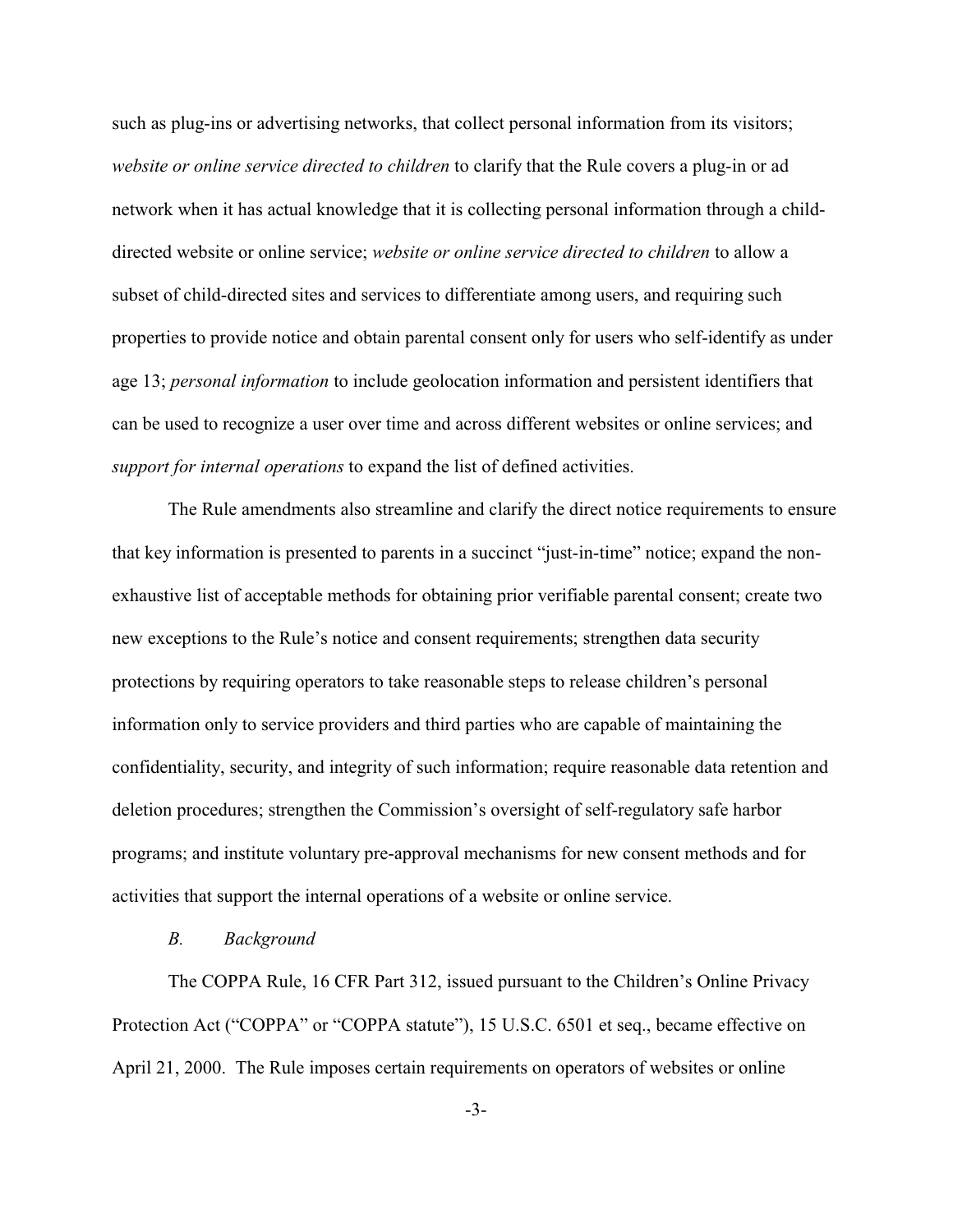such as plug-ins or advertising networks, that collect personal information from its visitors; *website or online service directed to children* to clarify that the Rule covers a plug-in or ad network when it has actual knowledge that it is collecting personal information through a child-directed website or online service; *website or online service directed to children* to allow a subset of child-directed sites and services to differentiate among users, and requiring such properties to provide notice and obtain parental consent only for users who self-identify as under age 13; *personal information* to include geolocation information and persistent identifiers that can be used to recognize a user over time and across different websites or online services; and *support for internal operations* to expand the list of defined activities.

The Rule amendments also streamline and clarify the direct notice requirements to ensure that key information is presented to parents in a succinct "just-in-time" notice; expand the non-exhaustive list of acceptable methods for obtaining prior verifiable parental consent; create two new exceptions to the Rule's notice and consent requirements; strengthen data security protections by requiring operators to take reasonable steps to release children's personal information only to service providers and third parties who are capable of maintaining the confidentiality, security, and integrity of such information; require reasonable data retention and deletion procedures; strengthen the Commission's oversight of self-regulatory safe harbor programs; and institute voluntary pre-approval mechanisms for new consent methods and for activities that support the internal operations of a website or online service.

### *B. Background*

The COPPA Rule, 16 CFR Part 312, issued pursuant to the Children's Online Privacy Protection Act ("COPPA" or "COPPA statute"), 15 U.S.C. 6501 et seq., became effective on April 21, 2000. The Rule imposes certain requirements on operators of websites or online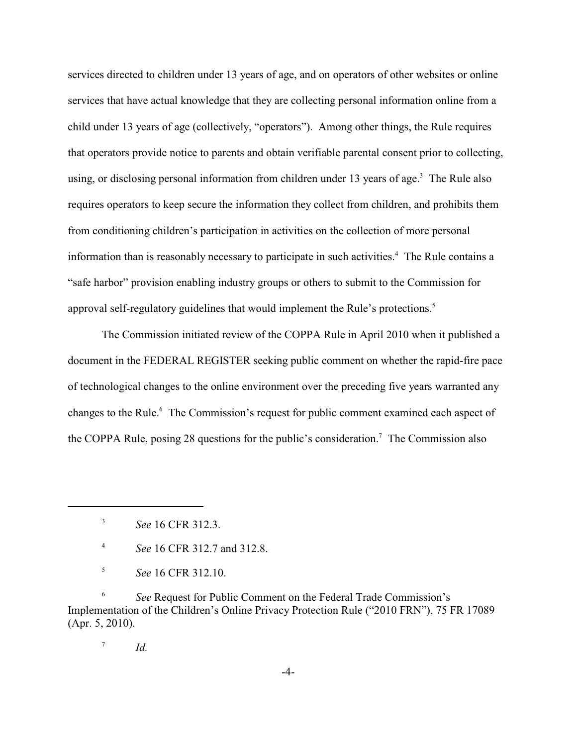services directed to children under 13 years of age, and on operators of other websites or online services that have actual knowledge that they are collecting personal information online from a child under 13 years of age (collectively, "operators"). Among other things, the Rule requires that operators provide notice to parents and obtain verifiable parental consent prior to collecting, using, or disclosing personal information from children under 13 years of age.[3] The Rule also requires operators to keep secure the information they collect from children, and prohibits them from conditioning children's participation in activities on the collection of more personal information than is reasonably necessary to participate in such activities.[4] The Rule contains a "safe harbor" provision enabling industry groups or others to submit to the Commission for approval self-regulatory guidelines that would implement the Rule's protections.[5]

The Commission initiated review of the COPPA Rule in April 2010 when it published a document in the FEDERAL REGISTER seeking public comment on whether the rapid-fire pace of technological changes to the online environment over the preceding five years warranted any changes to the Rule.[6] The Commission's request for public comment examined each aspect of the COPPA Rule, posing 28 questions for the public's consideration.[7] The Commission also

---

[3] *See* 16 CFR 312.3.

[4] *See* 16 CFR 312.7 and 312.8.

[5] *See* 16 CFR 312.10.

[6] *See* Request for Public Comment on the Federal Trade Commission's Implementation of the Children's Online Privacy Protection Rule ("2010 FRN"), 75 FR 17089 (Apr. 5, 2010).

[7] *Id.*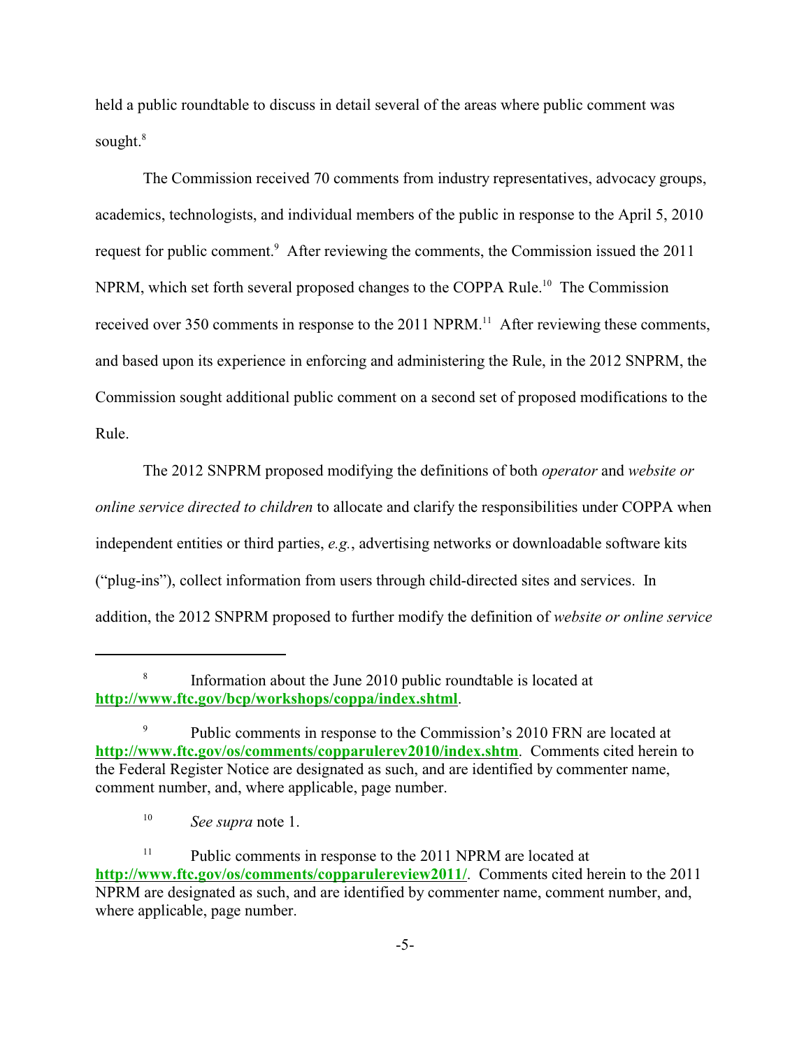held a public roundtable to discuss in detail several of the areas where public comment was sought.[8]

The Commission received 70 comments from industry representatives, advocacy groups, academics, technologists, and individual members of the public in response to the April 5, 2010 request for public comment.[9] After reviewing the comments, the Commission issued the 2011 NPRM, which set forth several proposed changes to the COPPA Rule.[10] The Commission received over 350 comments in response to the 2011 NPRM.[11] After reviewing these comments, and based upon its experience in enforcing and administering the Rule, in the 2012 SNPRM, the Commission sought additional public comment on a second set of proposed modifications to the Rule.

The 2012 SNPRM proposed modifying the definitions of both *operator* and *website or online service directed to children* to allocate and clarify the responsibilities under COPPA when independent entities or third parties, *e.g.*, advertising networks or downloadable software kits ("plug-ins"), collect information from users through child-directed sites and services. In addition, the 2012 SNPRM proposed to further modify the definition of *website or online service*

---

[8] Information about the June 2010 public roundtable is located at **http://www.ftc.gov/bcp/workshops/coppa/index.shtml**.

[9] Public comments in response to the Commission's 2010 FRN are located at **http://www.ftc.gov/os/comments/copparulerev2010/index.shtm**. Comments cited herein to the Federal Register Notice are designated as such, and are identified by commenter name, comment number, and, where applicable, page number.

[10] *See supra* note 1.

[11] Public comments in response to the 2011 NPRM are located at **http://www.ftc.gov/os/comments/copparulereview2011/**. Comments cited herein to the 2011 NPRM are designated as such, and are identified by commenter name, comment number, and, where applicable, page number.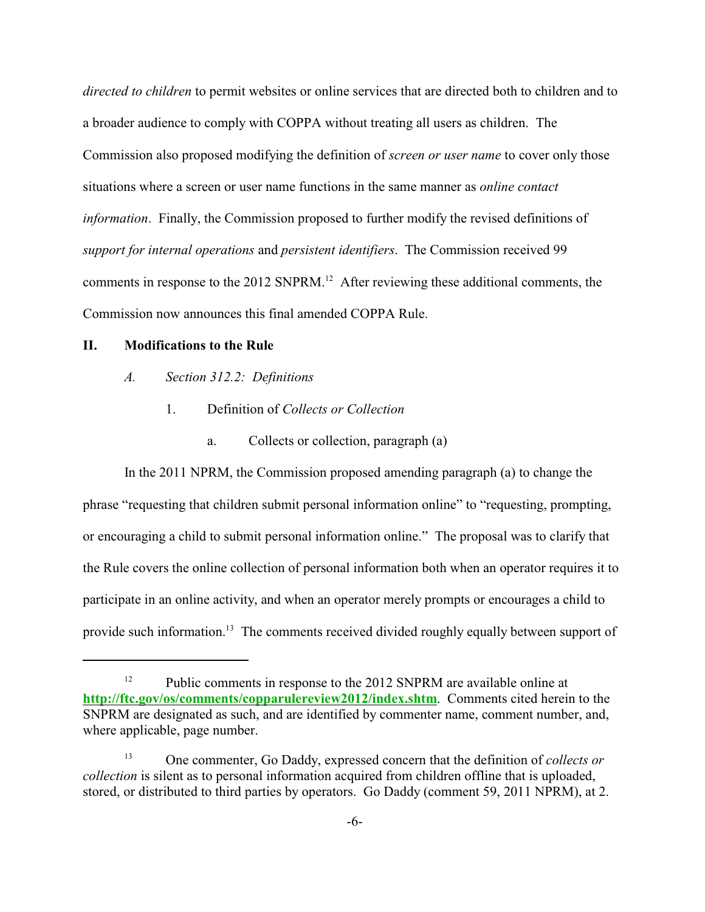*directed to children* to permit websites or online services that are directed both to children and to a broader audience to comply with COPPA without treating all users as children. The Commission also proposed modifying the definition of *screen or user name* to cover only those situations where a screen or user name functions in the same manner as *online contact information*. Finally, the Commission proposed to further modify the revised definitions of *support for internal operations* and *persistent identifiers*. The Commission received 99 comments in response to the 2012 SNPRM.[12] After reviewing these additional comments, the Commission now announces this final amended COPPA Rule.

## II. Modifications to the Rule

### *A. Section 312.2: Definitions*

#### 1. Definition of *Collects or Collection*

##### a. Collects or collection, paragraph (a)

In the 2011 NPRM, the Commission proposed amending paragraph (a) to change the phrase "requesting that children submit personal information online" to "requesting, prompting, or encouraging a child to submit personal information online." The proposal was to clarify that the Rule covers the online collection of personal information both when an operator requires it to participate in an online activity, and when an operator merely prompts or encourages a child to provide such information.[13] The comments received divided roughly equally between support of

---

[12] Public comments in response to the 2012 SNPRM are available online at **http://ftc.gov/os/comments/copparulereview2012/index.shtm**. Comments cited herein to the SNPRM are designated as such, and are identified by commenter name, comment number, and, where applicable, page number.

[13] One commenter, Go Daddy, expressed concern that the definition of *collects or collection* is silent as to personal information acquired from children offline that is uploaded, stored, or distributed to third parties by operators. Go Daddy (comment 59, 2011 NPRM), at 2.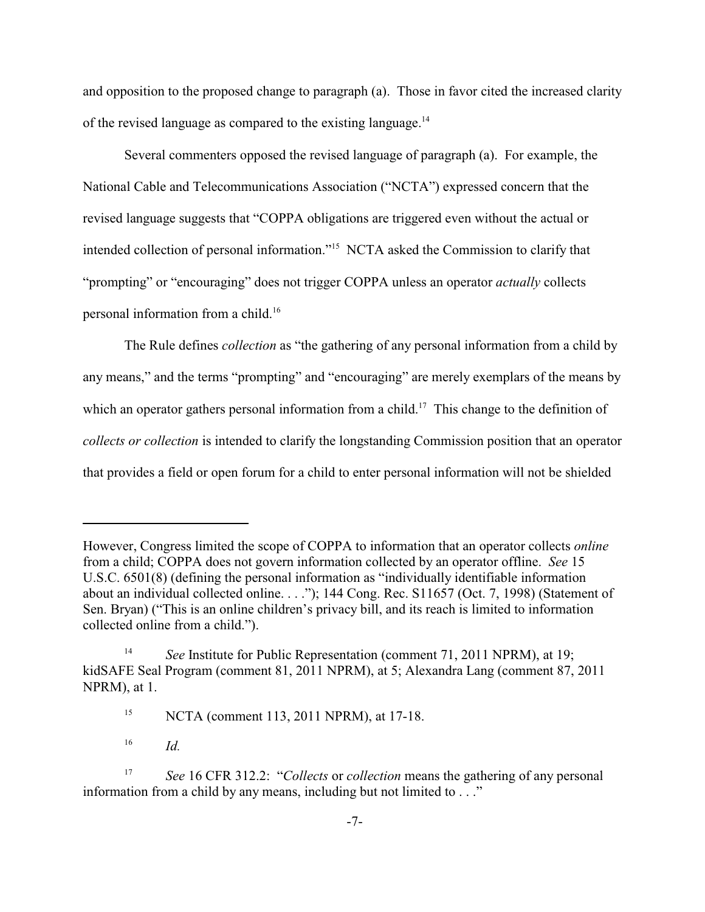and opposition to the proposed change to paragraph (a). Those in favor cited the increased clarity of the revised language as compared to the existing language.[14]

Several commenters opposed the revised language of paragraph (a). For example, the National Cable and Telecommunications Association ("NCTA") expressed concern that the revised language suggests that "COPPA obligations are triggered even without the actual or intended collection of personal information."[15] NCTA asked the Commission to clarify that "prompting" or "encouraging" does not trigger COPPA unless an operator *actually* collects personal information from a child.[16]

The Rule defines *collection* as "the gathering of any personal information from a child by any means," and the terms "prompting" and "encouraging" are merely exemplars of the means by which an operator gathers personal information from a child.[17] This change to the definition of *collects or collection* is intended to clarify the longstanding Commission position that an operator that provides a field or open forum for a child to enter personal information will not be shielded

---

However, Congress limited the scope of COPPA to information that an operator collects *online* from a child; COPPA does not govern information collected by an operator offline. *See* 15 U.S.C. 6501(8) (defining the personal information as "individually identifiable information about an individual collected online. . . ."); 144 Cong. Rec. S11657 (Oct. 7, 1998) (Statement of Sen. Bryan) ("This is an online children's privacy bill, and its reach is limited to information collected online from a child.").

[14] *See* Institute for Public Representation (comment 71, 2011 NPRM), at 19; kidSAFE Seal Program (comment 81, 2011 NPRM), at 5; Alexandra Lang (comment 87, 2011 NPRM), at 1.

[15] NCTA (comment 113, 2011 NPRM), at 17-18.

[16] *Id.*

[17] *See* 16 CFR 312.2: "*Collects* or *collection* means the gathering of any personal information from a child by any means, including but not limited to . . ."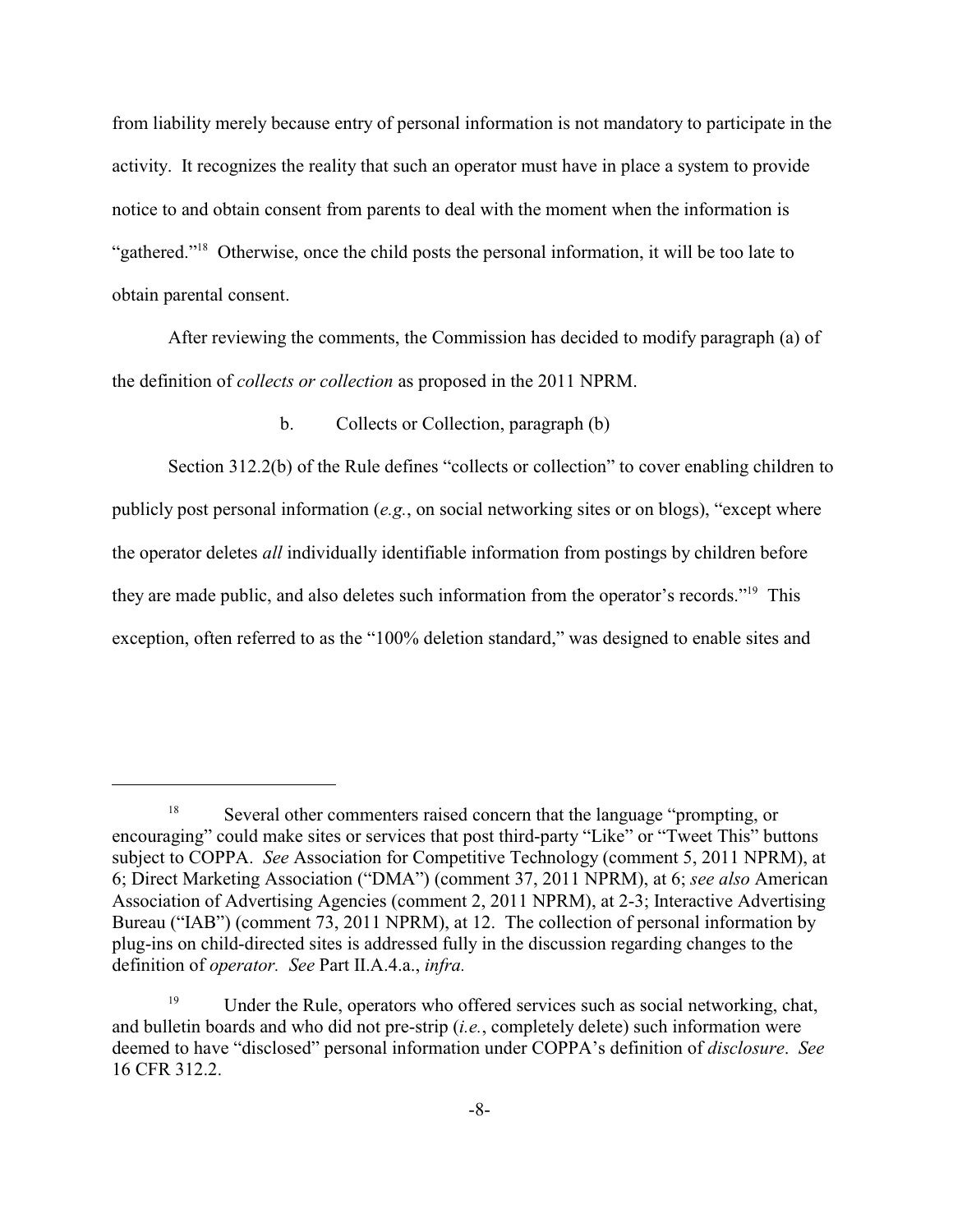from liability merely because entry of personal information is not mandatory to participate in the activity. It recognizes the reality that such an operator must have in place a system to provide notice to and obtain consent from parents to deal with the moment when the information is "gathered."[18] Otherwise, once the child posts the personal information, it will be too late to obtain parental consent.

After reviewing the comments, the Commission has decided to modify paragraph (a) of the definition of *collects or collection* as proposed in the 2011 NPRM.

b. Collects or Collection, paragraph (b)

Section 312.2(b) of the Rule defines "collects or collection" to cover enabling children to publicly post personal information (*e.g.*, on social networking sites or on blogs), "except where the operator deletes *all* individually identifiable information from postings by children before they are made public, and also deletes such information from the operator's records."[19] This exception, often referred to as the "100% deletion standard," was designed to enable sites and

---

[18] Several other commenters raised concern that the language "prompting, or encouraging" could make sites or services that post third-party "Like" or "Tweet This" buttons subject to COPPA. *See* Association for Competitive Technology (comment 5, 2011 NPRM), at 6; Direct Marketing Association ("DMA") (comment 37, 2011 NPRM), at 6; *see also* American Association of Advertising Agencies (comment 2, 2011 NPRM), at 2-3; Interactive Advertising Bureau ("IAB") (comment 73, 2011 NPRM), at 12. The collection of personal information by plug-ins on child-directed sites is addressed fully in the discussion regarding changes to the definition of *operator*. *See* Part II.A.4.a., *infra.*

[19] Under the Rule, operators who offered services such as social networking, chat, and bulletin boards and who did not pre-strip (*i.e.*, completely delete) such information were deemed to have "disclosed" personal information under COPPA's definition of *disclosure*. *See* 16 CFR 312.2.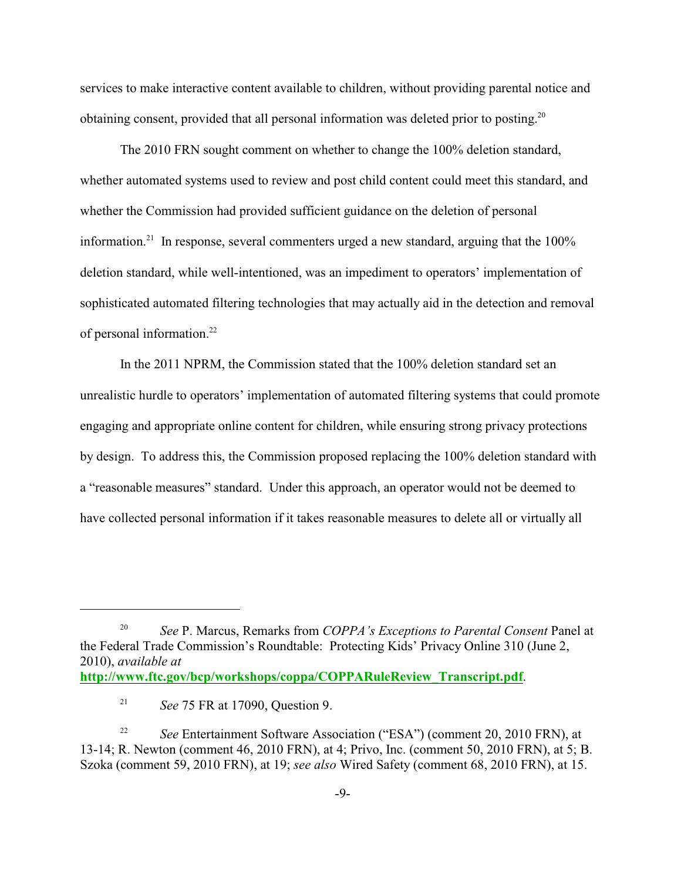services to make interactive content available to children, without providing parental notice and obtaining consent, provided that all personal information was deleted prior to posting.[20]

The 2010 FRN sought comment on whether to change the 100% deletion standard, whether automated systems used to review and post child content could meet this standard, and whether the Commission had provided sufficient guidance on the deletion of personal information.[21] In response, several commenters urged a new standard, arguing that the 100% deletion standard, while well-intentioned, was an impediment to operators' implementation of sophisticated automated filtering technologies that may actually aid in the detection and removal of personal information.[22]

In the 2011 NPRM, the Commission stated that the 100% deletion standard set an unrealistic hurdle to operators' implementation of automated filtering systems that could promote engaging and appropriate online content for children, while ensuring strong privacy protections by design. To address this, the Commission proposed replacing the 100% deletion standard with a "reasonable measures" standard. Under this approach, an operator would not be deemed to have collected personal information if it takes reasonable measures to delete all or virtually all

---

[20] *See* P. Marcus, Remarks from *COPPA's Exceptions to Parental Consent* Panel at the Federal Trade Commission's Roundtable: Protecting Kids' Privacy Online 310 (June 2, 2010), *available at* **http://www.ftc.gov/bcp/workshops/coppa/COPPARuleReview_Transcript.pdf**.

[21] *See* 75 FR at 17090, Question 9.

[22] *See* Entertainment Software Association ("ESA") (comment 20, 2010 FRN), at 13-14; R. Newton (comment 46, 2010 FRN), at 4; Privo, Inc. (comment 50, 2010 FRN), at 5; B. Szoka (comment 59, 2010 FRN), at 19; *see also* Wired Safety (comment 68, 2010 FRN), at 15.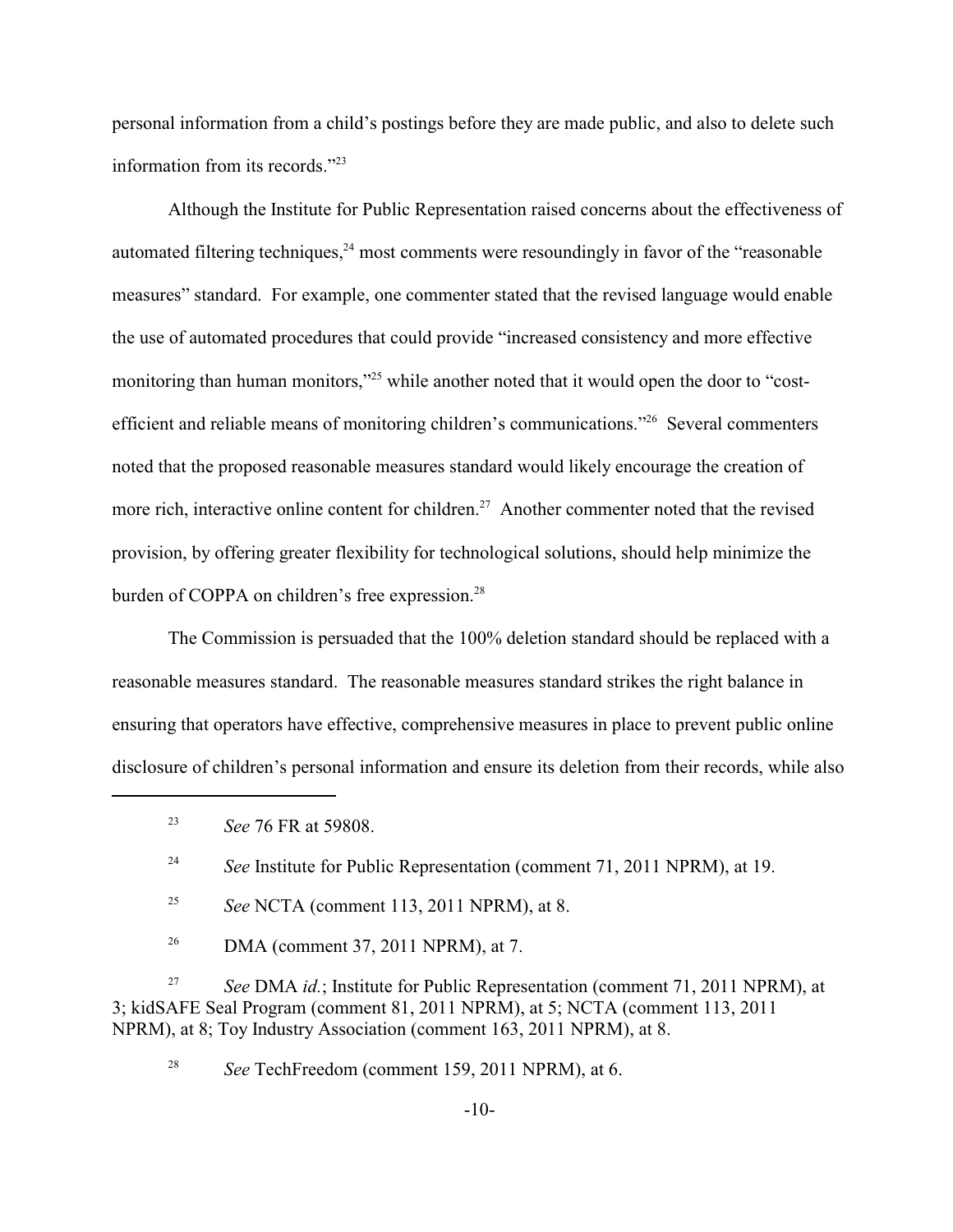personal information from a child's postings before they are made public, and also to delete such information from its records."[23]

Although the Institute for Public Representation raised concerns about the effectiveness of automated filtering techniques,[24] most comments were resoundingly in favor of the "reasonable measures" standard. For example, one commenter stated that the revised language would enable the use of automated procedures that could provide "increased consistency and more effective monitoring than human monitors,"[25] while another noted that it would open the door to "cost-efficient and reliable means of monitoring children's communications."[26] Several commenters noted that the proposed reasonable measures standard would likely encourage the creation of more rich, interactive online content for children.[27] Another commenter noted that the revised provision, by offering greater flexibility for technological solutions, should help minimize the burden of COPPA on children's free expression.[28]

The Commission is persuaded that the 100% deletion standard should be replaced with a reasonable measures standard. The reasonable measures standard strikes the right balance in ensuring that operators have effective, comprehensive measures in place to prevent public online disclosure of children's personal information and ensure its deletion from their records, while also

---

[23] *See* 76 FR at 59808.

[24] *See* Institute for Public Representation (comment 71, 2011 NPRM), at 19.

[25] *See* NCTA (comment 113, 2011 NPRM), at 8.

[26] DMA (comment 37, 2011 NPRM), at 7.

[27] *See* DMA *id.*; Institute for Public Representation (comment 71, 2011 NPRM), at 3; kidSAFE Seal Program (comment 81, 2011 NPRM), at 5; NCTA (comment 113, 2011 NPRM), at 8; Toy Industry Association (comment 163, 2011 NPRM), at 8.

[28] *See* TechFreedom (comment 159, 2011 NPRM), at 6.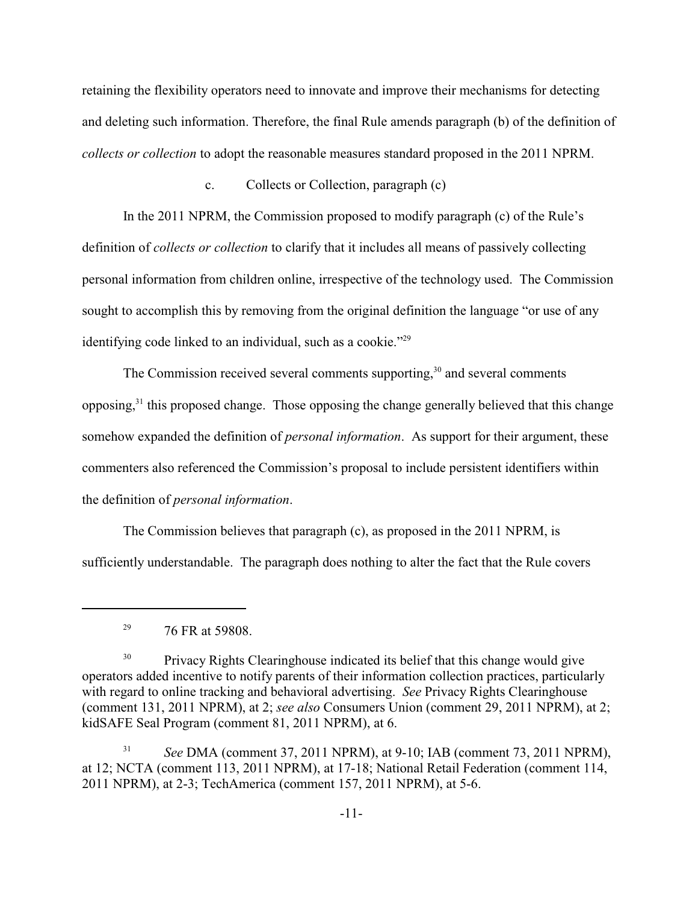retaining the flexibility operators need to innovate and improve their mechanisms for detecting and deleting such information. Therefore, the final Rule amends paragraph (b) of the definition of *collects or collection* to adopt the reasonable measures standard proposed in the 2011 NPRM.

c. Collects or Collection, paragraph (c)

In the 2011 NPRM, the Commission proposed to modify paragraph (c) of the Rule's definition of *collects or collection* to clarify that it includes all means of passively collecting personal information from children online, irrespective of the technology used. The Commission sought to accomplish this by removing from the original definition the language "or use of any identifying code linked to an individual, such as a cookie."[29]

The Commission received several comments supporting,[30] and several comments opposing,[31] this proposed change. Those opposing the change generally believed that this change somehow expanded the definition of *personal information*. As support for their argument, these commenters also referenced the Commission's proposal to include persistent identifiers within the definition of *personal information*.

The Commission believes that paragraph (c), as proposed in the 2011 NPRM, is sufficiently understandable. The paragraph does nothing to alter the fact that the Rule covers

---

[29] 76 FR at 59808.

[30] Privacy Rights Clearinghouse indicated its belief that this change would give operators added incentive to notify parents of their information collection practices, particularly with regard to online tracking and behavioral advertising. *See* Privacy Rights Clearinghouse (comment 131, 2011 NPRM), at 2; *see also* Consumers Union (comment 29, 2011 NPRM), at 2; kidSAFE Seal Program (comment 81, 2011 NPRM), at 6.

[31] *See* DMA (comment 37, 2011 NPRM), at 9-10; IAB (comment 73, 2011 NPRM), at 12; NCTA (comment 113, 2011 NPRM), at 17-18; National Retail Federation (comment 114, 2011 NPRM), at 2-3; TechAmerica (comment 157, 2011 NPRM), at 5-6.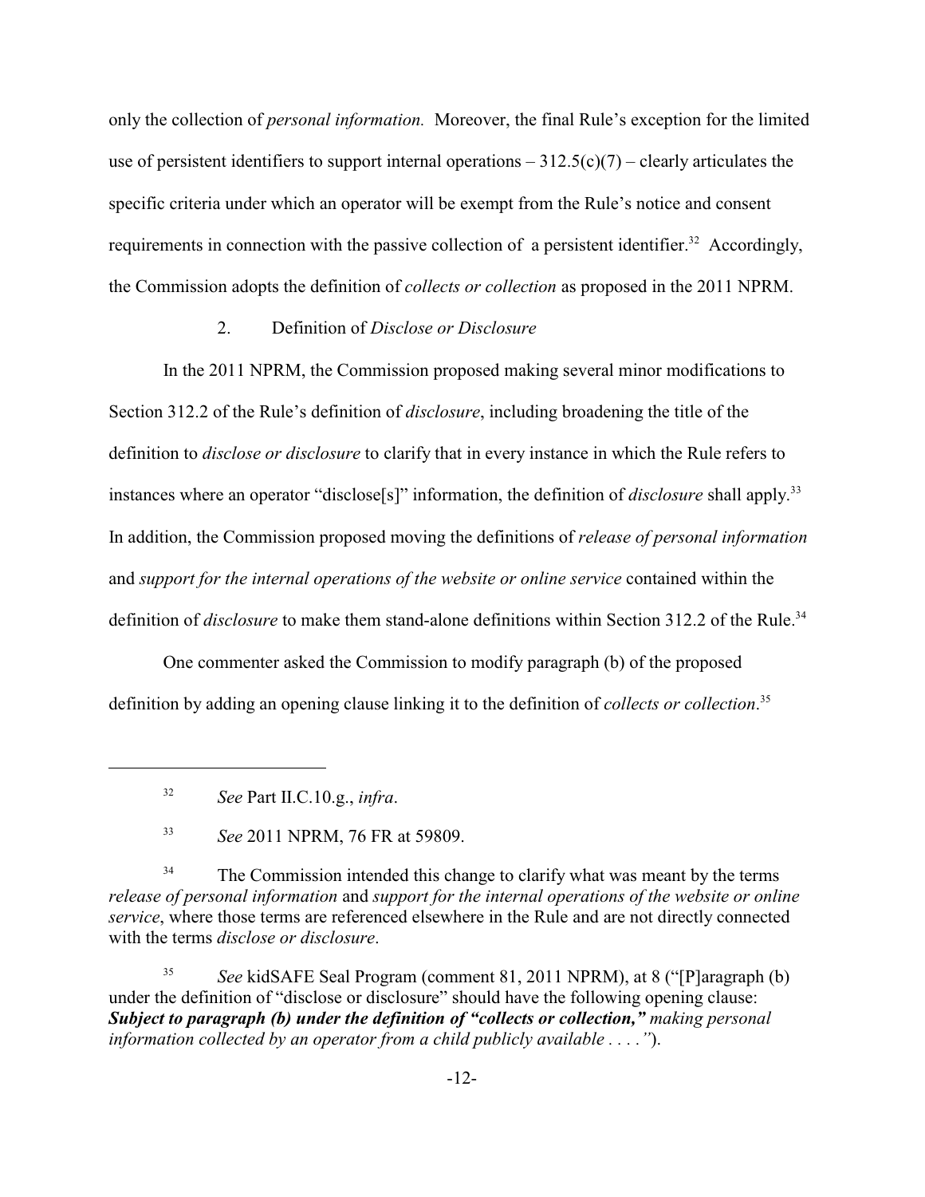only the collection of *personal information.* Moreover, the final Rule's exception for the limited use of persistent identifiers to support internal operations – 312.5(c)(7) – clearly articulates the specific criteria under which an operator will be exempt from the Rule's notice and consent requirements in connection with the passive collection of a persistent identifier.[32] Accordingly, the Commission adopts the definition of *collects or collection* as proposed in the 2011 NPRM.

2. Definition of *Disclose or Disclosure*

In the 2011 NPRM, the Commission proposed making several minor modifications to Section 312.2 of the Rule's definition of *disclosure*, including broadening the title of the definition to *disclose or disclosure* to clarify that in every instance in which the Rule refers to instances where an operator "disclose[s]" information, the definition of *disclosure* shall apply.[33] In addition, the Commission proposed moving the definitions of *release of personal information* and *support for the internal operations of the website or online service* contained within the definition of *disclosure* to make them stand-alone definitions within Section 312.2 of the Rule.[34]

One commenter asked the Commission to modify paragraph (b) of the proposed definition by adding an opening clause linking it to the definition of *collects or collection*.[35]

---

[32] *See* Part II.C.10.g., *infra*.

[33] *See* 2011 NPRM, 76 FR at 59809.

[34] The Commission intended this change to clarify what was meant by the terms *release of personal information* and *support for the internal operations of the website or online service*, where those terms are referenced elsewhere in the Rule and are not directly connected with the terms *disclose or disclosure*.

[35] *See* kidSAFE Seal Program (comment 81, 2011 NPRM), at 8 ("[P]aragraph (b) under the definition of "disclose or disclosure" should have the following opening clause: ***Subject to paragraph (b) under the definition of "collects or collection,"*** *making personal information collected by an operator from a child publicly available . . . ."*).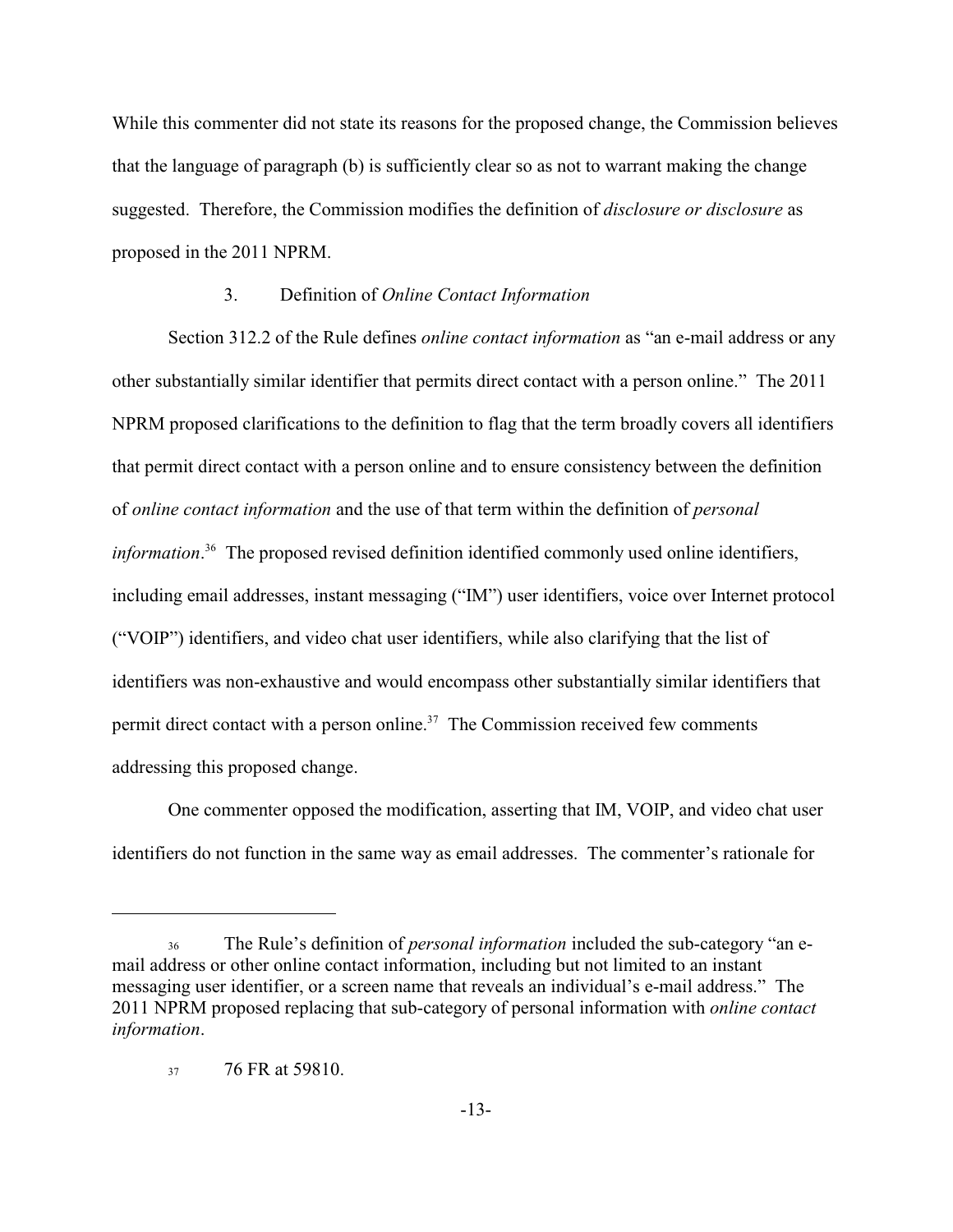While this commenter did not state its reasons for the proposed change, the Commission believes that the language of paragraph (b) is sufficiently clear so as not to warrant making the change suggested. Therefore, the Commission modifies the definition of *disclosure or disclosure* as proposed in the 2011 NPRM.

### 3. Definition of *Online Contact Information*

Section 312.2 of the Rule defines *online contact information* as "an e-mail address or any other substantially similar identifier that permits direct contact with a person online." The 2011 NPRM proposed clarifications to the definition to flag that the term broadly covers all identifiers that permit direct contact with a person online and to ensure consistency between the definition of *online contact information* and the use of that term within the definition of *personal information*.[36] The proposed revised definition identified commonly used online identifiers, including email addresses, instant messaging ("IM") user identifiers, voice over Internet protocol ("VOIP") identifiers, and video chat user identifiers, while also clarifying that the list of identifiers was non-exhaustive and would encompass other substantially similar identifiers that permit direct contact with a person online.[37] The Commission received few comments addressing this proposed change.

One commenter opposed the modification, asserting that IM, VOIP, and video chat user identifiers do not function in the same way as email addresses. The commenter's rationale for

---

[36] The Rule's definition of *personal information* included the sub-category "an e-mail address or other online contact information, including but not limited to an instant messaging user identifier, or a screen name that reveals an individual's e-mail address." The 2011 NPRM proposed replacing that sub-category of personal information with *online contact information*.

[37] 76 FR at 59810.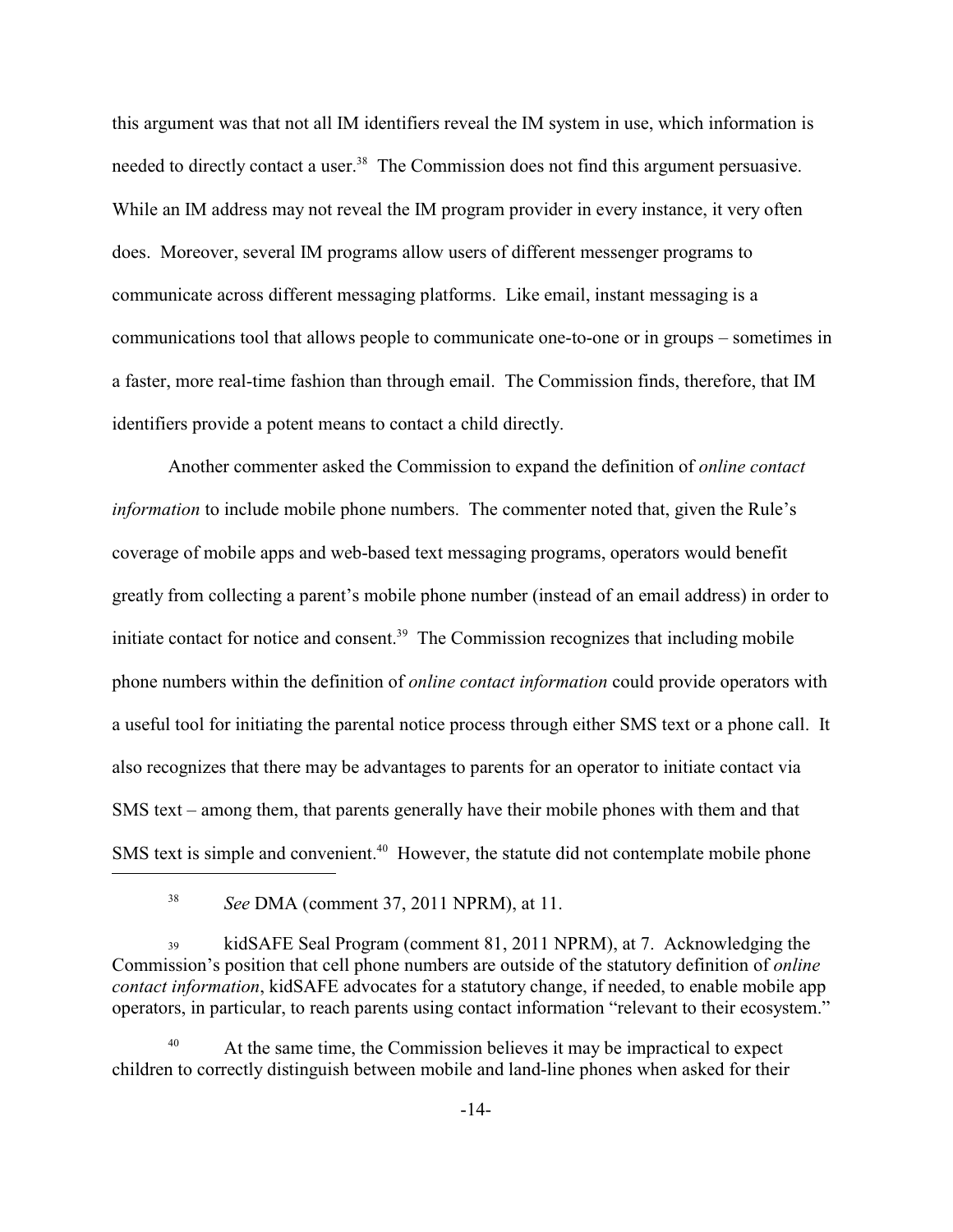this argument was that not all IM identifiers reveal the IM system in use, which information is needed to directly contact a user.[38] The Commission does not find this argument persuasive. While an IM address may not reveal the IM program provider in every instance, it very often does. Moreover, several IM programs allow users of different messenger programs to communicate across different messaging platforms. Like email, instant messaging is a communications tool that allows people to communicate one-to-one or in groups – sometimes in a faster, more real-time fashion than through email. The Commission finds, therefore, that IM identifiers provide a potent means to contact a child directly.

Another commenter asked the Commission to expand the definition of *online contact information* to include mobile phone numbers. The commenter noted that, given the Rule's coverage of mobile apps and web-based text messaging programs, operators would benefit greatly from collecting a parent's mobile phone number (instead of an email address) in order to initiate contact for notice and consent.[39] The Commission recognizes that including mobile phone numbers within the definition of *online contact information* could provide operators with a useful tool for initiating the parental notice process through either SMS text or a phone call. It also recognizes that there may be advantages to parents for an operator to initiate contact via SMS text – among them, that parents generally have their mobile phones with them and that SMS text is simple and convenient.[40] However, the statute did not contemplate mobile phone

---

[38] *See* DMA (comment 37, 2011 NPRM), at 11.

[39] kidSAFE Seal Program (comment 81, 2011 NPRM), at 7. Acknowledging the Commission's position that cell phone numbers are outside of the statutory definition of *online contact information*, kidSAFE advocates for a statutory change, if needed, to enable mobile app operators, in particular, to reach parents using contact information "relevant to their ecosystem."

[40] At the same time, the Commission believes it may be impractical to expect children to correctly distinguish between mobile and land-line phones when asked for their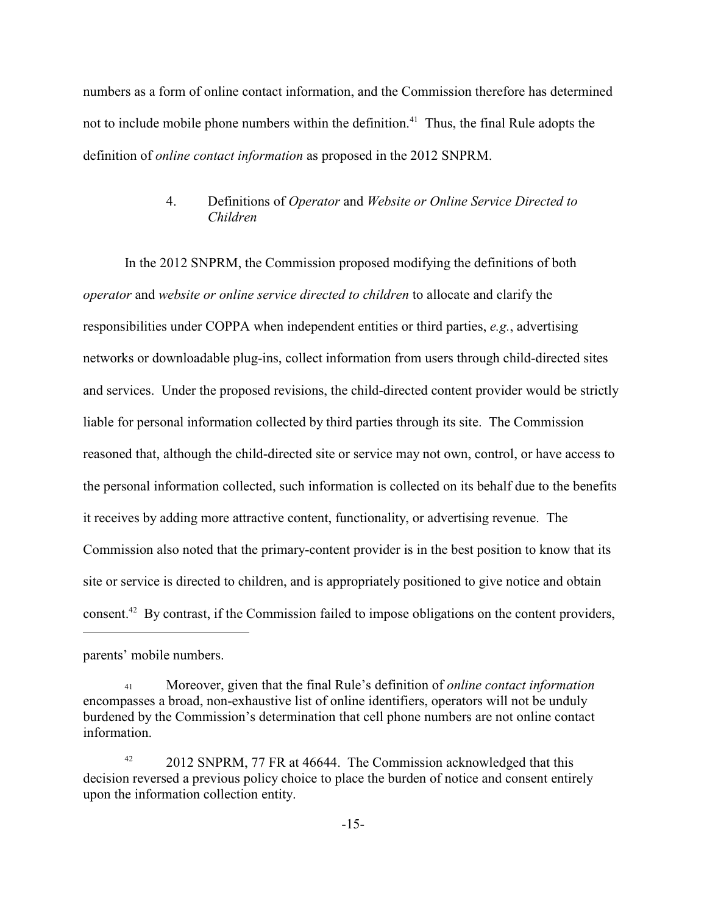numbers as a form of online contact information, and the Commission therefore has determined not to include mobile phone numbers within the definition.[41] Thus, the final Rule adopts the definition of *online contact information* as proposed in the 2012 SNPRM.

### 4. Definitions of *Operator* and *Website or Online Service Directed to Children*

In the 2012 SNPRM, the Commission proposed modifying the definitions of both *operator* and *website or online service directed to children* to allocate and clarify the responsibilities under COPPA when independent entities or third parties, *e.g.*, advertising networks or downloadable plug-ins, collect information from users through child-directed sites and services. Under the proposed revisions, the child-directed content provider would be strictly liable for personal information collected by third parties through its site. The Commission reasoned that, although the child-directed site or service may not own, control, or have access to the personal information collected, such information is collected on its behalf due to the benefits it receives by adding more attractive content, functionality, or advertising revenue. The Commission also noted that the primary-content provider is in the best position to know that its site or service is directed to children, and is appropriately positioned to give notice and obtain consent.[42] By contrast, if the Commission failed to impose obligations on the content providers,

---

parents' mobile numbers.

[41] Moreover, given that the final Rule's definition of *online contact information* encompasses a broad, non-exhaustive list of online identifiers, operators will not be unduly burdened by the Commission's determination that cell phone numbers are not online contact information.

[42] 2012 SNPRM, 77 FR at 46644. The Commission acknowledged that this decision reversed a previous policy choice to place the burden of notice and consent entirely upon the information collection entity.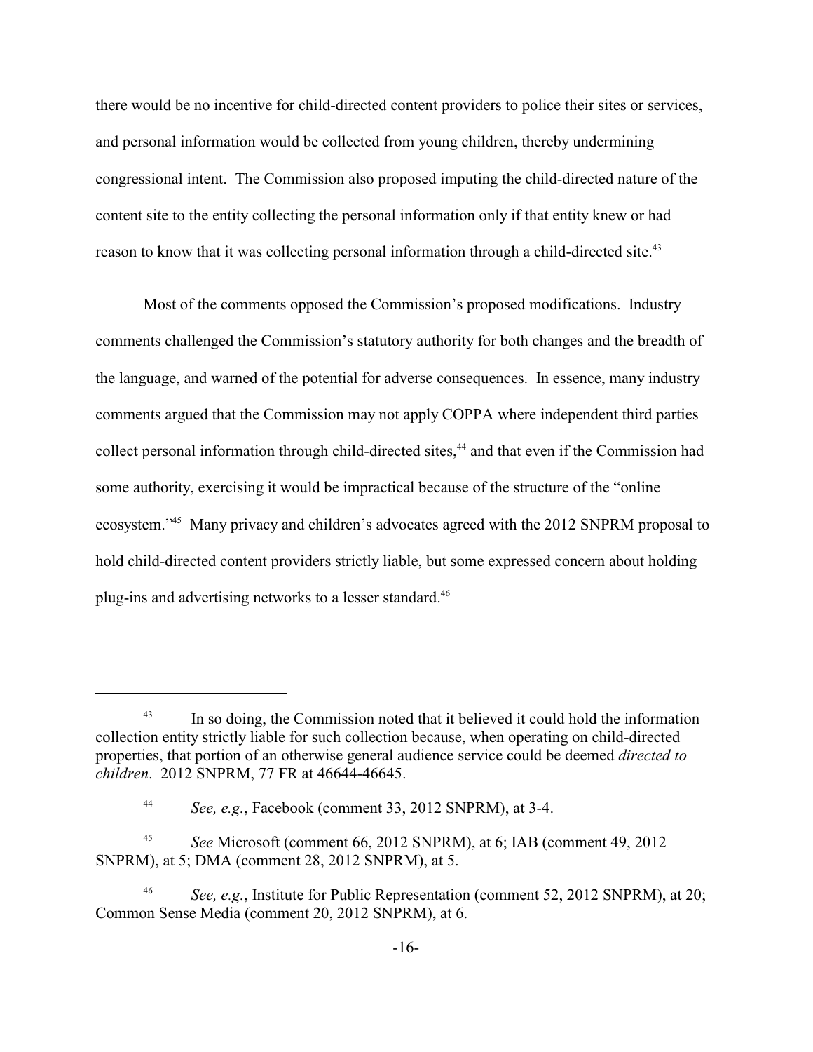there would be no incentive for child-directed content providers to police their sites or services, and personal information would be collected from young children, thereby undermining congressional intent. The Commission also proposed imputing the child-directed nature of the content site to the entity collecting the personal information only if that entity knew or had reason to know that it was collecting personal information through a child-directed site.[43]

Most of the comments opposed the Commission's proposed modifications. Industry comments challenged the Commission's statutory authority for both changes and the breadth of the language, and warned of the potential for adverse consequences. In essence, many industry comments argued that the Commission may not apply COPPA where independent third parties collect personal information through child-directed sites,[44] and that even if the Commission had some authority, exercising it would be impractical because of the structure of the "online ecosystem."[45] Many privacy and children's advocates agreed with the 2012 SNPRM proposal to hold child-directed content providers strictly liable, but some expressed concern about holding plug-ins and advertising networks to a lesser standard.[46]

---

[43] In so doing, the Commission noted that it believed it could hold the information collection entity strictly liable for such collection because, when operating on child-directed properties, that portion of an otherwise general audience service could be deemed *directed to children*. 2012 SNPRM, 77 FR at 46644-46645.

[44] *See, e.g.*, Facebook (comment 33, 2012 SNPRM), at 3-4.

[45] *See* Microsoft (comment 66, 2012 SNPRM), at 6; IAB (comment 49, 2012 SNPRM), at 5; DMA (comment 28, 2012 SNPRM), at 5.

[46] *See, e.g.*, Institute for Public Representation (comment 52, 2012 SNPRM), at 20; Common Sense Media (comment 20, 2012 SNPRM), at 6.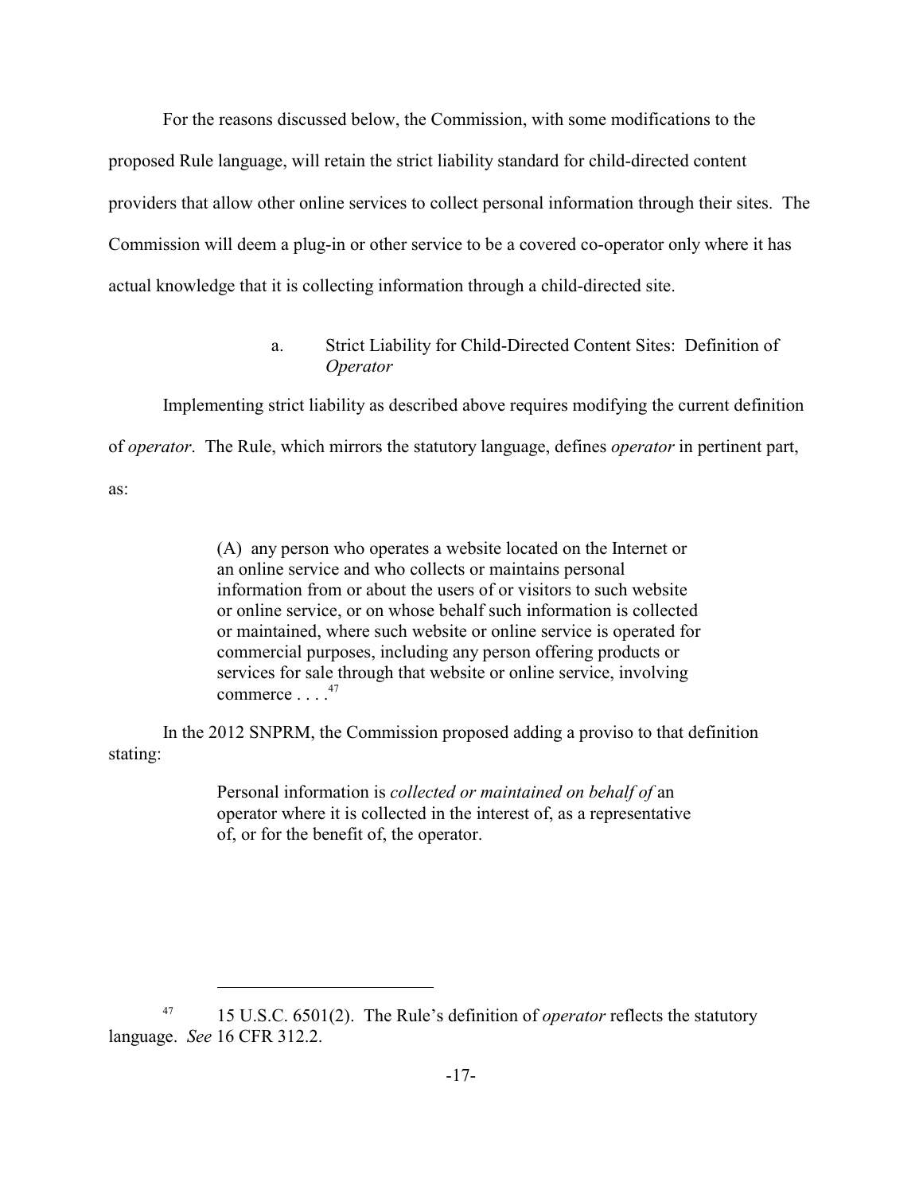For the reasons discussed below, the Commission, with some modifications to the proposed Rule language, will retain the strict liability standard for child-directed content providers that allow other online services to collect personal information through their sites. The Commission will deem a plug-in or other service to be a covered co-operator only where it has actual knowledge that it is collecting information through a child-directed site.

### a. Strict Liability for Child-Directed Content Sites: Definition of *Operator*

Implementing strict liability as described above requires modifying the current definition of *operator*. The Rule, which mirrors the statutory language, defines *operator* in pertinent part, as:

> (A) any person who operates a website located on the Internet or an online service and who collects or maintains personal information from or about the users of or visitors to such website or online service, or on whose behalf such information is collected or maintained, where such website or online service is operated for commercial purposes, including any person offering products or services for sale through that website or online service, involving commerce . . . .[47]

In the 2012 SNPRM, the Commission proposed adding a proviso to that definition stating:

> Personal information is *collected or maintained on behalf of* an operator where it is collected in the interest of, as a representative of, or for the benefit of, the operator.

---

[47] 15 U.S.C. 6501(2). The Rule's definition of *operator* reflects the statutory language. *See* 16 CFR 312.2.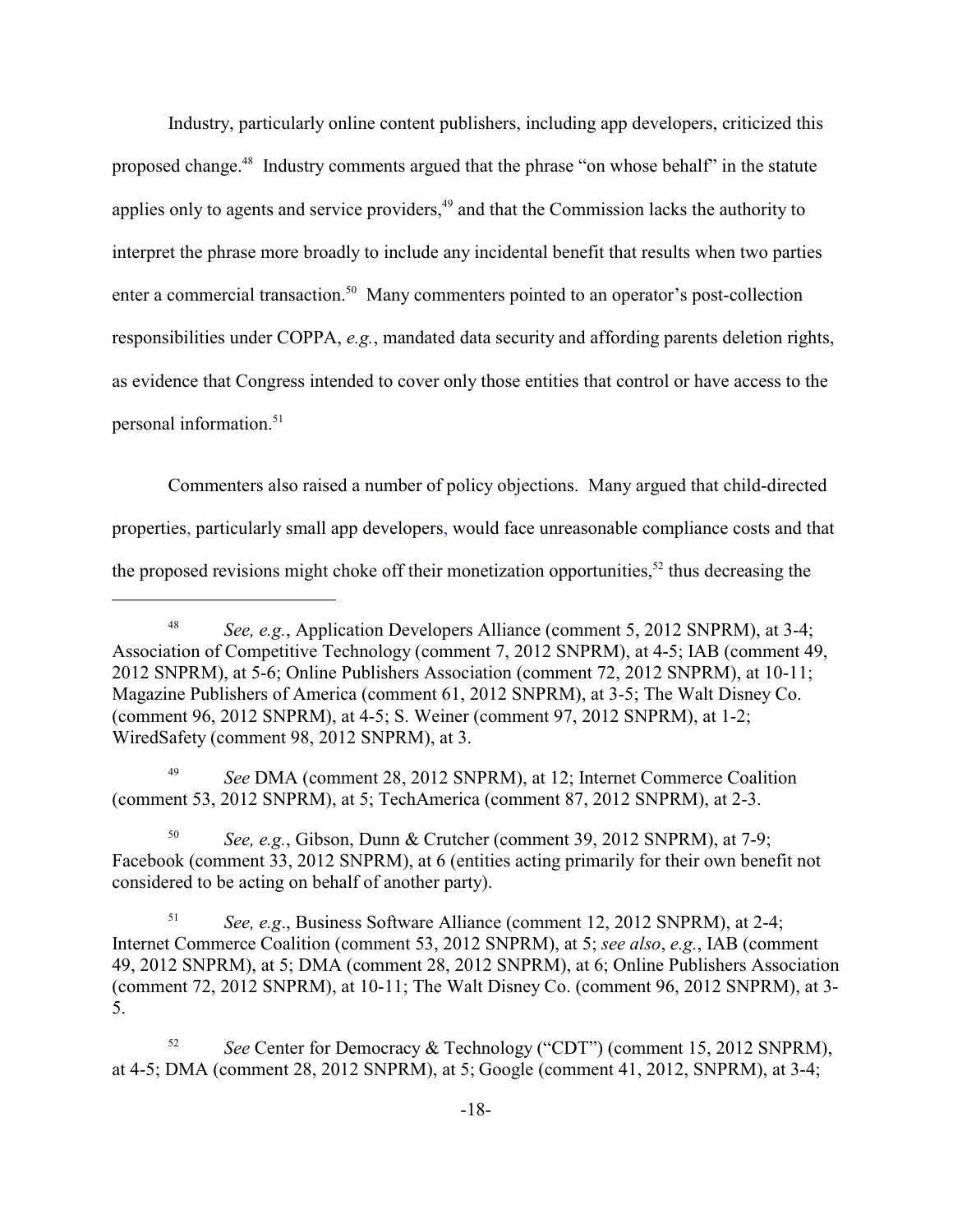Industry, particularly online content publishers, including app developers, criticized this proposed change.[48] Industry comments argued that the phrase "on whose behalf" in the statute applies only to agents and service providers,[49] and that the Commission lacks the authority to interpret the phrase more broadly to include any incidental benefit that results when two parties enter a commercial transaction.[50] Many commenters pointed to an operator's post-collection responsibilities under COPPA, *e.g.*, mandated data security and affording parents deletion rights, as evidence that Congress intended to cover only those entities that control or have access to the personal information.[51]

Commenters also raised a number of policy objections. Many argued that child-directed properties, particularly small app developers, would face unreasonable compliance costs and that the proposed revisions might choke off their monetization opportunities,[52] thus decreasing the

---

[48] *See, e.g.*, Application Developers Alliance (comment 5, 2012 SNPRM), at 3-4; Association of Competitive Technology (comment 7, 2012 SNPRM), at 4-5; IAB (comment 49, 2012 SNPRM), at 5-6; Online Publishers Association (comment 72, 2012 SNPRM), at 10-11; Magazine Publishers of America (comment 61, 2012 SNPRM), at 3-5; The Walt Disney Co. (comment 96, 2012 SNPRM), at 4-5; S. Weiner (comment 97, 2012 SNPRM), at 1-2; WiredSafety (comment 98, 2012 SNPRM), at 3.

[49] *See* DMA (comment 28, 2012 SNPRM), at 12; Internet Commerce Coalition (comment 53, 2012 SNPRM), at 5; TechAmerica (comment 87, 2012 SNPRM), at 2-3.

[50] *See, e.g.*, Gibson, Dunn & Crutcher (comment 39, 2012 SNPRM), at 7-9; Facebook (comment 33, 2012 SNPRM), at 6 (entities acting primarily for their own benefit not considered to be acting on behalf of another party).

[51] *See, e.g*., Business Software Alliance (comment 12, 2012 SNPRM), at 2-4; Internet Commerce Coalition (comment 53, 2012 SNPRM), at 5; *see also*, *e.g.*, IAB (comment 49, 2012 SNPRM), at 5; DMA (comment 28, 2012 SNPRM), at 6; Online Publishers Association (comment 72, 2012 SNPRM), at 10-11; The Walt Disney Co. (comment 96, 2012 SNPRM), at 3-5.

[52] *See* Center for Democracy & Technology ("CDT") (comment 15, 2012 SNPRM), at 4-5; DMA (comment 28, 2012 SNPRM), at 5; Google (comment 41, 2012, SNPRM), at 3-4;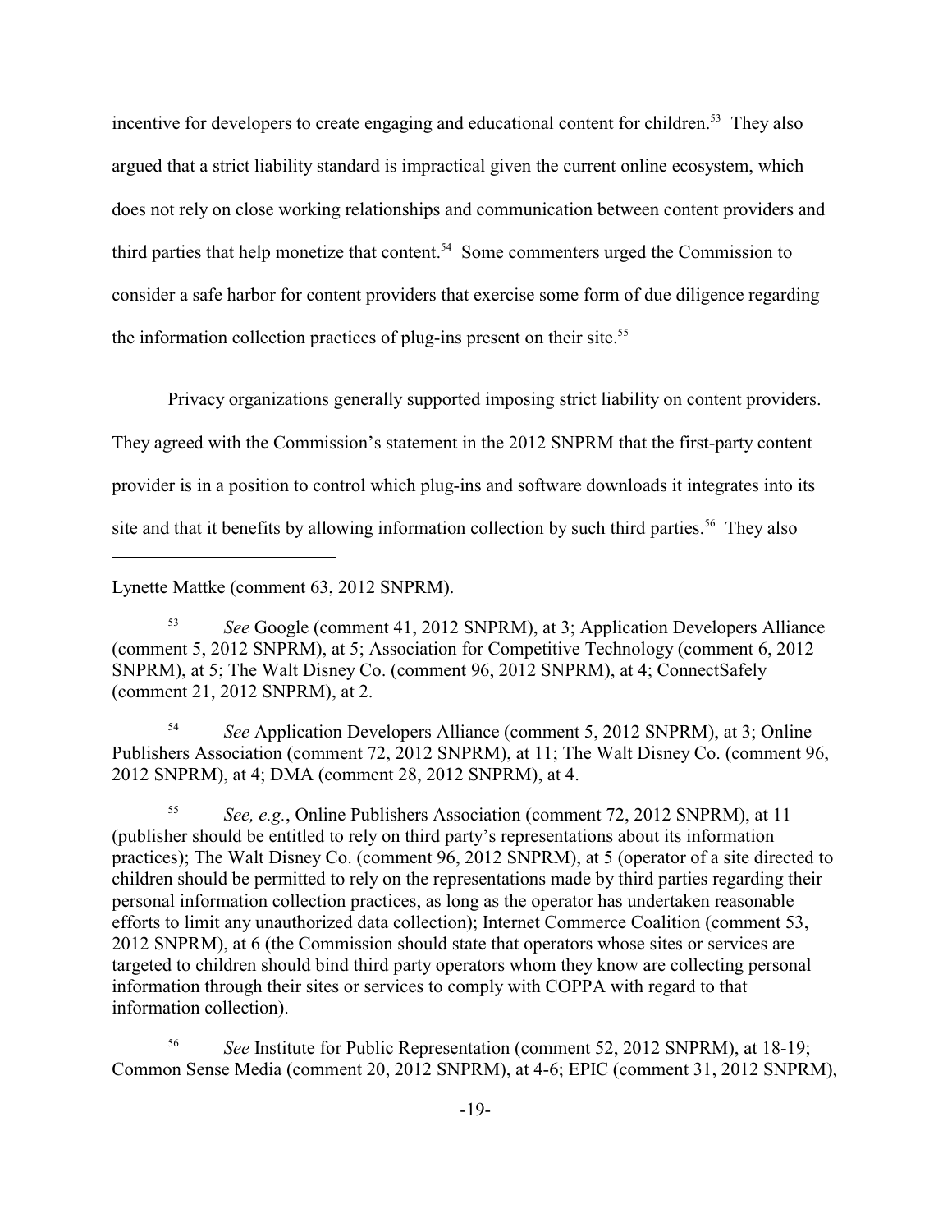incentive for developers to create engaging and educational content for children.[53] They also argued that a strict liability standard is impractical given the current online ecosystem, which does not rely on close working relationships and communication between content providers and third parties that help monetize that content.[54] Some commenters urged the Commission to consider a safe harbor for content providers that exercise some form of due diligence regarding the information collection practices of plug-ins present on their site.[55]

Privacy organizations generally supported imposing strict liability on content providers. They agreed with the Commission's statement in the 2012 SNPRM that the first-party content provider is in a position to control which plug-ins and software downloads it integrates into its site and that it benefits by allowing information collection by such third parties.[56] They also

---

Lynette Mattke (comment 63, 2012 SNPRM).

[53] *See* Google (comment 41, 2012 SNPRM), at 3; Application Developers Alliance (comment 5, 2012 SNPRM), at 5; Association for Competitive Technology (comment 6, 2012 SNPRM), at 5; The Walt Disney Co. (comment 96, 2012 SNPRM), at 4; ConnectSafely (comment 21, 2012 SNPRM), at 2.

[54] *See* Application Developers Alliance (comment 5, 2012 SNPRM), at 3; Online Publishers Association (comment 72, 2012 SNPRM), at 11; The Walt Disney Co. (comment 96, 2012 SNPRM), at 4; DMA (comment 28, 2012 SNPRM), at 4.

[55] *See, e.g.*, Online Publishers Association (comment 72, 2012 SNPRM), at 11 (publisher should be entitled to rely on third party's representations about its information practices); The Walt Disney Co. (comment 96, 2012 SNPRM), at 5 (operator of a site directed to children should be permitted to rely on the representations made by third parties regarding their personal information collection practices, as long as the operator has undertaken reasonable efforts to limit any unauthorized data collection); Internet Commerce Coalition (comment 53, 2012 SNPRM), at 6 (the Commission should state that operators whose sites or services are targeted to children should bind third party operators whom they know are collecting personal information through their sites or services to comply with COPPA with regard to that information collection).

[56] *See* Institute for Public Representation (comment 52, 2012 SNPRM), at 18-19; Common Sense Media (comment 20, 2012 SNPRM), at 4-6; EPIC (comment 31, 2012 SNPRM),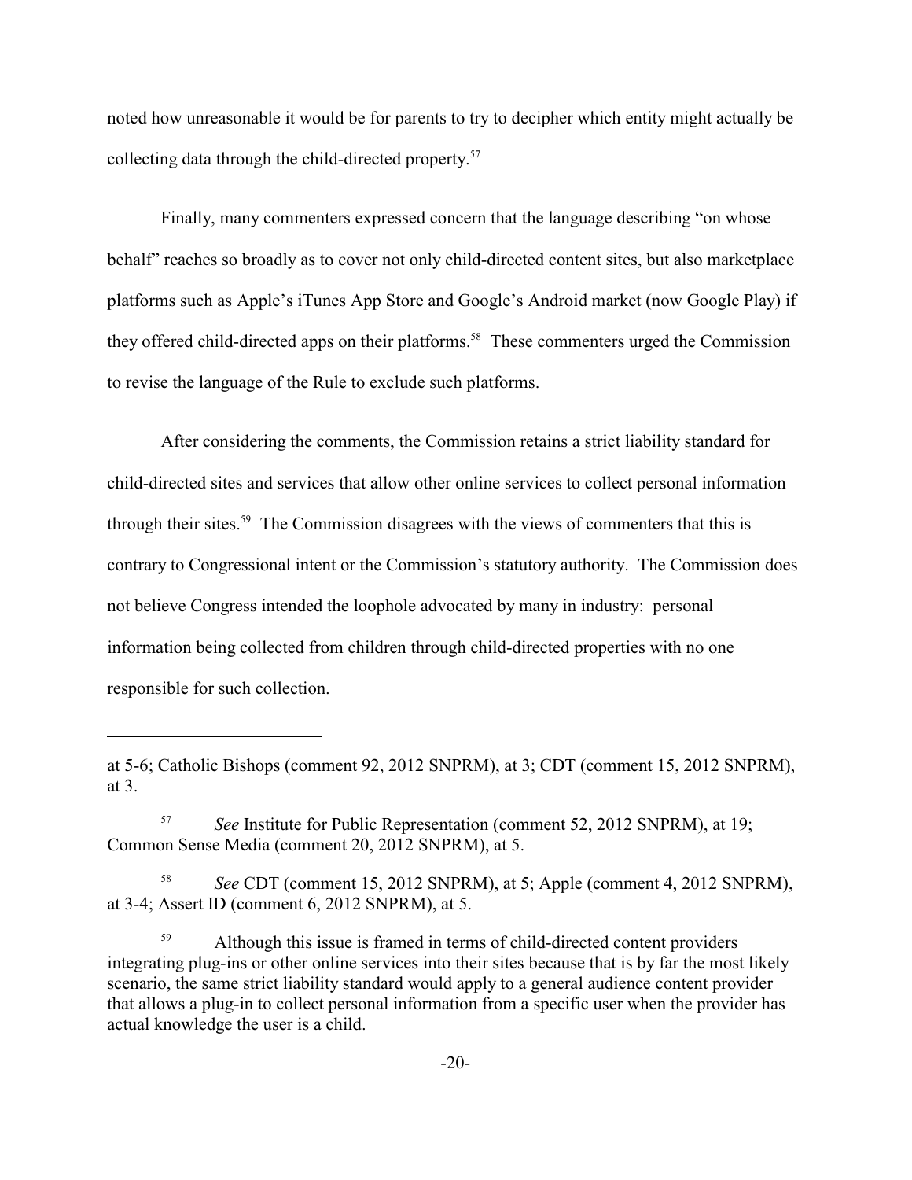noted how unreasonable it would be for parents to try to decipher which entity might actually be collecting data through the child-directed property.[57]

Finally, many commenters expressed concern that the language describing "on whose behalf" reaches so broadly as to cover not only child-directed content sites, but also marketplace platforms such as Apple's iTunes App Store and Google's Android market (now Google Play) if they offered child-directed apps on their platforms.[58] These commenters urged the Commission to revise the language of the Rule to exclude such platforms.

After considering the comments, the Commission retains a strict liability standard for child-directed sites and services that allow other online services to collect personal information through their sites.[59] The Commission disagrees with the views of commenters that this is contrary to Congressional intent or the Commission's statutory authority. The Commission does not believe Congress intended the loophole advocated by many in industry: personal information being collected from children through child-directed properties with no one responsible for such collection.

---

at 5-6; Catholic Bishops (comment 92, 2012 SNPRM), at 3; CDT (comment 15, 2012 SNPRM), at 3.

[57] *See* Institute for Public Representation (comment 52, 2012 SNPRM), at 19; Common Sense Media (comment 20, 2012 SNPRM), at 5.

[58] *See* CDT (comment 15, 2012 SNPRM), at 5; Apple (comment 4, 2012 SNPRM), at 3-4; Assert ID (comment 6, 2012 SNPRM), at 5.

[59] Although this issue is framed in terms of child-directed content providers integrating plug-ins or other online services into their sites because that is by far the most likely scenario, the same strict liability standard would apply to a general audience content provider that allows a plug-in to collect personal information from a specific user when the provider has actual knowledge the user is a child.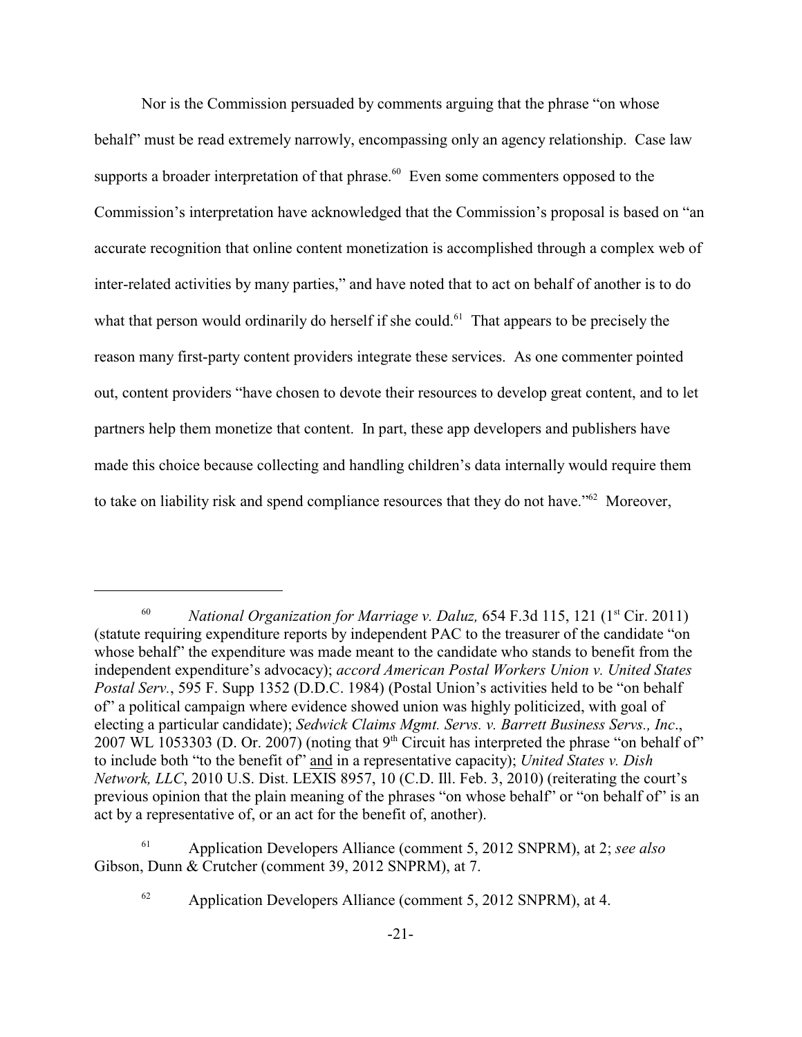Nor is the Commission persuaded by comments arguing that the phrase "on whose behalf" must be read extremely narrowly, encompassing only an agency relationship. Case law supports a broader interpretation of that phrase.[60] Even some commenters opposed to the Commission's interpretation have acknowledged that the Commission's proposal is based on "an accurate recognition that online content monetization is accomplished through a complex web of inter-related activities by many parties," and have noted that to act on behalf of another is to do what that person would ordinarily do herself if she could.[61] That appears to be precisely the reason many first-party content providers integrate these services. As one commenter pointed out, content providers "have chosen to devote their resources to develop great content, and to let partners help them monetize that content. In part, these app developers and publishers have made this choice because collecting and handling children's data internally would require them to take on liability risk and spend compliance resources that they do not have."[62] Moreover,

---

[60] *National Organization for Marriage v. Daluz,* 654 F.3d 115, 121 (1st Cir. 2011) (statute requiring expenditure reports by independent PAC to the treasurer of the candidate "on whose behalf" the expenditure was made meant to the candidate who stands to benefit from the independent expenditure's advocacy); *accord American Postal Workers Union v. United States Postal Serv.*, 595 F. Supp 1352 (D.D.C. 1984) (Postal Union's activities held to be "on behalf of" a political campaign where evidence showed union was highly politicized, with goal of electing a particular candidate); *Sedwick Claims Mgmt. Servs. v. Barrett Business Servs., Inc*., 2007 WL 1053303 (D. Or. 2007) (noting that 9th Circuit has interpreted the phrase "on behalf of" to include both "to the benefit of" <u>and</u> in a representative capacity); *United States v. Dish Network, LLC*, 2010 U.S. Dist. LEXIS 8957, 10 (C.D. Ill. Feb. 3, 2010) (reiterating the court's previous opinion that the plain meaning of the phrases "on whose behalf" or "on behalf of" is an act by a representative of, or an act for the benefit of, another).

[61] Application Developers Alliance (comment 5, 2012 SNPRM), at 2; *see also* Gibson, Dunn & Crutcher (comment 39, 2012 SNPRM), at 7.

[62] Application Developers Alliance (comment 5, 2012 SNPRM), at 4.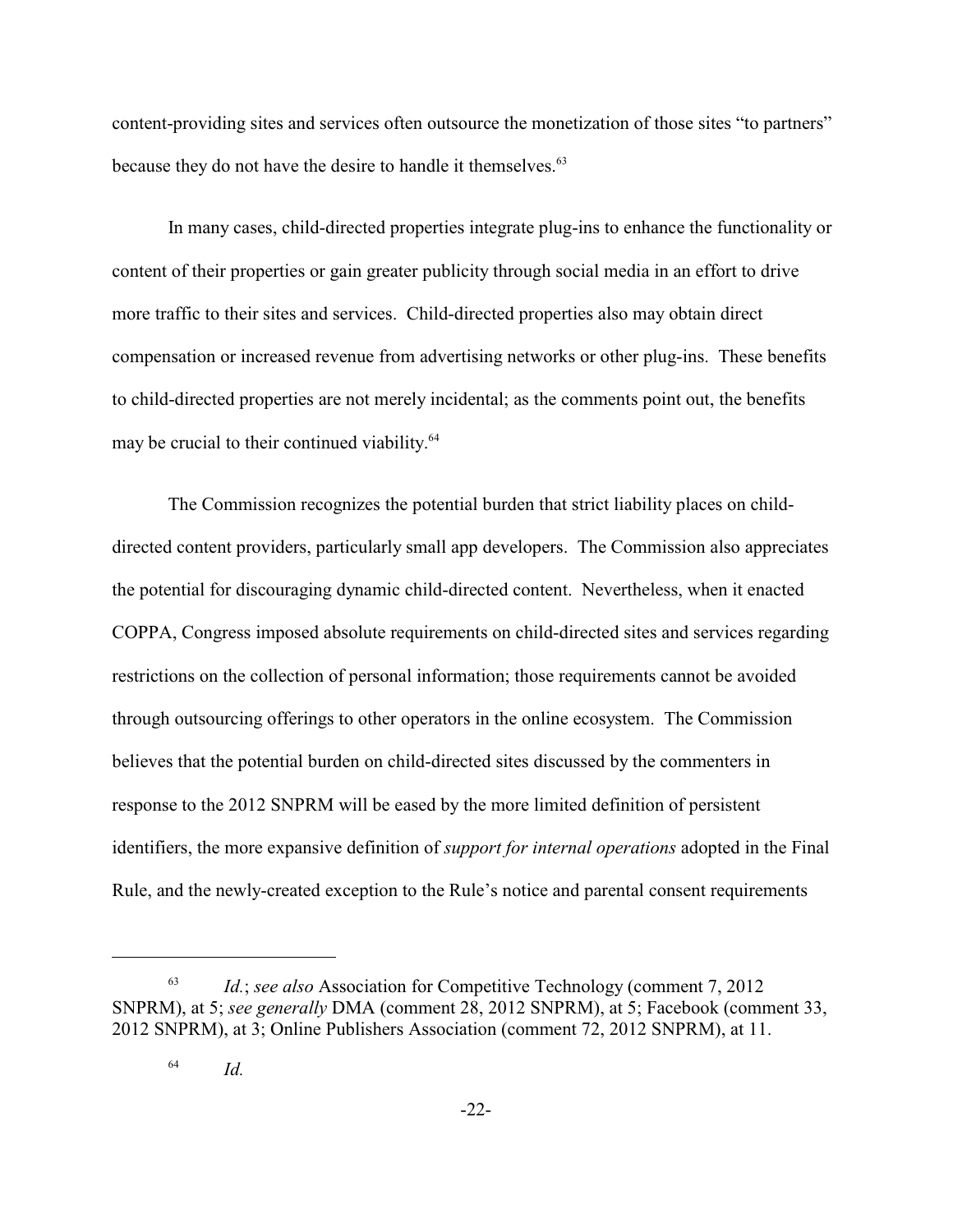content-providing sites and services often outsource the monetization of those sites "to partners" because they do not have the desire to handle it themselves.[63]

In many cases, child-directed properties integrate plug-ins to enhance the functionality or content of their properties or gain greater publicity through social media in an effort to drive more traffic to their sites and services. Child-directed properties also may obtain direct compensation or increased revenue from advertising networks or other plug-ins. These benefits to child-directed properties are not merely incidental; as the comments point out, the benefits may be crucial to their continued viability.[64]

The Commission recognizes the potential burden that strict liability places on child-directed content providers, particularly small app developers. The Commission also appreciates the potential for discouraging dynamic child-directed content. Nevertheless, when it enacted COPPA, Congress imposed absolute requirements on child-directed sites and services regarding restrictions on the collection of personal information; those requirements cannot be avoided through outsourcing offerings to other operators in the online ecosystem. The Commission believes that the potential burden on child-directed sites discussed by the commenters in response to the 2012 SNPRM will be eased by the more limited definition of persistent identifiers, the more expansive definition of *support for internal operations* adopted in the Final Rule, and the newly-created exception to the Rule's notice and parental consent requirements

---

[63] *Id.*; *see also* Association for Competitive Technology (comment 7, 2012 SNPRM), at 5; *see generally* DMA (comment 28, 2012 SNPRM), at 5; Facebook (comment 33, 2012 SNPRM), at 3; Online Publishers Association (comment 72, 2012 SNPRM), at 11.

[64] *Id.*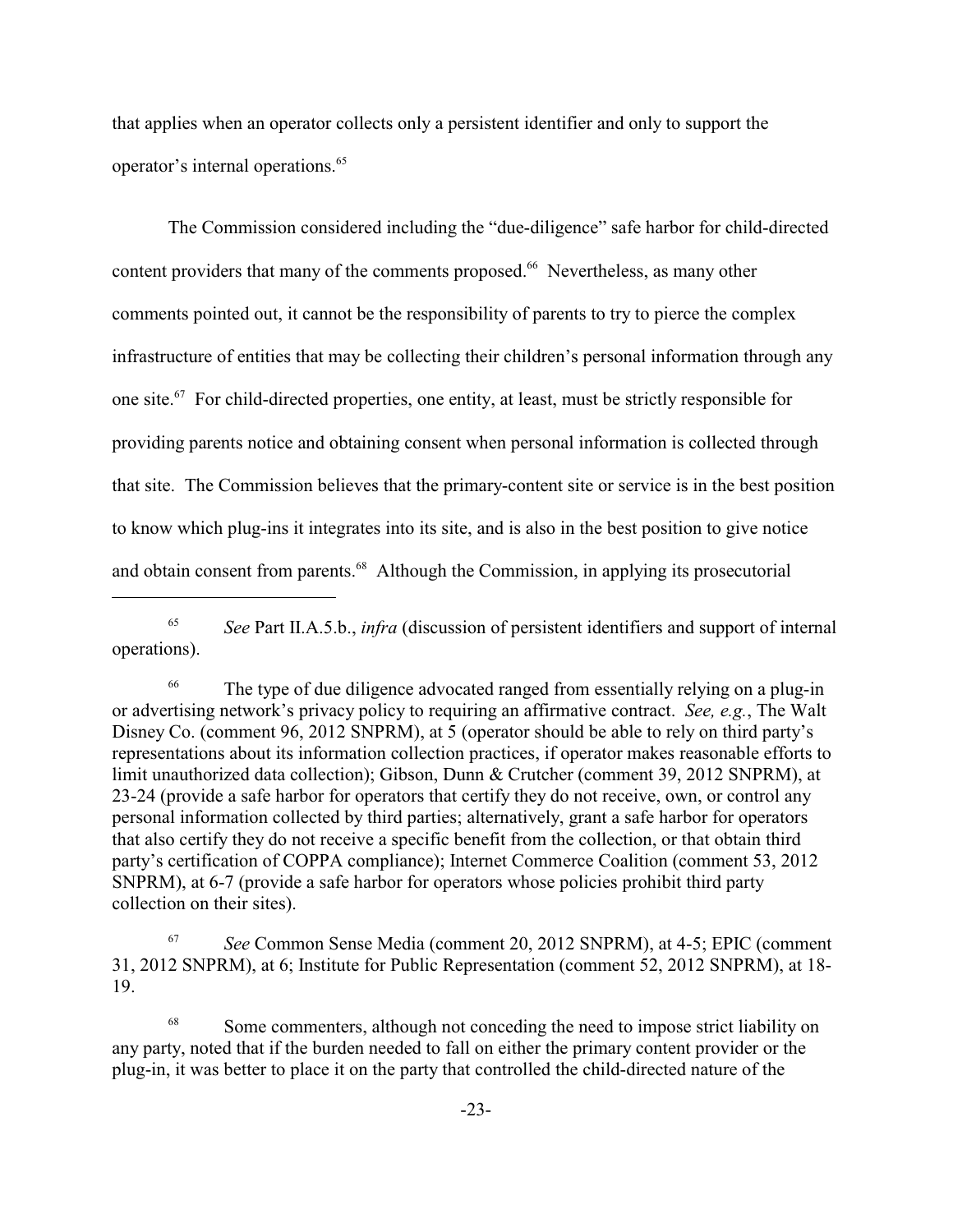that applies when an operator collects only a persistent identifier and only to support the operator's internal operations.[65]

The Commission considered including the "due-diligence" safe harbor for child-directed content providers that many of the comments proposed.[66] Nevertheless, as many other comments pointed out, it cannot be the responsibility of parents to try to pierce the complex infrastructure of entities that may be collecting their children's personal information through any one site.[67] For child-directed properties, one entity, at least, must be strictly responsible for providing parents notice and obtaining consent when personal information is collected through that site. The Commission believes that the primary-content site or service is in the best position to know which plug-ins it integrates into its site, and is also in the best position to give notice and obtain consent from parents.[68] Although the Commission, in applying its prosecutorial

---

[65] *See* Part II.A.5.b., *infra* (discussion of persistent identifiers and support of internal operations).

[66] The type of due diligence advocated ranged from essentially relying on a plug-in or advertising network's privacy policy to requiring an affirmative contract. *See, e.g.*, The Walt Disney Co. (comment 96, 2012 SNPRM), at 5 (operator should be able to rely on third party's representations about its information collection practices, if operator makes reasonable efforts to limit unauthorized data collection); Gibson, Dunn & Crutcher (comment 39, 2012 SNPRM), at 23-24 (provide a safe harbor for operators that certify they do not receive, own, or control any personal information collected by third parties; alternatively, grant a safe harbor for operators that also certify they do not receive a specific benefit from the collection, or that obtain third party's certification of COPPA compliance); Internet Commerce Coalition (comment 53, 2012 SNPRM), at 6-7 (provide a safe harbor for operators whose policies prohibit third party collection on their sites).

[67] *See* Common Sense Media (comment 20, 2012 SNPRM), at 4-5; EPIC (comment 31, 2012 SNPRM), at 6; Institute for Public Representation (comment 52, 2012 SNPRM), at 18-19.

[68] Some commenters, although not conceding the need to impose strict liability on any party, noted that if the burden needed to fall on either the primary content provider or the plug-in, it was better to place it on the party that controlled the child-directed nature of the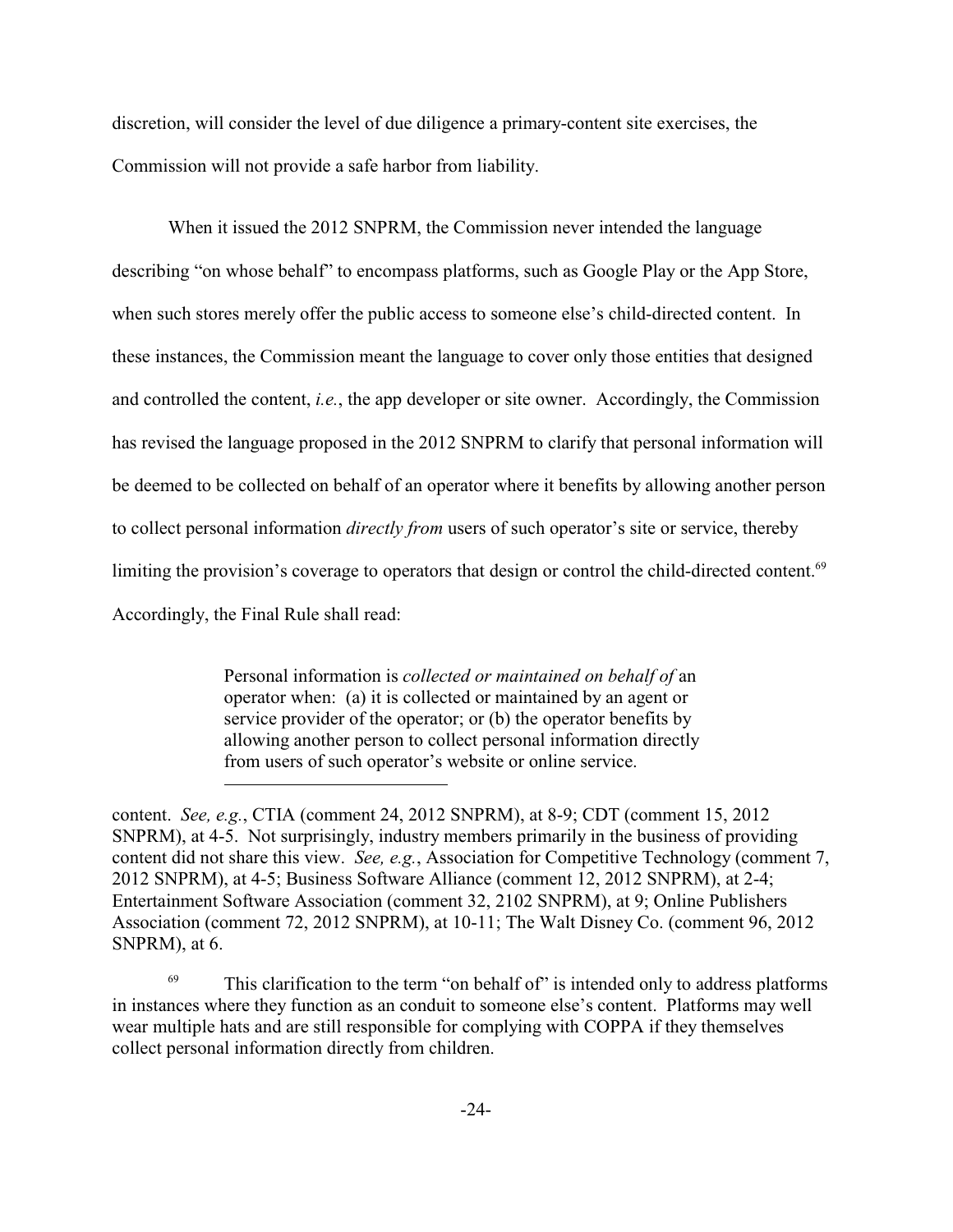discretion, will consider the level of due diligence a primary-content site exercises, the Commission will not provide a safe harbor from liability.

When it issued the 2012 SNPRM, the Commission never intended the language describing "on whose behalf" to encompass platforms, such as Google Play or the App Store, when such stores merely offer the public access to someone else's child-directed content. In these instances, the Commission meant the language to cover only those entities that designed and controlled the content, *i.e.*, the app developer or site owner. Accordingly, the Commission has revised the language proposed in the 2012 SNPRM to clarify that personal information will be deemed to be collected on behalf of an operator where it benefits by allowing another person to collect personal information *directly from* users of such operator's site or service, thereby limiting the provision's coverage to operators that design or control the child-directed content.[69] Accordingly, the Final Rule shall read:

> Personal information is *collected or maintained on behalf of* an operator when: (a) it is collected or maintained by an agent or service provider of the operator; or (b) the operator benefits by allowing another person to collect personal information directly from users of such operator's website or online service.

---

content. *See, e.g.*, CTIA (comment 24, 2012 SNPRM), at 8-9; CDT (comment 15, 2012 SNPRM), at 4-5. Not surprisingly, industry members primarily in the business of providing content did not share this view. *See, e.g.*, Association for Competitive Technology (comment 7, 2012 SNPRM), at 4-5; Business Software Alliance (comment 12, 2012 SNPRM), at 2-4; Entertainment Software Association (comment 32, 2102 SNPRM), at 9; Online Publishers Association (comment 72, 2012 SNPRM), at 10-11; The Walt Disney Co. (comment 96, 2012 SNPRM), at 6.

[69] This clarification to the term "on behalf of" is intended only to address platforms in instances where they function as an conduit to someone else's content. Platforms may well wear multiple hats and are still responsible for complying with COPPA if they themselves collect personal information directly from children.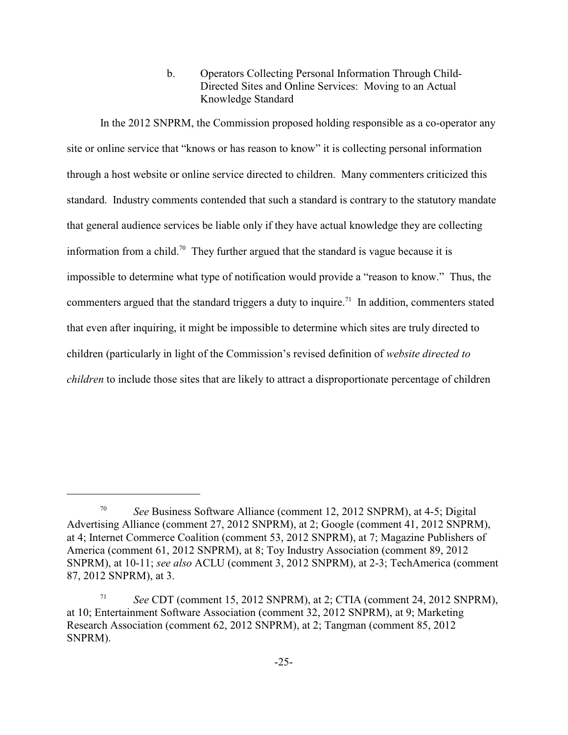### b. Operators Collecting Personal Information Through Child-Directed Sites and Online Services: Moving to an Actual Knowledge Standard

In the 2012 SNPRM, the Commission proposed holding responsible as a co-operator any site or online service that "knows or has reason to know" it is collecting personal information through a host website or online service directed to children. Many commenters criticized this standard. Industry comments contended that such a standard is contrary to the statutory mandate that general audience services be liable only if they have actual knowledge they are collecting information from a child.[70] They further argued that the standard is vague because it is impossible to determine what type of notification would provide a "reason to know." Thus, the commenters argued that the standard triggers a duty to inquire.[71] In addition, commenters stated that even after inquiring, it might be impossible to determine which sites are truly directed to children (particularly in light of the Commission's revised definition of *website directed to children* to include those sites that are likely to attract a disproportionate percentage of children

---

[70] *See* Business Software Alliance (comment 12, 2012 SNPRM), at 4-5; Digital Advertising Alliance (comment 27, 2012 SNPRM), at 2; Google (comment 41, 2012 SNPRM), at 4; Internet Commerce Coalition (comment 53, 2012 SNPRM), at 7; Magazine Publishers of America (comment 61, 2012 SNPRM), at 8; Toy Industry Association (comment 89, 2012 SNPRM), at 10-11; *see also* ACLU (comment 3, 2012 SNPRM), at 2-3; TechAmerica (comment 87, 2012 SNPRM), at 3.

[71] *See* CDT (comment 15, 2012 SNPRM), at 2; CTIA (comment 24, 2012 SNPRM), at 10; Entertainment Software Association (comment 32, 2012 SNPRM), at 9; Marketing Research Association (comment 62, 2012 SNPRM), at 2; Tangman (comment 85, 2012 SNPRM).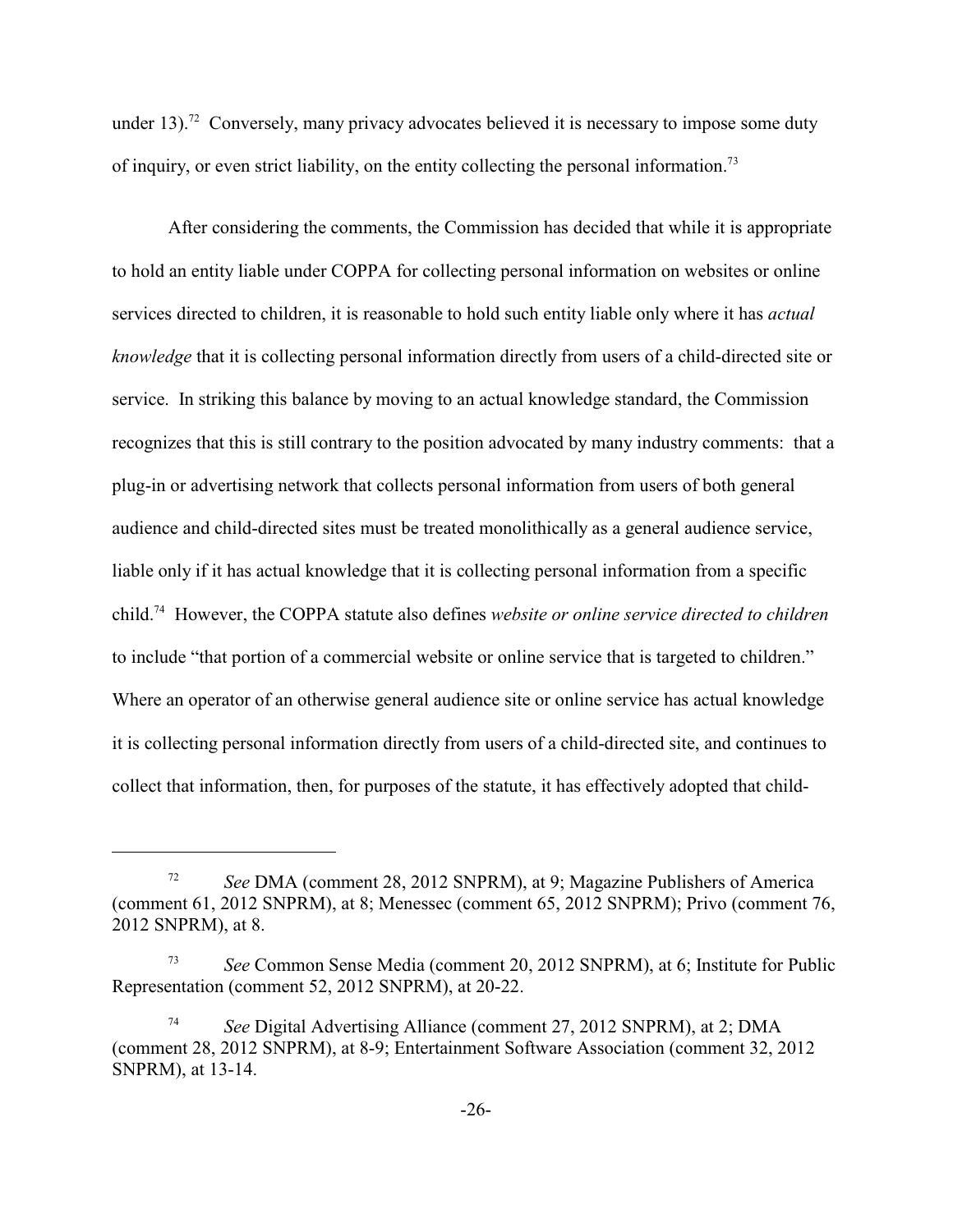under 13).[72] Conversely, many privacy advocates believed it is necessary to impose some duty of inquiry, or even strict liability, on the entity collecting the personal information.[73]

After considering the comments, the Commission has decided that while it is appropriate to hold an entity liable under COPPA for collecting personal information on websites or online services directed to children, it is reasonable to hold such entity liable only where it has *actual knowledge* that it is collecting personal information directly from users of a child-directed site or service. In striking this balance by moving to an actual knowledge standard, the Commission recognizes that this is still contrary to the position advocated by many industry comments: that a plug-in or advertising network that collects personal information from users of both general audience and child-directed sites must be treated monolithically as a general audience service, liable only if it has actual knowledge that it is collecting personal information from a specific child.[74] However, the COPPA statute also defines *website or online service directed to children* to include "that portion of a commercial website or online service that is targeted to children." Where an operator of an otherwise general audience site or online service has actual knowledge it is collecting personal information directly from users of a child-directed site, and continues to collect that information, then, for purposes of the statute, it has effectively adopted that child-

---

[72] *See* DMA (comment 28, 2012 SNPRM), at 9; Magazine Publishers of America (comment 61, 2012 SNPRM), at 8; Menessec (comment 65, 2012 SNPRM); Privo (comment 76, 2012 SNPRM), at 8.

[73] *See* Common Sense Media (comment 20, 2012 SNPRM), at 6; Institute for Public Representation (comment 52, 2012 SNPRM), at 20-22.

[74] *See* Digital Advertising Alliance (comment 27, 2012 SNPRM), at 2; DMA (comment 28, 2012 SNPRM), at 8-9; Entertainment Software Association (comment 32, 2012 SNPRM), at 13-14.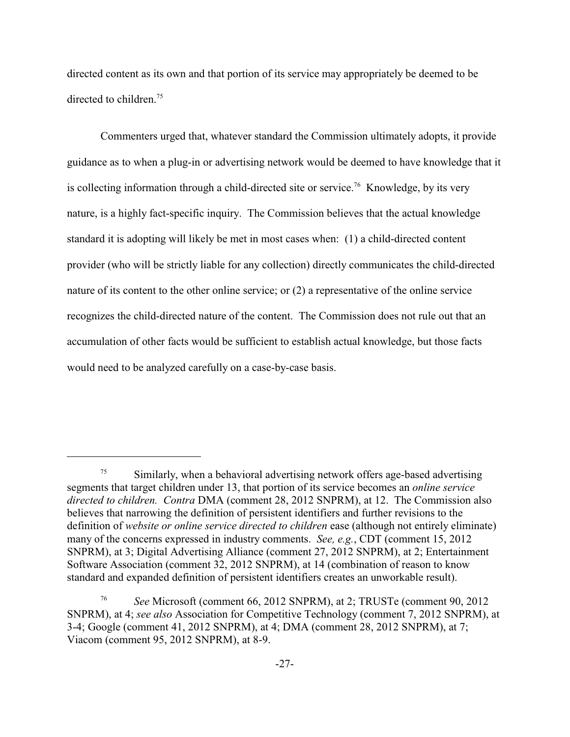directed content as its own and that portion of its service may appropriately be deemed to be directed to children.[75]

Commenters urged that, whatever standard the Commission ultimately adopts, it provide guidance as to when a plug-in or advertising network would be deemed to have knowledge that it is collecting information through a child-directed site or service.[76] Knowledge, by its very nature, is a highly fact-specific inquiry. The Commission believes that the actual knowledge standard it is adopting will likely be met in most cases when: (1) a child-directed content provider (who will be strictly liable for any collection) directly communicates the child-directed nature of its content to the other online service; or (2) a representative of the online service recognizes the child-directed nature of the content. The Commission does not rule out that an accumulation of other facts would be sufficient to establish actual knowledge, but those facts would need to be analyzed carefully on a case-by-case basis.

---

[75] Similarly, when a behavioral advertising network offers age-based advertising segments that target children under 13, that portion of its service becomes an *online service directed to children. Contra* DMA (comment 28, 2012 SNPRM), at 12. The Commission also believes that narrowing the definition of persistent identifiers and further revisions to the definition of *website or online service directed to children* ease (although not entirely eliminate) many of the concerns expressed in industry comments. *See, e.g.*, CDT (comment 15, 2012 SNPRM), at 3; Digital Advertising Alliance (comment 27, 2012 SNPRM), at 2; Entertainment Software Association (comment 32, 2012 SNPRM), at 14 (combination of reason to know standard and expanded definition of persistent identifiers creates an unworkable result).

[76] *See* Microsoft (comment 66, 2012 SNPRM), at 2; TRUSTe (comment 90, 2012 SNPRM), at 4; *see also* Association for Competitive Technology (comment 7, 2012 SNPRM), at 3-4; Google (comment 41, 2012 SNPRM), at 4; DMA (comment 28, 2012 SNPRM), at 7; Viacom (comment 95, 2012 SNPRM), at 8-9.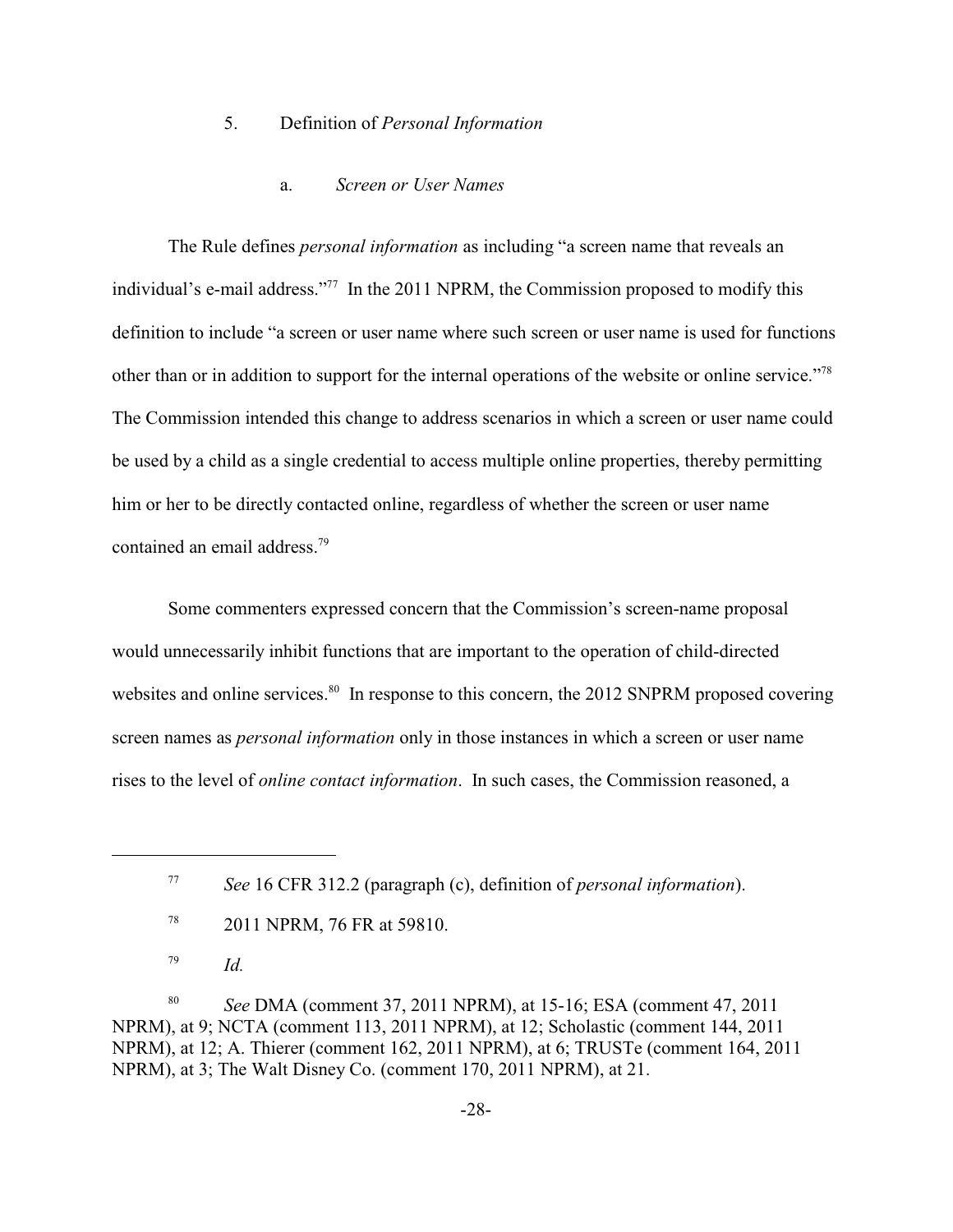### 5. Definition of *Personal Information*

#### a. *Screen or User Names*

The Rule defines *personal information* as including "a screen name that reveals an individual's e-mail address."[77] In the 2011 NPRM, the Commission proposed to modify this definition to include "a screen or user name where such screen or user name is used for functions other than or in addition to support for the internal operations of the website or online service."[78] The Commission intended this change to address scenarios in which a screen or user name could be used by a child as a single credential to access multiple online properties, thereby permitting him or her to be directly contacted online, regardless of whether the screen or user name contained an email address.[79]

Some commenters expressed concern that the Commission's screen-name proposal would unnecessarily inhibit functions that are important to the operation of child-directed websites and online services.[80] In response to this concern, the 2012 SNPRM proposed covering screen names as *personal information* only in those instances in which a screen or user name rises to the level of *online contact information*. In such cases, the Commission reasoned, a

---

[77] *See* 16 CFR 312.2 (paragraph (c), definition of *personal information*).

[78] 2011 NPRM, 76 FR at 59810.

[79] *Id.*

[80] *See* DMA (comment 37, 2011 NPRM), at 15-16; ESA (comment 47, 2011 NPRM), at 9; NCTA (comment 113, 2011 NPRM), at 12; Scholastic (comment 144, 2011 NPRM), at 12; A. Thierer (comment 162, 2011 NPRM), at 6; TRUSTe (comment 164, 2011 NPRM), at 3; The Walt Disney Co. (comment 170, 2011 NPRM), at 21.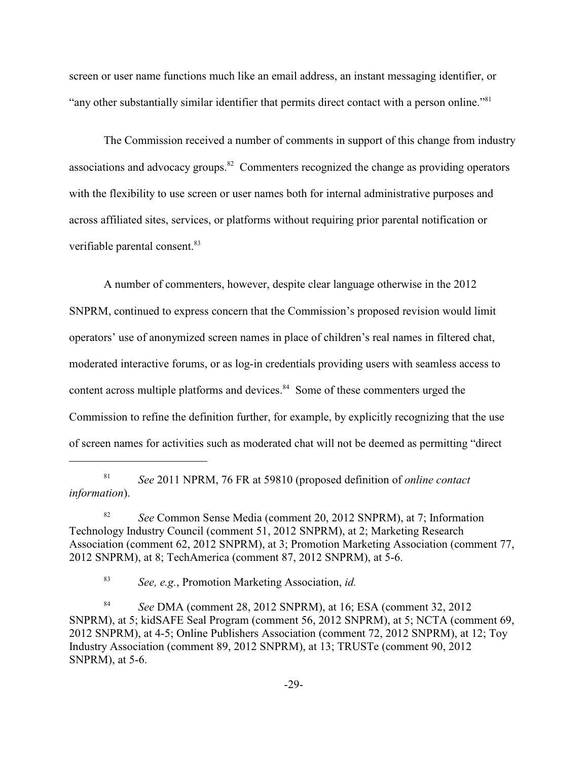screen or user name functions much like an email address, an instant messaging identifier, or "any other substantially similar identifier that permits direct contact with a person online."[81]

The Commission received a number of comments in support of this change from industry associations and advocacy groups.[82] Commenters recognized the change as providing operators with the flexibility to use screen or user names both for internal administrative purposes and across affiliated sites, services, or platforms without requiring prior parental notification or verifiable parental consent.[83]

A number of commenters, however, despite clear language otherwise in the 2012 SNPRM, continued to express concern that the Commission's proposed revision would limit operators' use of anonymized screen names in place of children's real names in filtered chat, moderated interactive forums, or as log-in credentials providing users with seamless access to content across multiple platforms and devices.[84] Some of these commenters urged the Commission to refine the definition further, for example, by explicitly recognizing that the use of screen names for activities such as moderated chat will not be deemed as permitting "direct

---

[81] *See* 2011 NPRM, 76 FR at 59810 (proposed definition of *online contact information*).

[82] *See* Common Sense Media (comment 20, 2012 SNPRM), at 7; Information Technology Industry Council (comment 51, 2012 SNPRM), at 2; Marketing Research Association (comment 62, 2012 SNPRM), at 3; Promotion Marketing Association (comment 77, 2012 SNPRM), at 8; TechAmerica (comment 87, 2012 SNPRM), at 5-6.

[83] *See, e.g.*, Promotion Marketing Association, *id.*

[84] *See* DMA (comment 28, 2012 SNPRM), at 16; ESA (comment 32, 2012 SNPRM), at 5; kidSAFE Seal Program (comment 56, 2012 SNPRM), at 5; NCTA (comment 69, 2012 SNPRM), at 4-5; Online Publishers Association (comment 72, 2012 SNPRM), at 12; Toy Industry Association (comment 89, 2012 SNPRM), at 13; TRUSTe (comment 90, 2012 SNPRM), at 5-6.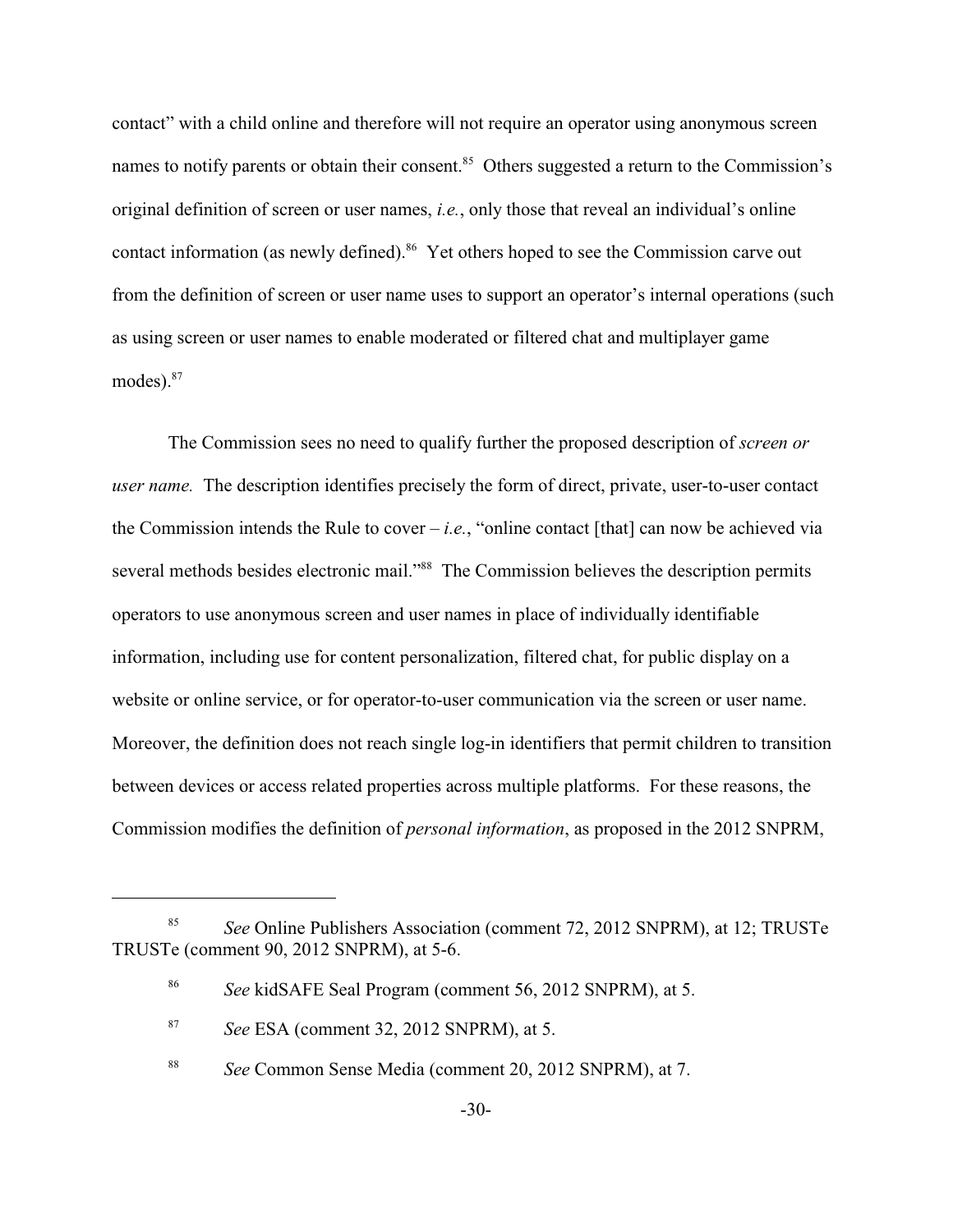contact" with a child online and therefore will not require an operator using anonymous screen names to notify parents or obtain their consent.[85] Others suggested a return to the Commission's original definition of screen or user names, *i.e.*, only those that reveal an individual's online contact information (as newly defined).[86] Yet others hoped to see the Commission carve out from the definition of screen or user name uses to support an operator's internal operations (such as using screen or user names to enable moderated or filtered chat and multiplayer game modes).[87]

The Commission sees no need to qualify further the proposed description of *screen or user name.* The description identifies precisely the form of direct, private, user-to-user contact the Commission intends the Rule to cover – *i.e.*, "online contact [that] can now be achieved via several methods besides electronic mail."[88] The Commission believes the description permits operators to use anonymous screen and user names in place of individually identifiable information, including use for content personalization, filtered chat, for public display on a website or online service, or for operator-to-user communication via the screen or user name. Moreover, the definition does not reach single log-in identifiers that permit children to transition between devices or access related properties across multiple platforms. For these reasons, the Commission modifies the definition of *personal information*, as proposed in the 2012 SNPRM,

---

[85] *See* Online Publishers Association (comment 72, 2012 SNPRM), at 12; TRUSTe TRUSTe (comment 90, 2012 SNPRM), at 5-6.

[86] *See* kidSAFE Seal Program (comment 56, 2012 SNPRM), at 5.

[87] *See* ESA (comment 32, 2012 SNPRM), at 5.

[88] *See* Common Sense Media (comment 20, 2012 SNPRM), at 7.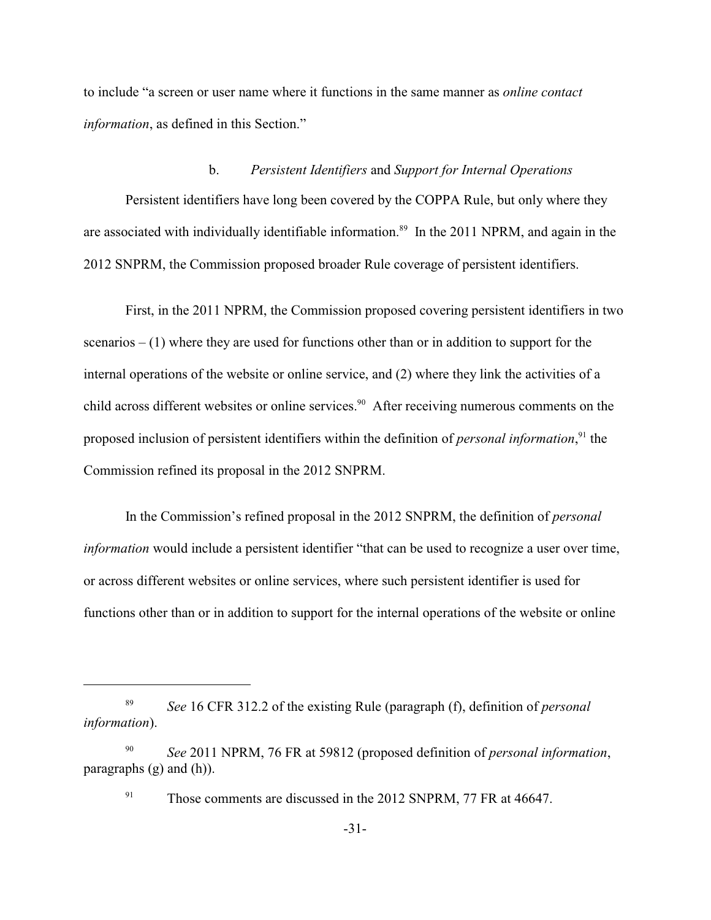to include "a screen or user name where it functions in the same manner as *online contact information*, as defined in this Section."

### b. *Persistent Identifiers* and *Support for Internal Operations*

Persistent identifiers have long been covered by the COPPA Rule, but only where they are associated with individually identifiable information.[89] In the 2011 NPRM, and again in the 2012 SNPRM, the Commission proposed broader Rule coverage of persistent identifiers.

First, in the 2011 NPRM, the Commission proposed covering persistent identifiers in two scenarios – (1) where they are used for functions other than or in addition to support for the internal operations of the website or online service, and (2) where they link the activities of a child across different websites or online services.[90] After receiving numerous comments on the proposed inclusion of persistent identifiers within the definition of *personal information*,[91] the Commission refined its proposal in the 2012 SNPRM.

In the Commission's refined proposal in the 2012 SNPRM, the definition of *personal information* would include a persistent identifier "that can be used to recognize a user over time, or across different websites or online services, where such persistent identifier is used for functions other than or in addition to support for the internal operations of the website or online

---

[89] *See* 16 CFR 312.2 of the existing Rule (paragraph (f), definition of *personal information*).

[90] *See* 2011 NPRM, 76 FR at 59812 (proposed definition of *personal information*, paragraphs (g) and (h)).

[91] Those comments are discussed in the 2012 SNPRM, 77 FR at 46647.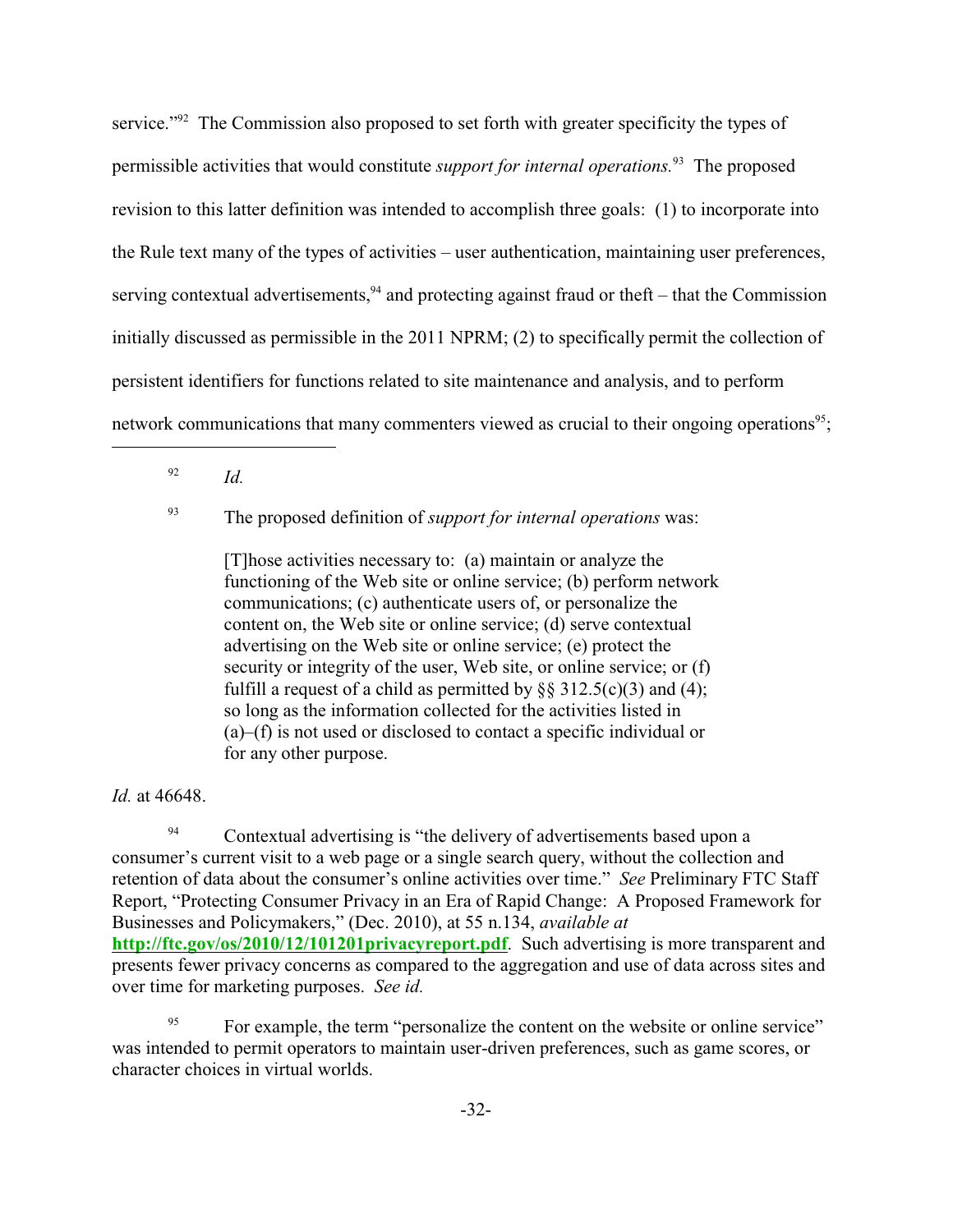service."[92] The Commission also proposed to set forth with greater specificity the types of permissible activities that would constitute *support for internal operations.*[93] The proposed revision to this latter definition was intended to accomplish three goals: (1) to incorporate into the Rule text many of the types of activities – user authentication, maintaining user preferences, serving contextual advertisements,[94] and protecting against fraud or theft – that the Commission initially discussed as permissible in the 2011 NPRM; (2) to specifically permit the collection of persistent identifiers for functions related to site maintenance and analysis, and to perform network communications that many commenters viewed as crucial to their ongoing operations[95];

---

[92] *Id.*

[93] The proposed definition of *support for internal operations* was:

> [T]hose activities necessary to: (a) maintain or analyze the functioning of the Web site or online service; (b) perform network communications; (c) authenticate users of, or personalize the content on, the Web site or online service; (d) serve contextual advertising on the Web site or online service; (e) protect the security or integrity of the user, Web site, or online service; or (f) fulfill a request of a child as permitted by §§ 312.5(c)(3) and (4); so long as the information collected for the activities listed in (a)–(f) is not used or disclosed to contact a specific individual or for any other purpose.

*Id.* at 46648.

[94] Contextual advertising is "the delivery of advertisements based upon a consumer's current visit to a web page or a single search query, without the collection and retention of data about the consumer's online activities over time." *See* Preliminary FTC Staff Report, "Protecting Consumer Privacy in an Era of Rapid Change: A Proposed Framework for Businesses and Policymakers," (Dec. 2010), at 55 n.134, *available at* **http://ftc.gov/os/2010/12/101201privacyreport.pdf**. Such advertising is more transparent and presents fewer privacy concerns as compared to the aggregation and use of data across sites and over time for marketing purposes. *See id.*

[95] For example, the term "personalize the content on the website or online service" was intended to permit operators to maintain user-driven preferences, such as game scores, or character choices in virtual worlds.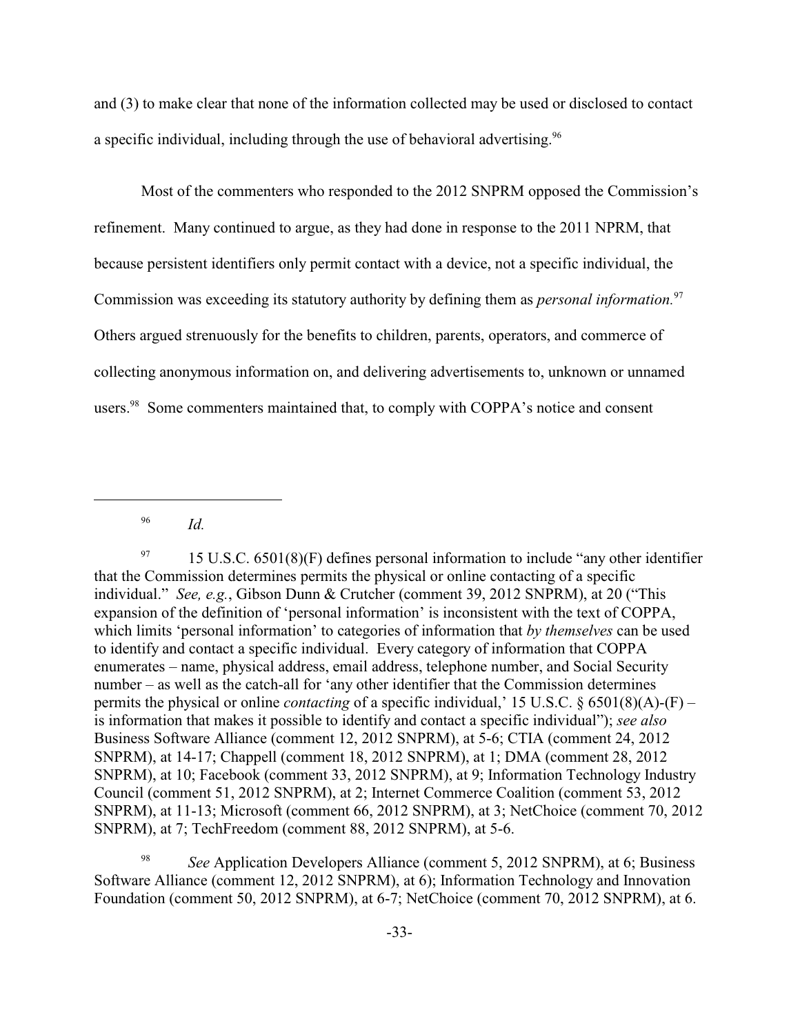and (3) to make clear that none of the information collected may be used or disclosed to contact a specific individual, including through the use of behavioral advertising.[96]

Most of the commenters who responded to the 2012 SNPRM opposed the Commission's refinement. Many continued to argue, as they had done in response to the 2011 NPRM, that because persistent identifiers only permit contact with a device, not a specific individual, the Commission was exceeding its statutory authority by defining them as *personal information.*[97] Others argued strenuously for the benefits to children, parents, operators, and commerce of collecting anonymous information on, and delivering advertisements to, unknown or unnamed users.[98] Some commenters maintained that, to comply with COPPA's notice and consent

---

[96] *Id.*

[97] 15 U.S.C. 6501(8)(F) defines personal information to include "any other identifier that the Commission determines permits the physical or online contacting of a specific individual." *See, e.g.*, Gibson Dunn & Crutcher (comment 39, 2012 SNPRM), at 20 ("This expansion of the definition of 'personal information' is inconsistent with the text of COPPA, which limits 'personal information' to categories of information that *by themselves* can be used to identify and contact a specific individual. Every category of information that COPPA enumerates – name, physical address, email address, telephone number, and Social Security number – as well as the catch-all for 'any other identifier that the Commission determines permits the physical or online *contacting* of a specific individual,' 15 U.S.C. § 6501(8)(A)-(F) – is information that makes it possible to identify and contact a specific individual"); *see also* Business Software Alliance (comment 12, 2012 SNPRM), at 5-6; CTIA (comment 24, 2012 SNPRM), at 14-17; Chappell (comment 18, 2012 SNPRM), at 1; DMA (comment 28, 2012 SNPRM), at 10; Facebook (comment 33, 2012 SNPRM), at 9; Information Technology Industry Council (comment 51, 2012 SNPRM), at 2; Internet Commerce Coalition (comment 53, 2012 SNPRM), at 11-13; Microsoft (comment 66, 2012 SNPRM), at 3; NetChoice (comment 70, 2012 SNPRM), at 7; TechFreedom (comment 88, 2012 SNPRM), at 5-6.

[98] *See* Application Developers Alliance (comment 5, 2012 SNPRM), at 6; Business Software Alliance (comment 12, 2012 SNPRM), at 6); Information Technology and Innovation Foundation (comment 50, 2012 SNPRM), at 6-7; NetChoice (comment 70, 2012 SNPRM), at 6.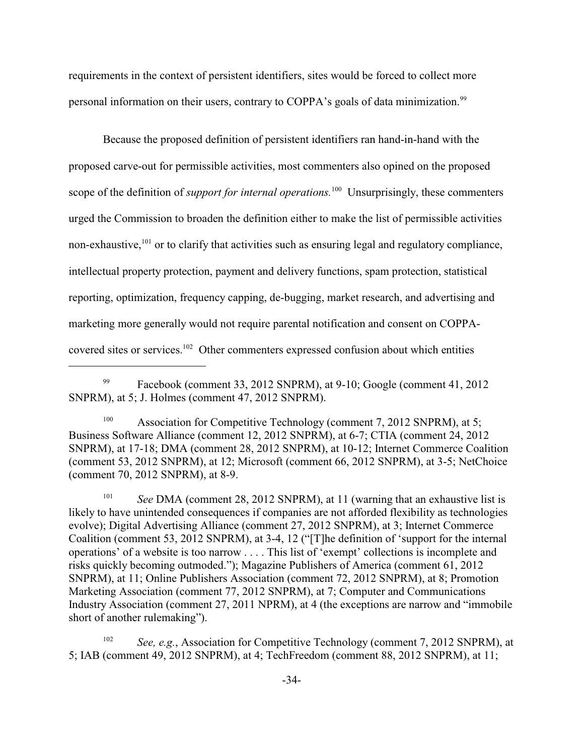requirements in the context of persistent identifiers, sites would be forced to collect more personal information on their users, contrary to COPPA's goals of data minimization.[99]

Because the proposed definition of persistent identifiers ran hand-in-hand with the proposed carve-out for permissible activities, most commenters also opined on the proposed scope of the definition of *support for internal operations.*[100] Unsurprisingly, these commenters urged the Commission to broaden the definition either to make the list of permissible activities non-exhaustive,[101] or to clarify that activities such as ensuring legal and regulatory compliance, intellectual property protection, payment and delivery functions, spam protection, statistical reporting, optimization, frequency capping, de-bugging, market research, and advertising and marketing more generally would not require parental notification and consent on COPPA-covered sites or services.[102] Other commenters expressed confusion about which entities

---

[99] Facebook (comment 33, 2012 SNPRM), at 9-10; Google (comment 41, 2012 SNPRM), at 5; J. Holmes (comment 47, 2012 SNPRM).

[100] Association for Competitive Technology (comment 7, 2012 SNPRM), at 5; Business Software Alliance (comment 12, 2012 SNPRM), at 6-7; CTIA (comment 24, 2012 SNPRM), at 17-18; DMA (comment 28, 2012 SNPRM), at 10-12; Internet Commerce Coalition (comment 53, 2012 SNPRM), at 12; Microsoft (comment 66, 2012 SNPRM), at 3-5; NetChoice (comment 70, 2012 SNPRM), at 8-9.

[101] *See* DMA (comment 28, 2012 SNPRM), at 11 (warning that an exhaustive list is likely to have unintended consequences if companies are not afforded flexibility as technologies evolve); Digital Advertising Alliance (comment 27, 2012 SNPRM), at 3; Internet Commerce Coalition (comment 53, 2012 SNPRM), at 3-4, 12 ("[T]he definition of 'support for the internal operations' of a website is too narrow . . . . This list of 'exempt' collections is incomplete and risks quickly becoming outmoded."); Magazine Publishers of America (comment 61, 2012 SNPRM), at 11; Online Publishers Association (comment 72, 2012 SNPRM), at 8; Promotion Marketing Association (comment 77, 2012 SNPRM), at 7; Computer and Communications Industry Association (comment 27, 2011 NPRM), at 4 (the exceptions are narrow and "immobile short of another rulemaking").

[102] *See, e.g.*, Association for Competitive Technology (comment 7, 2012 SNPRM), at 5; IAB (comment 49, 2012 SNPRM), at 4; TechFreedom (comment 88, 2012 SNPRM), at 11;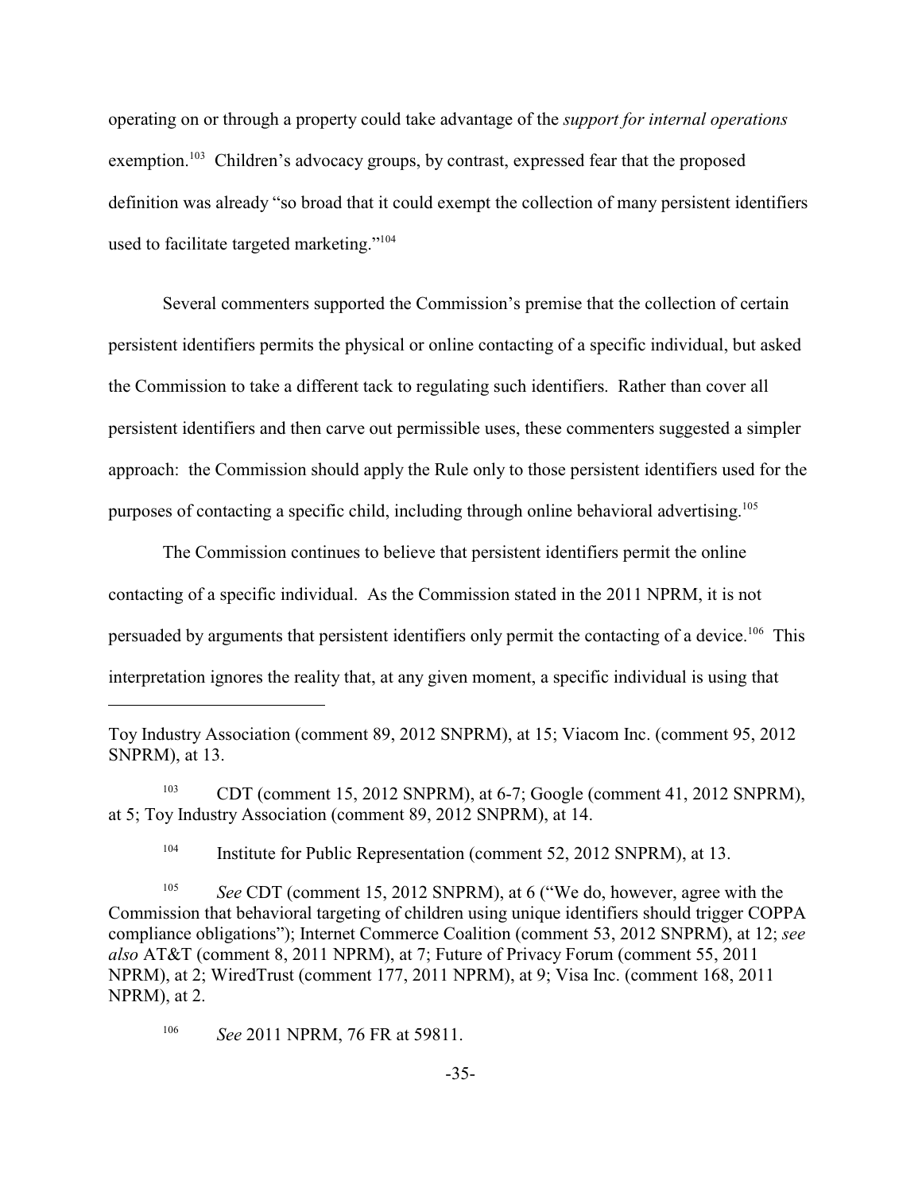operating on or through a property could take advantage of the *support for internal operations* exemption.[103] Children's advocacy groups, by contrast, expressed fear that the proposed definition was already "so broad that it could exempt the collection of many persistent identifiers used to facilitate targeted marketing."[104]

Several commenters supported the Commission's premise that the collection of certain persistent identifiers permits the physical or online contacting of a specific individual, but asked the Commission to take a different tack to regulating such identifiers. Rather than cover all persistent identifiers and then carve out permissible uses, these commenters suggested a simpler approach: the Commission should apply the Rule only to those persistent identifiers used for the purposes of contacting a specific child, including through online behavioral advertising.[105]

The Commission continues to believe that persistent identifiers permit the online contacting of a specific individual. As the Commission stated in the 2011 NPRM, it is not persuaded by arguments that persistent identifiers only permit the contacting of a device.[106] This interpretation ignores the reality that, at any given moment, a specific individual is using that

---

Toy Industry Association (comment 89, 2012 SNPRM), at 15; Viacom Inc. (comment 95, 2012 SNPRM), at 13.

[103] CDT (comment 15, 2012 SNPRM), at 6-7; Google (comment 41, 2012 SNPRM), at 5; Toy Industry Association (comment 89, 2012 SNPRM), at 14.

[104] Institute for Public Representation (comment 52, 2012 SNPRM), at 13.

[105] *See* CDT (comment 15, 2012 SNPRM), at 6 ("We do, however, agree with the Commission that behavioral targeting of children using unique identifiers should trigger COPPA compliance obligations"); Internet Commerce Coalition (comment 53, 2012 SNPRM), at 12; *see also* AT&T (comment 8, 2011 NPRM), at 7; Future of Privacy Forum (comment 55, 2011 NPRM), at 2; WiredTrust (comment 177, 2011 NPRM), at 9; Visa Inc. (comment 168, 2011 NPRM), at 2.

[106] *See* 2011 NPRM, 76 FR at 59811.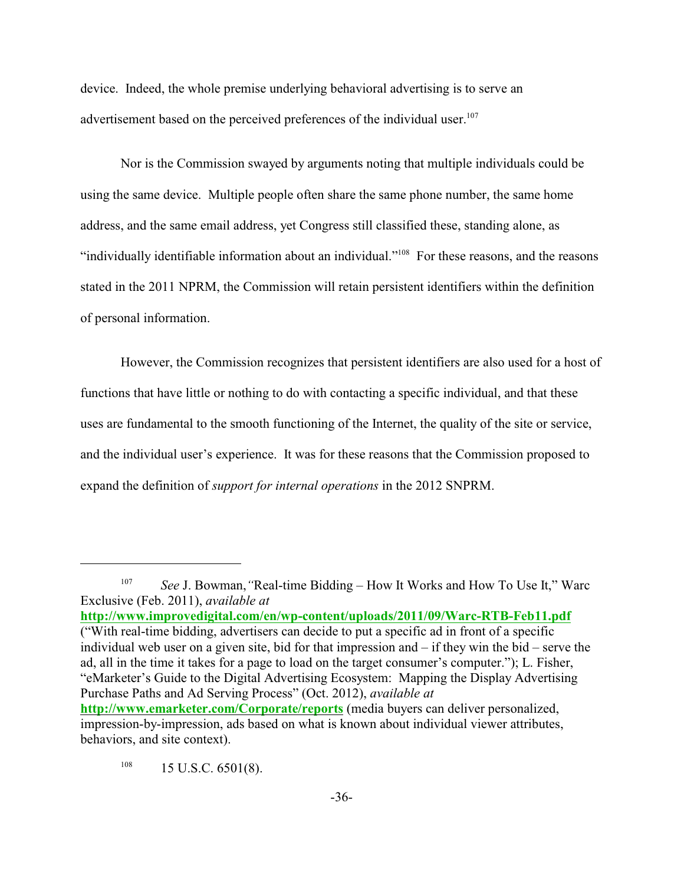device. Indeed, the whole premise underlying behavioral advertising is to serve an advertisement based on the perceived preferences of the individual user.[107]

Nor is the Commission swayed by arguments noting that multiple individuals could be using the same device. Multiple people often share the same phone number, the same home address, and the same email address, yet Congress still classified these, standing alone, as "individually identifiable information about an individual."[108] For these reasons, and the reasons stated in the 2011 NPRM, the Commission will retain persistent identifiers within the definition of personal information.

However, the Commission recognizes that persistent identifiers are also used for a host of functions that have little or nothing to do with contacting a specific individual, and that these uses are fundamental to the smooth functioning of the Internet, the quality of the site or service, and the individual user's experience. It was for these reasons that the Commission proposed to expand the definition of *support for internal operations* in the 2012 SNPRM.

---

[107] *See* J. Bowman, "Real-time Bidding – How It Works and How To Use It," Warc Exclusive (Feb. 2011), *available at* **http://www.improvedigital.com/en/wp-content/uploads/2011/09/Warc-RTB-Feb11.pdf** ("With real-time bidding, advertisers can decide to put a specific ad in front of a specific individual web user on a given site, bid for that impression and – if they win the bid – serve the ad, all in the time it takes for a page to load on the target consumer's computer."); L. Fisher, "eMarketer's Guide to the Digital Advertising Ecosystem: Mapping the Display Advertising Purchase Paths and Ad Serving Process" (Oct. 2012), *available at* **http://www.emarketer.com/Corporate/reports** (media buyers can deliver personalized, impression-by-impression, ads based on what is known about individual viewer attributes, behaviors, and site context).

[108] 15 U.S.C. 6501(8).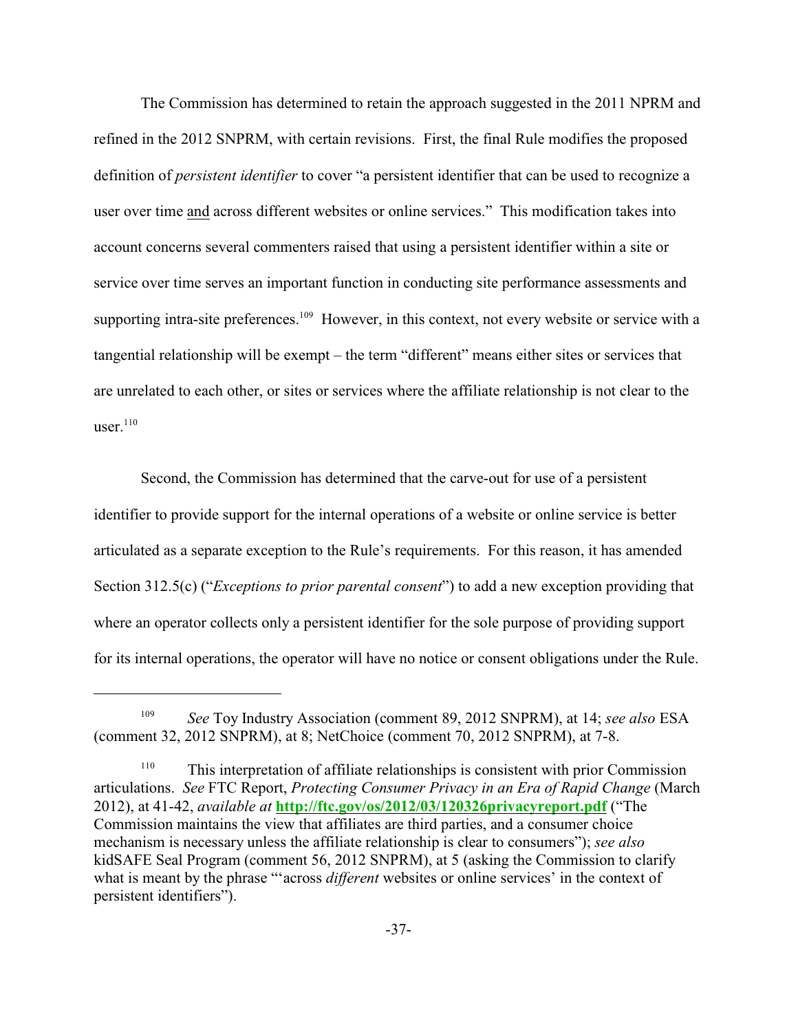The Commission has determined to retain the approach suggested in the 2011 NPRM and refined in the 2012 SNPRM, with certain revisions. First, the final Rule modifies the proposed definition of *persistent identifier* to cover "a persistent identifier that can be used to recognize a user over time and across different websites or online services." This modification takes into account concerns several commenters raised that using a persistent identifier within a site or service over time serves an important function in conducting site performance assessments and supporting intra-site preferences.[109] However, in this context, not every website or service with a tangential relationship will be exempt – the term "different" means either sites or services that are unrelated to each other, or sites or services where the affiliate relationship is not clear to the user.[110]

Second, the Commission has determined that the carve-out for use of a persistent identifier to provide support for the internal operations of a website or online service is better articulated as a separate exception to the Rule's requirements. For this reason, it has amended Section 312.5(c) ("*Exceptions to prior parental consent*") to add a new exception providing that where an operator collects only a persistent identifier for the sole purpose of providing support for its internal operations, the operator will have no notice or consent obligations under the Rule.

---

[109] *See* Toy Industry Association (comment 89, 2012 SNPRM), at 14; *see also* ESA (comment 32, 2012 SNPRM), at 8; NetChoice (comment 70, 2012 SNPRM), at 7-8.

[110] This interpretation of affiliate relationships is consistent with prior Commission articulations. *See* FTC Report, *Protecting Consumer Privacy in an Era of Rapid Change* (March 2012), at 41-42, *available at* **http://ftc.gov/os/2012/03/120326privacyreport.pdf** ("The Commission maintains the view that affiliates are third parties, and a consumer choice mechanism is necessary unless the affiliate relationship is clear to consumers"); *see also* kidSAFE Seal Program (comment 56, 2012 SNPRM), at 5 (asking the Commission to clarify what is meant by the phrase "'across *different* websites or online services' in the context of persistent identifiers").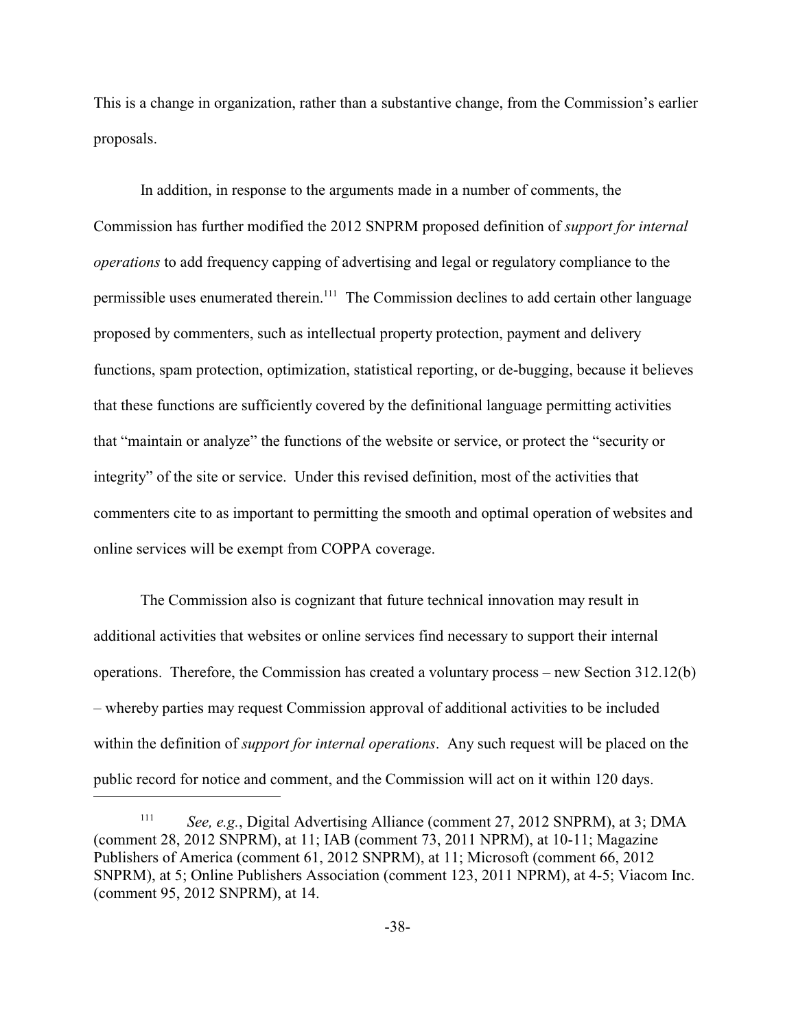This is a change in organization, rather than a substantive change, from the Commission's earlier proposals.

In addition, in response to the arguments made in a number of comments, the Commission has further modified the 2012 SNPRM proposed definition of *support for internal operations* to add frequency capping of advertising and legal or regulatory compliance to the permissible uses enumerated therein.[111] The Commission declines to add certain other language proposed by commenters, such as intellectual property protection, payment and delivery functions, spam protection, optimization, statistical reporting, or de-bugging, because it believes that these functions are sufficiently covered by the definitional language permitting activities that "maintain or analyze" the functions of the website or service, or protect the "security or integrity" of the site or service. Under this revised definition, most of the activities that commenters cite to as important to permitting the smooth and optimal operation of websites and online services will be exempt from COPPA coverage.

The Commission also is cognizant that future technical innovation may result in additional activities that websites or online services find necessary to support their internal operations. Therefore, the Commission has created a voluntary process – new Section 312.12(b) – whereby parties may request Commission approval of additional activities to be included within the definition of *support for internal operations*. Any such request will be placed on the public record for notice and comment, and the Commission will act on it within 120 days.

---

[111] *See, e.g.*, Digital Advertising Alliance (comment 27, 2012 SNPRM), at 3; DMA (comment 28, 2012 SNPRM), at 11; IAB (comment 73, 2011 NPRM), at 10-11; Magazine Publishers of America (comment 61, 2012 SNPRM), at 11; Microsoft (comment 66, 2012 SNPRM), at 5; Online Publishers Association (comment 123, 2011 NPRM), at 4-5; Viacom Inc. (comment 95, 2012 SNPRM), at 14.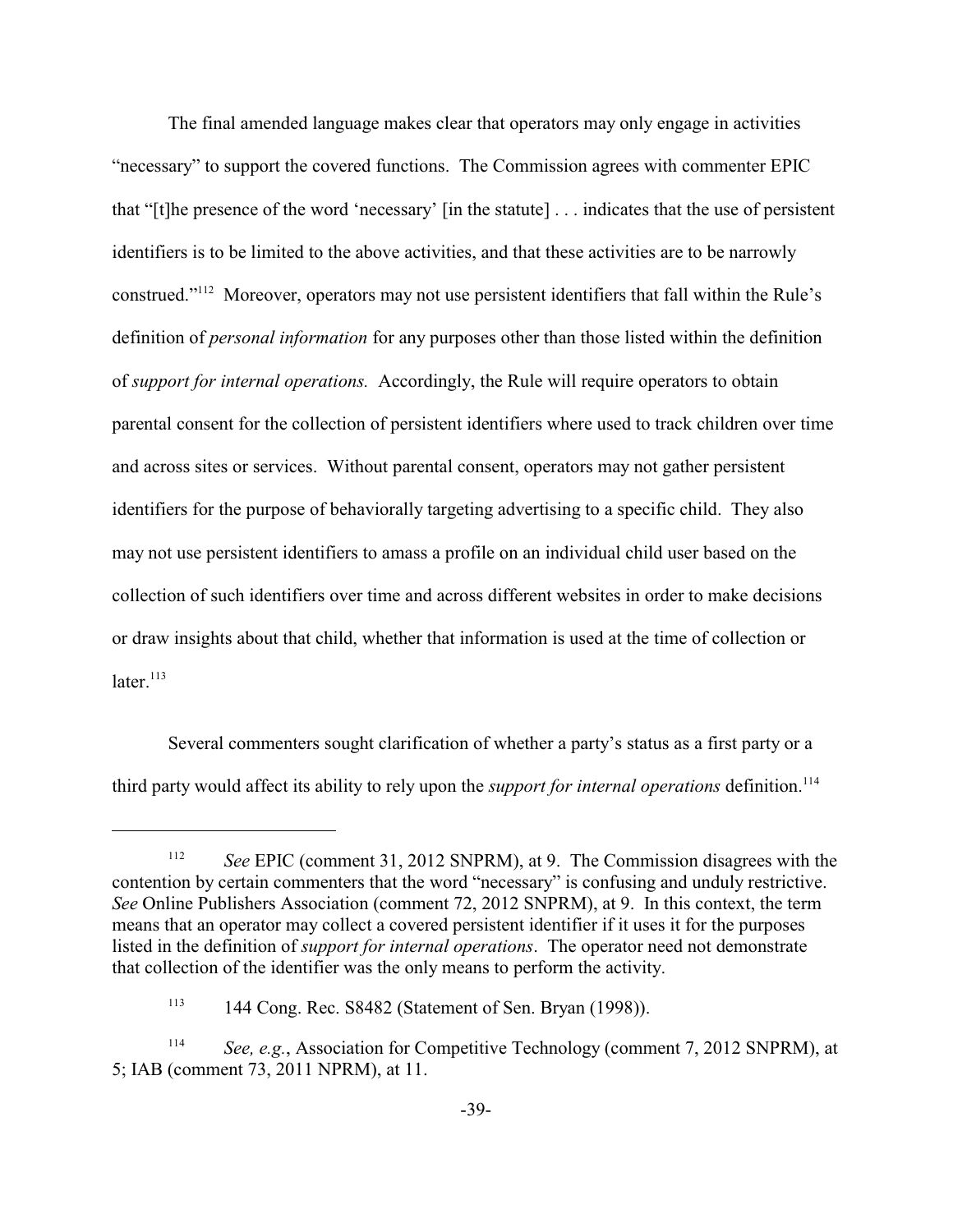The final amended language makes clear that operators may only engage in activities "necessary" to support the covered functions. The Commission agrees with commenter EPIC that "[t]he presence of the word 'necessary' [in the statute] . . . indicates that the use of persistent identifiers is to be limited to the above activities, and that these activities are to be narrowly construed."[112] Moreover, operators may not use persistent identifiers that fall within the Rule's definition of *personal information* for any purposes other than those listed within the definition of *support for internal operations.* Accordingly, the Rule will require operators to obtain parental consent for the collection of persistent identifiers where used to track children over time and across sites or services. Without parental consent, operators may not gather persistent identifiers for the purpose of behaviorally targeting advertising to a specific child. They also may not use persistent identifiers to amass a profile on an individual child user based on the collection of such identifiers over time and across different websites in order to make decisions or draw insights about that child, whether that information is used at the time of collection or later.[113]

Several commenters sought clarification of whether a party's status as a first party or a third party would affect its ability to rely upon the *support for internal operations* definition.[114]

---

[112] *See* EPIC (comment 31, 2012 SNPRM), at 9. The Commission disagrees with the contention by certain commenters that the word "necessary" is confusing and unduly restrictive. *See* Online Publishers Association (comment 72, 2012 SNPRM), at 9. In this context, the term means that an operator may collect a covered persistent identifier if it uses it for the purposes listed in the definition of *support for internal operations*. The operator need not demonstrate that collection of the identifier was the only means to perform the activity.

[113] 144 Cong. Rec. S8482 (Statement of Sen. Bryan (1998)).

[114] *See, e.g.*, Association for Competitive Technology (comment 7, 2012 SNPRM), at 5; IAB (comment 73, 2011 NPRM), at 11.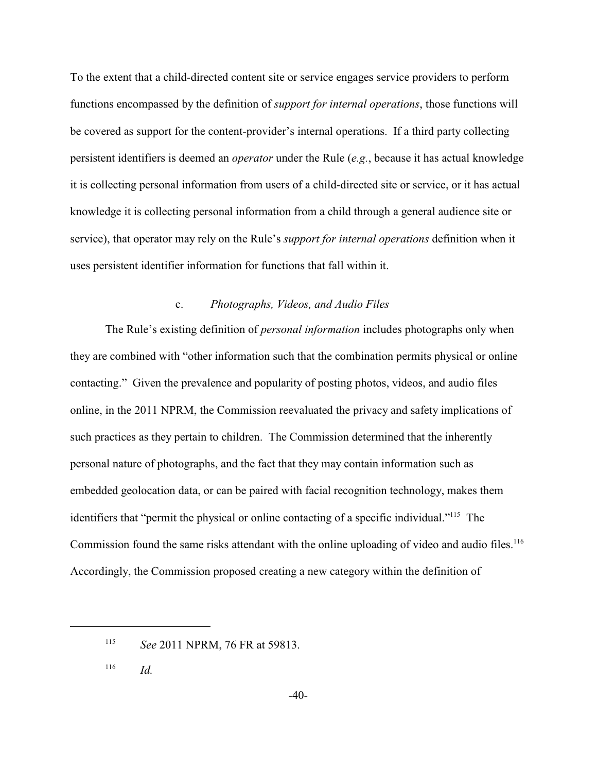To the extent that a child-directed content site or service engages service providers to perform functions encompassed by the definition of *support for internal operations*, those functions will be covered as support for the content-provider's internal operations. If a third party collecting persistent identifiers is deemed an *operator* under the Rule (*e.g.*, because it has actual knowledge it is collecting personal information from users of a child-directed site or service, or it has actual knowledge it is collecting personal information from a child through a general audience site or service), that operator may rely on the Rule's *support for internal operations* definition when it uses persistent identifier information for functions that fall within it.

#### c. *Photographs, Videos, and Audio Files*

The Rule's existing definition of *personal information* includes photographs only when they are combined with "other information such that the combination permits physical or online contacting." Given the prevalence and popularity of posting photos, videos, and audio files online, in the 2011 NPRM, the Commission reevaluated the privacy and safety implications of such practices as they pertain to children. The Commission determined that the inherently personal nature of photographs, and the fact that they may contain information such as embedded geolocation data, or can be paired with facial recognition technology, makes them identifiers that "permit the physical or online contacting of a specific individual."[115] The Commission found the same risks attendant with the online uploading of video and audio files.[116] Accordingly, the Commission proposed creating a new category within the definition of

---

[115] *See* 2011 NPRM, 76 FR at 59813.

[116] *Id.*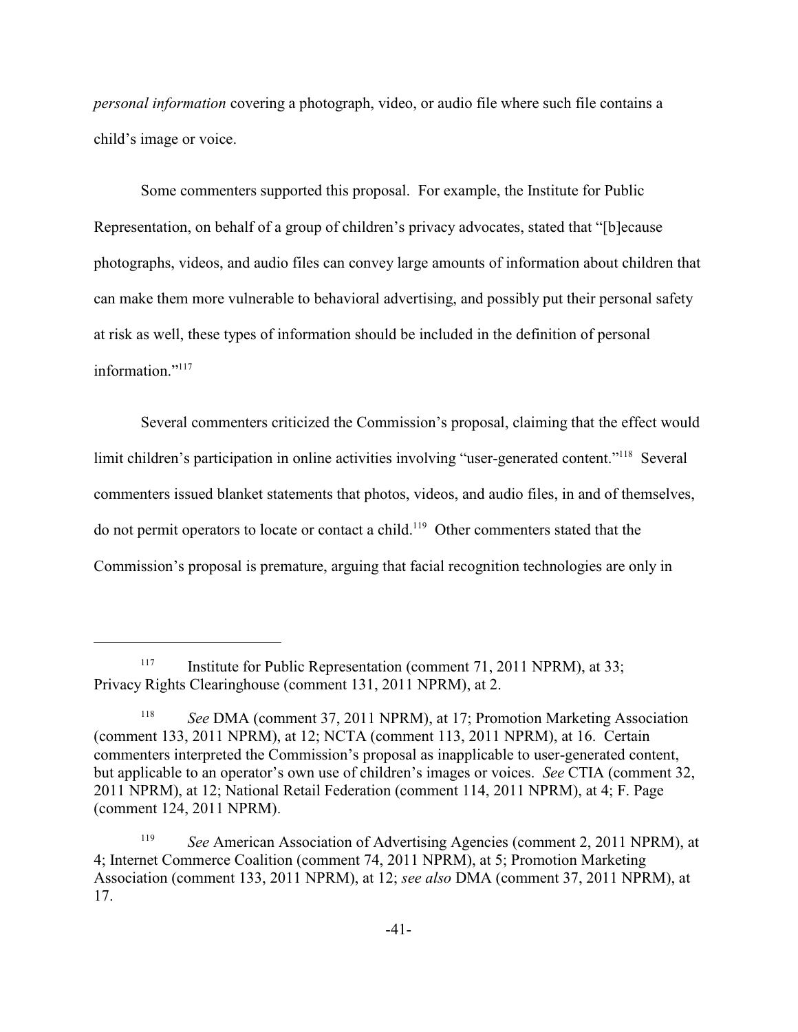*personal information* covering a photograph, video, or audio file where such file contains a child's image or voice.

Some commenters supported this proposal. For example, the Institute for Public Representation, on behalf of a group of children's privacy advocates, stated that "[b]ecause photographs, videos, and audio files can convey large amounts of information about children that can make them more vulnerable to behavioral advertising, and possibly put their personal safety at risk as well, these types of information should be included in the definition of personal information."[117]

Several commenters criticized the Commission's proposal, claiming that the effect would limit children's participation in online activities involving "user-generated content."[118] Several commenters issued blanket statements that photos, videos, and audio files, in and of themselves, do not permit operators to locate or contact a child.[119] Other commenters stated that the Commission's proposal is premature, arguing that facial recognition technologies are only in

---

[117] Institute for Public Representation (comment 71, 2011 NPRM), at 33; Privacy Rights Clearinghouse (comment 131, 2011 NPRM), at 2.

[118] *See* DMA (comment 37, 2011 NPRM), at 17; Promotion Marketing Association (comment 133, 2011 NPRM), at 12; NCTA (comment 113, 2011 NPRM), at 16. Certain commenters interpreted the Commission's proposal as inapplicable to user-generated content, but applicable to an operator's own use of children's images or voices. *See* CTIA (comment 32, 2011 NPRM), at 12; National Retail Federation (comment 114, 2011 NPRM), at 4; F. Page (comment 124, 2011 NPRM).

[119] *See* American Association of Advertising Agencies (comment 2, 2011 NPRM), at 4; Internet Commerce Coalition (comment 74, 2011 NPRM), at 5; Promotion Marketing Association (comment 133, 2011 NPRM), at 12; *see also* DMA (comment 37, 2011 NPRM), at 17.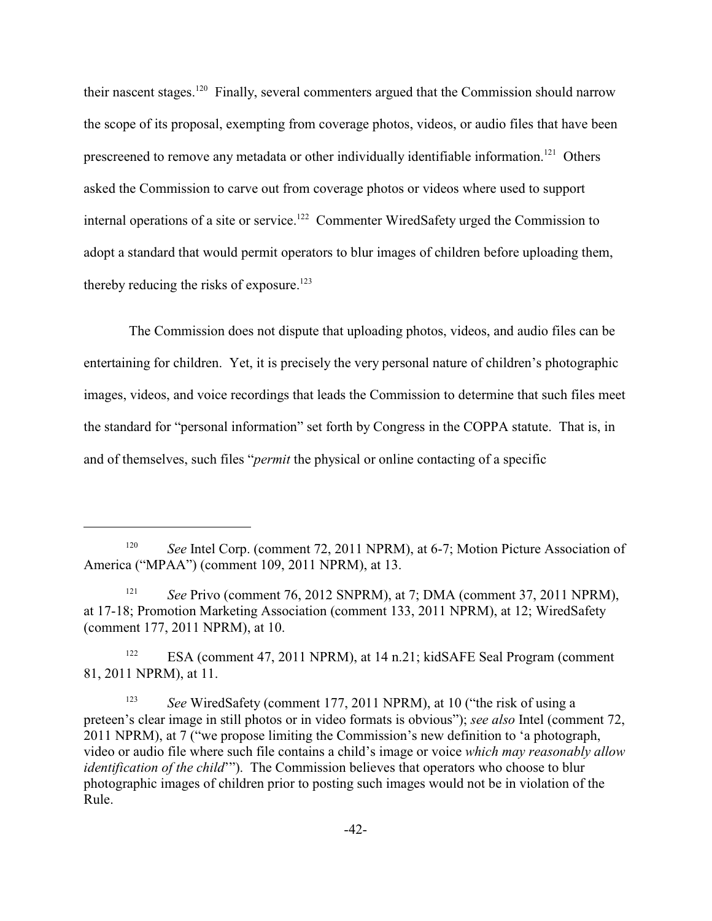their nascent stages.[120] Finally, several commenters argued that the Commission should narrow the scope of its proposal, exempting from coverage photos, videos, or audio files that have been prescreened to remove any metadata or other individually identifiable information.[121] Others asked the Commission to carve out from coverage photos or videos where used to support internal operations of a site or service.[122] Commenter WiredSafety urged the Commission to adopt a standard that would permit operators to blur images of children before uploading them, thereby reducing the risks of exposure.[123]

The Commission does not dispute that uploading photos, videos, and audio files can be entertaining for children. Yet, it is precisely the very personal nature of children's photographic images, videos, and voice recordings that leads the Commission to determine that such files meet the standard for "personal information" set forth by Congress in the COPPA statute. That is, in and of themselves, such files "*permit* the physical or online contacting of a specific

---

[120] *See* Intel Corp. (comment 72, 2011 NPRM), at 6-7; Motion Picture Association of America ("MPAA") (comment 109, 2011 NPRM), at 13.

[121] *See* Privo (comment 76, 2012 SNPRM), at 7; DMA (comment 37, 2011 NPRM), at 17-18; Promotion Marketing Association (comment 133, 2011 NPRM), at 12; WiredSafety (comment 177, 2011 NPRM), at 10.

[122] ESA (comment 47, 2011 NPRM), at 14 n.21; kidSAFE Seal Program (comment 81, 2011 NPRM), at 11.

[123] *See* WiredSafety (comment 177, 2011 NPRM), at 10 ("the risk of using a preteen's clear image in still photos or in video formats is obvious"); *see also* Intel (comment 72, 2011 NPRM), at 7 ("we propose limiting the Commission's new definition to 'a photograph, video or audio file where such file contains a child's image or voice *which may reasonably allow identification of the child*'"). The Commission believes that operators who choose to blur photographic images of children prior to posting such images would not be in violation of the Rule.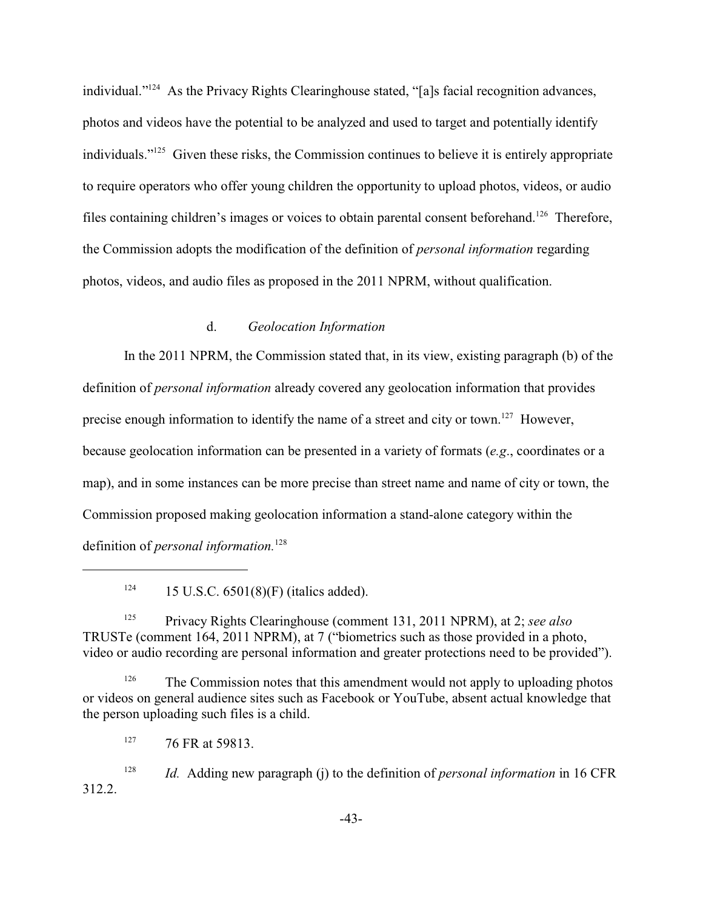individual."[124] As the Privacy Rights Clearinghouse stated, "[a]s facial recognition advances, photos and videos have the potential to be analyzed and used to target and potentially identify individuals."[125] Given these risks, the Commission continues to believe it is entirely appropriate to require operators who offer young children the opportunity to upload photos, videos, or audio files containing children's images or voices to obtain parental consent beforehand.[126] Therefore, the Commission adopts the modification of the definition of *personal information* regarding photos, videos, and audio files as proposed in the 2011 NPRM, without qualification.

#### d. *Geolocation Information*

In the 2011 NPRM, the Commission stated that, in its view, existing paragraph (b) of the definition of *personal information* already covered any geolocation information that provides precise enough information to identify the name of a street and city or town.[127] However, because geolocation information can be presented in a variety of formats (*e.g*., coordinates or a map), and in some instances can be more precise than street name and name of city or town, the Commission proposed making geolocation information a stand-alone category within the definition of *personal information.*[128]

---

[124] 15 U.S.C. 6501(8)(F) (italics added).

[125] Privacy Rights Clearinghouse (comment 131, 2011 NPRM), at 2; *see also* TRUSTe (comment 164, 2011 NPRM), at 7 ("biometrics such as those provided in a photo, video or audio recording are personal information and greater protections need to be provided").

[126] The Commission notes that this amendment would not apply to uploading photos or videos on general audience sites such as Facebook or YouTube, absent actual knowledge that the person uploading such files is a child.

[127] 76 FR at 59813.

[128] *Id.* Adding new paragraph (j) to the definition of *personal information* in 16 CFR 312.2.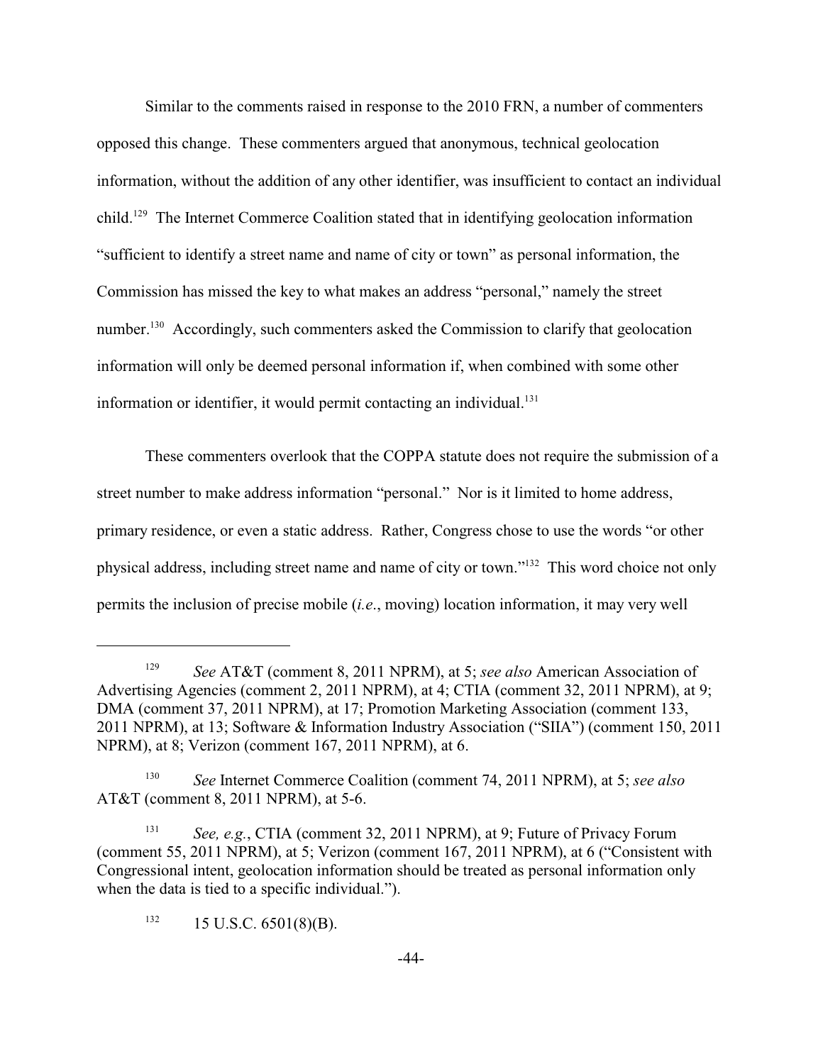Similar to the comments raised in response to the 2010 FRN, a number of commenters opposed this change. These commenters argued that anonymous, technical geolocation information, without the addition of any other identifier, was insufficient to contact an individual child.[129] The Internet Commerce Coalition stated that in identifying geolocation information "sufficient to identify a street name and name of city or town" as personal information, the Commission has missed the key to what makes an address "personal," namely the street number.[130] Accordingly, such commenters asked the Commission to clarify that geolocation information will only be deemed personal information if, when combined with some other information or identifier, it would permit contacting an individual.[131]

These commenters overlook that the COPPA statute does not require the submission of a street number to make address information "personal." Nor is it limited to home address, primary residence, or even a static address. Rather, Congress chose to use the words "or other physical address, including street name and name of city or town."[132] This word choice not only permits the inclusion of precise mobile (*i.e.*, moving) location information, it may very well

---

[129] *See* AT&T (comment 8, 2011 NPRM), at 5; *see also* American Association of Advertising Agencies (comment 2, 2011 NPRM), at 4; CTIA (comment 32, 2011 NPRM), at 9; DMA (comment 37, 2011 NPRM), at 17; Promotion Marketing Association (comment 133, 2011 NPRM), at 13; Software & Information Industry Association ("SIIA") (comment 150, 2011 NPRM), at 8; Verizon (comment 167, 2011 NPRM), at 6.

[130] *See* Internet Commerce Coalition (comment 74, 2011 NPRM), at 5; *see also* AT&T (comment 8, 2011 NPRM), at 5-6.

[131] *See, e.g.*, CTIA (comment 32, 2011 NPRM), at 9; Future of Privacy Forum (comment 55, 2011 NPRM), at 5; Verizon (comment 167, 2011 NPRM), at 6 ("Consistent with Congressional intent, geolocation information should be treated as personal information only when the data is tied to a specific individual.").

[132] 15 U.S.C. 6501(8)(B).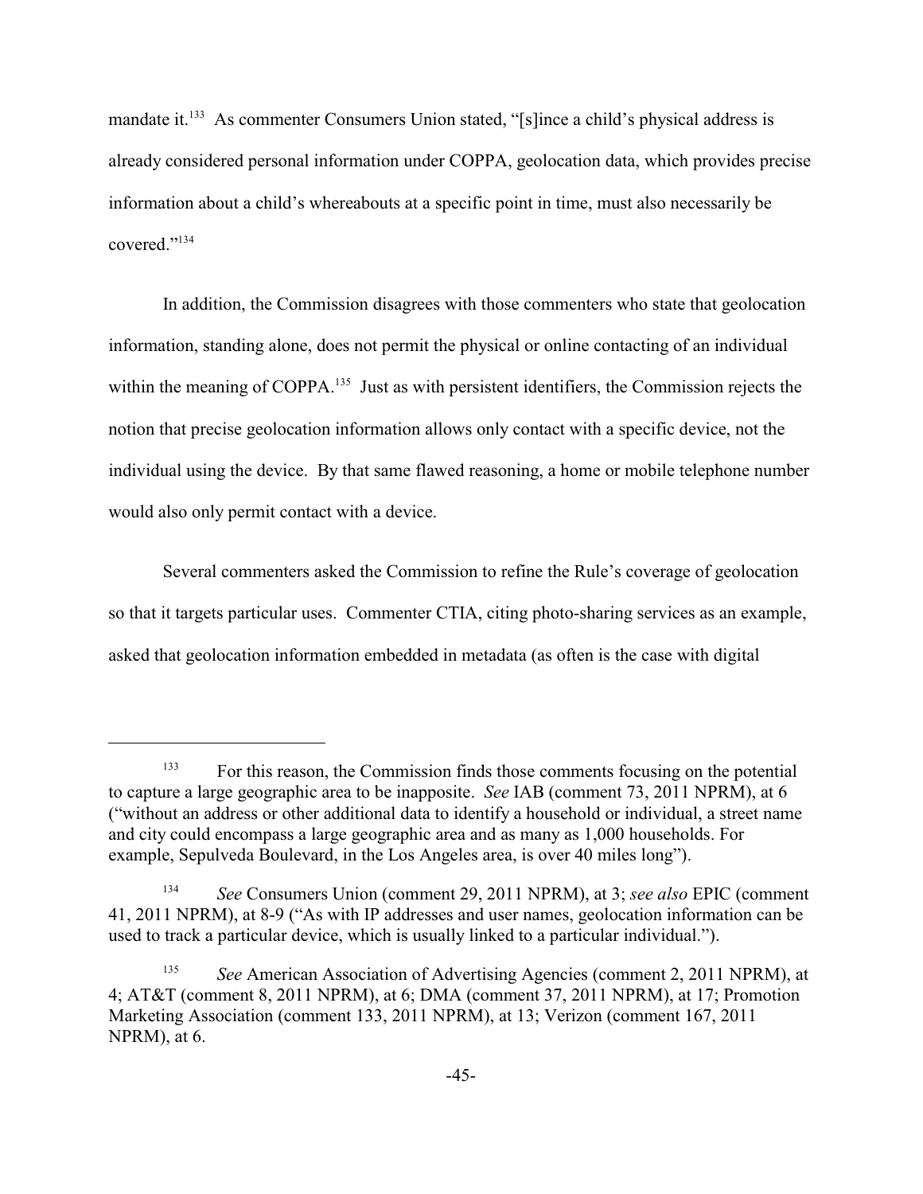mandate it.[133] As commenter Consumers Union stated, "[s]ince a child's physical address is already considered personal information under COPPA, geolocation data, which provides precise information about a child's whereabouts at a specific point in time, must also necessarily be covered."[134]

In addition, the Commission disagrees with those commenters who state that geolocation information, standing alone, does not permit the physical or online contacting of an individual within the meaning of COPPA.[135] Just as with persistent identifiers, the Commission rejects the notion that precise geolocation information allows only contact with a specific device, not the individual using the device. By that same flawed reasoning, a home or mobile telephone number would also only permit contact with a device.

Several commenters asked the Commission to refine the Rule's coverage of geolocation so that it targets particular uses. Commenter CTIA, citing photo-sharing services as an example, asked that geolocation information embedded in metadata (as often is the case with digital

---

[133] For this reason, the Commission finds those comments focusing on the potential to capture a large geographic area to be inapposite. *See* IAB (comment 73, 2011 NPRM), at 6 ("without an address or other additional data to identify a household or individual, a street name and city could encompass a large geographic area and as many as 1,000 households. For example, Sepulveda Boulevard, in the Los Angeles area, is over 40 miles long").

[134] *See* Consumers Union (comment 29, 2011 NPRM), at 3; *see also* EPIC (comment 41, 2011 NPRM), at 8-9 ("As with IP addresses and user names, geolocation information can be used to track a particular device, which is usually linked to a particular individual.").

[135] *See* American Association of Advertising Agencies (comment 2, 2011 NPRM), at 4; AT&T (comment 8, 2011 NPRM), at 6; DMA (comment 37, 2011 NPRM), at 17; Promotion Marketing Association (comment 133, 2011 NPRM), at 13; Verizon (comment 167, 2011 NPRM), at 6.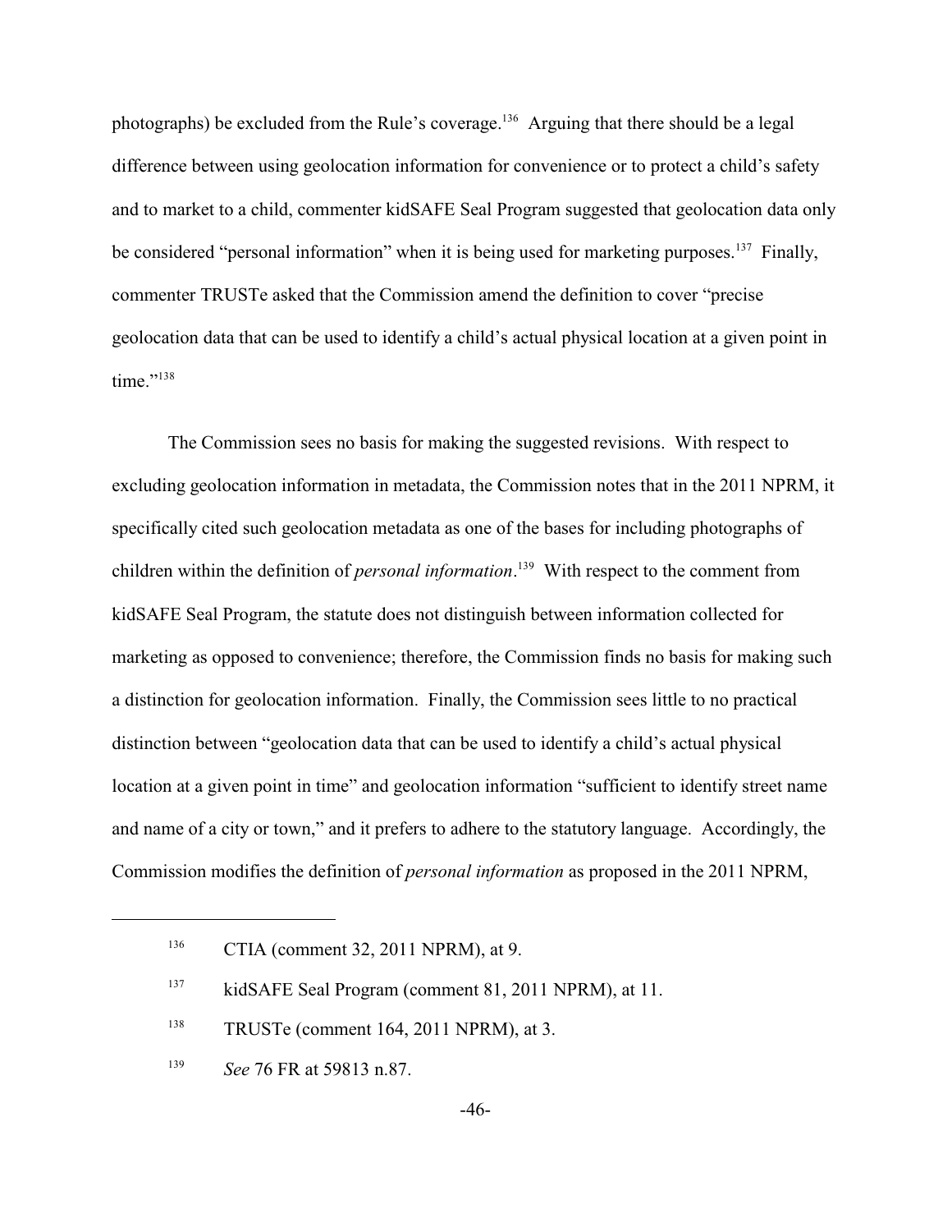photographs) be excluded from the Rule's coverage.[136] Arguing that there should be a legal difference between using geolocation information for convenience or to protect a child's safety and to market to a child, commenter kidSAFE Seal Program suggested that geolocation data only be considered "personal information" when it is being used for marketing purposes.[137] Finally, commenter TRUSTe asked that the Commission amend the definition to cover "precise geolocation data that can be used to identify a child's actual physical location at a given point in time."[138]

The Commission sees no basis for making the suggested revisions. With respect to excluding geolocation information in metadata, the Commission notes that in the 2011 NPRM, it specifically cited such geolocation metadata as one of the bases for including photographs of children within the definition of *personal information*.[139] With respect to the comment from kidSAFE Seal Program, the statute does not distinguish between information collected for marketing as opposed to convenience; therefore, the Commission finds no basis for making such a distinction for geolocation information. Finally, the Commission sees little to no practical distinction between "geolocation data that can be used to identify a child's actual physical location at a given point in time" and geolocation information "sufficient to identify street name and name of a city or town," and it prefers to adhere to the statutory language. Accordingly, the Commission modifies the definition of *personal information* as proposed in the 2011 NPRM,

---

[136] CTIA (comment 32, 2011 NPRM), at 9.

[137] kidSAFE Seal Program (comment 81, 2011 NPRM), at 11.

[138] TRUSTe (comment 164, 2011 NPRM), at 3.

[139] *See* 76 FR at 59813 n.87.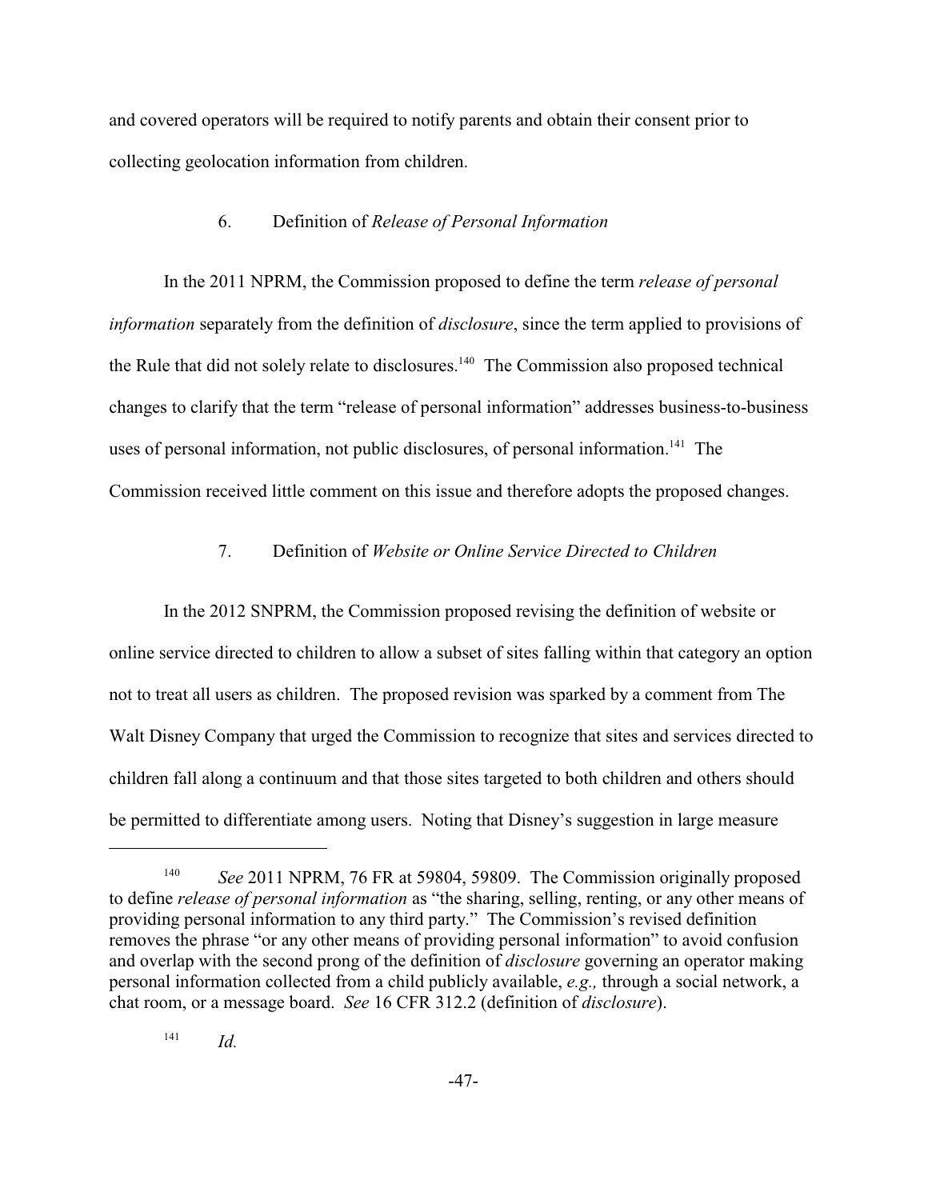and covered operators will be required to notify parents and obtain their consent prior to collecting geolocation information from children.

### 6. Definition of *Release of Personal Information*

In the 2011 NPRM, the Commission proposed to define the term *release of personal information* separately from the definition of *disclosure*, since the term applied to provisions of the Rule that did not solely relate to disclosures.[140] The Commission also proposed technical changes to clarify that the term "release of personal information" addresses business-to-business uses of personal information, not public disclosures, of personal information.[141] The Commission received little comment on this issue and therefore adopts the proposed changes.

### 7. Definition of *Website or Online Service Directed to Children*

In the 2012 SNPRM, the Commission proposed revising the definition of website or online service directed to children to allow a subset of sites falling within that category an option not to treat all users as children. The proposed revision was sparked by a comment from The Walt Disney Company that urged the Commission to recognize that sites and services directed to children fall along a continuum and that those sites targeted to both children and others should be permitted to differentiate among users. Noting that Disney's suggestion in large measure

---

[140] *See* 2011 NPRM, 76 FR at 59804, 59809. The Commission originally proposed to define *release of personal information* as "the sharing, selling, renting, or any other means of providing personal information to any third party." The Commission's revised definition removes the phrase "or any other means of providing personal information" to avoid confusion and overlap with the second prong of the definition of *disclosure* governing an operator making personal information collected from a child publicly available, *e.g.,* through a social network, a chat room, or a message board. *See* 16 CFR 312.2 (definition of *disclosure*).

[141] *Id.*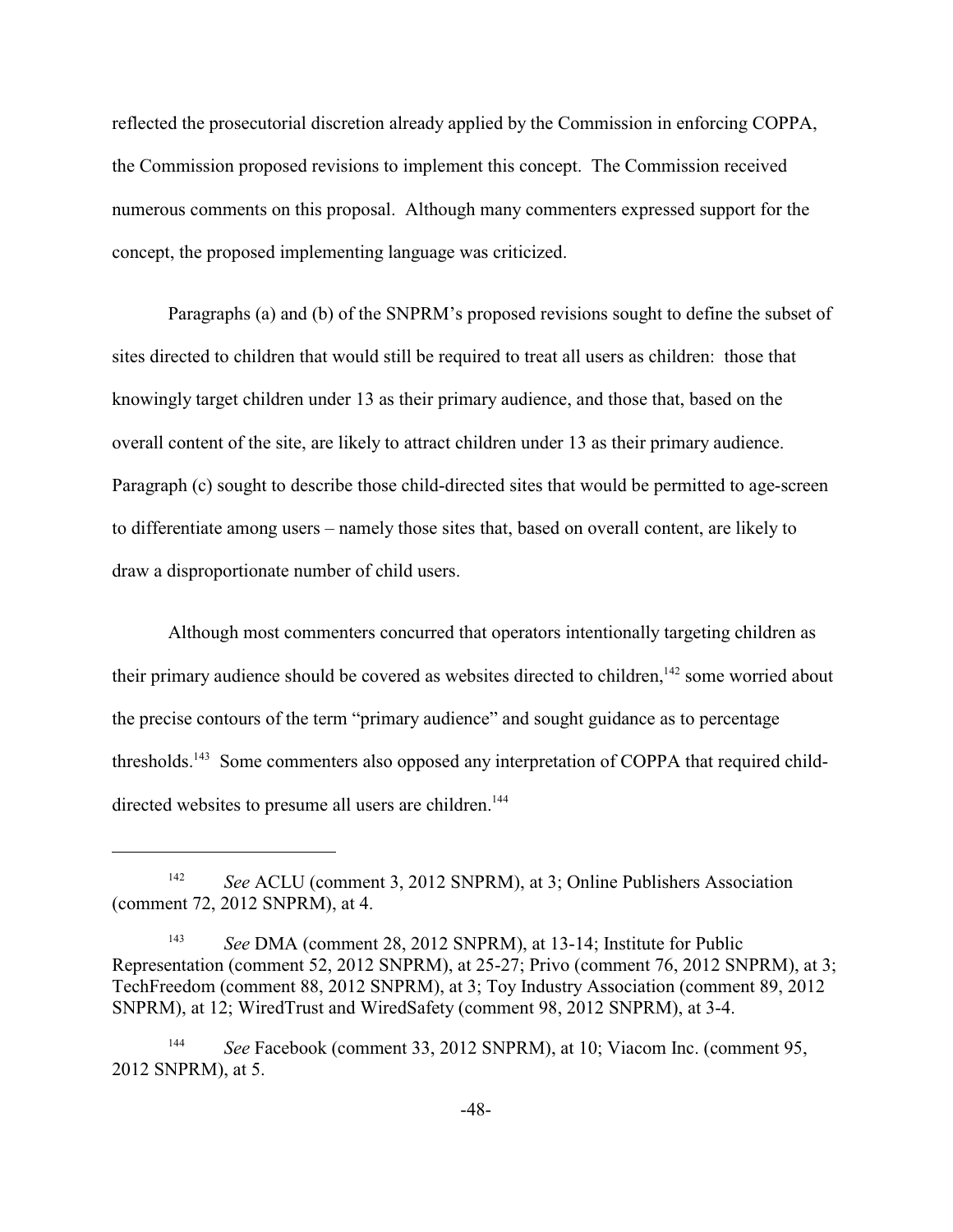reflected the prosecutorial discretion already applied by the Commission in enforcing COPPA, the Commission proposed revisions to implement this concept. The Commission received numerous comments on this proposal. Although many commenters expressed support for the concept, the proposed implementing language was criticized.

Paragraphs (a) and (b) of the SNPRM's proposed revisions sought to define the subset of sites directed to children that would still be required to treat all users as children: those that knowingly target children under 13 as their primary audience, and those that, based on the overall content of the site, are likely to attract children under 13 as their primary audience. Paragraph (c) sought to describe those child-directed sites that would be permitted to age-screen to differentiate among users – namely those sites that, based on overall content, are likely to draw a disproportionate number of child users.

Although most commenters concurred that operators intentionally targeting children as their primary audience should be covered as websites directed to children,[142] some worried about the precise contours of the term "primary audience" and sought guidance as to percentage thresholds.[143] Some commenters also opposed any interpretation of COPPA that required child-directed websites to presume all users are children.[144]

---

[142] *See* ACLU (comment 3, 2012 SNPRM), at 3; Online Publishers Association (comment 72, 2012 SNPRM), at 4.

[143] *See* DMA (comment 28, 2012 SNPRM), at 13-14; Institute for Public Representation (comment 52, 2012 SNPRM), at 25-27; Privo (comment 76, 2012 SNPRM), at 3; TechFreedom (comment 88, 2012 SNPRM), at 3; Toy Industry Association (comment 89, 2012 SNPRM), at 12; WiredTrust and WiredSafety (comment 98, 2012 SNPRM), at 3-4.

[144] *See* Facebook (comment 33, 2012 SNPRM), at 10; Viacom Inc. (comment 95, 2012 SNPRM), at 5.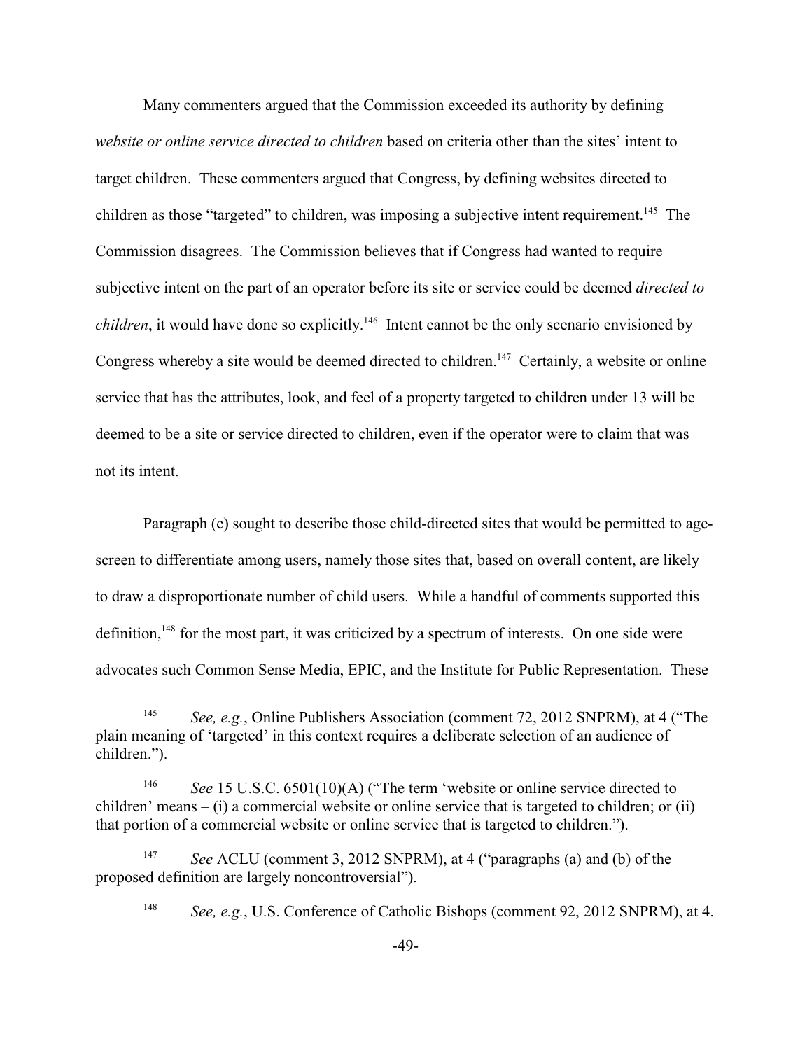Many commenters argued that the Commission exceeded its authority by defining *website or online service directed to children* based on criteria other than the sites' intent to target children. These commenters argued that Congress, by defining websites directed to children as those "targeted" to children, was imposing a subjective intent requirement.[145] The Commission disagrees. The Commission believes that if Congress had wanted to require subjective intent on the part of an operator before its site or service could be deemed *directed to children*, it would have done so explicitly.[146] Intent cannot be the only scenario envisioned by Congress whereby a site would be deemed directed to children.[147] Certainly, a website or online service that has the attributes, look, and feel of a property targeted to children under 13 will be deemed to be a site or service directed to children, even if the operator were to claim that was not its intent.

Paragraph (c) sought to describe those child-directed sites that would be permitted to age-screen to differentiate among users, namely those sites that, based on overall content, are likely to draw a disproportionate number of child users. While a handful of comments supported this definition,[148] for the most part, it was criticized by a spectrum of interests. On one side were advocates such Common Sense Media, EPIC, and the Institute for Public Representation. These

---

[145] *See, e.g.*, Online Publishers Association (comment 72, 2012 SNPRM), at 4 ("The plain meaning of 'targeted' in this context requires a deliberate selection of an audience of children.").

[146] *See* 15 U.S.C. 6501(10)(A) ("The term 'website or online service directed to children' means – (i) a commercial website or online service that is targeted to children; or (ii) that portion of a commercial website or online service that is targeted to children.").

[147] *See* ACLU (comment 3, 2012 SNPRM), at 4 ("paragraphs (a) and (b) of the proposed definition are largely noncontroversial").

[148] *See, e.g.*, U.S. Conference of Catholic Bishops (comment 92, 2012 SNPRM), at 4.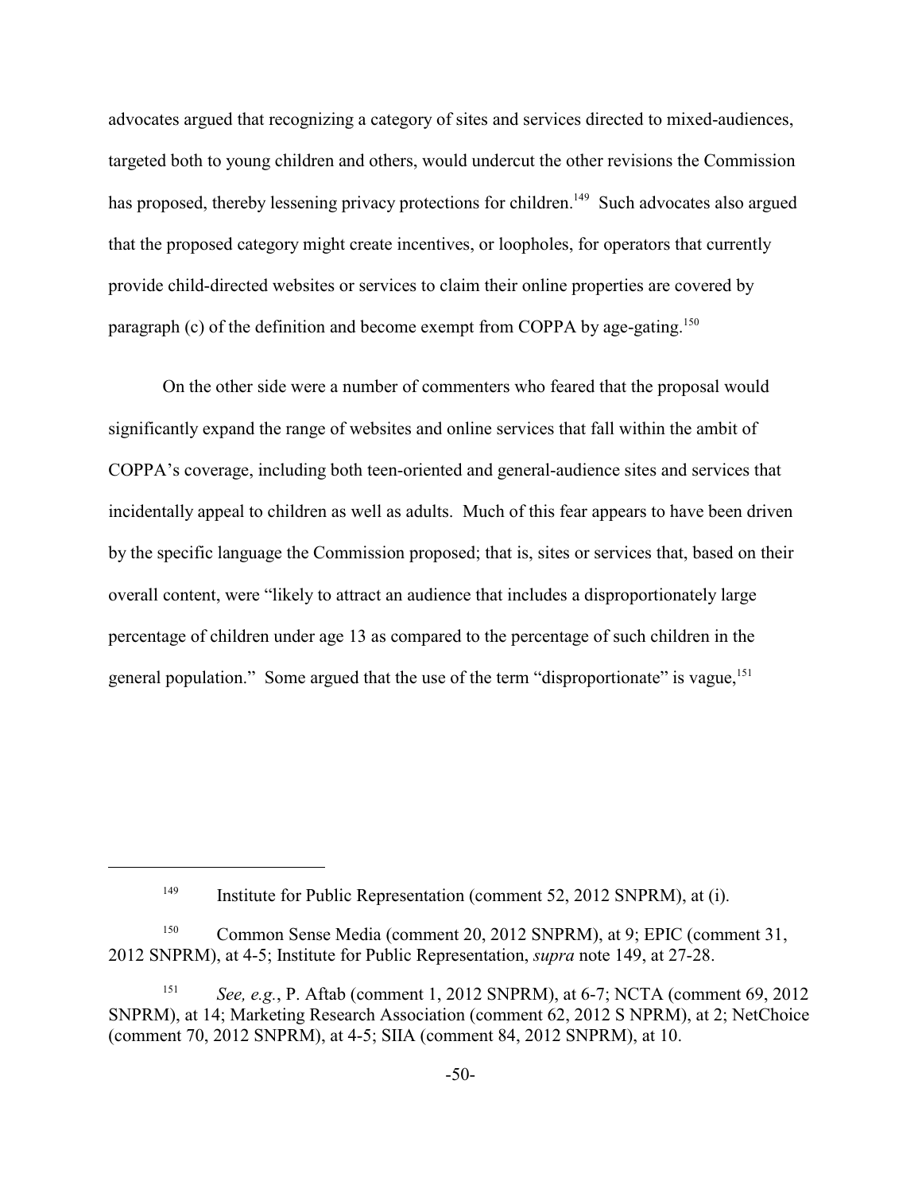advocates argued that recognizing a category of sites and services directed to mixed-audiences, targeted both to young children and others, would undercut the other revisions the Commission has proposed, thereby lessening privacy protections for children.[149] Such advocates also argued that the proposed category might create incentives, or loopholes, for operators that currently provide child-directed websites or services to claim their online properties are covered by paragraph (c) of the definition and become exempt from COPPA by age-gating.[150]

On the other side were a number of commenters who feared that the proposal would significantly expand the range of websites and online services that fall within the ambit of COPPA's coverage, including both teen-oriented and general-audience sites and services that incidentally appeal to children as well as adults. Much of this fear appears to have been driven by the specific language the Commission proposed; that is, sites or services that, based on their overall content, were "likely to attract an audience that includes a disproportionately large percentage of children under age 13 as compared to the percentage of such children in the general population." Some argued that the use of the term "disproportionate" is vague,[151]

---

[149] Institute for Public Representation (comment 52, 2012 SNPRM), at (i).

[150] Common Sense Media (comment 20, 2012 SNPRM), at 9; EPIC (comment 31, 2012 SNPRM), at 4-5; Institute for Public Representation, *supra* note 149, at 27-28.

[151] *See, e.g.*, P. Aftab (comment 1, 2012 SNPRM), at 6-7; NCTA (comment 69, 2012 SNPRM), at 14; Marketing Research Association (comment 62, 2012 S NPRM), at 2; NetChoice (comment 70, 2012 SNPRM), at 4-5; SIIA (comment 84, 2012 SNPRM), at 10.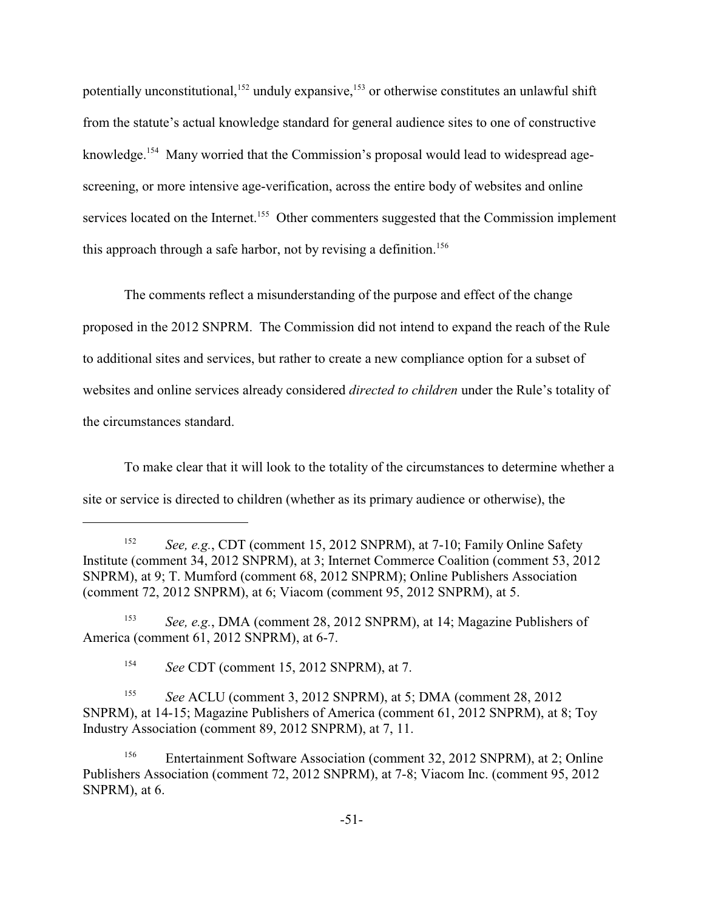potentially unconstitutional,[152] unduly expansive,[153] or otherwise constitutes an unlawful shift from the statute's actual knowledge standard for general audience sites to one of constructive knowledge.[154] Many worried that the Commission's proposal would lead to widespread age-screening, or more intensive age-verification, across the entire body of websites and online services located on the Internet.[155] Other commenters suggested that the Commission implement this approach through a safe harbor, not by revising a definition.[156]

The comments reflect a misunderstanding of the purpose and effect of the change proposed in the 2012 SNPRM. The Commission did not intend to expand the reach of the Rule to additional sites and services, but rather to create a new compliance option for a subset of websites and online services already considered *directed to children* under the Rule's totality of the circumstances standard.

To make clear that it will look to the totality of the circumstances to determine whether a site or service is directed to children (whether as its primary audience or otherwise), the

---

[152] *See, e.g.*, CDT (comment 15, 2012 SNPRM), at 7-10; Family Online Safety Institute (comment 34, 2012 SNPRM), at 3; Internet Commerce Coalition (comment 53, 2012 SNPRM), at 9; T. Mumford (comment 68, 2012 SNPRM); Online Publishers Association (comment 72, 2012 SNPRM), at 6; Viacom (comment 95, 2012 SNPRM), at 5.

[153] *See, e.g.*, DMA (comment 28, 2012 SNPRM), at 14; Magazine Publishers of America (comment 61, 2012 SNPRM), at 6-7.

[154] *See* CDT (comment 15, 2012 SNPRM), at 7.

[155] *See* ACLU (comment 3, 2012 SNPRM), at 5; DMA (comment 28, 2012 SNPRM), at 14-15; Magazine Publishers of America (comment 61, 2012 SNPRM), at 8; Toy Industry Association (comment 89, 2012 SNPRM), at 7, 11.

[156] Entertainment Software Association (comment 32, 2012 SNPRM), at 2; Online Publishers Association (comment 72, 2012 SNPRM), at 7-8; Viacom Inc. (comment 95, 2012 SNPRM), at 6.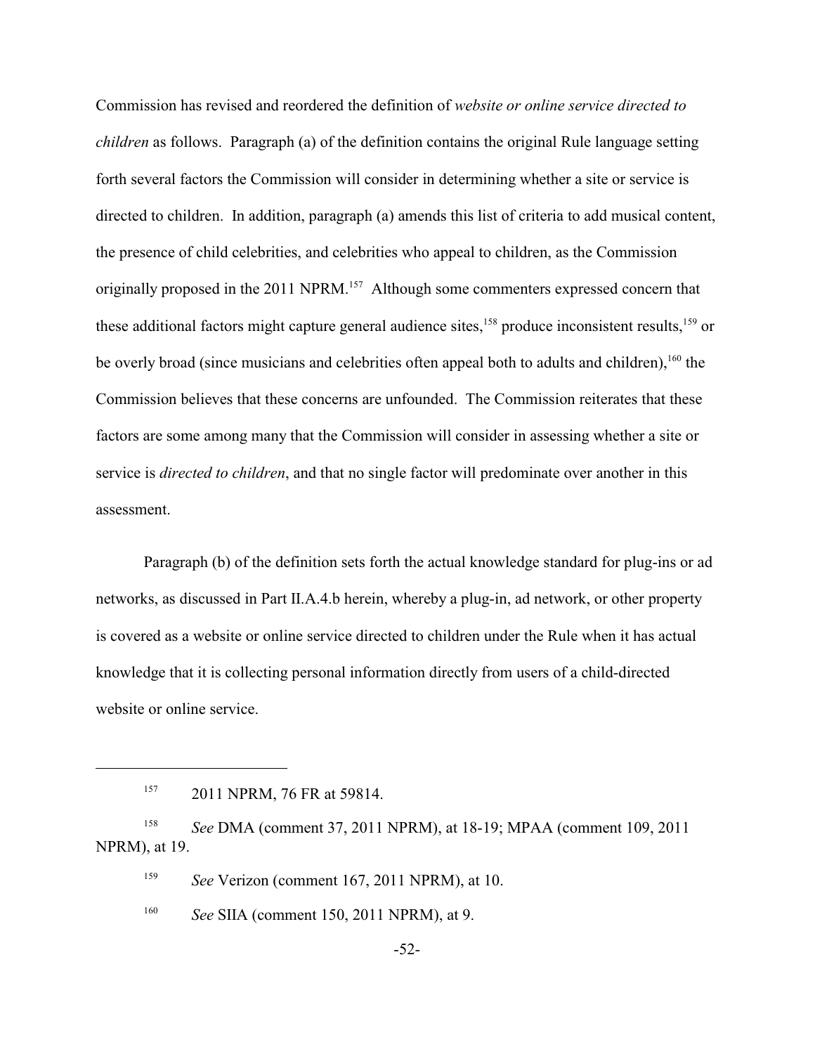Commission has revised and reordered the definition of *website or online service directed to children* as follows. Paragraph (a) of the definition contains the original Rule language setting forth several factors the Commission will consider in determining whether a site or service is directed to children. In addition, paragraph (a) amends this list of criteria to add musical content, the presence of child celebrities, and celebrities who appeal to children, as the Commission originally proposed in the 2011 NPRM.[157] Although some commenters expressed concern that these additional factors might capture general audience sites,[158] produce inconsistent results,[159] or be overly broad (since musicians and celebrities often appeal both to adults and children),[160] the Commission believes that these concerns are unfounded. The Commission reiterates that these factors are some among many that the Commission will consider in assessing whether a site or service is *directed to children*, and that no single factor will predominate over another in this assessment.

Paragraph (b) of the definition sets forth the actual knowledge standard for plug-ins or ad networks, as discussed in Part II.A.4.b herein, whereby a plug-in, ad network, or other property is covered as a website or online service directed to children under the Rule when it has actual knowledge that it is collecting personal information directly from users of a child-directed website or online service.

---

[157] 2011 NPRM, 76 FR at 59814.

[158] *See* DMA (comment 37, 2011 NPRM), at 18-19; MPAA (comment 109, 2011 NPRM), at 19.

[159] *See* Verizon (comment 167, 2011 NPRM), at 10.

[160] *See* SIIA (comment 150, 2011 NPRM), at 9.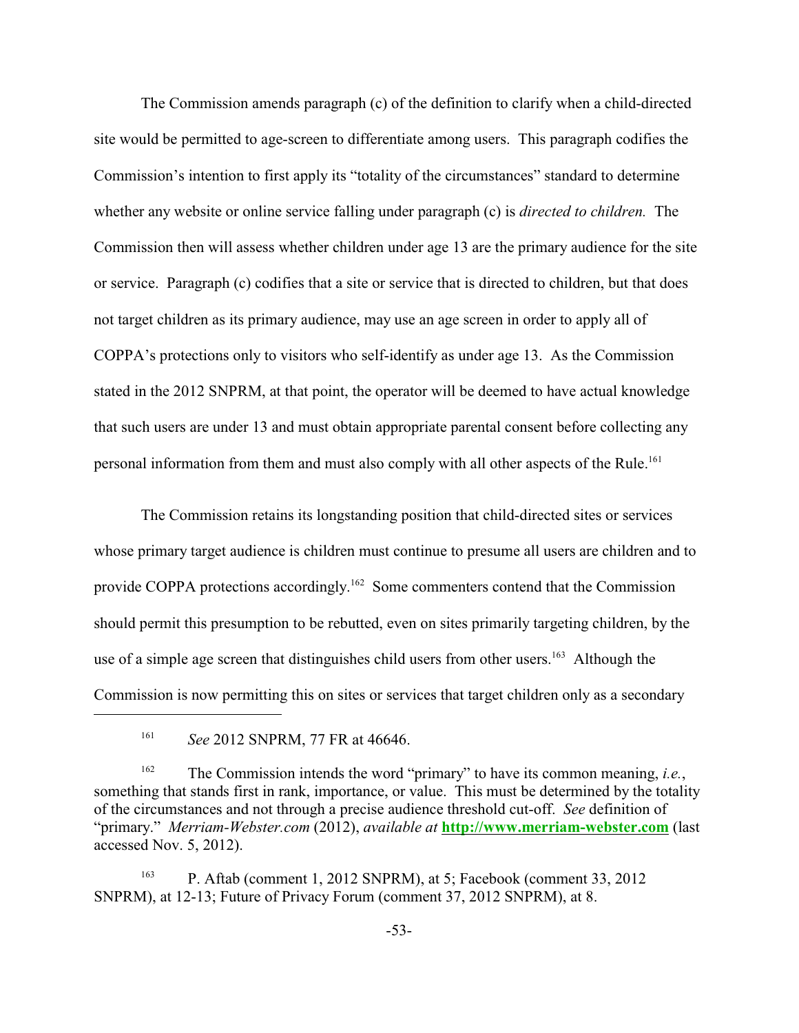The Commission amends paragraph (c) of the definition to clarify when a child-directed site would be permitted to age-screen to differentiate among users. This paragraph codifies the Commission's intention to first apply its "totality of the circumstances" standard to determine whether any website or online service falling under paragraph (c) is *directed to children.* The Commission then will assess whether children under age 13 are the primary audience for the site or service. Paragraph (c) codifies that a site or service that is directed to children, but that does not target children as its primary audience, may use an age screen in order to apply all of COPPA's protections only to visitors who self-identify as under age 13. As the Commission stated in the 2012 SNPRM, at that point, the operator will be deemed to have actual knowledge that such users are under 13 and must obtain appropriate parental consent before collecting any personal information from them and must also comply with all other aspects of the Rule.[161]

The Commission retains its longstanding position that child-directed sites or services whose primary target audience is children must continue to presume all users are children and to provide COPPA protections accordingly.[162] Some commenters contend that the Commission should permit this presumption to be rebutted, even on sites primarily targeting children, by the use of a simple age screen that distinguishes child users from other users.[163] Although the Commission is now permitting this on sites or services that target children only as a secondary

---

[161] *See* 2012 SNPRM, 77 FR at 46646.

[162] The Commission intends the word "primary" to have its common meaning, *i.e.*, something that stands first in rank, importance, or value. This must be determined by the totality of the circumstances and not through a precise audience threshold cut-off. *See* definition of "primary." *Merriam-Webster.com* (2012), *available at* **http://www.merriam-webster.com** (last accessed Nov. 5, 2012).

[163] P. Aftab (comment 1, 2012 SNPRM), at 5; Facebook (comment 33, 2012 SNPRM), at 12-13; Future of Privacy Forum (comment 37, 2012 SNPRM), at 8.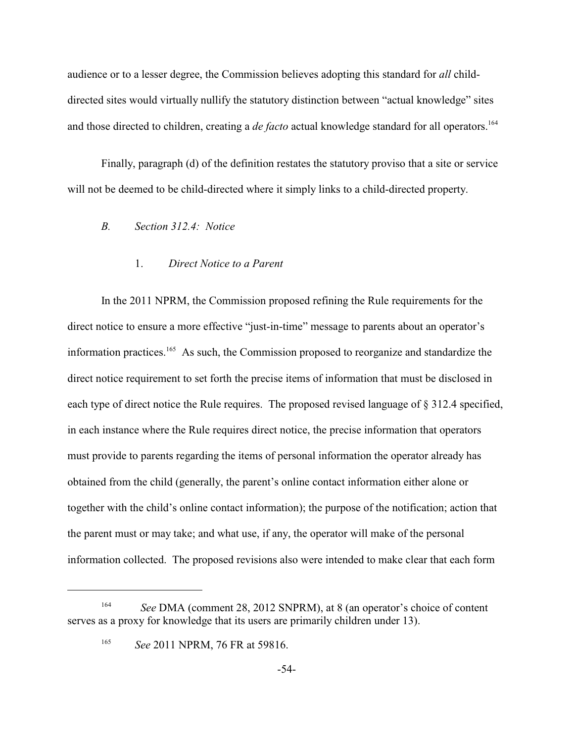audience or to a lesser degree, the Commission believes adopting this standard for *all* child-directed sites would virtually nullify the statutory distinction between "actual knowledge" sites and those directed to children, creating a *de facto* actual knowledge standard for all operators.[164]

Finally, paragraph (d) of the definition restates the statutory proviso that a site or service will not be deemed to be child-directed where it simply links to a child-directed property.

### *B. Section 312.4: Notice*

#### 1. *Direct Notice to a Parent*

In the 2011 NPRM, the Commission proposed refining the Rule requirements for the direct notice to ensure a more effective "just-in-time" message to parents about an operator's information practices.[165] As such, the Commission proposed to reorganize and standardize the direct notice requirement to set forth the precise items of information that must be disclosed in each type of direct notice the Rule requires. The proposed revised language of § 312.4 specified, in each instance where the Rule requires direct notice, the precise information that operators must provide to parents regarding the items of personal information the operator already has obtained from the child (generally, the parent's online contact information either alone or together with the child's online contact information); the purpose of the notification; action that the parent must or may take; and what use, if any, the operator will make of the personal information collected. The proposed revisions also were intended to make clear that each form

---

[164] *See* DMA (comment 28, 2012 SNPRM), at 8 (an operator's choice of content serves as a proxy for knowledge that its users are primarily children under 13).

[165] *See* 2011 NPRM, 76 FR at 59816.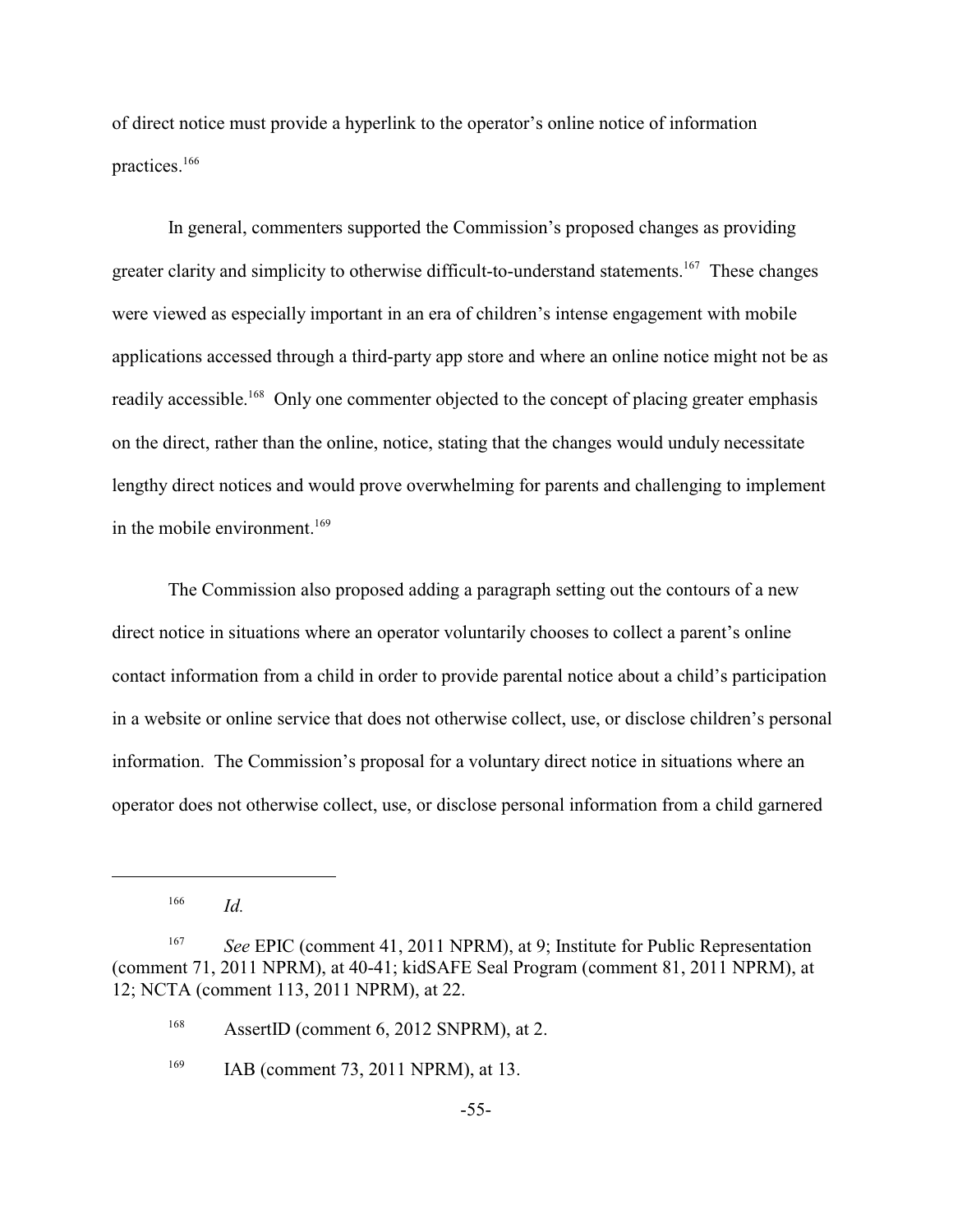of direct notice must provide a hyperlink to the operator's online notice of information practices.[166]

In general, commenters supported the Commission's proposed changes as providing greater clarity and simplicity to otherwise difficult-to-understand statements.[167] These changes were viewed as especially important in an era of children's intense engagement with mobile applications accessed through a third-party app store and where an online notice might not be as readily accessible.[168] Only one commenter objected to the concept of placing greater emphasis on the direct, rather than the online, notice, stating that the changes would unduly necessitate lengthy direct notices and would prove overwhelming for parents and challenging to implement in the mobile environment.[169]

The Commission also proposed adding a paragraph setting out the contours of a new direct notice in situations where an operator voluntarily chooses to collect a parent's online contact information from a child in order to provide parental notice about a child's participation in a website or online service that does not otherwise collect, use, or disclose children's personal information. The Commission's proposal for a voluntary direct notice in situations where an operator does not otherwise collect, use, or disclose personal information from a child garnered

---

[166] *Id.*

[167] *See* EPIC (comment 41, 2011 NPRM), at 9; Institute for Public Representation (comment 71, 2011 NPRM), at 40-41; kidSAFE Seal Program (comment 81, 2011 NPRM), at 12; NCTA (comment 113, 2011 NPRM), at 22.

[168] AssertID (comment 6, 2012 SNPRM), at 2.

[169] IAB (comment 73, 2011 NPRM), at 13.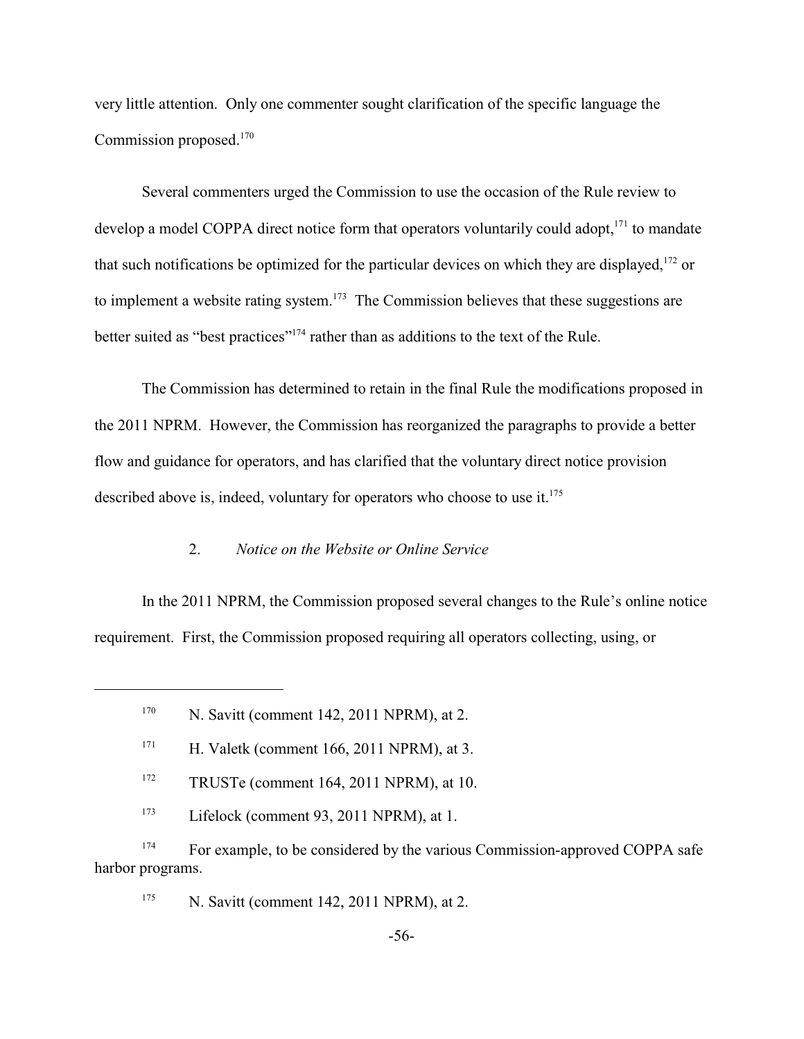very little attention. Only one commenter sought clarification of the specific language the Commission proposed.[170]

Several commenters urged the Commission to use the occasion of the Rule review to develop a model COPPA direct notice form that operators voluntarily could adopt,[171] to mandate that such notifications be optimized for the particular devices on which they are displayed,[172] or to implement a website rating system.[173] The Commission believes that these suggestions are better suited as "best practices"[174] rather than as additions to the text of the Rule.

The Commission has determined to retain in the final Rule the modifications proposed in the 2011 NPRM. However, the Commission has reorganized the paragraphs to provide a better flow and guidance for operators, and has clarified that the voluntary direct notice provision described above is, indeed, voluntary for operators who choose to use it.[175]

### 2. *Notice on the Website or Online Service*

In the 2011 NPRM, the Commission proposed several changes to the Rule's online notice requirement. First, the Commission proposed requiring all operators collecting, using, or

---

[170] N. Savitt (comment 142, 2011 NPRM), at 2.

[171] H. Valetk (comment 166, 2011 NPRM), at 3.

[172] TRUSTe (comment 164, 2011 NPRM), at 10.

[173] Lifelock (comment 93, 2011 NPRM), at 1.

[174] For example, to be considered by the various Commission-approved COPPA safe harbor programs.

[175] N. Savitt (comment 142, 2011 NPRM), at 2.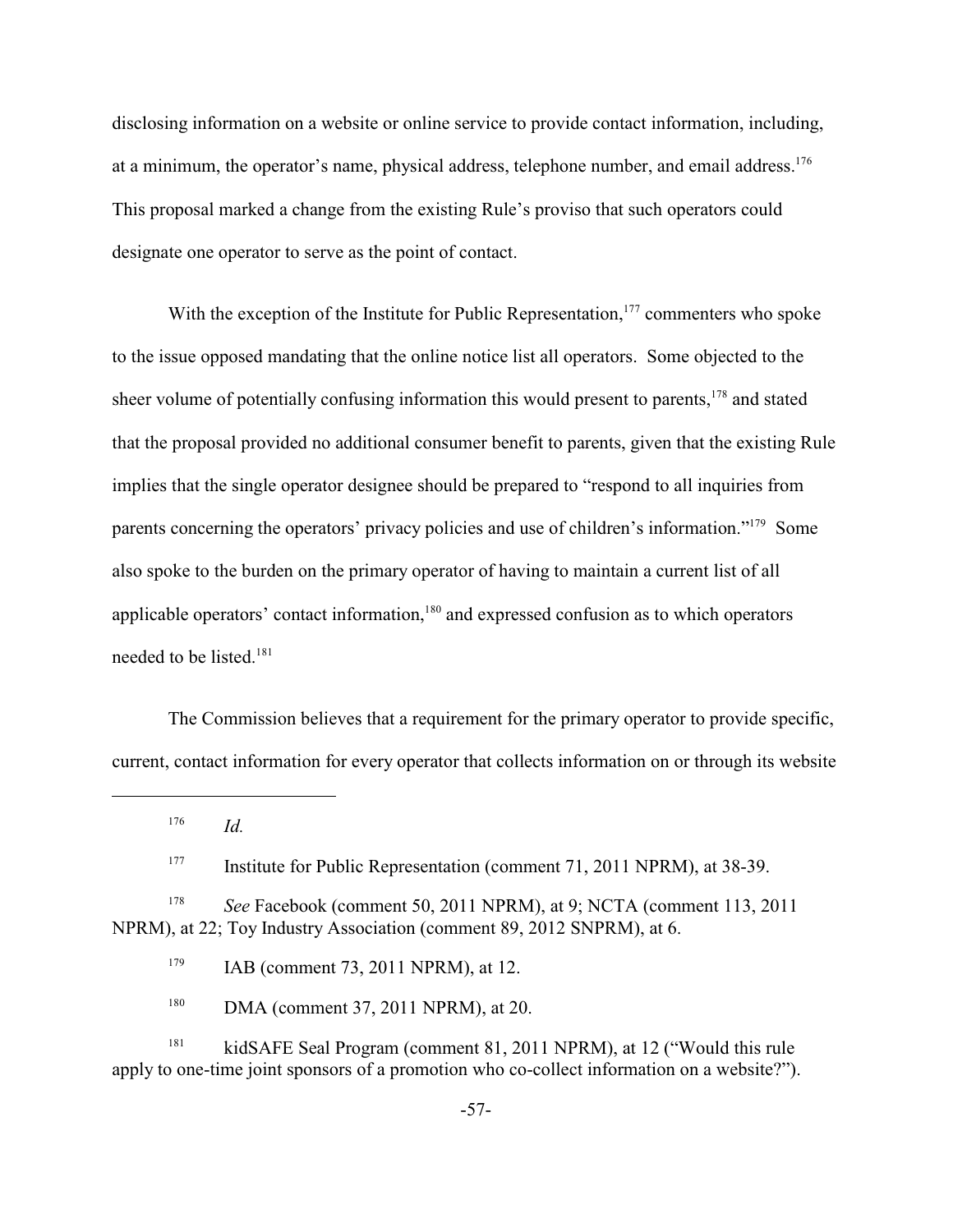disclosing information on a website or online service to provide contact information, including, at a minimum, the operator's name, physical address, telephone number, and email address.[176] This proposal marked a change from the existing Rule's proviso that such operators could designate one operator to serve as the point of contact.

With the exception of the Institute for Public Representation,[177] commenters who spoke to the issue opposed mandating that the online notice list all operators. Some objected to the sheer volume of potentially confusing information this would present to parents,[178] and stated that the proposal provided no additional consumer benefit to parents, given that the existing Rule implies that the single operator designee should be prepared to "respond to all inquiries from parents concerning the operators' privacy policies and use of children's information."[179] Some also spoke to the burden on the primary operator of having to maintain a current list of all applicable operators' contact information,[180] and expressed confusion as to which operators needed to be listed.[181]

The Commission believes that a requirement for the primary operator to provide specific, current, contact information for every operator that collects information on or through its website

---

[176] *Id.*

[177] Institute for Public Representation (comment 71, 2011 NPRM), at 38-39.

[178] *See* Facebook (comment 50, 2011 NPRM), at 9; NCTA (comment 113, 2011 NPRM), at 22; Toy Industry Association (comment 89, 2012 SNPRM), at 6.

[179] IAB (comment 73, 2011 NPRM), at 12.

[180] DMA (comment 37, 2011 NPRM), at 20.

[181] kidSAFE Seal Program (comment 81, 2011 NPRM), at 12 ("Would this rule apply to one-time joint sponsors of a promotion who co-collect information on a website?").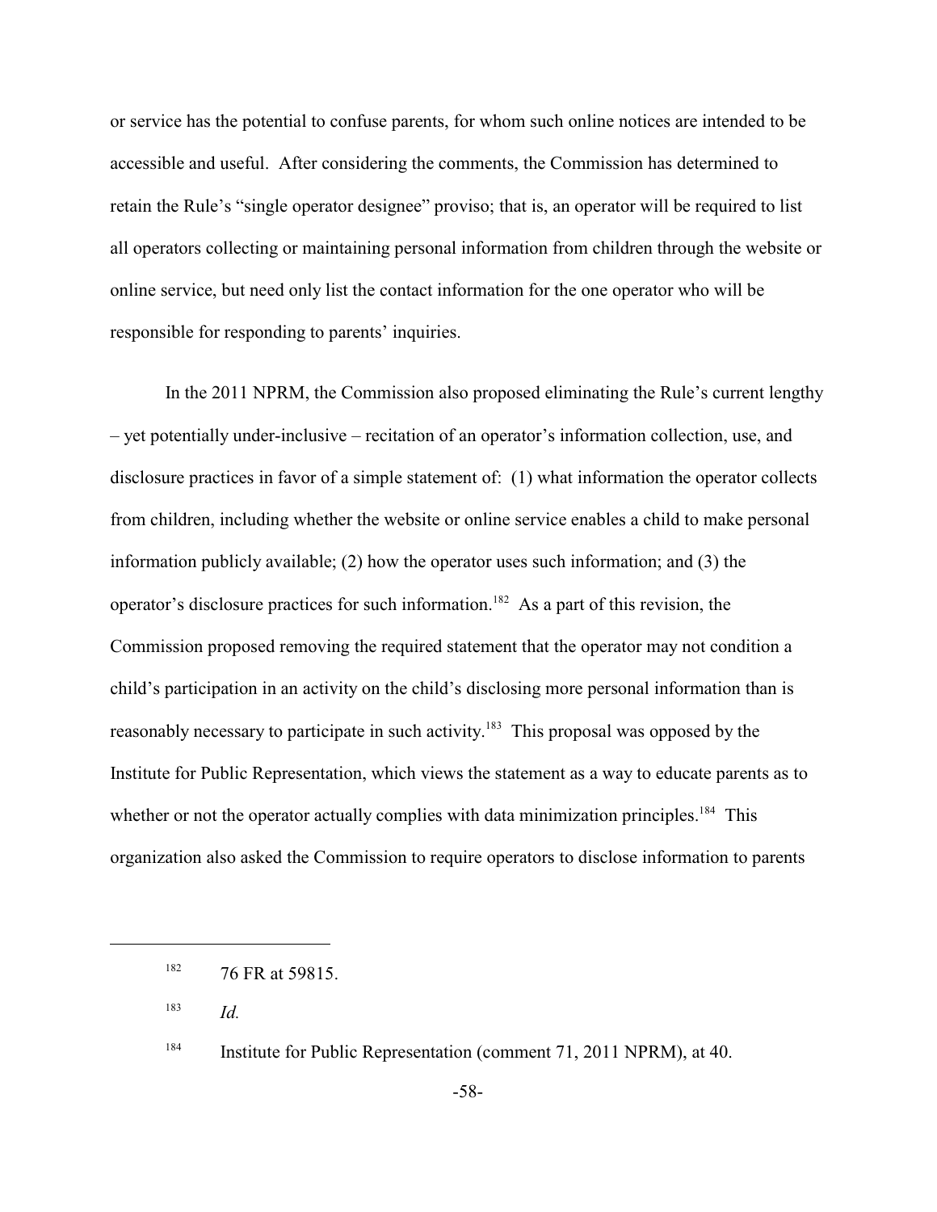or service has the potential to confuse parents, for whom such online notices are intended to be accessible and useful. After considering the comments, the Commission has determined to retain the Rule's "single operator designee" proviso; that is, an operator will be required to list all operators collecting or maintaining personal information from children through the website or online service, but need only list the contact information for the one operator who will be responsible for responding to parents' inquiries.

In the 2011 NPRM, the Commission also proposed eliminating the Rule's current lengthy – yet potentially under-inclusive – recitation of an operator's information collection, use, and disclosure practices in favor of a simple statement of: (1) what information the operator collects from children, including whether the website or online service enables a child to make personal information publicly available; (2) how the operator uses such information; and (3) the operator's disclosure practices for such information.[182] As a part of this revision, the Commission proposed removing the required statement that the operator may not condition a child's participation in an activity on the child's disclosing more personal information than is reasonably necessary to participate in such activity.[183] This proposal was opposed by the Institute for Public Representation, which views the statement as a way to educate parents as to whether or not the operator actually complies with data minimization principles.[184] This organization also asked the Commission to require operators to disclose information to parents

---

[182] 76 FR at 59815.

[183] *Id.*

[184] Institute for Public Representation (comment 71, 2011 NPRM), at 40.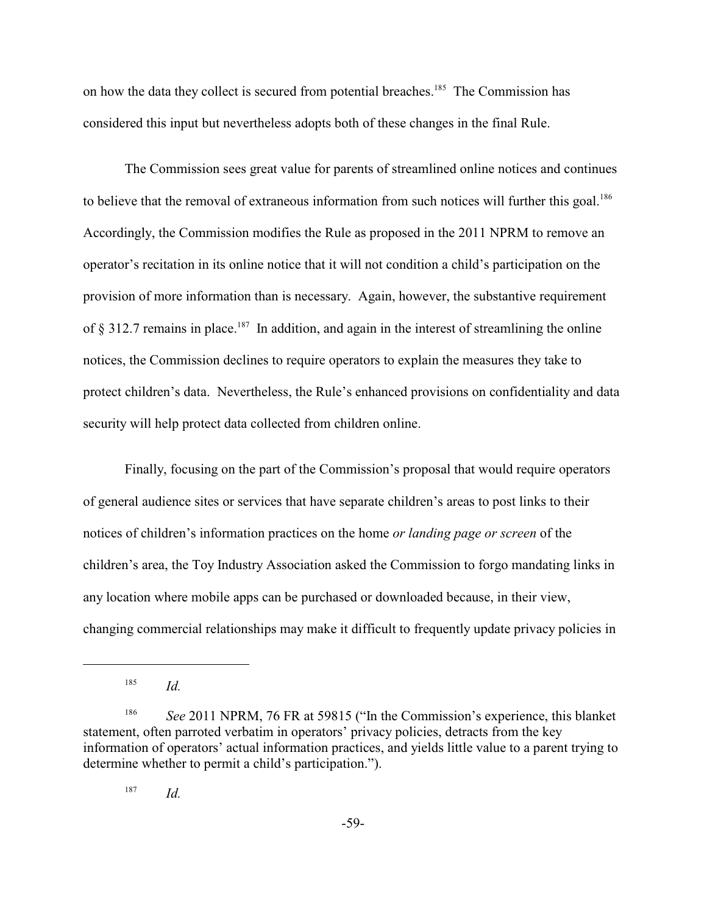on how the data they collect is secured from potential breaches.[185] The Commission has considered this input but nevertheless adopts both of these changes in the final Rule.

The Commission sees great value for parents of streamlined online notices and continues to believe that the removal of extraneous information from such notices will further this goal.[186] Accordingly, the Commission modifies the Rule as proposed in the 2011 NPRM to remove an operator's recitation in its online notice that it will not condition a child's participation on the provision of more information than is necessary. Again, however, the substantive requirement of § 312.7 remains in place.[187] In addition, and again in the interest of streamlining the online notices, the Commission declines to require operators to explain the measures they take to protect children's data. Nevertheless, the Rule's enhanced provisions on confidentiality and data security will help protect data collected from children online.

Finally, focusing on the part of the Commission's proposal that would require operators of general audience sites or services that have separate children's areas to post links to their notices of children's information practices on the home *or landing page or screen* of the children's area, the Toy Industry Association asked the Commission to forgo mandating links in any location where mobile apps can be purchased or downloaded because, in their view, changing commercial relationships may make it difficult to frequently update privacy policies in

---

[185] *Id.*

[186] *See* 2011 NPRM, 76 FR at 59815 ("In the Commission's experience, this blanket statement, often parroted verbatim in operators' privacy policies, detracts from the key information of operators' actual information practices, and yields little value to a parent trying to determine whether to permit a child's participation.").

[187] *Id.*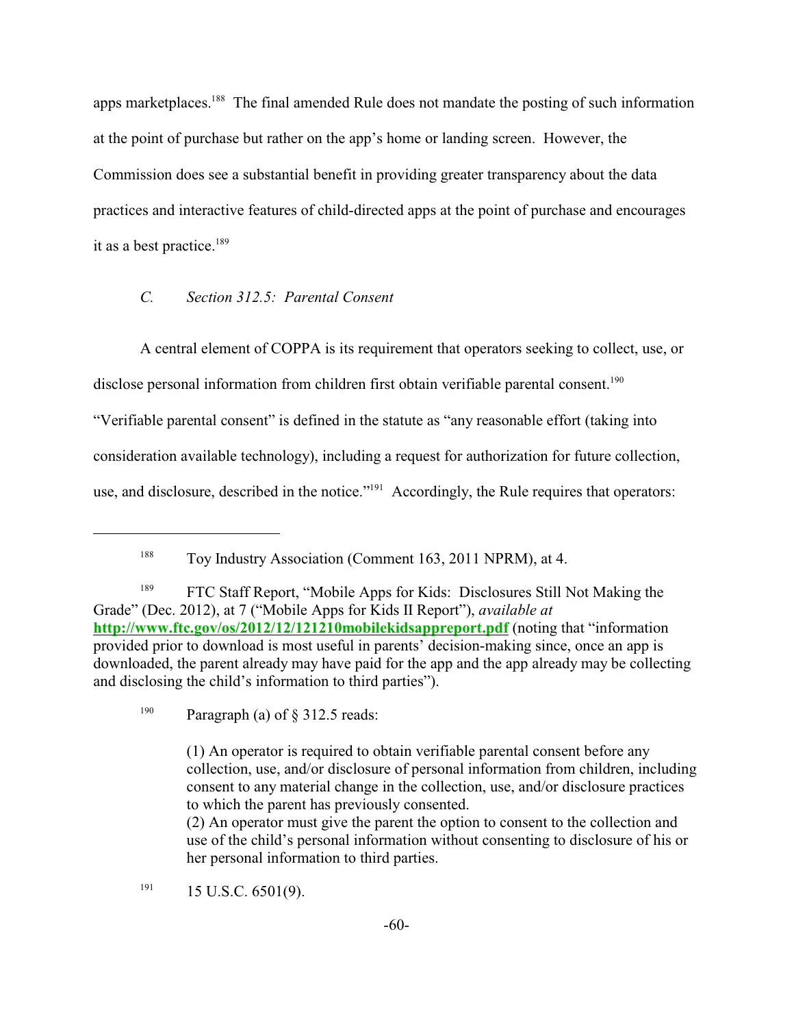apps marketplaces.[188] The final amended Rule does not mandate the posting of such information at the point of purchase but rather on the app's home or landing screen. However, the Commission does see a substantial benefit in providing greater transparency about the data practices and interactive features of child-directed apps at the point of purchase and encourages it as a best practice.[189]

### *C. Section 312.5: Parental Consent*

A central element of COPPA is its requirement that operators seeking to collect, use, or disclose personal information from children first obtain verifiable parental consent.[190] "Verifiable parental consent" is defined in the statute as "any reasonable effort (taking into consideration available technology), including a request for authorization for future collection, use, and disclosure, described in the notice."[191] Accordingly, the Rule requires that operators:

---

[188] Toy Industry Association (Comment 163, 2011 NPRM), at 4.

[189] FTC Staff Report, "Mobile Apps for Kids: Disclosures Still Not Making the Grade" (Dec. 2012), at 7 ("Mobile Apps for Kids II Report"), *available at* **http://www.ftc.gov/os/2012/12/121210mobilekidsappreport.pdf** (noting that "information provided prior to download is most useful in parents' decision-making since, once an app is downloaded, the parent already may have paid for the app and the app already may be collecting and disclosing the child's information to third parties").

[190] Paragraph (a) of § 312.5 reads:

> (1) An operator is required to obtain verifiable parental consent before any collection, use, and/or disclosure of personal information from children, including consent to any material change in the collection, use, and/or disclosure practices to which the parent has previously consented.
> (2) An operator must give the parent the option to consent to the collection and use of the child's personal information without consenting to disclosure of his or her personal information to third parties.

[191] 15 U.S.C. 6501(9).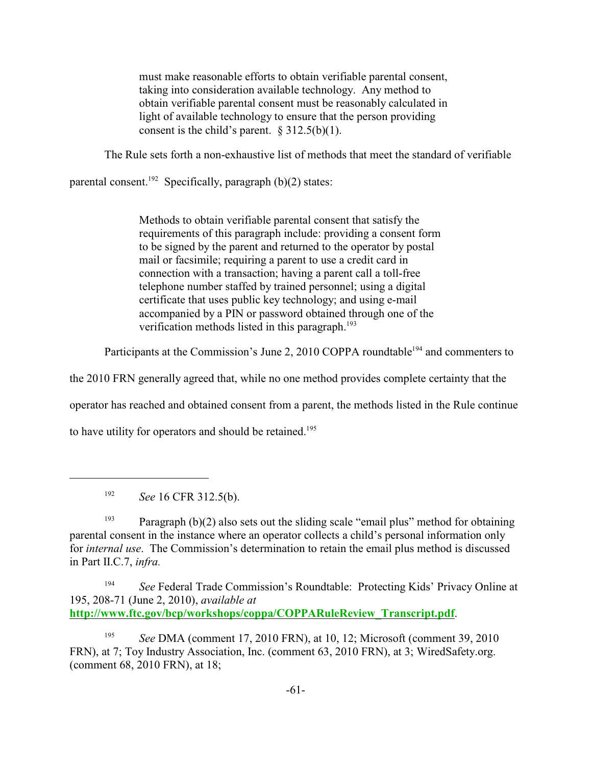> must make reasonable efforts to obtain verifiable parental consent, taking into consideration available technology. Any method to obtain verifiable parental consent must be reasonably calculated in light of available technology to ensure that the person providing consent is the child's parent. § 312.5(b)(1).

The Rule sets forth a non-exhaustive list of methods that meet the standard of verifiable parental consent.[192] Specifically, paragraph (b)(2) states:

> Methods to obtain verifiable parental consent that satisfy the requirements of this paragraph include: providing a consent form to be signed by the parent and returned to the operator by postal mail or facsimile; requiring a parent to use a credit card in connection with a transaction; having a parent call a toll-free telephone number staffed by trained personnel; using a digital certificate that uses public key technology; and using e-mail accompanied by a PIN or password obtained through one of the verification methods listed in this paragraph.[193]

Participants at the Commission's June 2, 2010 COPPA roundtable[194] and commenters to the 2010 FRN generally agreed that, while no one method provides complete certainty that the operator has reached and obtained consent from a parent, the methods listed in the Rule continue to have utility for operators and should be retained.[195]

---

[192] *See* 16 CFR 312.5(b).

[193] Paragraph (b)(2) also sets out the sliding scale "email plus" method for obtaining parental consent in the instance where an operator collects a child's personal information only for *internal use*. The Commission's determination to retain the email plus method is discussed in Part II.C.7, *infra.*

[194] *See* Federal Trade Commission's Roundtable: Protecting Kids' Privacy Online at 195, 208-71 (June 2, 2010), *available at* **http://www.ftc.gov/bcp/workshops/coppa/COPPARuleReview_Transcript.pdf**.

[195] *See* DMA (comment 17, 2010 FRN), at 10, 12; Microsoft (comment 39, 2010 FRN), at 7; Toy Industry Association, Inc. (comment 63, 2010 FRN), at 3; WiredSafety.org. (comment 68, 2010 FRN), at 18;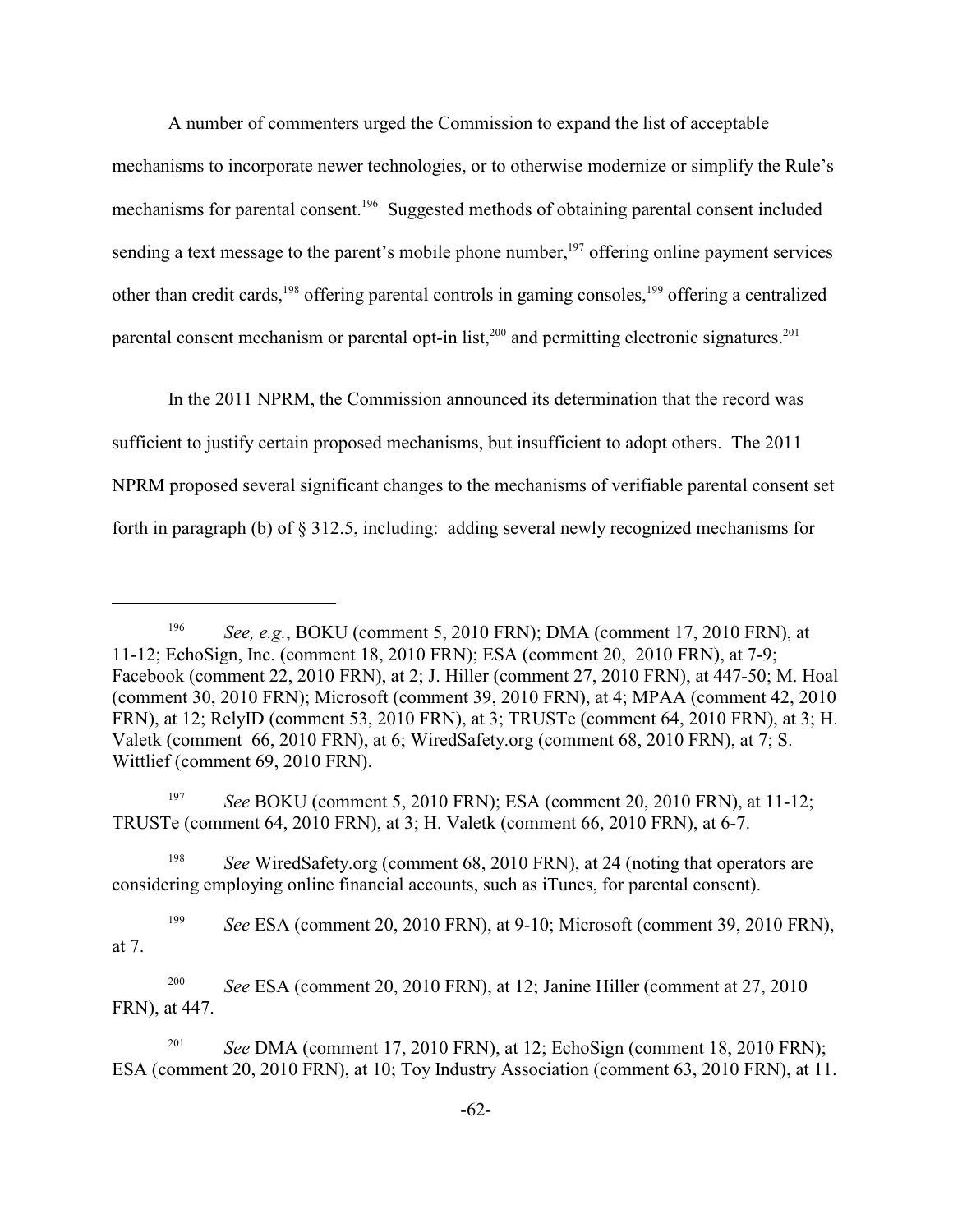A number of commenters urged the Commission to expand the list of acceptable mechanisms to incorporate newer technologies, or to otherwise modernize or simplify the Rule's mechanisms for parental consent.[196] Suggested methods of obtaining parental consent included sending a text message to the parent's mobile phone number,[197] offering online payment services other than credit cards,[198] offering parental controls in gaming consoles,[199] offering a centralized parental consent mechanism or parental opt-in list,[200] and permitting electronic signatures.[201]

In the 2011 NPRM, the Commission announced its determination that the record was sufficient to justify certain proposed mechanisms, but insufficient to adopt others. The 2011 NPRM proposed several significant changes to the mechanisms of verifiable parental consent set forth in paragraph (b) of § 312.5, including: adding several newly recognized mechanisms for

---

[196] *See, e.g.*, BOKU (comment 5, 2010 FRN); DMA (comment 17, 2010 FRN), at 11-12; EchoSign, Inc. (comment 18, 2010 FRN); ESA (comment 20, 2010 FRN), at 7-9; Facebook (comment 22, 2010 FRN), at 2; J. Hiller (comment 27, 2010 FRN), at 447-50; M. Hoal (comment 30, 2010 FRN); Microsoft (comment 39, 2010 FRN), at 4; MPAA (comment 42, 2010 FRN), at 12; RelyID (comment 53, 2010 FRN), at 3; TRUSTe (comment 64, 2010 FRN), at 3; H. Valetk (comment 66, 2010 FRN), at 6; WiredSafety.org (comment 68, 2010 FRN), at 7; S. Wittlief (comment 69, 2010 FRN).

[197] *See* BOKU (comment 5, 2010 FRN); ESA (comment 20, 2010 FRN), at 11-12; TRUSTe (comment 64, 2010 FRN), at 3; H. Valetk (comment 66, 2010 FRN), at 6-7.

[198] *See* WiredSafety.org (comment 68, 2010 FRN), at 24 (noting that operators are considering employing online financial accounts, such as iTunes, for parental consent).

[199] *See* ESA (comment 20, 2010 FRN), at 9-10; Microsoft (comment 39, 2010 FRN), at 7.

[200] *See* ESA (comment 20, 2010 FRN), at 12; Janine Hiller (comment at 27, 2010 FRN), at 447.

[201] *See* DMA (comment 17, 2010 FRN), at 12; EchoSign (comment 18, 2010 FRN); ESA (comment 20, 2010 FRN), at 10; Toy Industry Association (comment 63, 2010 FRN), at 11.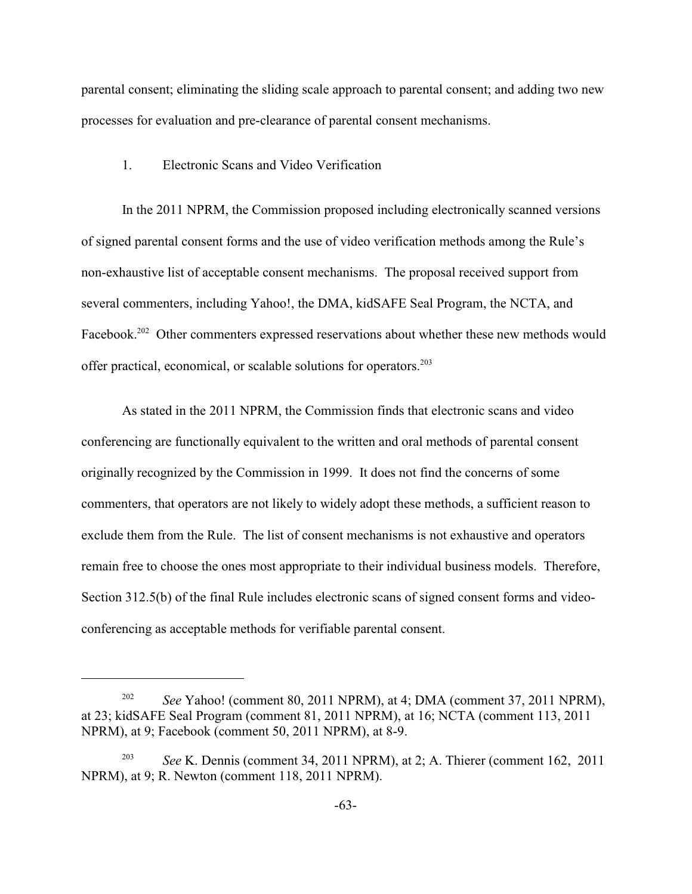parental consent; eliminating the sliding scale approach to parental consent; and adding two new processes for evaluation and pre-clearance of parental consent mechanisms.

### 1. Electronic Scans and Video Verification

In the 2011 NPRM, the Commission proposed including electronically scanned versions of signed parental consent forms and the use of video verification methods among the Rule's non-exhaustive list of acceptable consent mechanisms. The proposal received support from several commenters, including Yahoo!, the DMA, kidSAFE Seal Program, the NCTA, and Facebook.[202] Other commenters expressed reservations about whether these new methods would offer practical, economical, or scalable solutions for operators.[203]

As stated in the 2011 NPRM, the Commission finds that electronic scans and video conferencing are functionally equivalent to the written and oral methods of parental consent originally recognized by the Commission in 1999. It does not find the concerns of some commenters, that operators are not likely to widely adopt these methods, a sufficient reason to exclude them from the Rule. The list of consent mechanisms is not exhaustive and operators remain free to choose the ones most appropriate to their individual business models. Therefore, Section 312.5(b) of the final Rule includes electronic scans of signed consent forms and video-conferencing as acceptable methods for verifiable parental consent.

---

[202] *See* Yahoo! (comment 80, 2011 NPRM), at 4; DMA (comment 37, 2011 NPRM), at 23; kidSAFE Seal Program (comment 81, 2011 NPRM), at 16; NCTA (comment 113, 2011 NPRM), at 9; Facebook (comment 50, 2011 NPRM), at 8-9.

[203] *See* K. Dennis (comment 34, 2011 NPRM), at 2; A. Thierer (comment 162, 2011 NPRM), at 9; R. Newton (comment 118, 2011 NPRM).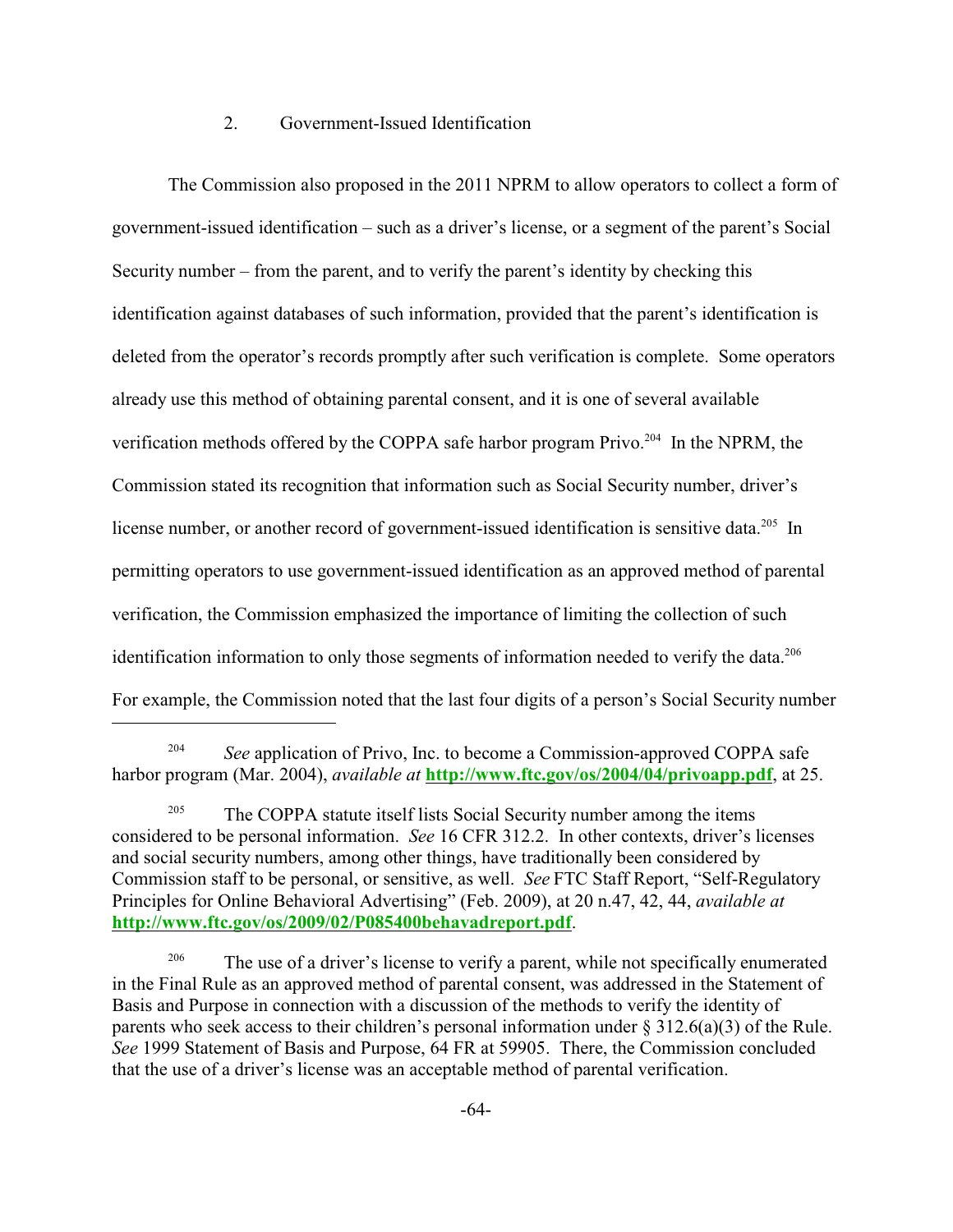### 2. Government-Issued Identification

The Commission also proposed in the 2011 NPRM to allow operators to collect a form of government-issued identification – such as a driver's license, or a segment of the parent's Social Security number – from the parent, and to verify the parent's identity by checking this identification against databases of such information, provided that the parent's identification is deleted from the operator's records promptly after such verification is complete. Some operators already use this method of obtaining parental consent, and it is one of several available verification methods offered by the COPPA safe harbor program Privo.[204] In the NPRM, the Commission stated its recognition that information such as Social Security number, driver's license number, or another record of government-issued identification is sensitive data.[205] In permitting operators to use government-issued identification as an approved method of parental verification, the Commission emphasized the importance of limiting the collection of such identification information to only those segments of information needed to verify the data.[206] For example, the Commission noted that the last four digits of a person's Social Security number

---

[204] *See* application of Privo, Inc. to become a Commission-approved COPPA safe harbor program (Mar. 2004), *available at* **http://www.ftc.gov/os/2004/04/privoapp.pdf**, at 25.

[205] The COPPA statute itself lists Social Security number among the items considered to be personal information. *See* 16 CFR 312.2. In other contexts, driver's licenses and social security numbers, among other things, have traditionally been considered by Commission staff to be personal, or sensitive, as well. *See* FTC Staff Report, "Self-Regulatory Principles for Online Behavioral Advertising" (Feb. 2009), at 20 n.47, 42, 44, *available at* **http://www.ftc.gov/os/2009/02/P085400behavadreport.pdf**.

[206] The use of a driver's license to verify a parent, while not specifically enumerated in the Final Rule as an approved method of parental consent, was addressed in the Statement of Basis and Purpose in connection with a discussion of the methods to verify the identity of parents who seek access to their children's personal information under § 312.6(a)(3) of the Rule. *See* 1999 Statement of Basis and Purpose, 64 FR at 59905. There, the Commission concluded that the use of a driver's license was an acceptable method of parental verification.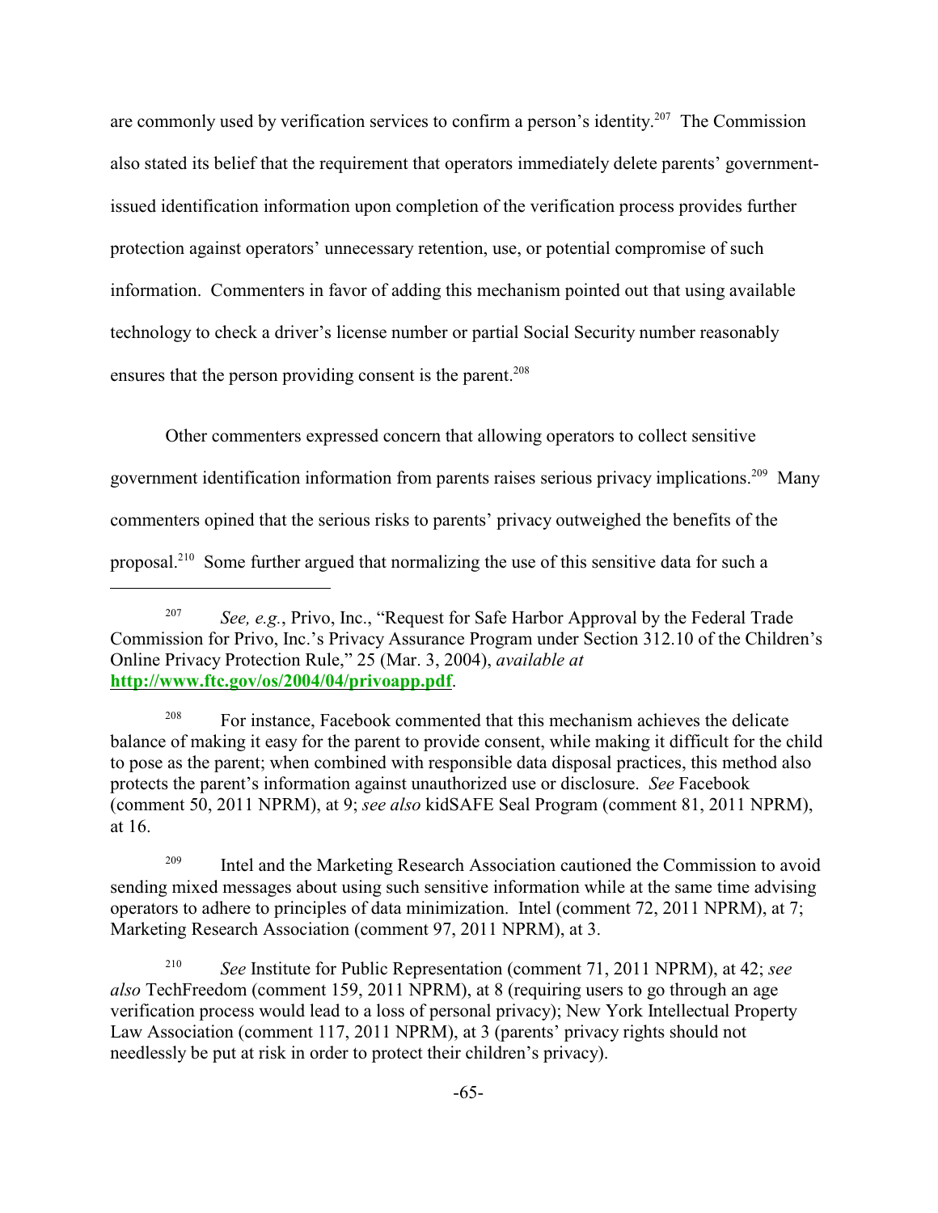are commonly used by verification services to confirm a person's identity.[207] The Commission also stated its belief that the requirement that operators immediately delete parents' government-issued identification information upon completion of the verification process provides further protection against operators' unnecessary retention, use, or potential compromise of such information. Commenters in favor of adding this mechanism pointed out that using available technology to check a driver's license number or partial Social Security number reasonably ensures that the person providing consent is the parent.[208]

Other commenters expressed concern that allowing operators to collect sensitive government identification information from parents raises serious privacy implications.[209] Many commenters opined that the serious risks to parents' privacy outweighed the benefits of the proposal.[210] Some further argued that normalizing the use of this sensitive data for such a

---

[207] *See, e.g.*, Privo, Inc., "Request for Safe Harbor Approval by the Federal Trade Commission for Privo, Inc.'s Privacy Assurance Program under Section 312.10 of the Children's Online Privacy Protection Rule," 25 (Mar. 3, 2004), *available at* **http://www.ftc.gov/os/2004/04/privoapp.pdf**.

[208] For instance, Facebook commented that this mechanism achieves the delicate balance of making it easy for the parent to provide consent, while making it difficult for the child to pose as the parent; when combined with responsible data disposal practices, this method also protects the parent's information against unauthorized use or disclosure. *See* Facebook (comment 50, 2011 NPRM), at 9; *see also* kidSAFE Seal Program (comment 81, 2011 NPRM), at 16.

[209] Intel and the Marketing Research Association cautioned the Commission to avoid sending mixed messages about using such sensitive information while at the same time advising operators to adhere to principles of data minimization. Intel (comment 72, 2011 NPRM), at 7; Marketing Research Association (comment 97, 2011 NPRM), at 3.

[210] *See* Institute for Public Representation (comment 71, 2011 NPRM), at 42; *see also* TechFreedom (comment 159, 2011 NPRM), at 8 (requiring users to go through an age verification process would lead to a loss of personal privacy); New York Intellectual Property Law Association (comment 117, 2011 NPRM), at 3 (parents' privacy rights should not needlessly be put at risk in order to protect their children's privacy).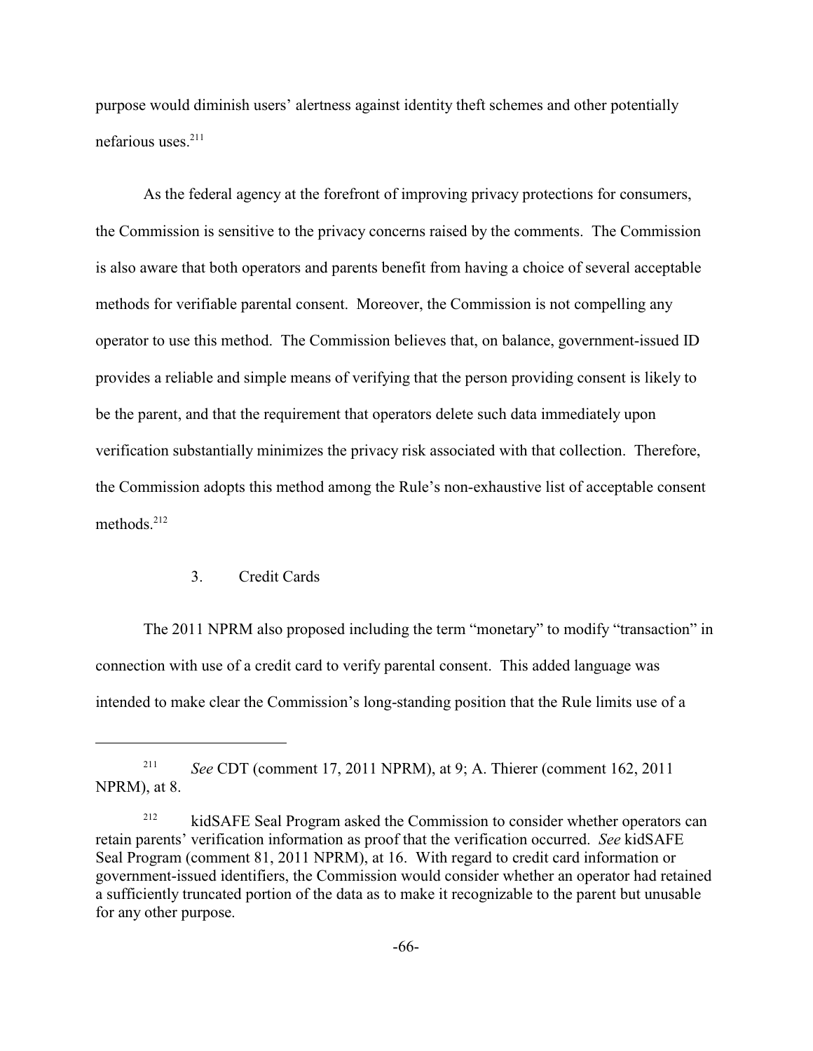purpose would diminish users' alertness against identity theft schemes and other potentially nefarious uses.[211]

As the federal agency at the forefront of improving privacy protections for consumers, the Commission is sensitive to the privacy concerns raised by the comments. The Commission is also aware that both operators and parents benefit from having a choice of several acceptable methods for verifiable parental consent. Moreover, the Commission is not compelling any operator to use this method. The Commission believes that, on balance, government-issued ID provides a reliable and simple means of verifying that the person providing consent is likely to be the parent, and that the requirement that operators delete such data immediately upon verification substantially minimizes the privacy risk associated with that collection. Therefore, the Commission adopts this method among the Rule's non-exhaustive list of acceptable consent methods.[212]

### 3. Credit Cards

The 2011 NPRM also proposed including the term "monetary" to modify "transaction" in connection with use of a credit card to verify parental consent. This added language was intended to make clear the Commission's long-standing position that the Rule limits use of a

---

[211] *See* CDT (comment 17, 2011 NPRM), at 9; A. Thierer (comment 162, 2011 NPRM), at 8.

[212] kidSAFE Seal Program asked the Commission to consider whether operators can retain parents' verification information as proof that the verification occurred. *See* kidSAFE Seal Program (comment 81, 2011 NPRM), at 16. With regard to credit card information or government-issued identifiers, the Commission would consider whether an operator had retained a sufficiently truncated portion of the data as to make it recognizable to the parent but unusable for any other purpose.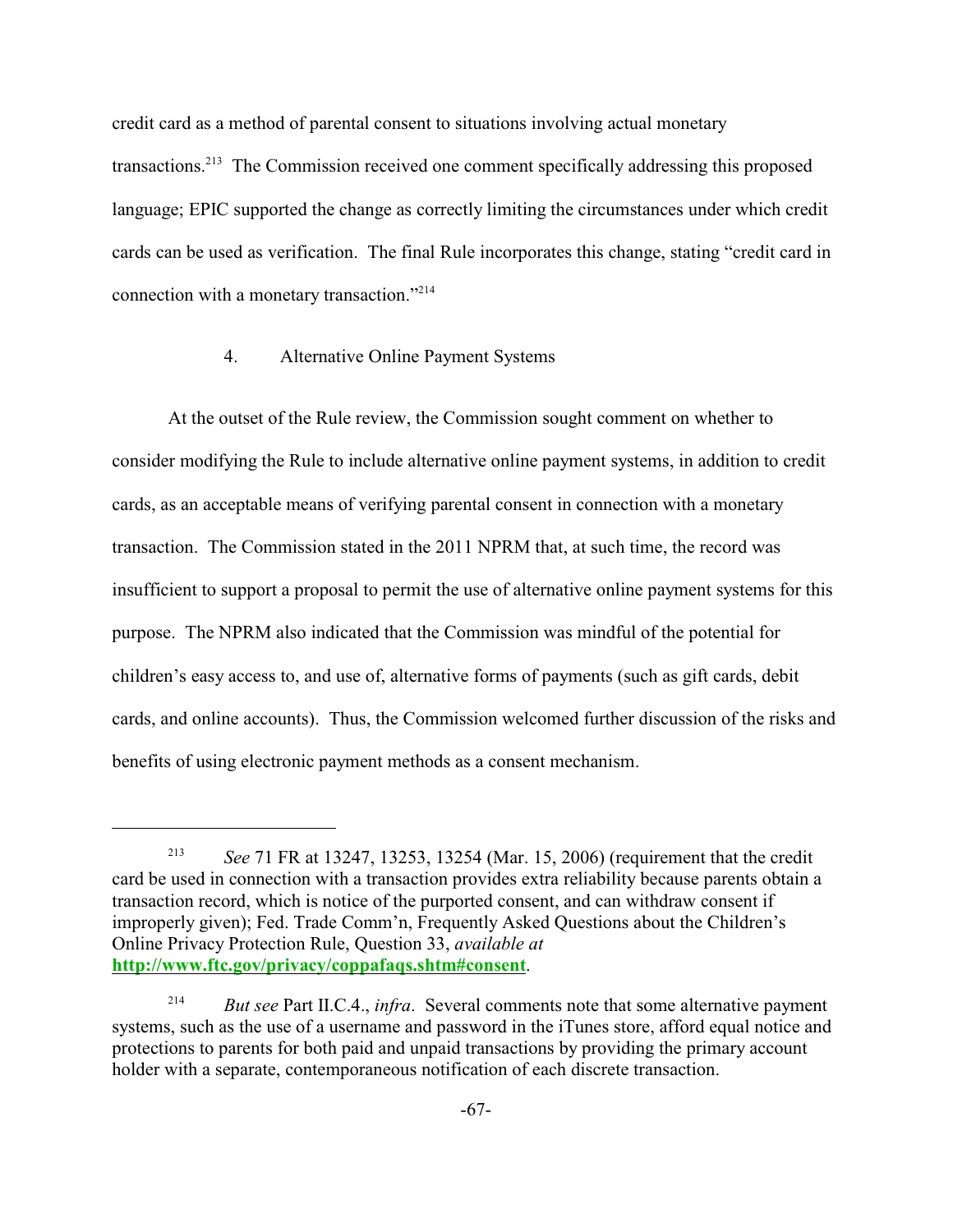credit card as a method of parental consent to situations involving actual monetary transactions.[213] The Commission received one comment specifically addressing this proposed language; EPIC supported the change as correctly limiting the circumstances under which credit cards can be used as verification. The final Rule incorporates this change, stating "credit card in connection with a monetary transaction."[214]

### 4. Alternative Online Payment Systems

At the outset of the Rule review, the Commission sought comment on whether to consider modifying the Rule to include alternative online payment systems, in addition to credit cards, as an acceptable means of verifying parental consent in connection with a monetary transaction. The Commission stated in the 2011 NPRM that, at such time, the record was insufficient to support a proposal to permit the use of alternative online payment systems for this purpose. The NPRM also indicated that the Commission was mindful of the potential for children's easy access to, and use of, alternative forms of payments (such as gift cards, debit cards, and online accounts). Thus, the Commission welcomed further discussion of the risks and benefits of using electronic payment methods as a consent mechanism.

---

[213] *See* 71 FR at 13247, 13253, 13254 (Mar. 15, 2006) (requirement that the credit card be used in connection with a transaction provides extra reliability because parents obtain a transaction record, which is notice of the purported consent, and can withdraw consent if improperly given); Fed. Trade Comm'n, Frequently Asked Questions about the Children's Online Privacy Protection Rule, Question 33, *available at* **http://www.ftc.gov/privacy/coppafaqs.shtm#consent**.

[214] *But see* Part II.C.4., *infra*. Several comments note that some alternative payment systems, such as the use of a username and password in the iTunes store, afford equal notice and protections to parents for both paid and unpaid transactions by providing the primary account holder with a separate, contemporaneous notification of each discrete transaction.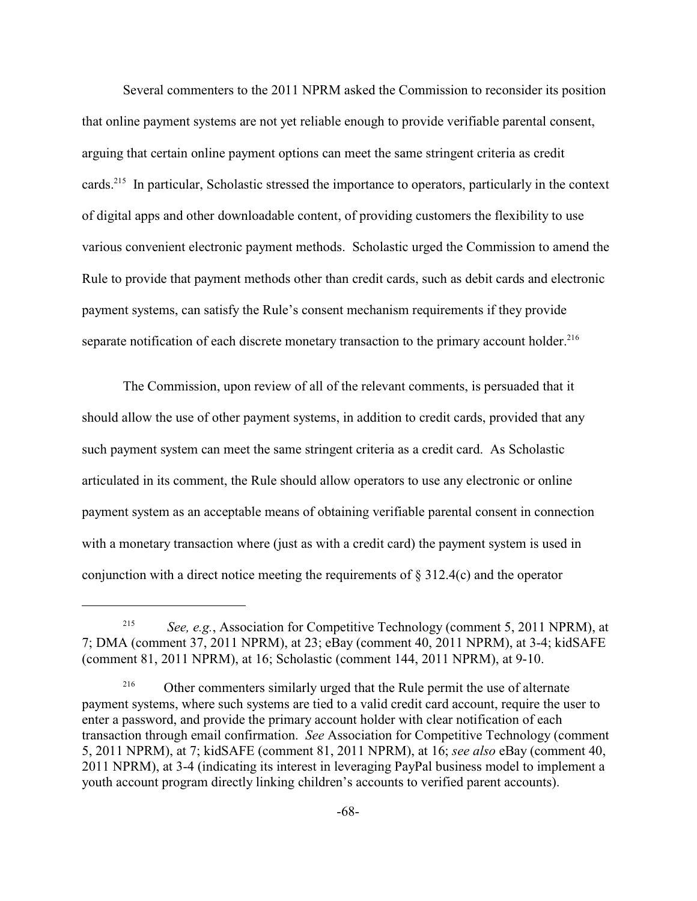Several commenters to the 2011 NPRM asked the Commission to reconsider its position that online payment systems are not yet reliable enough to provide verifiable parental consent, arguing that certain online payment options can meet the same stringent criteria as credit cards.[215] In particular, Scholastic stressed the importance to operators, particularly in the context of digital apps and other downloadable content, of providing customers the flexibility to use various convenient electronic payment methods. Scholastic urged the Commission to amend the Rule to provide that payment methods other than credit cards, such as debit cards and electronic payment systems, can satisfy the Rule's consent mechanism requirements if they provide separate notification of each discrete monetary transaction to the primary account holder.[216]

The Commission, upon review of all of the relevant comments, is persuaded that it should allow the use of other payment systems, in addition to credit cards, provided that any such payment system can meet the same stringent criteria as a credit card. As Scholastic articulated in its comment, the Rule should allow operators to use any electronic or online payment system as an acceptable means of obtaining verifiable parental consent in connection with a monetary transaction where (just as with a credit card) the payment system is used in conjunction with a direct notice meeting the requirements of § 312.4(c) and the operator

---

[215] *See, e.g.*, Association for Competitive Technology (comment 5, 2011 NPRM), at 7; DMA (comment 37, 2011 NPRM), at 23; eBay (comment 40, 2011 NPRM), at 3-4; kidSAFE (comment 81, 2011 NPRM), at 16; Scholastic (comment 144, 2011 NPRM), at 9-10.

[216] Other commenters similarly urged that the Rule permit the use of alternate payment systems, where such systems are tied to a valid credit card account, require the user to enter a password, and provide the primary account holder with clear notification of each transaction through email confirmation. *See* Association for Competitive Technology (comment 5, 2011 NPRM), at 7; kidSAFE (comment 81, 2011 NPRM), at 16; *see also* eBay (comment 40, 2011 NPRM), at 3-4 (indicating its interest in leveraging PayPal business model to implement a youth account program directly linking children's accounts to verified parent accounts).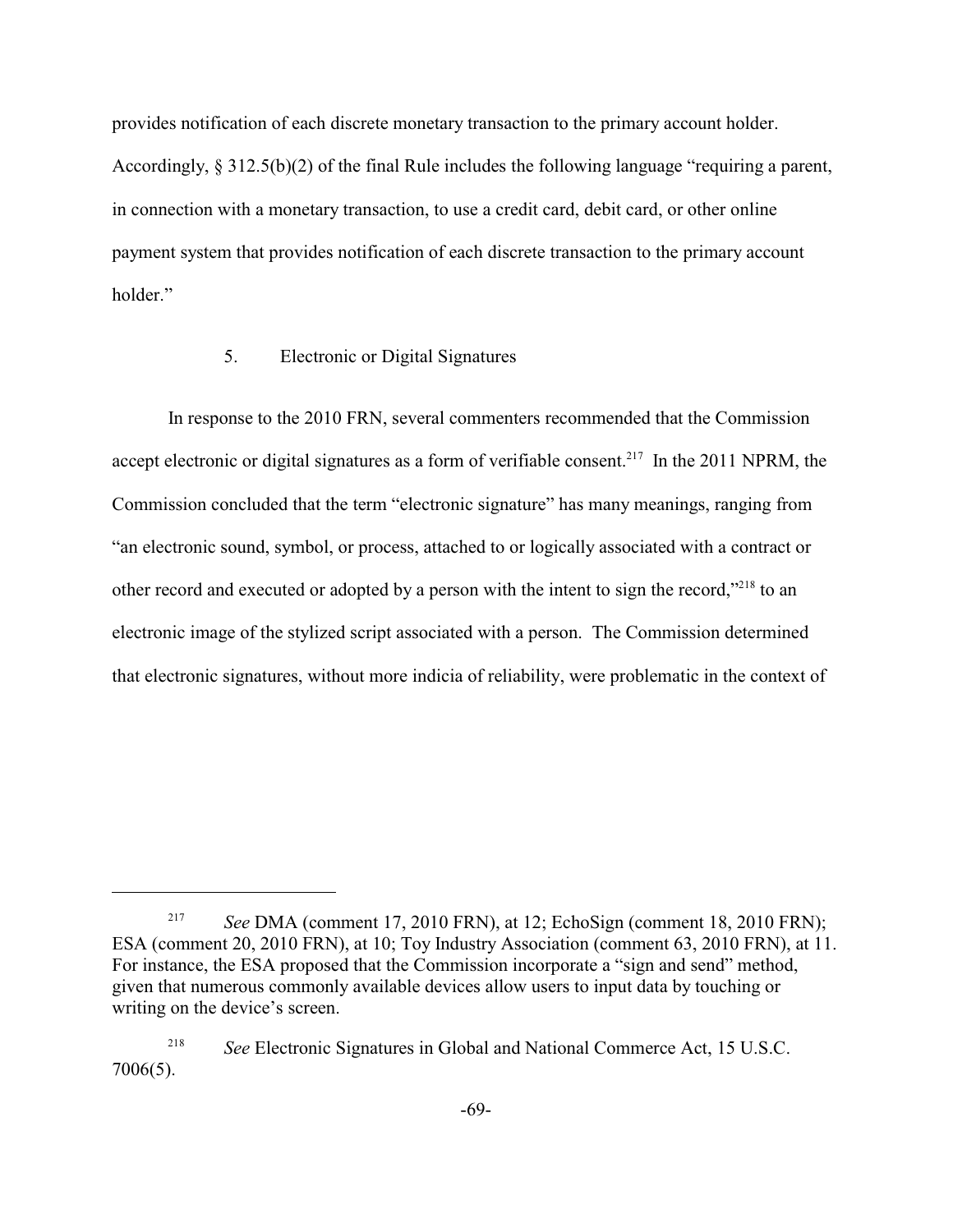provides notification of each discrete monetary transaction to the primary account holder. Accordingly, § 312.5(b)(2) of the final Rule includes the following language "requiring a parent, in connection with a monetary transaction, to use a credit card, debit card, or other online payment system that provides notification of each discrete transaction to the primary account holder."

### 5. Electronic or Digital Signatures

In response to the 2010 FRN, several commenters recommended that the Commission accept electronic or digital signatures as a form of verifiable consent.[217] In the 2011 NPRM, the Commission concluded that the term "electronic signature" has many meanings, ranging from "an electronic sound, symbol, or process, attached to or logically associated with a contract or other record and executed or adopted by a person with the intent to sign the record,"[218] to an electronic image of the stylized script associated with a person. The Commission determined that electronic signatures, without more indicia of reliability, were problematic in the context of

---

[217] *See* DMA (comment 17, 2010 FRN), at 12; EchoSign (comment 18, 2010 FRN); ESA (comment 20, 2010 FRN), at 10; Toy Industry Association (comment 63, 2010 FRN), at 11. For instance, the ESA proposed that the Commission incorporate a "sign and send" method, given that numerous commonly available devices allow users to input data by touching or writing on the device's screen.

[218] *See* Electronic Signatures in Global and National Commerce Act, 15 U.S.C. 7006(5).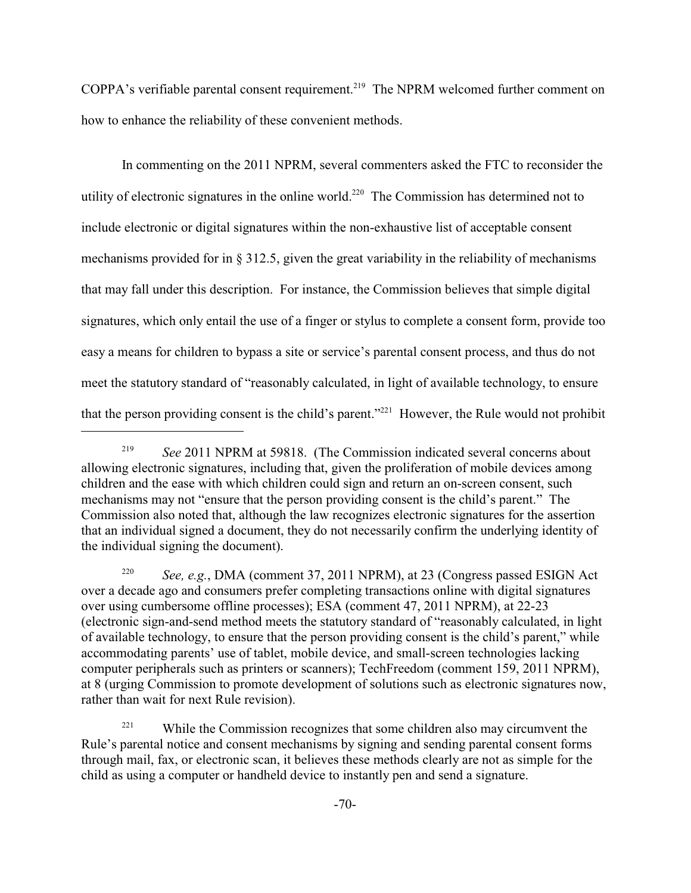COPPA's verifiable parental consent requirement.[219] The NPRM welcomed further comment on how to enhance the reliability of these convenient methods.

In commenting on the 2011 NPRM, several commenters asked the FTC to reconsider the utility of electronic signatures in the online world.[220] The Commission has determined not to include electronic or digital signatures within the non-exhaustive list of acceptable consent mechanisms provided for in § 312.5, given the great variability in the reliability of mechanisms that may fall under this description. For instance, the Commission believes that simple digital signatures, which only entail the use of a finger or stylus to complete a consent form, provide too easy a means for children to bypass a site or service's parental consent process, and thus do not meet the statutory standard of "reasonably calculated, in light of available technology, to ensure that the person providing consent is the child's parent."[221] However, the Rule would not prohibit

---

[219] *See* 2011 NPRM at 59818. (The Commission indicated several concerns about allowing electronic signatures, including that, given the proliferation of mobile devices among children and the ease with which children could sign and return an on-screen consent, such mechanisms may not "ensure that the person providing consent is the child's parent." The Commission also noted that, although the law recognizes electronic signatures for the assertion that an individual signed a document, they do not necessarily confirm the underlying identity of the individual signing the document).

[220] *See, e.g.*, DMA (comment 37, 2011 NPRM), at 23 (Congress passed ESIGN Act over a decade ago and consumers prefer completing transactions online with digital signatures over using cumbersome offline processes); ESA (comment 47, 2011 NPRM), at 22-23 (electronic sign-and-send method meets the statutory standard of "reasonably calculated, in light of available technology, to ensure that the person providing consent is the child's parent," while accommodating parents' use of tablet, mobile device, and small-screen technologies lacking computer peripherals such as printers or scanners); TechFreedom (comment 159, 2011 NPRM), at 8 (urging Commission to promote development of solutions such as electronic signatures now, rather than wait for next Rule revision).

[221] While the Commission recognizes that some children also may circumvent the Rule's parental notice and consent mechanisms by signing and sending parental consent forms through mail, fax, or electronic scan, it believes these methods clearly are not as simple for the child as using a computer or handheld device to instantly pen and send a signature.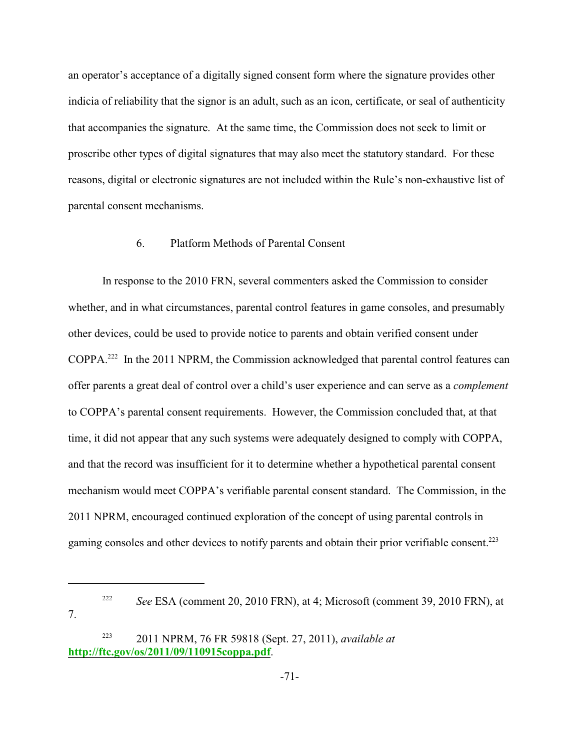an operator's acceptance of a digitally signed consent form where the signature provides other indicia of reliability that the signor is an adult, such as an icon, certificate, or seal of authenticity that accompanies the signature. At the same time, the Commission does not seek to limit or proscribe other types of digital signatures that may also meet the statutory standard. For these reasons, digital or electronic signatures are not included within the Rule's non-exhaustive list of parental consent mechanisms.

### 6. Platform Methods of Parental Consent

In response to the 2010 FRN, several commenters asked the Commission to consider whether, and in what circumstances, parental control features in game consoles, and presumably other devices, could be used to provide notice to parents and obtain verified consent under COPPA.[222] In the 2011 NPRM, the Commission acknowledged that parental control features can offer parents a great deal of control over a child's user experience and can serve as a *complement* to COPPA's parental consent requirements. However, the Commission concluded that, at that time, it did not appear that any such systems were adequately designed to comply with COPPA, and that the record was insufficient for it to determine whether a hypothetical parental consent mechanism would meet COPPA's verifiable parental consent standard. The Commission, in the 2011 NPRM, encouraged continued exploration of the concept of using parental controls in gaming consoles and other devices to notify parents and obtain their prior verifiable consent.[223]

---

[222] *See* ESA (comment 20, 2010 FRN), at 4; Microsoft (comment 39, 2010 FRN), at 7.

[223] 2011 NPRM, 76 FR 59818 (Sept. 27, 2011), *available at* **http://ftc.gov/os/2011/09/110915coppa.pdf**.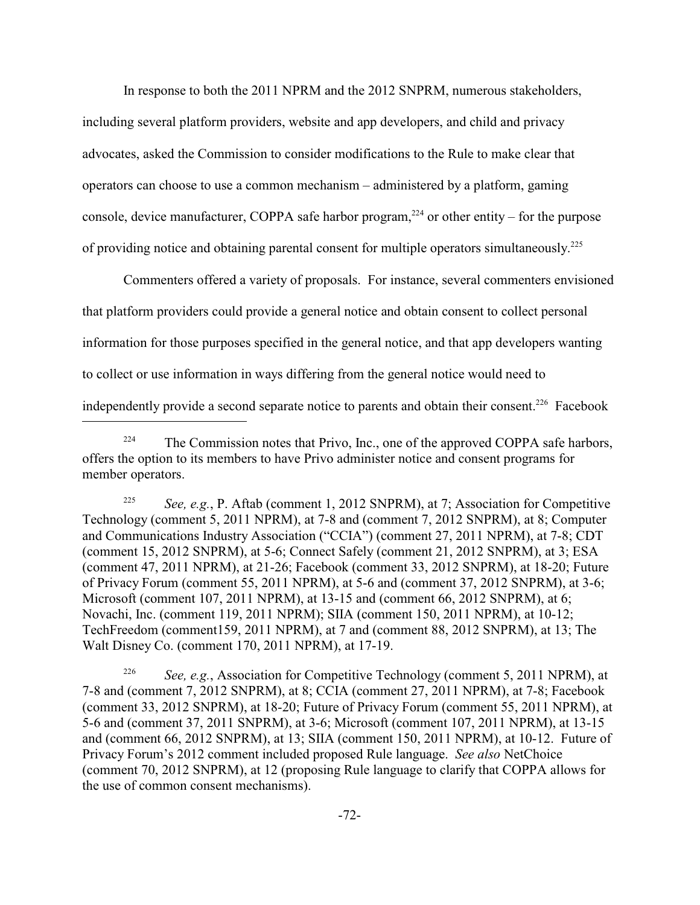In response to both the 2011 NPRM and the 2012 SNPRM, numerous stakeholders, including several platform providers, website and app developers, and child and privacy advocates, asked the Commission to consider modifications to the Rule to make clear that operators can choose to use a common mechanism – administered by a platform, gaming console, device manufacturer, COPPA safe harbor program,[224] or other entity – for the purpose of providing notice and obtaining parental consent for multiple operators simultaneously.[225]

Commenters offered a variety of proposals. For instance, several commenters envisioned that platform providers could provide a general notice and obtain consent to collect personal information for those purposes specified in the general notice, and that app developers wanting to collect or use information in ways differing from the general notice would need to independently provide a second separate notice to parents and obtain their consent.[226] Facebook

---

[224] The Commission notes that Privo, Inc., one of the approved COPPA safe harbors, offers the option to its members to have Privo administer notice and consent programs for member operators.

[225] *See, e.g.*, P. Aftab (comment 1, 2012 SNPRM), at 7; Association for Competitive Technology (comment 5, 2011 NPRM), at 7-8 and (comment 7, 2012 SNPRM), at 8; Computer and Communications Industry Association ("CCIA") (comment 27, 2011 NPRM), at 7-8; CDT (comment 15, 2012 SNPRM), at 5-6; Connect Safely (comment 21, 2012 SNPRM), at 3; ESA (comment 47, 2011 NPRM), at 21-26; Facebook (comment 33, 2012 SNPRM), at 18-20; Future of Privacy Forum (comment 55, 2011 NPRM), at 5-6 and (comment 37, 2012 SNPRM), at 3-6; Microsoft (comment 107, 2011 NPRM), at 13-15 and (comment 66, 2012 SNPRM), at 6; Novachi, Inc. (comment 119, 2011 NPRM); SIIA (comment 150, 2011 NPRM), at 10-12; TechFreedom (comment159, 2011 NPRM), at 7 and (comment 88, 2012 SNPRM), at 13; The Walt Disney Co. (comment 170, 2011 NPRM), at 17-19.

[226] *See, e.g.*, Association for Competitive Technology (comment 5, 2011 NPRM), at 7-8 and (comment 7, 2012 SNPRM), at 8; CCIA (comment 27, 2011 NPRM), at 7-8; Facebook (comment 33, 2012 SNPRM), at 18-20; Future of Privacy Forum (comment 55, 2011 NPRM), at 5-6 and (comment 37, 2011 SNPRM), at 3-6; Microsoft (comment 107, 2011 NPRM), at 13-15 and (comment 66, 2012 SNPRM), at 13; SIIA (comment 150, 2011 NPRM), at 10-12. Future of Privacy Forum's 2012 comment included proposed Rule language. *See also* NetChoice (comment 70, 2012 SNPRM), at 12 (proposing Rule language to clarify that COPPA allows for the use of common consent mechanisms).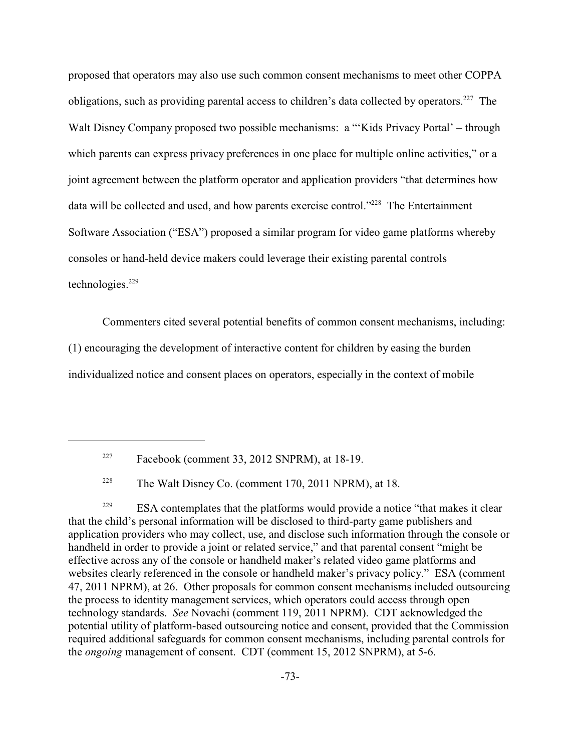proposed that operators may also use such common consent mechanisms to meet other COPPA obligations, such as providing parental access to children's data collected by operators.[227] The Walt Disney Company proposed two possible mechanisms: a "'Kids Privacy Portal' – through which parents can express privacy preferences in one place for multiple online activities," or a joint agreement between the platform operator and application providers "that determines how data will be collected and used, and how parents exercise control."[228] The Entertainment Software Association ("ESA") proposed a similar program for video game platforms whereby consoles or hand-held device makers could leverage their existing parental controls technologies.[229]

Commenters cited several potential benefits of common consent mechanisms, including: (1) encouraging the development of interactive content for children by easing the burden individualized notice and consent places on operators, especially in the context of mobile

---

[227] Facebook (comment 33, 2012 SNPRM), at 18-19.

[228] The Walt Disney Co. (comment 170, 2011 NPRM), at 18.

[229] ESA contemplates that the platforms would provide a notice "that makes it clear that the child's personal information will be disclosed to third-party game publishers and application providers who may collect, use, and disclose such information through the console or handheld in order to provide a joint or related service," and that parental consent "might be effective across any of the console or handheld maker's related video game platforms and websites clearly referenced in the console or handheld maker's privacy policy." ESA (comment 47, 2011 NPRM), at 26. Other proposals for common consent mechanisms included outsourcing the process to identity management services, which operators could access through open technology standards. *See* Novachi (comment 119, 2011 NPRM). CDT acknowledged the potential utility of platform-based outsourcing notice and consent, provided that the Commission required additional safeguards for common consent mechanisms, including parental controls for the *ongoing* management of consent. CDT (comment 15, 2012 SNPRM), at 5-6.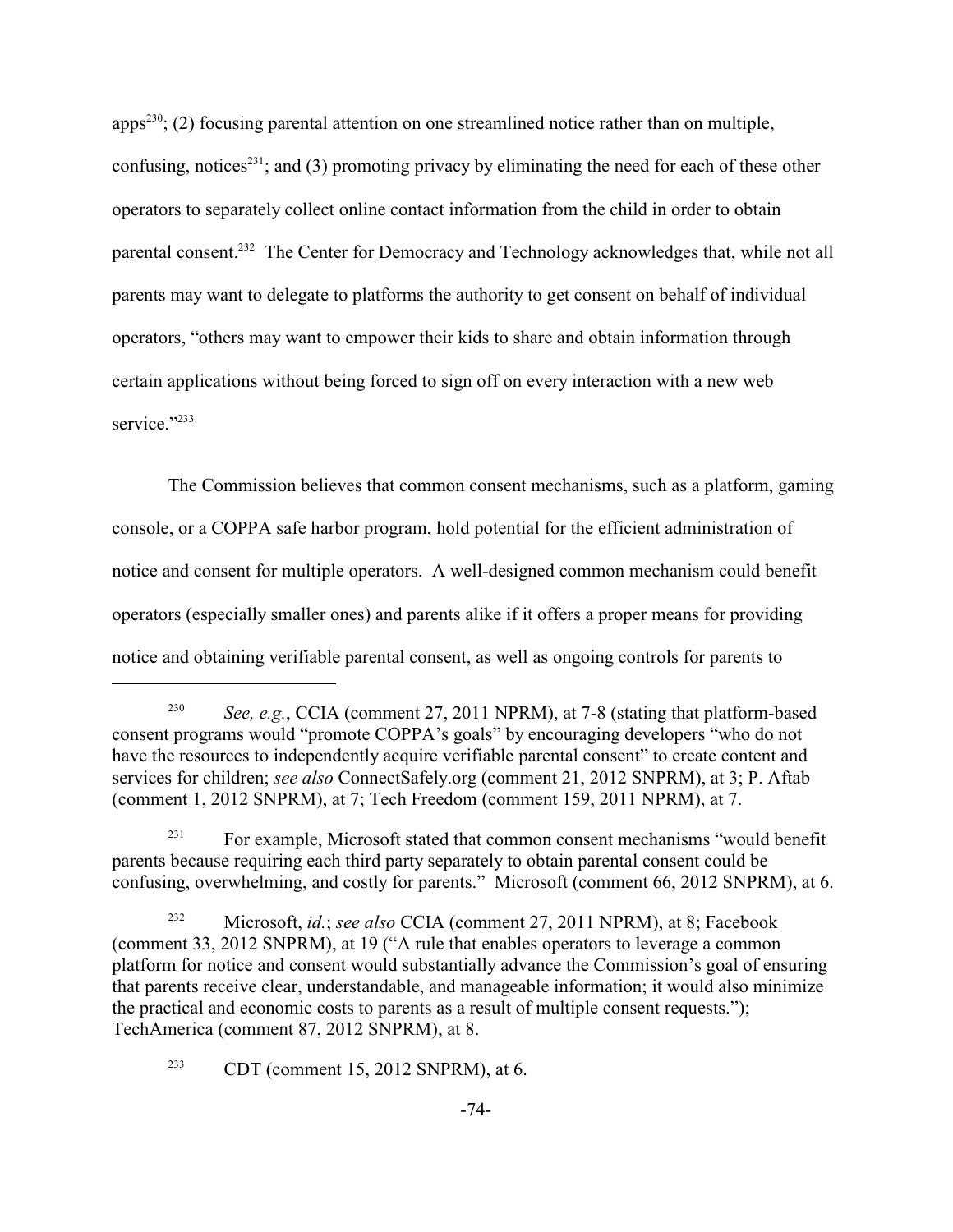apps[230]; (2) focusing parental attention on one streamlined notice rather than on multiple, confusing, notices[231]; and (3) promoting privacy by eliminating the need for each of these other operators to separately collect online contact information from the child in order to obtain parental consent.[232] The Center for Democracy and Technology acknowledges that, while not all parents may want to delegate to platforms the authority to get consent on behalf of individual operators, "others may want to empower their kids to share and obtain information through certain applications without being forced to sign off on every interaction with a new web service."[233]

The Commission believes that common consent mechanisms, such as a platform, gaming console, or a COPPA safe harbor program, hold potential for the efficient administration of notice and consent for multiple operators. A well-designed common mechanism could benefit operators (especially smaller ones) and parents alike if it offers a proper means for providing notice and obtaining verifiable parental consent, as well as ongoing controls for parents to

---

[230] *See, e.g.*, CCIA (comment 27, 2011 NPRM), at 7-8 (stating that platform-based consent programs would "promote COPPA's goals" by encouraging developers "who do not have the resources to independently acquire verifiable parental consent" to create content and services for children; *see also* ConnectSafely.org (comment 21, 2012 SNPRM), at 3; P. Aftab (comment 1, 2012 SNPRM), at 7; Tech Freedom (comment 159, 2011 NPRM), at 7.

[231] For example, Microsoft stated that common consent mechanisms "would benefit parents because requiring each third party separately to obtain parental consent could be confusing, overwhelming, and costly for parents." Microsoft (comment 66, 2012 SNPRM), at 6.

[232] Microsoft, *id.*; *see also* CCIA (comment 27, 2011 NPRM), at 8; Facebook (comment 33, 2012 SNPRM), at 19 ("A rule that enables operators to leverage a common platform for notice and consent would substantially advance the Commission's goal of ensuring that parents receive clear, understandable, and manageable information; it would also minimize the practical and economic costs to parents as a result of multiple consent requests."); TechAmerica (comment 87, 2012 SNPRM), at 8.

[233] CDT (comment 15, 2012 SNPRM), at 6.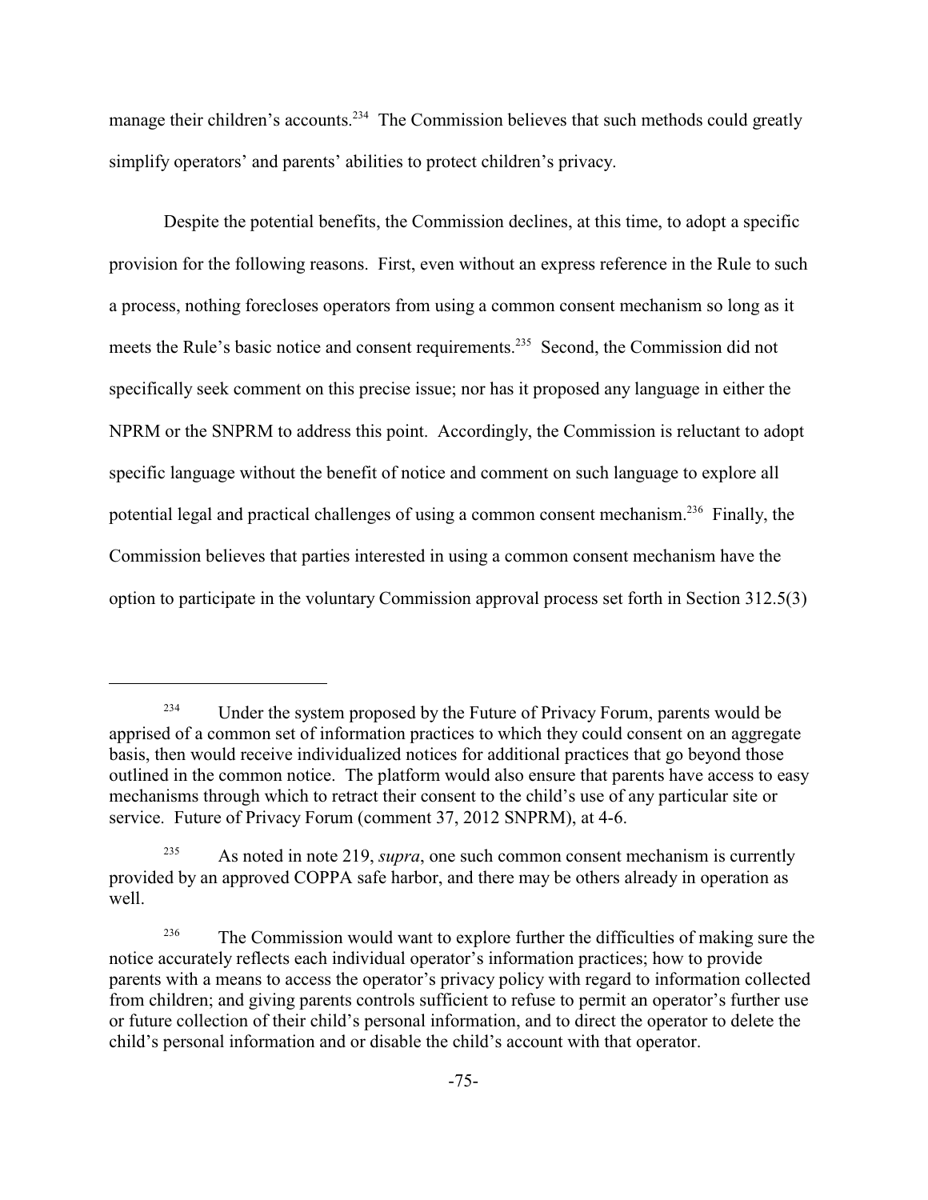manage their children's accounts.[234] The Commission believes that such methods could greatly simplify operators' and parents' abilities to protect children's privacy.

Despite the potential benefits, the Commission declines, at this time, to adopt a specific provision for the following reasons. First, even without an express reference in the Rule to such a process, nothing forecloses operators from using a common consent mechanism so long as it meets the Rule's basic notice and consent requirements.[235] Second, the Commission did not specifically seek comment on this precise issue; nor has it proposed any language in either the NPRM or the SNPRM to address this point. Accordingly, the Commission is reluctant to adopt specific language without the benefit of notice and comment on such language to explore all potential legal and practical challenges of using a common consent mechanism.[236] Finally, the Commission believes that parties interested in using a common consent mechanism have the option to participate in the voluntary Commission approval process set forth in Section 312.5(3)

---

[234] Under the system proposed by the Future of Privacy Forum, parents would be apprised of a common set of information practices to which they could consent on an aggregate basis, then would receive individualized notices for additional practices that go beyond those outlined in the common notice. The platform would also ensure that parents have access to easy mechanisms through which to retract their consent to the child's use of any particular site or service. Future of Privacy Forum (comment 37, 2012 SNPRM), at 4-6.

[235] As noted in note 219, *supra*, one such common consent mechanism is currently provided by an approved COPPA safe harbor, and there may be others already in operation as well.

[236] The Commission would want to explore further the difficulties of making sure the notice accurately reflects each individual operator's information practices; how to provide parents with a means to access the operator's privacy policy with regard to information collected from children; and giving parents controls sufficient to refuse to permit an operator's further use or future collection of their child's personal information, and to direct the operator to delete the child's personal information and or disable the child's account with that operator.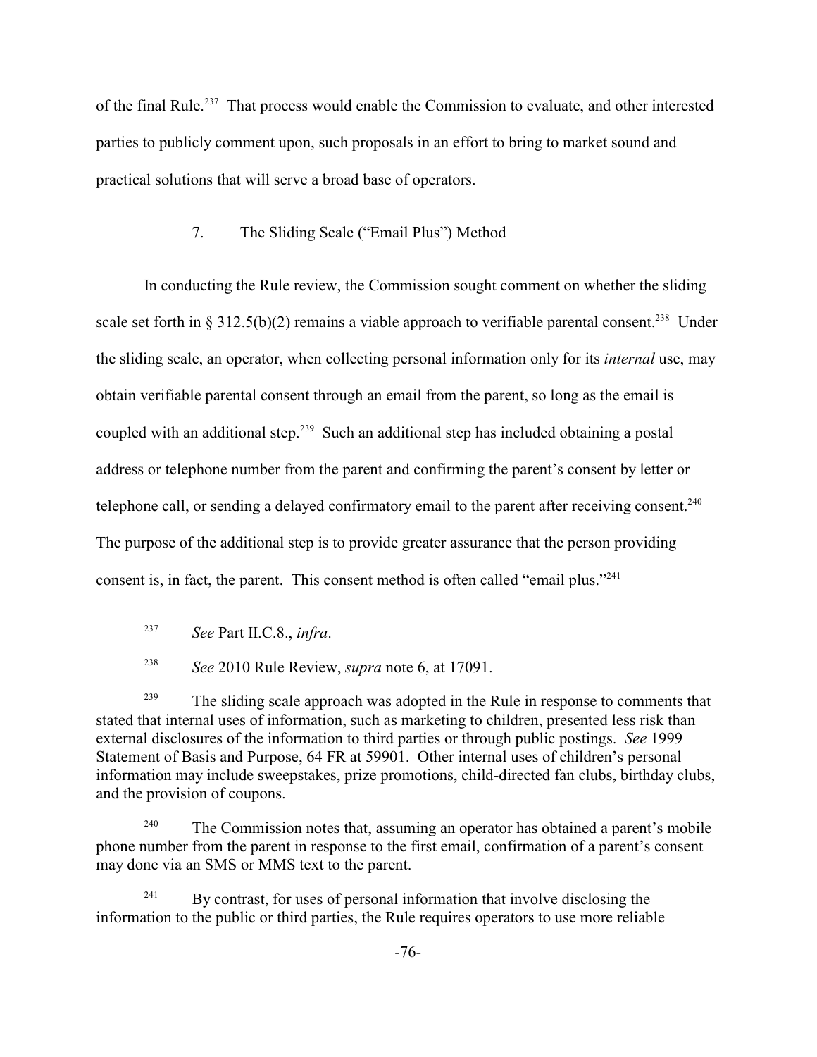of the final Rule.[237] That process would enable the Commission to evaluate, and other interested parties to publicly comment upon, such proposals in an effort to bring to market sound and practical solutions that will serve a broad base of operators.

### 7. The Sliding Scale ("Email Plus") Method

In conducting the Rule review, the Commission sought comment on whether the sliding scale set forth in § 312.5(b)(2) remains a viable approach to verifiable parental consent.[238] Under the sliding scale, an operator, when collecting personal information only for its *internal* use, may obtain verifiable parental consent through an email from the parent, so long as the email is coupled with an additional step.[239] Such an additional step has included obtaining a postal address or telephone number from the parent and confirming the parent's consent by letter or telephone call, or sending a delayed confirmatory email to the parent after receiving consent.[240] The purpose of the additional step is to provide greater assurance that the person providing consent is, in fact, the parent. This consent method is often called "email plus."[241]

---

[237] *See* Part II.C.8., *infra*.

[238] *See* 2010 Rule Review, *supra* note 6, at 17091.

[239] The sliding scale approach was adopted in the Rule in response to comments that stated that internal uses of information, such as marketing to children, presented less risk than external disclosures of the information to third parties or through public postings. *See* 1999 Statement of Basis and Purpose, 64 FR at 59901. Other internal uses of children's personal information may include sweepstakes, prize promotions, child-directed fan clubs, birthday clubs, and the provision of coupons.

[240] The Commission notes that, assuming an operator has obtained a parent's mobile phone number from the parent in response to the first email, confirmation of a parent's consent may done via an SMS or MMS text to the parent.

[241] By contrast, for uses of personal information that involve disclosing the information to the public or third parties, the Rule requires operators to use more reliable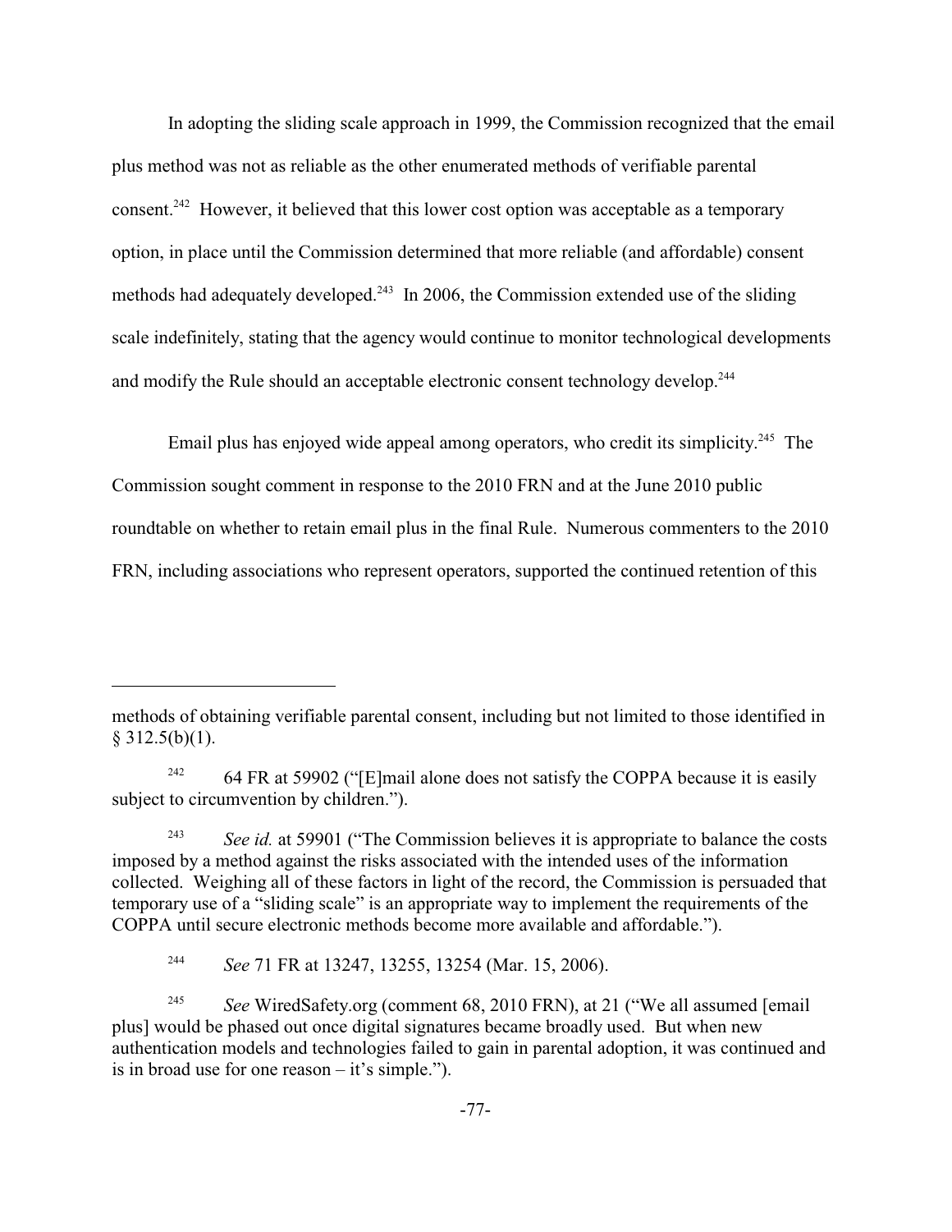In adopting the sliding scale approach in 1999, the Commission recognized that the email plus method was not as reliable as the other enumerated methods of verifiable parental consent.[242] However, it believed that this lower cost option was acceptable as a temporary option, in place until the Commission determined that more reliable (and affordable) consent methods had adequately developed.[243] In 2006, the Commission extended use of the sliding scale indefinitely, stating that the agency would continue to monitor technological developments and modify the Rule should an acceptable electronic consent technology develop.[244]

Email plus has enjoyed wide appeal among operators, who credit its simplicity.[245] The Commission sought comment in response to the 2010 FRN and at the June 2010 public roundtable on whether to retain email plus in the final Rule. Numerous commenters to the 2010 FRN, including associations who represent operators, supported the continued retention of this

---

methods of obtaining verifiable parental consent, including but not limited to those identified in § 312.5(b)(1).

[242] 64 FR at 59902 ("[E]mail alone does not satisfy the COPPA because it is easily subject to circumvention by children.").

[243] *See id.* at 59901 ("The Commission believes it is appropriate to balance the costs imposed by a method against the risks associated with the intended uses of the information collected. Weighing all of these factors in light of the record, the Commission is persuaded that temporary use of a "sliding scale" is an appropriate way to implement the requirements of the COPPA until secure electronic methods become more available and affordable.").

[244] *See* 71 FR at 13247, 13255, 13254 (Mar. 15, 2006).

[245] *See* WiredSafety.org (comment 68, 2010 FRN), at 21 ("We all assumed [email plus] would be phased out once digital signatures became broadly used. But when new authentication models and technologies failed to gain in parental adoption, it was continued and is in broad use for one reason – it's simple.").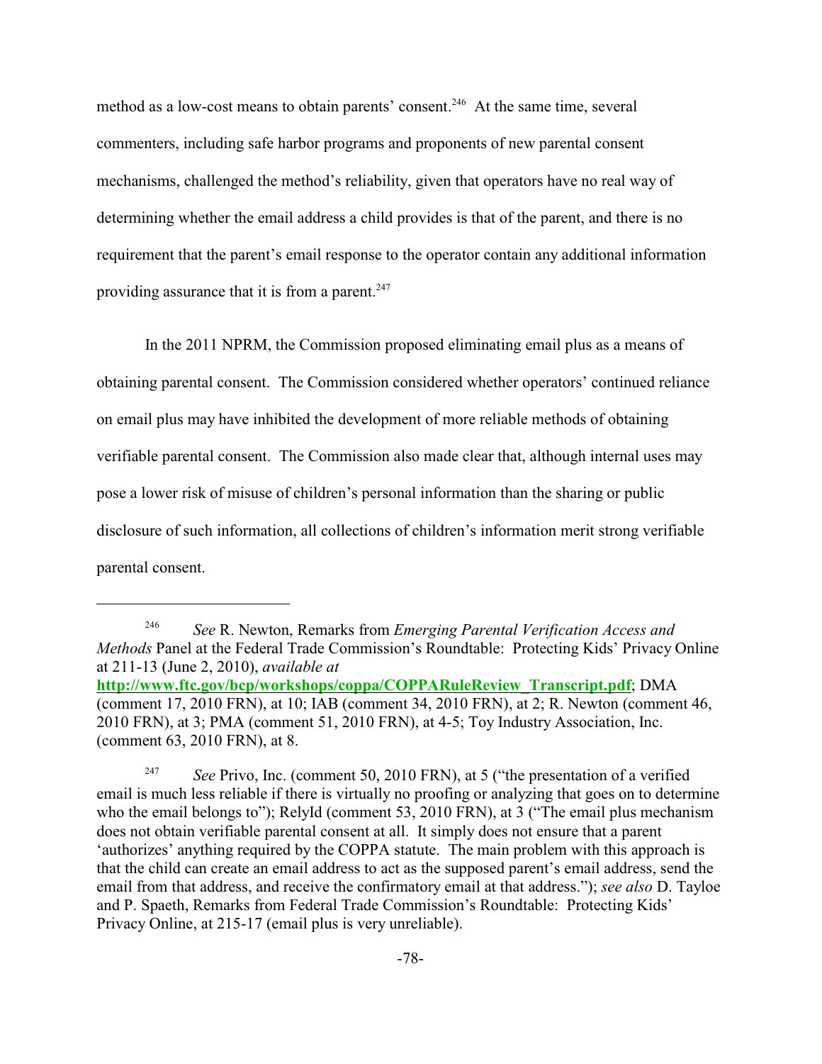method as a low-cost means to obtain parents' consent.[246] At the same time, several commenters, including safe harbor programs and proponents of new parental consent mechanisms, challenged the method's reliability, given that operators have no real way of determining whether the email address a child provides is that of the parent, and there is no requirement that the parent's email response to the operator contain any additional information providing assurance that it is from a parent.[247]

In the 2011 NPRM, the Commission proposed eliminating email plus as a means of obtaining parental consent. The Commission considered whether operators' continued reliance on email plus may have inhibited the development of more reliable methods of obtaining verifiable parental consent. The Commission also made clear that, although internal uses may pose a lower risk of misuse of children's personal information than the sharing or public disclosure of such information, all collections of children's information merit strong verifiable parental consent.

---

[246] *See* R. Newton, Remarks from *Emerging Parental Verification Access and Methods* Panel at the Federal Trade Commission's Roundtable: Protecting Kids' Privacy Online at 211-13 (June 2, 2010), *available at* **http://www.ftc.gov/bcp/workshops/coppa/COPPARuleReview_Transcript.pdf**; DMA (comment 17, 2010 FRN), at 10; IAB (comment 34, 2010 FRN), at 2; R. Newton (comment 46, 2010 FRN), at 3; PMA (comment 51, 2010 FRN), at 4-5; Toy Industry Association, Inc. (comment 63, 2010 FRN), at 8.

[247] *See* Privo, Inc. (comment 50, 2010 FRN), at 5 ("the presentation of a verified email is much less reliable if there is virtually no proofing or analyzing that goes on to determine who the email belongs to"); RelyId (comment 53, 2010 FRN), at 3 ("The email plus mechanism does not obtain verifiable parental consent at all. It simply does not ensure that a parent 'authorizes' anything required by the COPPA statute. The main problem with this approach is that the child can create an email address to act as the supposed parent's email address, send the email from that address, and receive the confirmatory email at that address."); *see also* D. Tayloe and P. Spaeth, Remarks from Federal Trade Commission's Roundtable: Protecting Kids' Privacy Online, at 215-17 (email plus is very unreliable).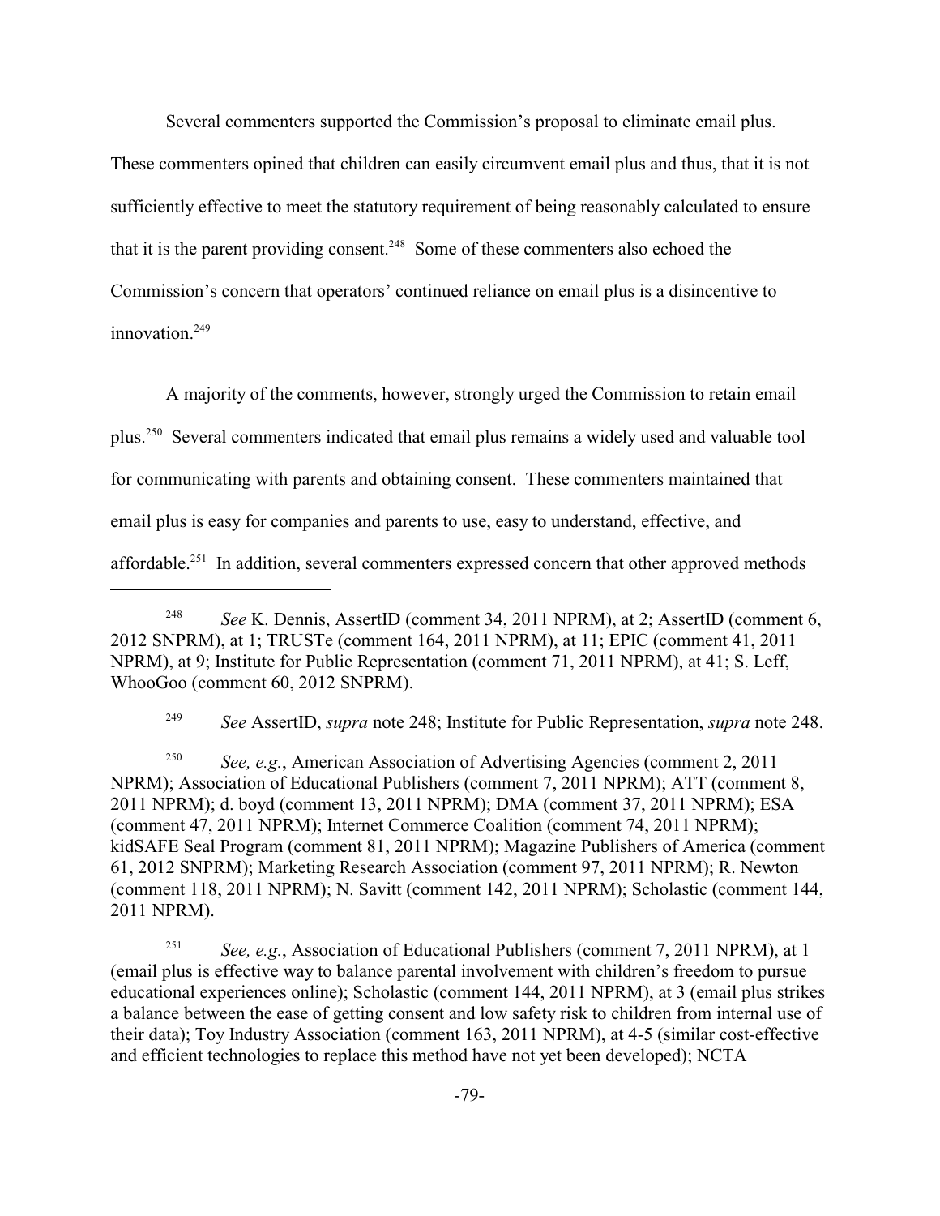Several commenters supported the Commission's proposal to eliminate email plus. These commenters opined that children can easily circumvent email plus and thus, that it is not sufficiently effective to meet the statutory requirement of being reasonably calculated to ensure that it is the parent providing consent.[248] Some of these commenters also echoed the Commission's concern that operators' continued reliance on email plus is a disincentive to innovation.[249]

A majority of the comments, however, strongly urged the Commission to retain email plus.[250] Several commenters indicated that email plus remains a widely used and valuable tool for communicating with parents and obtaining consent. These commenters maintained that email plus is easy for companies and parents to use, easy to understand, effective, and affordable.[251] In addition, several commenters expressed concern that other approved methods

---

[248] *See* K. Dennis, AssertID (comment 34, 2011 NPRM), at 2; AssertID (comment 6, 2012 SNPRM), at 1; TRUSTe (comment 164, 2011 NPRM), at 11; EPIC (comment 41, 2011 NPRM), at 9; Institute for Public Representation (comment 71, 2011 NPRM), at 41; S. Leff, WhooGoo (comment 60, 2012 SNPRM).

[249] *See* AssertID, *supra* note 248; Institute for Public Representation, *supra* note 248.

[250] *See, e.g.*, American Association of Advertising Agencies (comment 2, 2011 NPRM); Association of Educational Publishers (comment 7, 2011 NPRM); ATT (comment 8, 2011 NPRM); d. boyd (comment 13, 2011 NPRM); DMA (comment 37, 2011 NPRM); ESA (comment 47, 2011 NPRM); Internet Commerce Coalition (comment 74, 2011 NPRM); kidSAFE Seal Program (comment 81, 2011 NPRM); Magazine Publishers of America (comment 61, 2012 SNPRM); Marketing Research Association (comment 97, 2011 NPRM); R. Newton (comment 118, 2011 NPRM); N. Savitt (comment 142, 2011 NPRM); Scholastic (comment 144, 2011 NPRM).

[251] *See, e.g.*, Association of Educational Publishers (comment 7, 2011 NPRM), at 1 (email plus is effective way to balance parental involvement with children's freedom to pursue educational experiences online); Scholastic (comment 144, 2011 NPRM), at 3 (email plus strikes a balance between the ease of getting consent and low safety risk to children from internal use of their data); Toy Industry Association (comment 163, 2011 NPRM), at 4-5 (similar cost-effective and efficient technologies to replace this method have not yet been developed); NCTA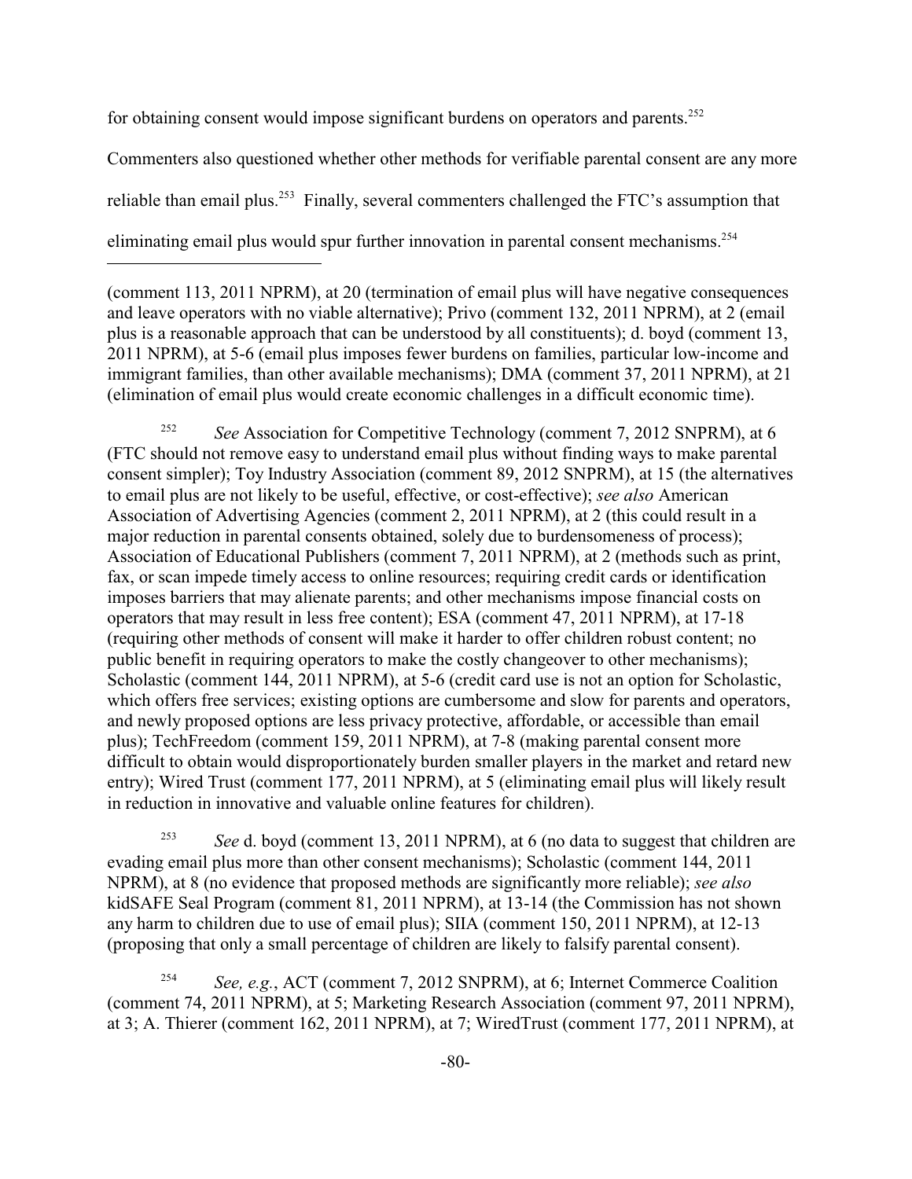for obtaining consent would impose significant burdens on operators and parents.[252] Commenters also questioned whether other methods for verifiable parental consent are any more reliable than email plus.[253] Finally, several commenters challenged the FTC's assumption that eliminating email plus would spur further innovation in parental consent mechanisms.[254]

---

(comment 113, 2011 NPRM), at 20 (termination of email plus will have negative consequences and leave operators with no viable alternative); Privo (comment 132, 2011 NPRM), at 2 (email plus is a reasonable approach that can be understood by all constituents); d. boyd (comment 13, 2011 NPRM), at 5-6 (email plus imposes fewer burdens on families, particular low-income and immigrant families, than other available mechanisms); DMA (comment 37, 2011 NPRM), at 21 (elimination of email plus would create economic challenges in a difficult economic time).

[252] *See* Association for Competitive Technology (comment 7, 2012 SNPRM), at 6 (FTC should not remove easy to understand email plus without finding ways to make parental consent simpler); Toy Industry Association (comment 89, 2012 SNPRM), at 15 (the alternatives to email plus are not likely to be useful, effective, or cost-effective); *see also* American Association of Advertising Agencies (comment 2, 2011 NPRM), at 2 (this could result in a major reduction in parental consents obtained, solely due to burdensomeness of process); Association of Educational Publishers (comment 7, 2011 NPRM), at 2 (methods such as print, fax, or scan impede timely access to online resources; requiring credit cards or identification imposes barriers that may alienate parents; and other mechanisms impose financial costs on operators that may result in less free content); ESA (comment 47, 2011 NPRM), at 17-18 (requiring other methods of consent will make it harder to offer children robust content; no public benefit in requiring operators to make the costly changeover to other mechanisms); Scholastic (comment 144, 2011 NPRM), at 5-6 (credit card use is not an option for Scholastic, which offers free services; existing options are cumbersome and slow for parents and operators, and newly proposed options are less privacy protective, affordable, or accessible than email plus); TechFreedom (comment 159, 2011 NPRM), at 7-8 (making parental consent more difficult to obtain would disproportionately burden smaller players in the market and retard new entry); Wired Trust (comment 177, 2011 NPRM), at 5 (eliminating email plus will likely result in reduction in innovative and valuable online features for children).

[253] *See* d. boyd (comment 13, 2011 NPRM), at 6 (no data to suggest that children are evading email plus more than other consent mechanisms); Scholastic (comment 144, 2011 NPRM), at 8 (no evidence that proposed methods are significantly more reliable); *see also* kidSAFE Seal Program (comment 81, 2011 NPRM), at 13-14 (the Commission has not shown any harm to children due to use of email plus); SIIA (comment 150, 2011 NPRM), at 12-13 (proposing that only a small percentage of children are likely to falsify parental consent).

[254] *See, e.g.*, ACT (comment 7, 2012 SNPRM), at 6; Internet Commerce Coalition (comment 74, 2011 NPRM), at 5; Marketing Research Association (comment 97, 2011 NPRM), at 3; A. Thierer (comment 162, 2011 NPRM), at 7; WiredTrust (comment 177, 2011 NPRM), at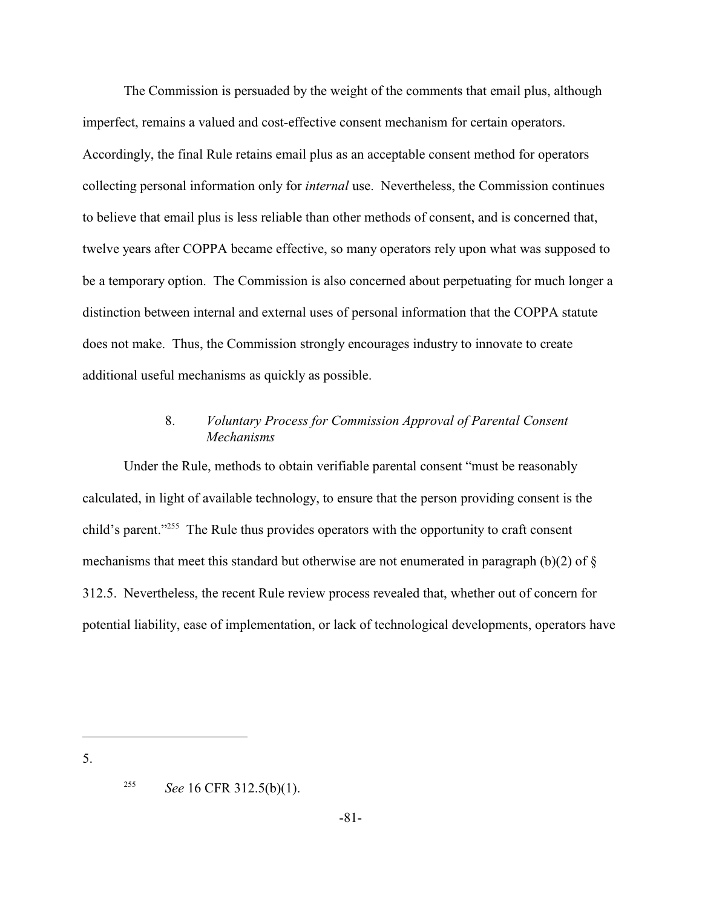The Commission is persuaded by the weight of the comments that email plus, although imperfect, remains a valued and cost-effective consent mechanism for certain operators. Accordingly, the final Rule retains email plus as an acceptable consent method for operators collecting personal information only for *internal* use. Nevertheless, the Commission continues to believe that email plus is less reliable than other methods of consent, and is concerned that, twelve years after COPPA became effective, so many operators rely upon what was supposed to be a temporary option. The Commission is also concerned about perpetuating for much longer a distinction between internal and external uses of personal information that the COPPA statute does not make. Thus, the Commission strongly encourages industry to innovate to create additional useful mechanisms as quickly as possible.

### 8. *Voluntary Process for Commission Approval of Parental Consent Mechanisms*

Under the Rule, methods to obtain verifiable parental consent "must be reasonably calculated, in light of available technology, to ensure that the person providing consent is the child's parent."[255] The Rule thus provides operators with the opportunity to craft consent mechanisms that meet this standard but otherwise are not enumerated in paragraph (b)(2) of § 312.5. Nevertheless, the recent Rule review process revealed that, whether out of concern for potential liability, ease of implementation, or lack of technological developments, operators have

---

5.

[255] *See* 16 CFR 312.5(b)(1).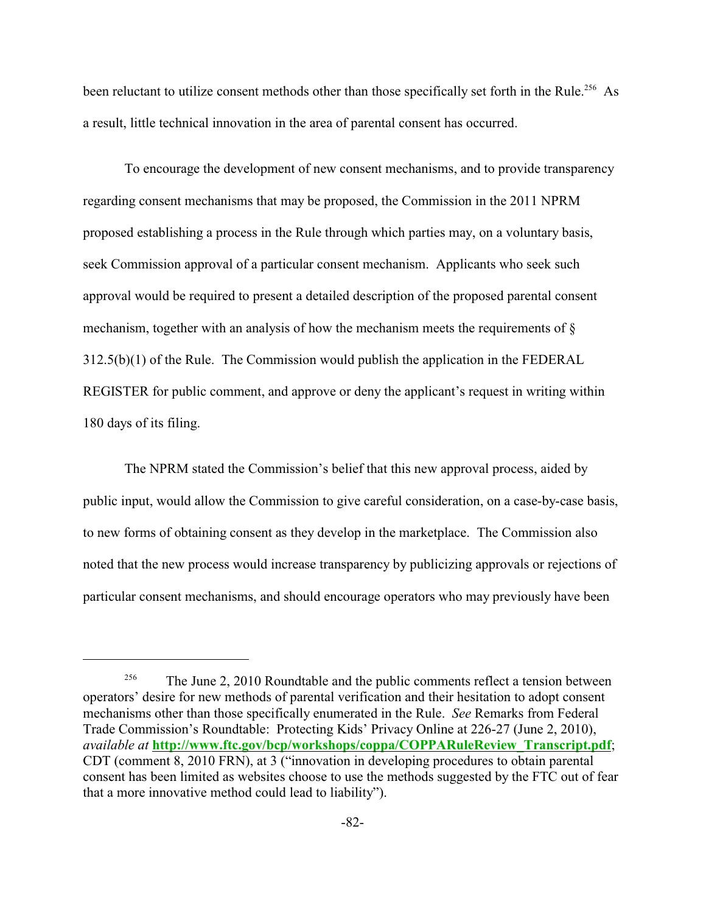been reluctant to utilize consent methods other than those specifically set forth in the Rule.[256] As a result, little technical innovation in the area of parental consent has occurred.

To encourage the development of new consent mechanisms, and to provide transparency regarding consent mechanisms that may be proposed, the Commission in the 2011 NPRM proposed establishing a process in the Rule through which parties may, on a voluntary basis, seek Commission approval of a particular consent mechanism. Applicants who seek such approval would be required to present a detailed description of the proposed parental consent mechanism, together with an analysis of how the mechanism meets the requirements of § 312.5(b)(1) of the Rule. The Commission would publish the application in the FEDERAL REGISTER for public comment, and approve or deny the applicant's request in writing within 180 days of its filing.

The NPRM stated the Commission's belief that this new approval process, aided by public input, would allow the Commission to give careful consideration, on a case-by-case basis, to new forms of obtaining consent as they develop in the marketplace. The Commission also noted that the new process would increase transparency by publicizing approvals or rejections of particular consent mechanisms, and should encourage operators who may previously have been

---

[256] The June 2, 2010 Roundtable and the public comments reflect a tension between operators' desire for new methods of parental verification and their hesitation to adopt consent mechanisms other than those specifically enumerated in the Rule. *See* Remarks from Federal Trade Commission's Roundtable: Protecting Kids' Privacy Online at 226-27 (June 2, 2010), *available at* **http://www.ftc.gov/bcp/workshops/coppa/COPPARuleReview_Transcript.pdf**; CDT (comment 8, 2010 FRN), at 3 ("innovation in developing procedures to obtain parental consent has been limited as websites choose to use the methods suggested by the FTC out of fear that a more innovative method could lead to liability").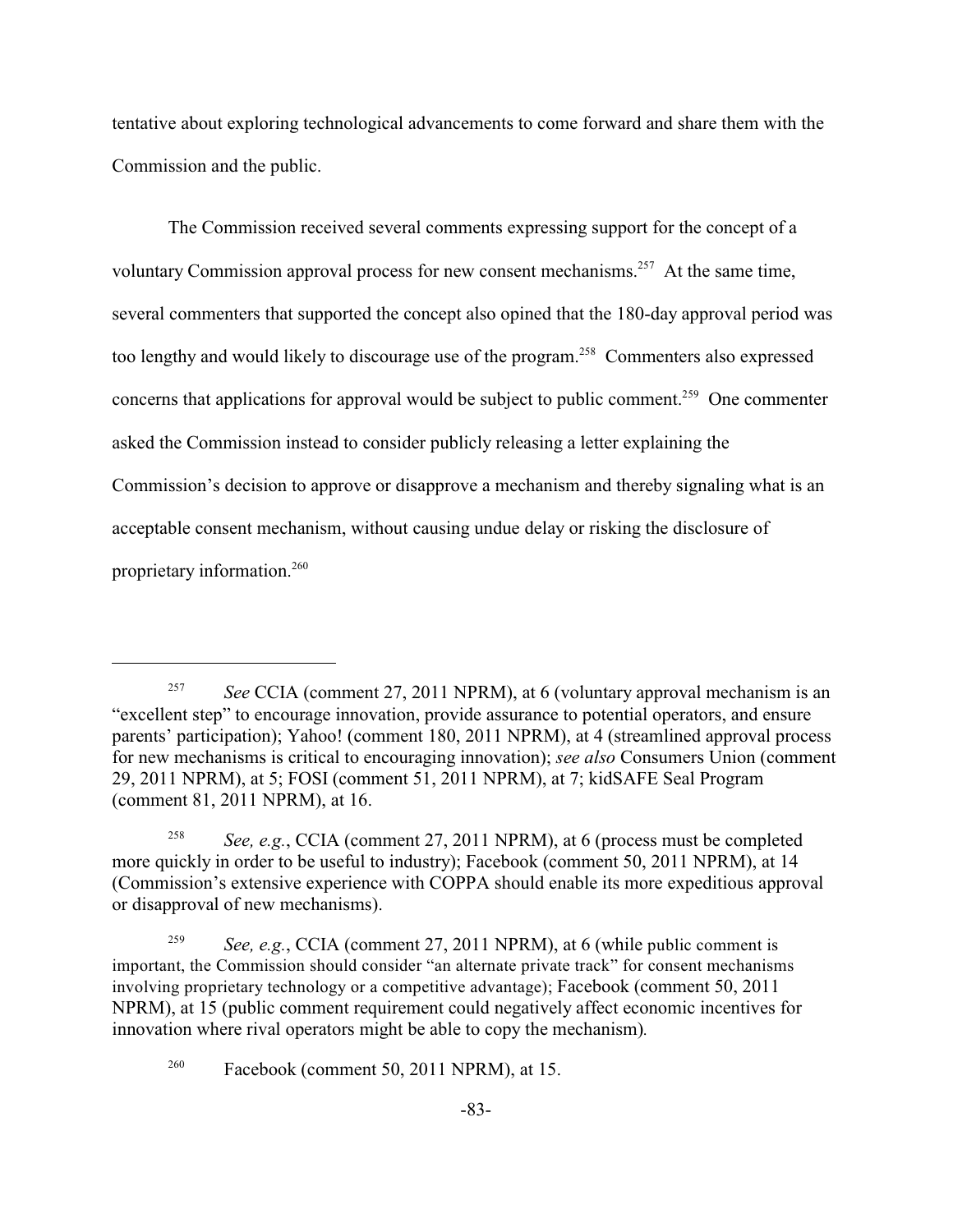tentative about exploring technological advancements to come forward and share them with the Commission and the public.

The Commission received several comments expressing support for the concept of a voluntary Commission approval process for new consent mechanisms.[257] At the same time, several commenters that supported the concept also opined that the 180-day approval period was too lengthy and would likely to discourage use of the program.[258] Commenters also expressed concerns that applications for approval would be subject to public comment.[259] One commenter asked the Commission instead to consider publicly releasing a letter explaining the Commission's decision to approve or disapprove a mechanism and thereby signaling what is an acceptable consent mechanism, without causing undue delay or risking the disclosure of proprietary information.[260]

---

[257] *See* CCIA (comment 27, 2011 NPRM), at 6 (voluntary approval mechanism is an "excellent step" to encourage innovation, provide assurance to potential operators, and ensure parents' participation); Yahoo! (comment 180, 2011 NPRM), at 4 (streamlined approval process for new mechanisms is critical to encouraging innovation); *see also* Consumers Union (comment 29, 2011 NPRM), at 5; FOSI (comment 51, 2011 NPRM), at 7; kidSAFE Seal Program (comment 81, 2011 NPRM), at 16.

[258] *See, e.g.*, CCIA (comment 27, 2011 NPRM), at 6 (process must be completed more quickly in order to be useful to industry); Facebook (comment 50, 2011 NPRM), at 14 (Commission's extensive experience with COPPA should enable its more expeditious approval or disapproval of new mechanisms).

[259] *See, e.g.*, CCIA (comment 27, 2011 NPRM), at 6 (while public comment is important, the Commission should consider "an alternate private track" for consent mechanisms involving proprietary technology or a competitive advantage); Facebook (comment 50, 2011 NPRM), at 15 (public comment requirement could negatively affect economic incentives for innovation where rival operators might be able to copy the mechanism).

[260] Facebook (comment 50, 2011 NPRM), at 15.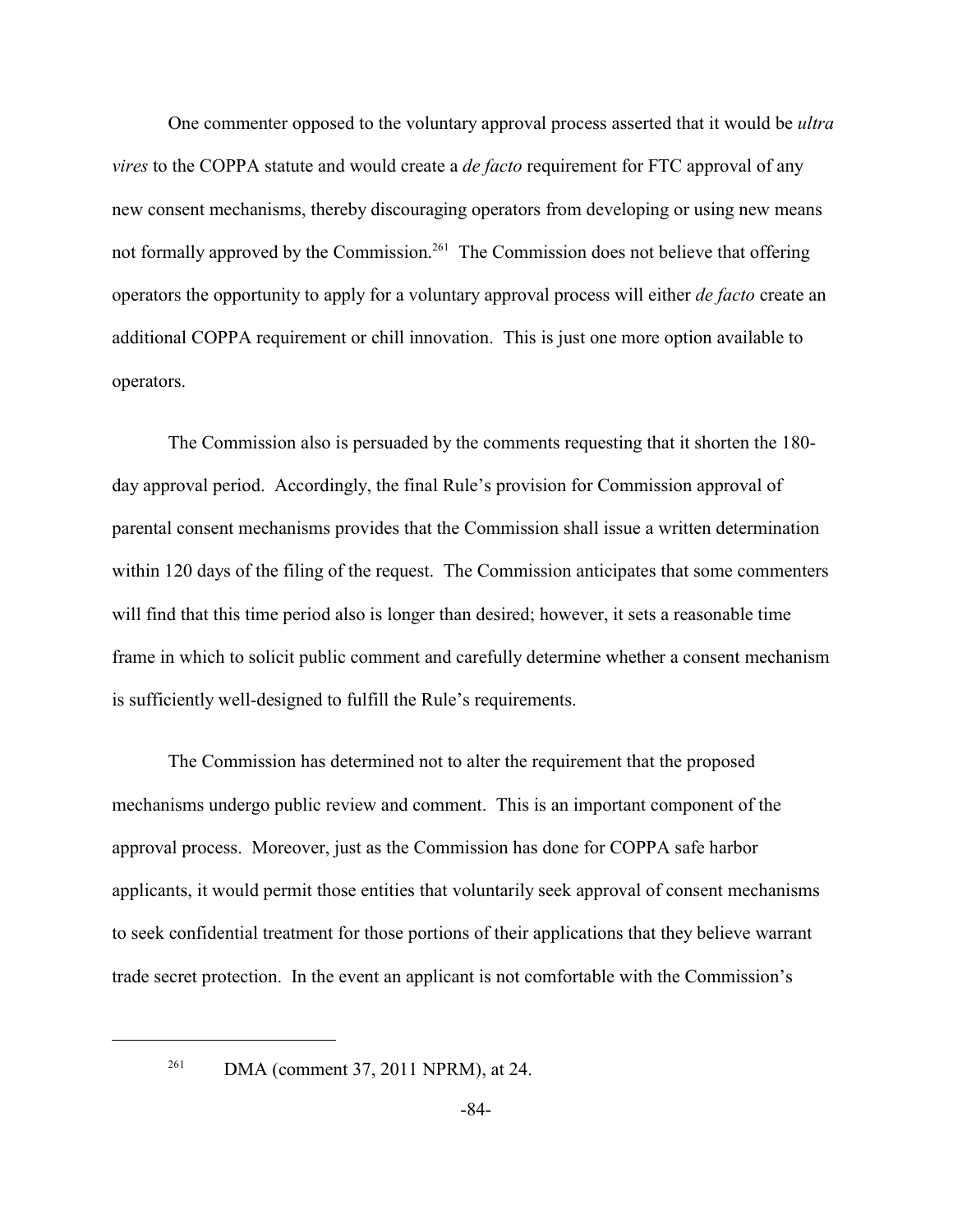One commenter opposed to the voluntary approval process asserted that it would be *ultra vires* to the COPPA statute and would create a *de facto* requirement for FTC approval of any new consent mechanisms, thereby discouraging operators from developing or using new means not formally approved by the Commission.[261] The Commission does not believe that offering operators the opportunity to apply for a voluntary approval process will either *de facto* create an additional COPPA requirement or chill innovation. This is just one more option available to operators.

The Commission also is persuaded by the comments requesting that it shorten the 180-day approval period. Accordingly, the final Rule's provision for Commission approval of parental consent mechanisms provides that the Commission shall issue a written determination within 120 days of the filing of the request. The Commission anticipates that some commenters will find that this time period also is longer than desired; however, it sets a reasonable time frame in which to solicit public comment and carefully determine whether a consent mechanism is sufficiently well-designed to fulfill the Rule's requirements.

The Commission has determined not to alter the requirement that the proposed mechanisms undergo public review and comment. This is an important component of the approval process. Moreover, just as the Commission has done for COPPA safe harbor applicants, it would permit those entities that voluntarily seek approval of consent mechanisms to seek confidential treatment for those portions of their applications that they believe warrant trade secret protection. In the event an applicant is not comfortable with the Commission's

---

[261] DMA (comment 37, 2011 NPRM), at 24.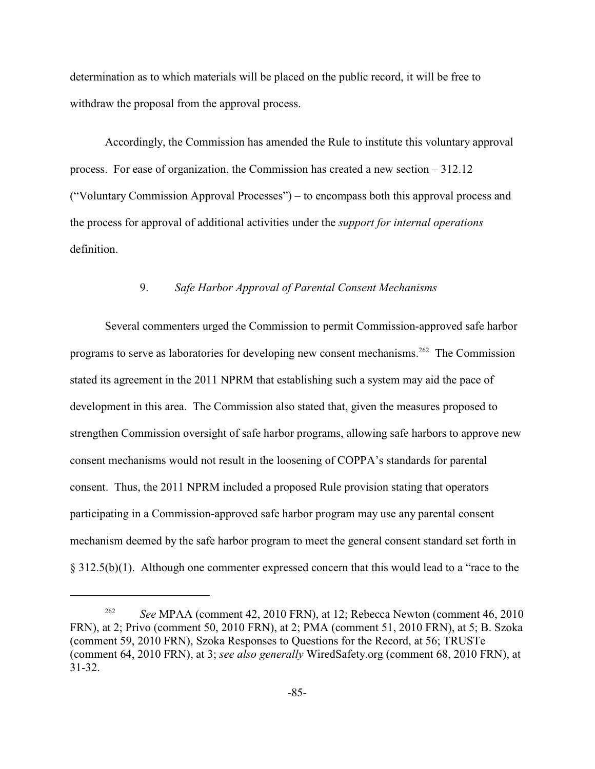determination as to which materials will be placed on the public record, it will be free to withdraw the proposal from the approval process.

Accordingly, the Commission has amended the Rule to institute this voluntary approval process. For ease of organization, the Commission has created a new section – 312.12 ("Voluntary Commission Approval Processes") – to encompass both this approval process and the process for approval of additional activities under the *support for internal operations* definition.

### 9. *Safe Harbor Approval of Parental Consent Mechanisms*

Several commenters urged the Commission to permit Commission-approved safe harbor programs to serve as laboratories for developing new consent mechanisms.[262] The Commission stated its agreement in the 2011 NPRM that establishing such a system may aid the pace of development in this area. The Commission also stated that, given the measures proposed to strengthen Commission oversight of safe harbor programs, allowing safe harbors to approve new consent mechanisms would not result in the loosening of COPPA's standards for parental consent. Thus, the 2011 NPRM included a proposed Rule provision stating that operators participating in a Commission-approved safe harbor program may use any parental consent mechanism deemed by the safe harbor program to meet the general consent standard set forth in § 312.5(b)(1). Although one commenter expressed concern that this would lead to a "race to the

---

[262] *See* MPAA (comment 42, 2010 FRN), at 12; Rebecca Newton (comment 46, 2010 FRN), at 2; Privo (comment 50, 2010 FRN), at 2; PMA (comment 51, 2010 FRN), at 5; B. Szoka (comment 59, 2010 FRN), Szoka Responses to Questions for the Record, at 56; TRUSTe (comment 64, 2010 FRN), at 3; *see also generally* WiredSafety.org (comment 68, 2010 FRN), at 31-32.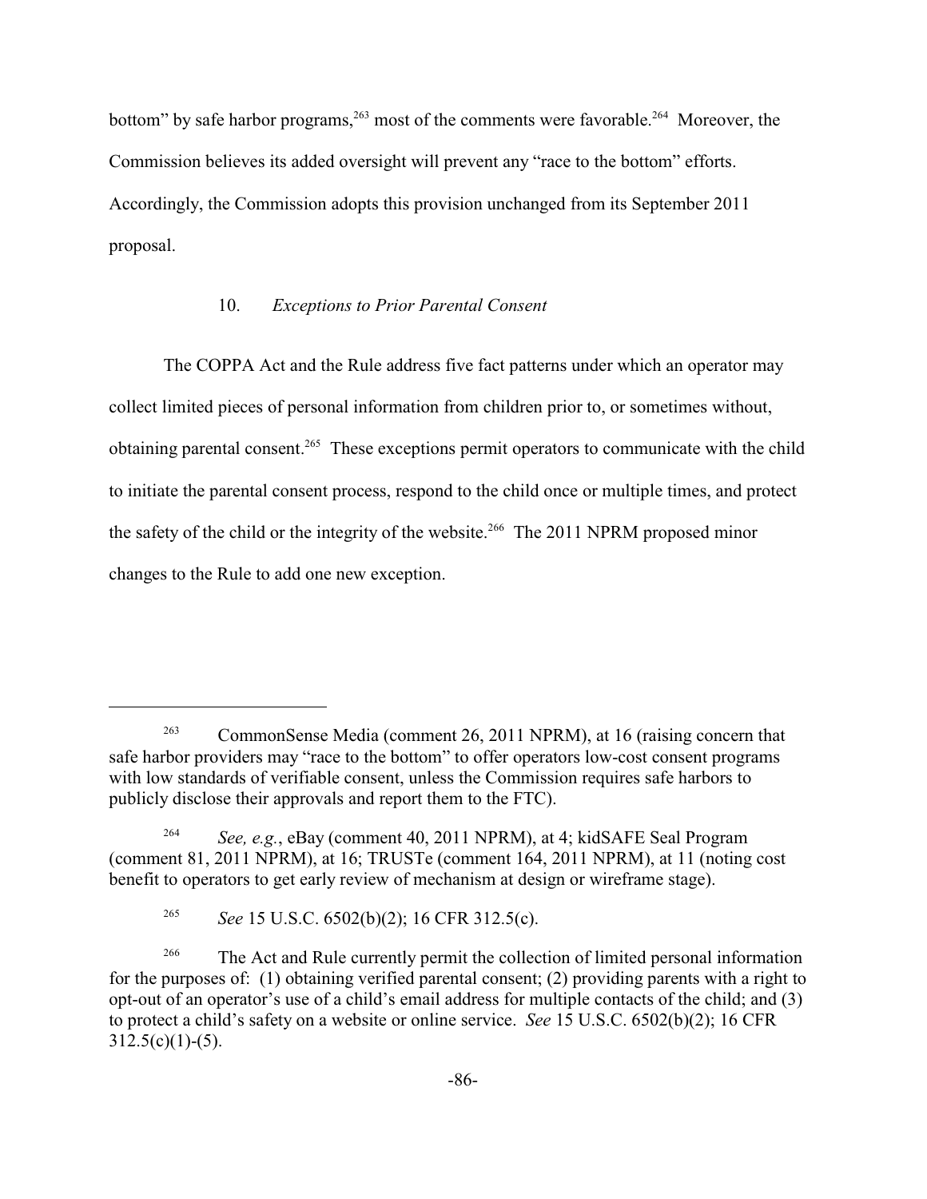bottom" by safe harbor programs,[263] most of the comments were favorable.[264] Moreover, the Commission believes its added oversight will prevent any "race to the bottom" efforts. Accordingly, the Commission adopts this provision unchanged from its September 2011 proposal.

### 10. *Exceptions to Prior Parental Consent*

The COPPA Act and the Rule address five fact patterns under which an operator may collect limited pieces of personal information from children prior to, or sometimes without, obtaining parental consent.[265] These exceptions permit operators to communicate with the child to initiate the parental consent process, respond to the child once or multiple times, and protect the safety of the child or the integrity of the website.[266] The 2011 NPRM proposed minor changes to the Rule to add one new exception.

---

[263] CommonSense Media (comment 26, 2011 NPRM), at 16 (raising concern that safe harbor providers may "race to the bottom" to offer operators low-cost consent programs with low standards of verifiable consent, unless the Commission requires safe harbors to publicly disclose their approvals and report them to the FTC).

[264] *See, e.g.*, eBay (comment 40, 2011 NPRM), at 4; kidSAFE Seal Program (comment 81, 2011 NPRM), at 16; TRUSTe (comment 164, 2011 NPRM), at 11 (noting cost benefit to operators to get early review of mechanism at design or wireframe stage).

[265] *See* 15 U.S.C. 6502(b)(2); 16 CFR 312.5(c).

[266] The Act and Rule currently permit the collection of limited personal information for the purposes of: (1) obtaining verified parental consent; (2) providing parents with a right to opt-out of an operator's use of a child's email address for multiple contacts of the child; and (3) to protect a child's safety on a website or online service. *See* 15 U.S.C. 6502(b)(2); 16 CFR 312.5(c)(1)-(5).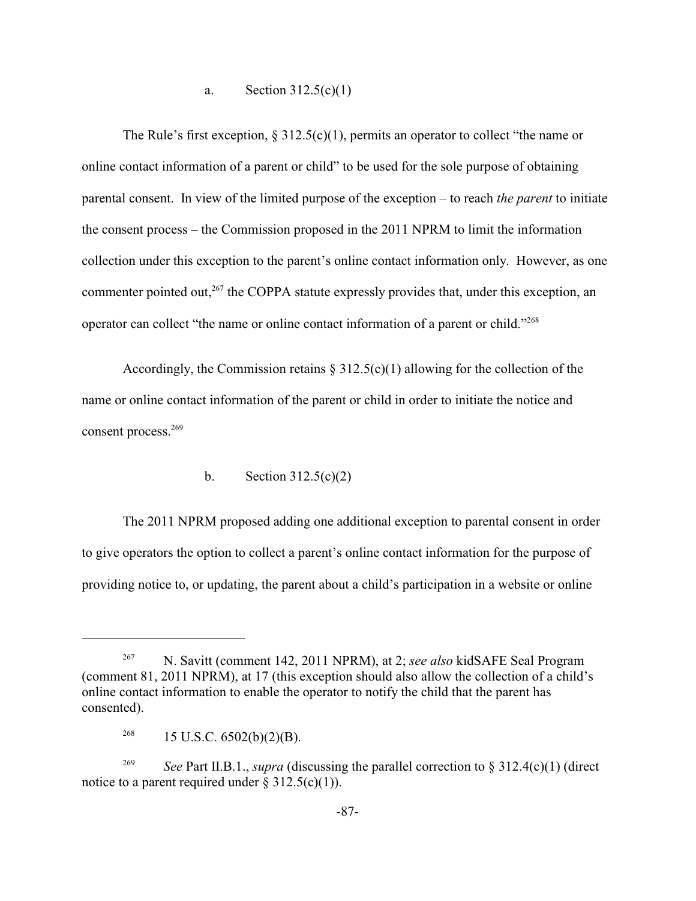a. Section 312.5(c)(1)

The Rule's first exception, § 312.5(c)(1), permits an operator to collect "the name or online contact information of a parent or child" to be used for the sole purpose of obtaining parental consent. In view of the limited purpose of the exception – to reach *the parent* to initiate the consent process – the Commission proposed in the 2011 NPRM to limit the information collection under this exception to the parent's online contact information only. However, as one commenter pointed out,[267] the COPPA statute expressly provides that, under this exception, an operator can collect "the name or online contact information of a parent or child."[268]

Accordingly, the Commission retains § 312.5(c)(1) allowing for the collection of the name or online contact information of the parent or child in order to initiate the notice and consent process.[269]

b. Section 312.5(c)(2)

The 2011 NPRM proposed adding one additional exception to parental consent in order to give operators the option to collect a parent's online contact information for the purpose of providing notice to, or updating, the parent about a child's participation in a website or online

---

[267] N. Savitt (comment 142, 2011 NPRM), at 2; *see also* kidSAFE Seal Program (comment 81, 2011 NPRM), at 17 (this exception should also allow the collection of a child's online contact information to enable the operator to notify the child that the parent has consented).

[268] 15 U.S.C. 6502(b)(2)(B).

[269] *See* Part II.B.1., *supra* (discussing the parallel correction to § 312.4(c)(1) (direct notice to a parent required under § 312.5(c)(1)).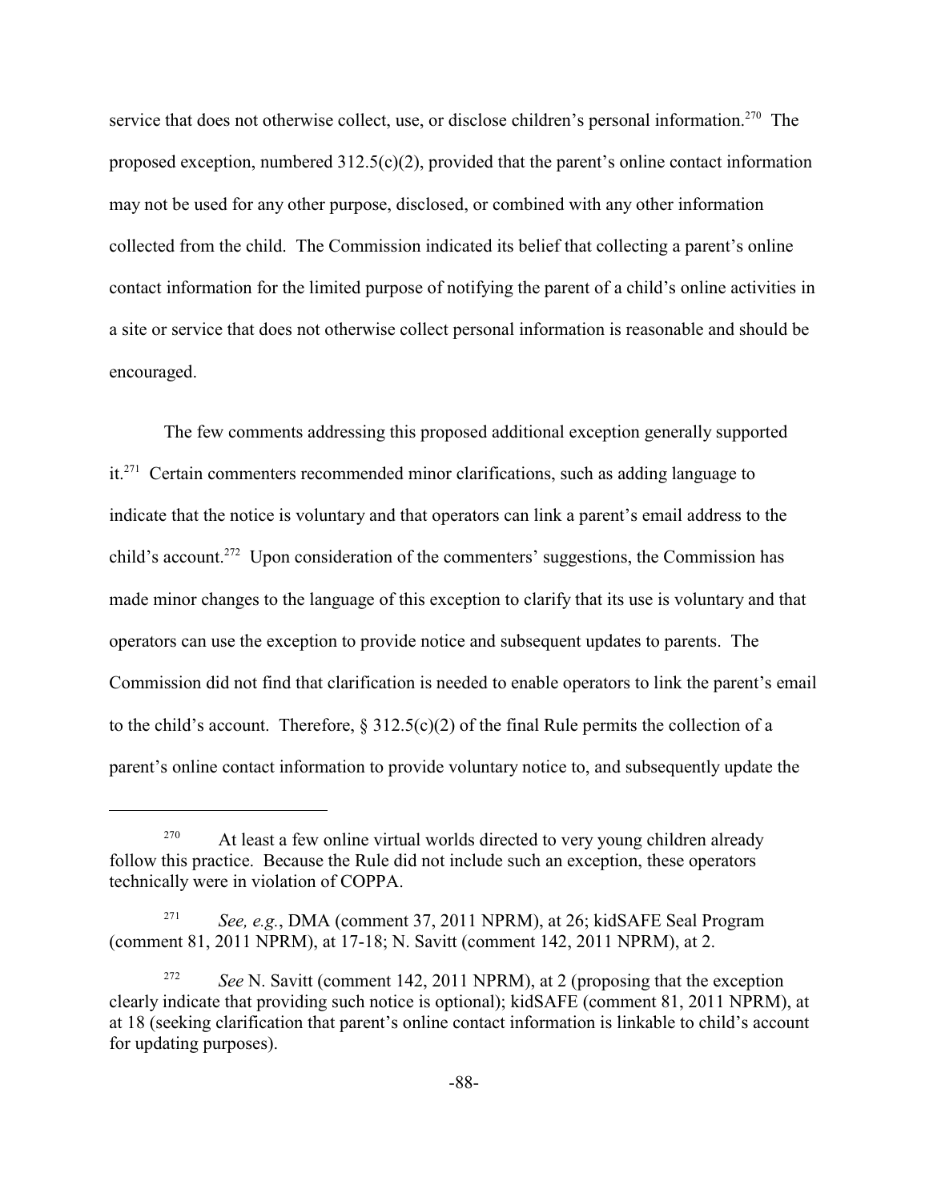service that does not otherwise collect, use, or disclose children's personal information.[270] The proposed exception, numbered 312.5(c)(2), provided that the parent's online contact information may not be used for any other purpose, disclosed, or combined with any other information collected from the child. The Commission indicated its belief that collecting a parent's online contact information for the limited purpose of notifying the parent of a child's online activities in a site or service that does not otherwise collect personal information is reasonable and should be encouraged.

The few comments addressing this proposed additional exception generally supported it.[271] Certain commenters recommended minor clarifications, such as adding language to indicate that the notice is voluntary and that operators can link a parent's email address to the child's account.[272] Upon consideration of the commenters' suggestions, the Commission has made minor changes to the language of this exception to clarify that its use is voluntary and that operators can use the exception to provide notice and subsequent updates to parents. The Commission did not find that clarification is needed to enable operators to link the parent's email to the child's account. Therefore, § 312.5(c)(2) of the final Rule permits the collection of a parent's online contact information to provide voluntary notice to, and subsequently update the

---

[270] At least a few online virtual worlds directed to very young children already follow this practice. Because the Rule did not include such an exception, these operators technically were in violation of COPPA.

[271] *See, e.g.*, DMA (comment 37, 2011 NPRM), at 26; kidSAFE Seal Program (comment 81, 2011 NPRM), at 17-18; N. Savitt (comment 142, 2011 NPRM), at 2.

[272] *See* N. Savitt (comment 142, 2011 NPRM), at 2 (proposing that the exception clearly indicate that providing such notice is optional); kidSAFE (comment 81, 2011 NPRM), at at 18 (seeking clarification that parent's online contact information is linkable to child's account for updating purposes).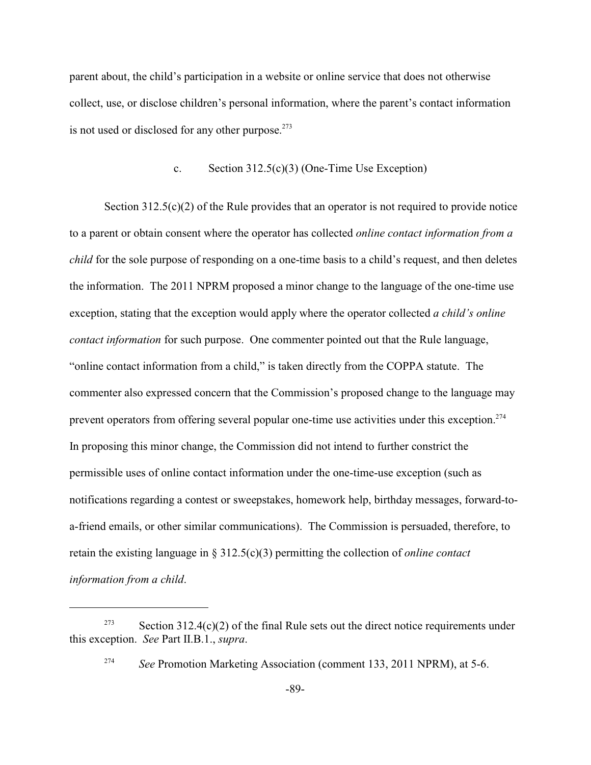parent about, the child's participation in a website or online service that does not otherwise collect, use, or disclose children's personal information, where the parent's contact information is not used or disclosed for any other purpose.[273]

c. Section 312.5(c)(3) (One-Time Use Exception)

Section 312.5(c)(2) of the Rule provides that an operator is not required to provide notice to a parent or obtain consent where the operator has collected *online contact information from a child* for the sole purpose of responding on a one-time basis to a child's request, and then deletes the information. The 2011 NPRM proposed a minor change to the language of the one-time use exception, stating that the exception would apply where the operator collected *a child's online contact information* for such purpose. One commenter pointed out that the Rule language, "online contact information from a child," is taken directly from the COPPA statute. The commenter also expressed concern that the Commission's proposed change to the language may prevent operators from offering several popular one-time use activities under this exception.[274] In proposing this minor change, the Commission did not intend to further constrict the permissible uses of online contact information under the one-time-use exception (such as notifications regarding a contest or sweepstakes, homework help, birthday messages, forward-to-a-friend emails, or other similar communications). The Commission is persuaded, therefore, to retain the existing language in § 312.5(c)(3) permitting the collection of *online contact information from a child*.

---

[273] Section 312.4(c)(2) of the final Rule sets out the direct notice requirements under this exception. *See* Part II.B.1., *supra*.

[274] *See* Promotion Marketing Association (comment 133, 2011 NPRM), at 5-6.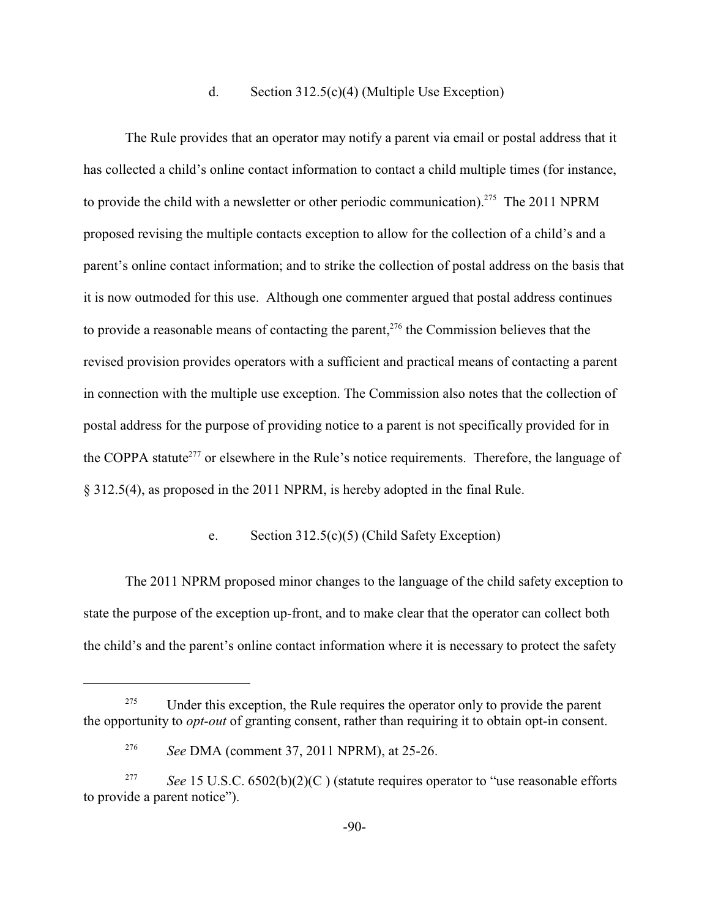#### d. Section 312.5(c)(4) (Multiple Use Exception)

The Rule provides that an operator may notify a parent via email or postal address that it has collected a child's online contact information to contact a child multiple times (for instance, to provide the child with a newsletter or other periodic communication).[275] The 2011 NPRM proposed revising the multiple contacts exception to allow for the collection of a child's and a parent's online contact information; and to strike the collection of postal address on the basis that it is now outmoded for this use. Although one commenter argued that postal address continues to provide a reasonable means of contacting the parent,[276] the Commission believes that the revised provision provides operators with a sufficient and practical means of contacting a parent in connection with the multiple use exception. The Commission also notes that the collection of postal address for the purpose of providing notice to a parent is not specifically provided for in the COPPA statute[277] or elsewhere in the Rule's notice requirements. Therefore, the language of § 312.5(4), as proposed in the 2011 NPRM, is hereby adopted in the final Rule.

#### e. Section 312.5(c)(5) (Child Safety Exception)

The 2011 NPRM proposed minor changes to the language of the child safety exception to state the purpose of the exception up-front, and to make clear that the operator can collect both the child's and the parent's online contact information where it is necessary to protect the safety

---

[275] Under this exception, the Rule requires the operator only to provide the parent the opportunity to *opt-out* of granting consent, rather than requiring it to obtain opt-in consent.

[276] *See* DMA (comment 37, 2011 NPRM), at 25-26.

[277] *See* 15 U.S.C. 6502(b)(2)(C ) (statute requires operator to "use reasonable efforts to provide a parent notice").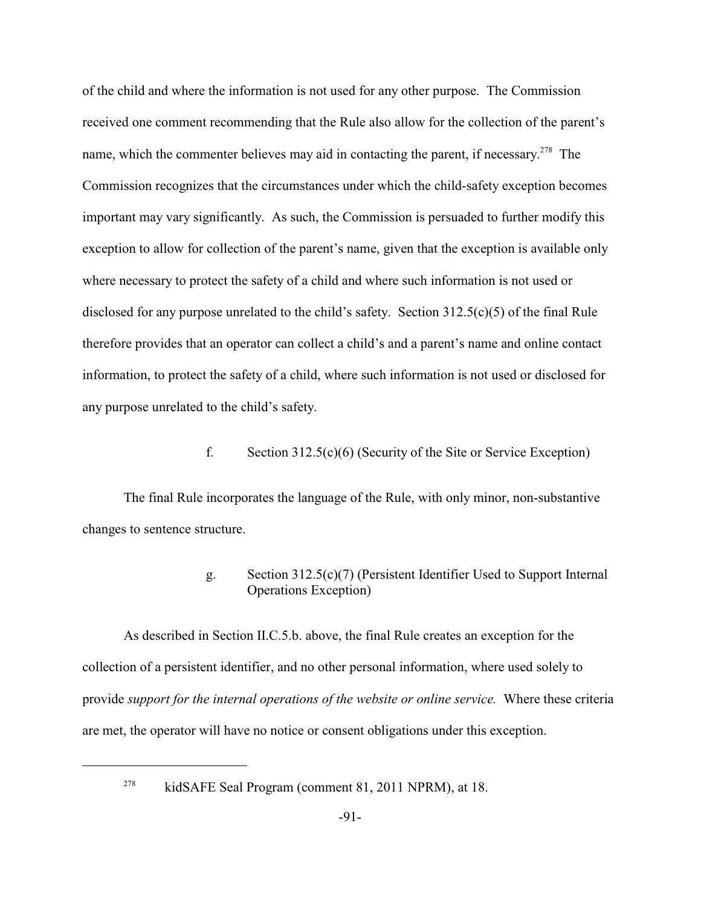of the child and where the information is not used for any other purpose. The Commission received one comment recommending that the Rule also allow for the collection of the parent's name, which the commenter believes may aid in contacting the parent, if necessary.[278] The Commission recognizes that the circumstances under which the child-safety exception becomes important may vary significantly. As such, the Commission is persuaded to further modify this exception to allow for collection of the parent's name, given that the exception is available only where necessary to protect the safety of a child and where such information is not used or disclosed for any purpose unrelated to the child's safety. Section 312.5(c)(5) of the final Rule therefore provides that an operator can collect a child's and a parent's name and online contact information, to protect the safety of a child, where such information is not used or disclosed for any purpose unrelated to the child's safety.

#### f. Section 312.5(c)(6) (Security of the Site or Service Exception)

The final Rule incorporates the language of the Rule, with only minor, non-substantive changes to sentence structure.

#### g. Section 312.5(c)(7) (Persistent Identifier Used to Support Internal Operations Exception)

As described in Section II.C.5.b. above, the final Rule creates an exception for the collection of a persistent identifier, and no other personal information, where used solely to provide *support for the internal operations of the website or online service.* Where these criteria are met, the operator will have no notice or consent obligations under this exception.

---

[278] kidSAFE Seal Program (comment 81, 2011 NPRM), at 18.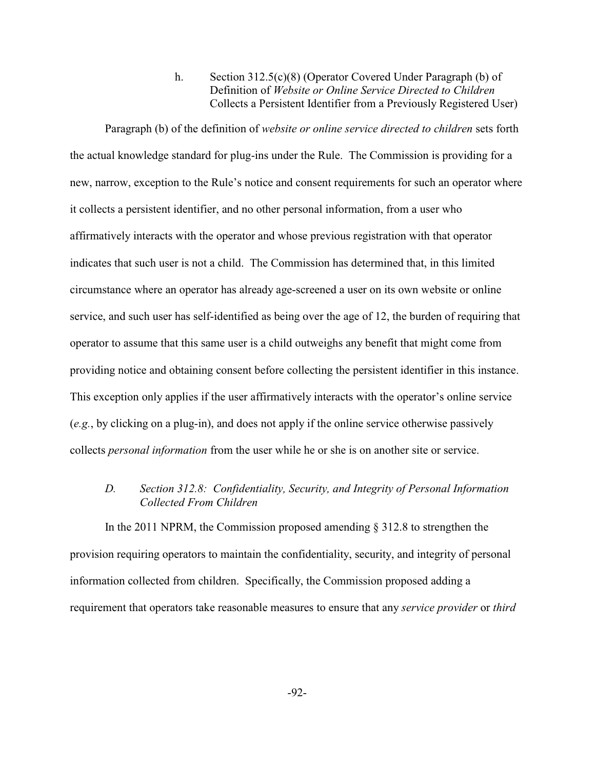#### h. Section 312.5(c)(8) (Operator Covered Under Paragraph (b) of Definition of *Website or Online Service Directed to Children* Collects a Persistent Identifier from a Previously Registered User)

Paragraph (b) of the definition of *website or online service directed to children* sets forth the actual knowledge standard for plug-ins under the Rule. The Commission is providing for a new, narrow, exception to the Rule's notice and consent requirements for such an operator where it collects a persistent identifier, and no other personal information, from a user who affirmatively interacts with the operator and whose previous registration with that operator indicates that such user is not a child. The Commission has determined that, in this limited circumstance where an operator has already age-screened a user on its own website or online service, and such user has self-identified as being over the age of 12, the burden of requiring that operator to assume that this same user is a child outweighs any benefit that might come from providing notice and obtaining consent before collecting the persistent identifier in this instance. This exception only applies if the user affirmatively interacts with the operator's online service (*e.g.*, by clicking on a plug-in), and does not apply if the online service otherwise passively collects *personal information* from the user while he or she is on another site or service.

### *D. Section 312.8: Confidentiality, Security, and Integrity of Personal Information Collected From Children*

In the 2011 NPRM, the Commission proposed amending § 312.8 to strengthen the provision requiring operators to maintain the confidentiality, security, and integrity of personal information collected from children. Specifically, the Commission proposed adding a requirement that operators take reasonable measures to ensure that any *service provider* or *third*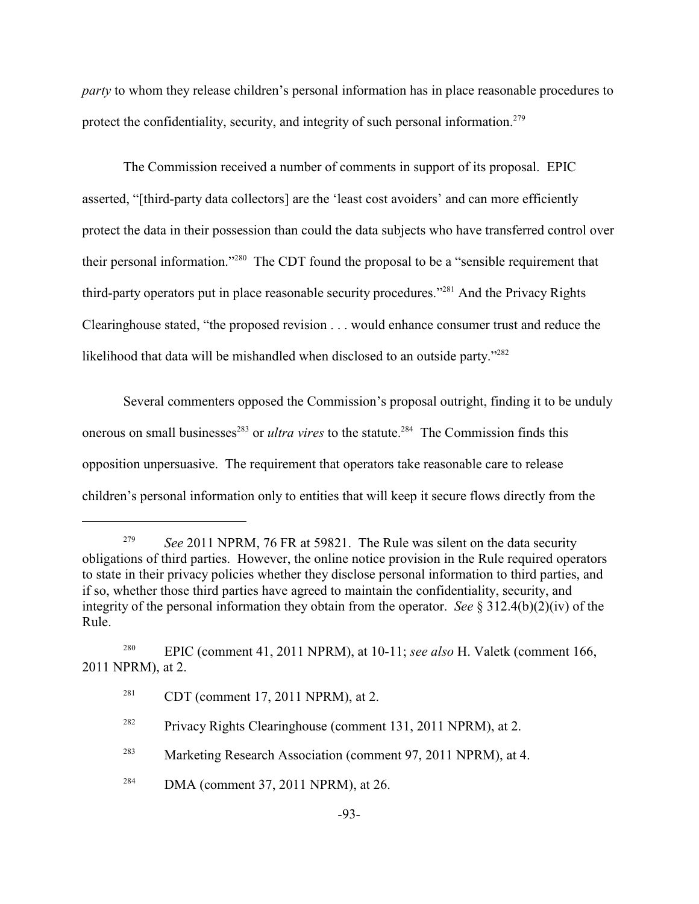*party* to whom they release children's personal information has in place reasonable procedures to protect the confidentiality, security, and integrity of such personal information.[279]

The Commission received a number of comments in support of its proposal. EPIC asserted, "[third-party data collectors] are the 'least cost avoiders' and can more efficiently protect the data in their possession than could the data subjects who have transferred control over their personal information."[280] The CDT found the proposal to be a "sensible requirement that third-party operators put in place reasonable security procedures."[281] And the Privacy Rights Clearinghouse stated, "the proposed revision . . . would enhance consumer trust and reduce the likelihood that data will be mishandled when disclosed to an outside party."[282]

Several commenters opposed the Commission's proposal outright, finding it to be unduly onerous on small businesses[283] or *ultra vires* to the statute.[284] The Commission finds this opposition unpersuasive. The requirement that operators take reasonable care to release children's personal information only to entities that will keep it secure flows directly from the

---

[279] *See* 2011 NPRM, 76 FR at 59821. The Rule was silent on the data security obligations of third parties. However, the online notice provision in the Rule required operators to state in their privacy policies whether they disclose personal information to third parties, and if so, whether those third parties have agreed to maintain the confidentiality, security, and integrity of the personal information they obtain from the operator. *See* § 312.4(b)(2)(iv) of the Rule.

[280] EPIC (comment 41, 2011 NPRM), at 10-11; *see also* H. Valetk (comment 166, 2011 NPRM), at 2.

[281] CDT (comment 17, 2011 NPRM), at 2.

[282] Privacy Rights Clearinghouse (comment 131, 2011 NPRM), at 2.

[283] Marketing Research Association (comment 97, 2011 NPRM), at 4.

[284] DMA (comment 37, 2011 NPRM), at 26.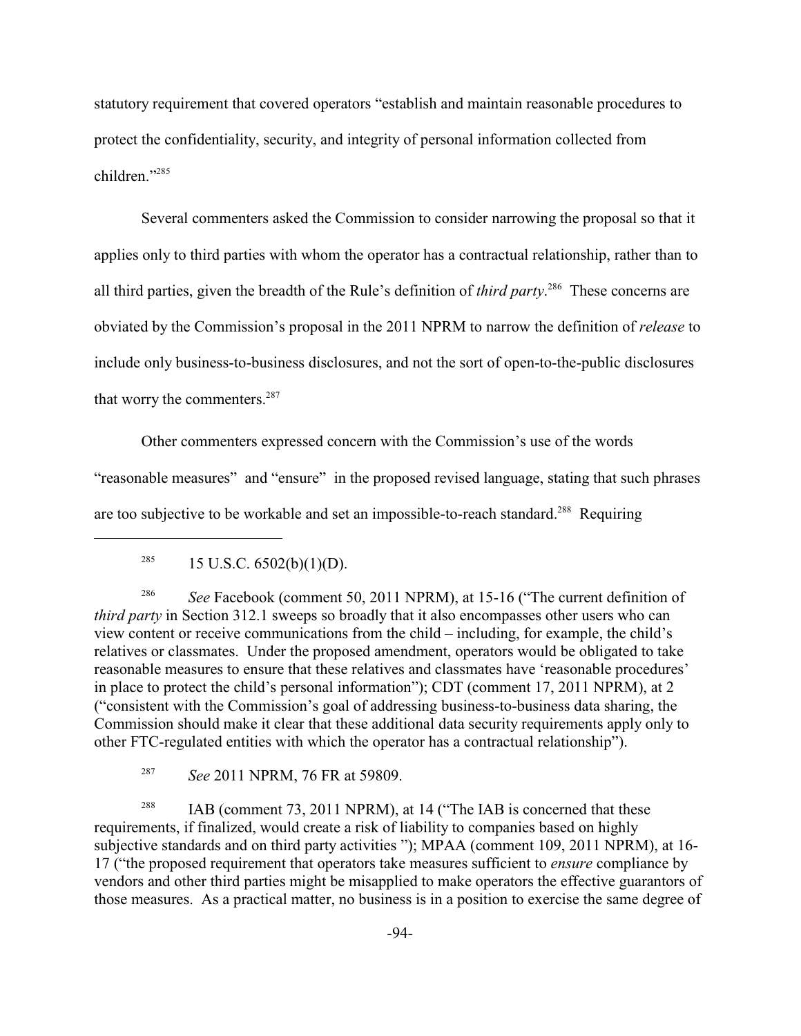statutory requirement that covered operators "establish and maintain reasonable procedures to protect the confidentiality, security, and integrity of personal information collected from children."[285]

Several commenters asked the Commission to consider narrowing the proposal so that it applies only to third parties with whom the operator has a contractual relationship, rather than to all third parties, given the breadth of the Rule's definition of *third party*.[286] These concerns are obviated by the Commission's proposal in the 2011 NPRM to narrow the definition of *release* to include only business-to-business disclosures, and not the sort of open-to-the-public disclosures that worry the commenters.[287]

Other commenters expressed concern with the Commission's use of the words "reasonable measures" and "ensure" in the proposed revised language, stating that such phrases are too subjective to be workable and set an impossible-to-reach standard.[288] Requiring

---

[285] 15 U.S.C. 6502(b)(1)(D).

[286] *See* Facebook (comment 50, 2011 NPRM), at 15-16 ("The current definition of *third party* in Section 312.1 sweeps so broadly that it also encompasses other users who can view content or receive communications from the child – including, for example, the child's relatives or classmates. Under the proposed amendment, operators would be obligated to take reasonable measures to ensure that these relatives and classmates have 'reasonable procedures' in place to protect the child's personal information"); CDT (comment 17, 2011 NPRM), at 2 ("consistent with the Commission's goal of addressing business-to-business data sharing, the Commission should make it clear that these additional data security requirements apply only to other FTC-regulated entities with which the operator has a contractual relationship").

[287] *See* 2011 NPRM, 76 FR at 59809.

[288] IAB (comment 73, 2011 NPRM), at 14 ("The IAB is concerned that these requirements, if finalized, would create a risk of liability to companies based on highly subjective standards and on third party activities "); MPAA (comment 109, 2011 NPRM), at 16-17 ("the proposed requirement that operators take measures sufficient to *ensure* compliance by vendors and other third parties might be misapplied to make operators the effective guarantors of those measures. As a practical matter, no business is in a position to exercise the same degree of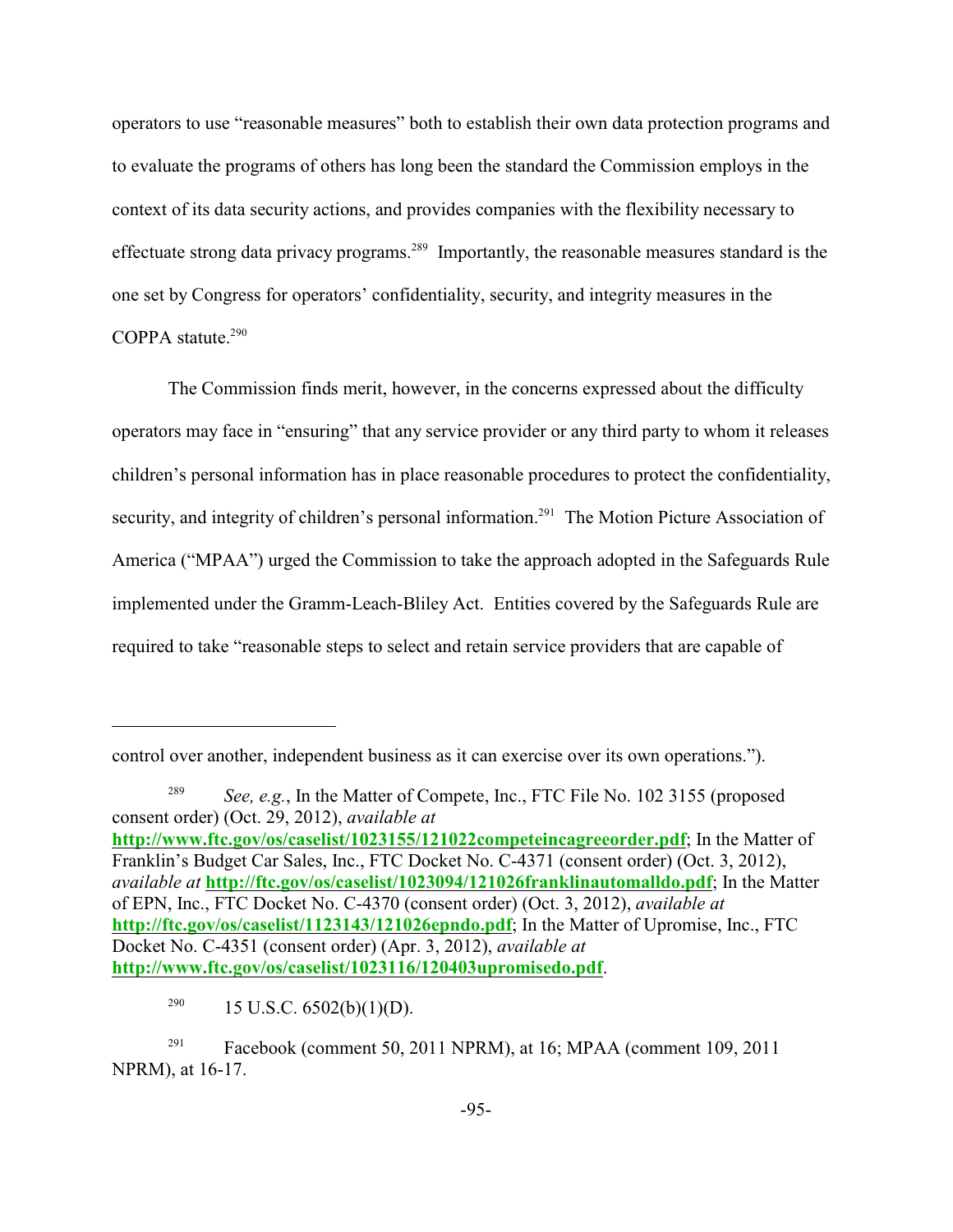operators to use "reasonable measures" both to establish their own data protection programs and to evaluate the programs of others has long been the standard the Commission employs in the context of its data security actions, and provides companies with the flexibility necessary to effectuate strong data privacy programs.[289] Importantly, the reasonable measures standard is the one set by Congress for operators' confidentiality, security, and integrity measures in the COPPA statute.[290]

The Commission finds merit, however, in the concerns expressed about the difficulty operators may face in "ensuring" that any service provider or any third party to whom it releases children's personal information has in place reasonable procedures to protect the confidentiality, security, and integrity of children's personal information.[291] The Motion Picture Association of America ("MPAA") urged the Commission to take the approach adopted in the Safeguards Rule implemented under the Gramm-Leach-Bliley Act. Entities covered by the Safeguards Rule are required to take "reasonable steps to select and retain service providers that are capable of

---

control over another, independent business as it can exercise over its own operations.").

[289] *See, e.g.*, In the Matter of Compete, Inc., FTC File No. 102 3155 (proposed consent order) (Oct. 29, 2012), *available at* **http://www.ftc.gov/os/caselist/1023155/121022competeincagreeorder.pdf**; In the Matter of Franklin's Budget Car Sales, Inc., FTC Docket No. C-4371 (consent order) (Oct. 3, 2012), *available at* **http://ftc.gov/os/caselist/1023094/121026franklinautomalldo.pdf**; In the Matter of EPN, Inc., FTC Docket No. C-4370 (consent order) (Oct. 3, 2012), *available at* **http://ftc.gov/os/caselist/1123143/121026epndo.pdf**; In the Matter of Upromise, Inc., FTC Docket No. C-4351 (consent order) (Apr. 3, 2012), *available at* **http://www.ftc.gov/os/caselist/1023116/120403upromisedo.pdf**.

[290] 15 U.S.C. 6502(b)(1)(D).

[291] Facebook (comment 50, 2011 NPRM), at 16; MPAA (comment 109, 2011 NPRM), at 16-17.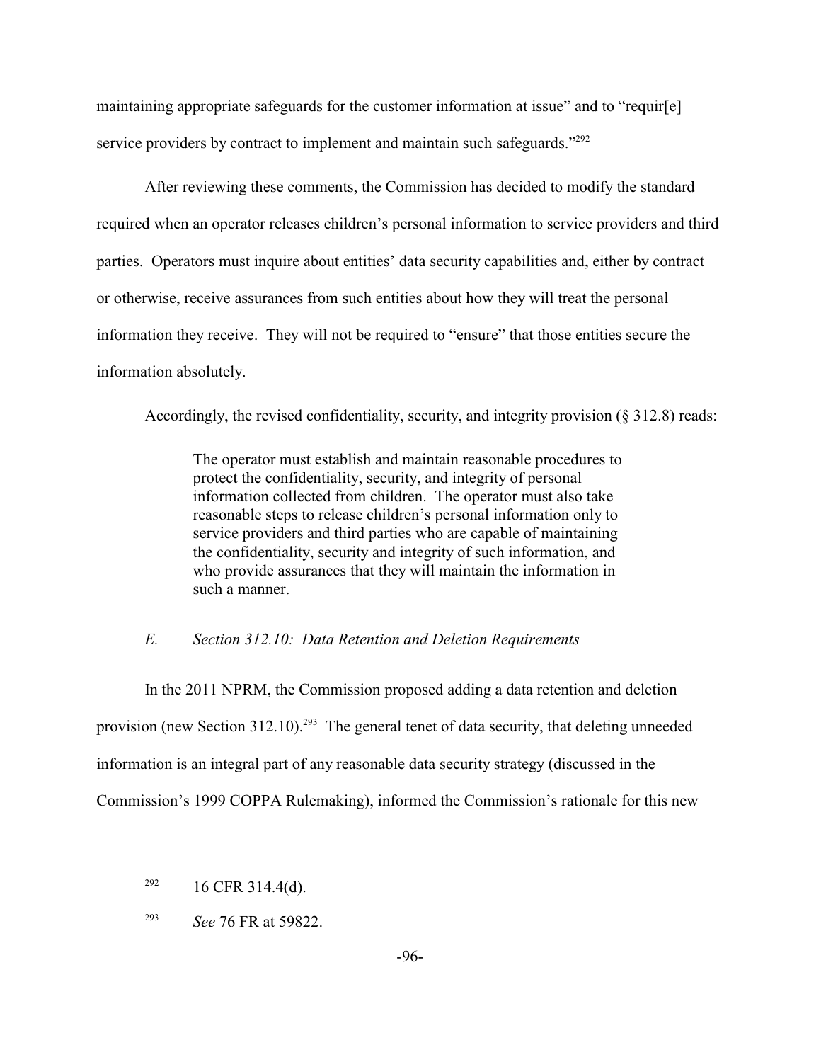maintaining appropriate safeguards for the customer information at issue" and to "requir[e] service providers by contract to implement and maintain such safeguards."[292]

After reviewing these comments, the Commission has decided to modify the standard required when an operator releases children's personal information to service providers and third parties. Operators must inquire about entities' data security capabilities and, either by contract or otherwise, receive assurances from such entities about how they will treat the personal information they receive. They will not be required to "ensure" that those entities secure the information absolutely.

Accordingly, the revised confidentiality, security, and integrity provision (§ 312.8) reads:

> The operator must establish and maintain reasonable procedures to protect the confidentiality, security, and integrity of personal information collected from children. The operator must also take reasonable steps to release children's personal information only to service providers and third parties who are capable of maintaining the confidentiality, security and integrity of such information, and who provide assurances that they will maintain the information in such a manner.

### *E. Section 312.10: Data Retention and Deletion Requirements*

In the 2011 NPRM, the Commission proposed adding a data retention and deletion provision (new Section 312.10).[293] The general tenet of data security, that deleting unneeded information is an integral part of any reasonable data security strategy (discussed in the Commission's 1999 COPPA Rulemaking), informed the Commission's rationale for this new

---

[292] 16 CFR 314.4(d).

[293] *See* 76 FR at 59822.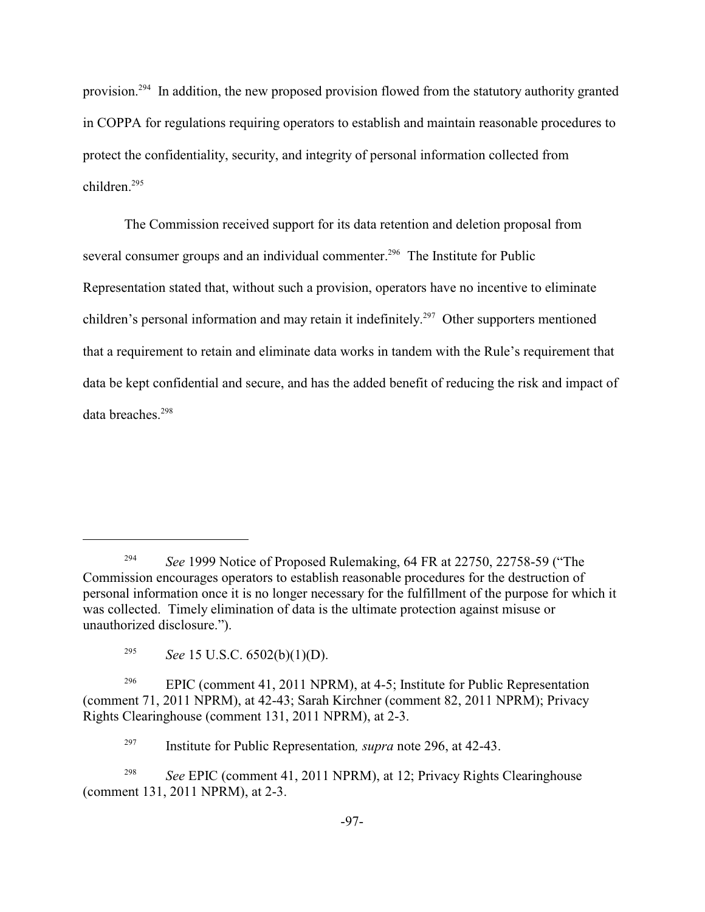provision.[294] In addition, the new proposed provision flowed from the statutory authority granted in COPPA for regulations requiring operators to establish and maintain reasonable procedures to protect the confidentiality, security, and integrity of personal information collected from children.[295]

The Commission received support for its data retention and deletion proposal from several consumer groups and an individual commenter.[296] The Institute for Public Representation stated that, without such a provision, operators have no incentive to eliminate children's personal information and may retain it indefinitely.[297] Other supporters mentioned that a requirement to retain and eliminate data works in tandem with the Rule's requirement that data be kept confidential and secure, and has the added benefit of reducing the risk and impact of data breaches.[298]

---

[294] *See* 1999 Notice of Proposed Rulemaking, 64 FR at 22750, 22758-59 ("The Commission encourages operators to establish reasonable procedures for the destruction of personal information once it is no longer necessary for the fulfillment of the purpose for which it was collected. Timely elimination of data is the ultimate protection against misuse or unauthorized disclosure.").

[295] *See* 15 U.S.C. 6502(b)(1)(D).

[296] EPIC (comment 41, 2011 NPRM), at 4-5; Institute for Public Representation (comment 71, 2011 NPRM), at 42-43; Sarah Kirchner (comment 82, 2011 NPRM); Privacy Rights Clearinghouse (comment 131, 2011 NPRM), at 2-3.

[297] Institute for Public Representation*, supra* note 296, at 42-43.

[298] *See* EPIC (comment 41, 2011 NPRM), at 12; Privacy Rights Clearinghouse (comment 131, 2011 NPRM), at 2-3.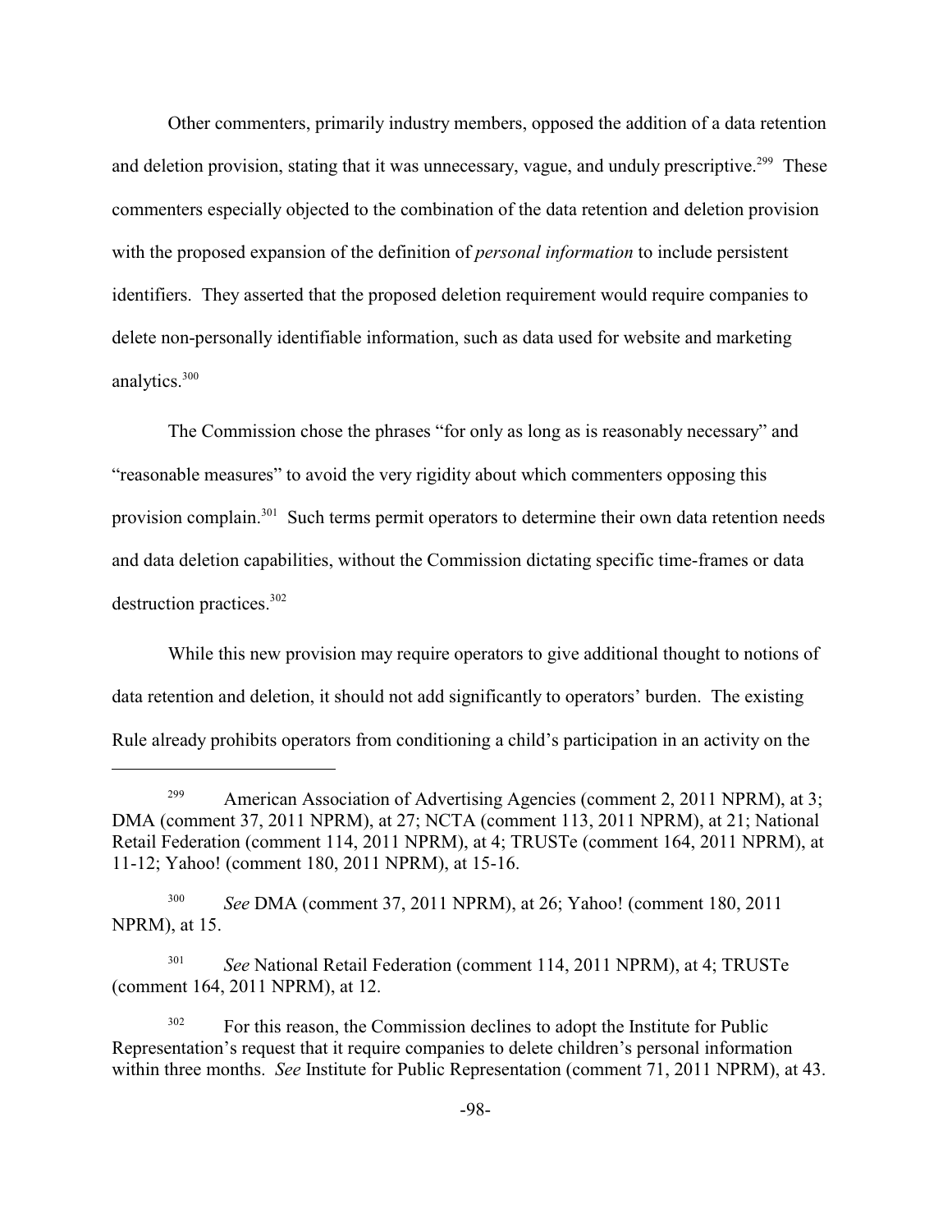Other commenters, primarily industry members, opposed the addition of a data retention and deletion provision, stating that it was unnecessary, vague, and unduly prescriptive.[299] These commenters especially objected to the combination of the data retention and deletion provision with the proposed expansion of the definition of *personal information* to include persistent identifiers. They asserted that the proposed deletion requirement would require companies to delete non-personally identifiable information, such as data used for website and marketing analytics.[300]

The Commission chose the phrases "for only as long as is reasonably necessary" and "reasonable measures" to avoid the very rigidity about which commenters opposing this provision complain.[301] Such terms permit operators to determine their own data retention needs and data deletion capabilities, without the Commission dictating specific time-frames or data destruction practices.[302]

While this new provision may require operators to give additional thought to notions of data retention and deletion, it should not add significantly to operators' burden. The existing Rule already prohibits operators from conditioning a child's participation in an activity on the

---

[299] American Association of Advertising Agencies (comment 2, 2011 NPRM), at 3; DMA (comment 37, 2011 NPRM), at 27; NCTA (comment 113, 2011 NPRM), at 21; National Retail Federation (comment 114, 2011 NPRM), at 4; TRUSTe (comment 164, 2011 NPRM), at 11-12; Yahoo! (comment 180, 2011 NPRM), at 15-16.

[300] *See* DMA (comment 37, 2011 NPRM), at 26; Yahoo! (comment 180, 2011 NPRM), at 15.

[301] *See* National Retail Federation (comment 114, 2011 NPRM), at 4; TRUSTe (comment 164, 2011 NPRM), at 12.

[302] For this reason, the Commission declines to adopt the Institute for Public Representation's request that it require companies to delete children's personal information within three months. *See* Institute for Public Representation (comment 71, 2011 NPRM), at 43.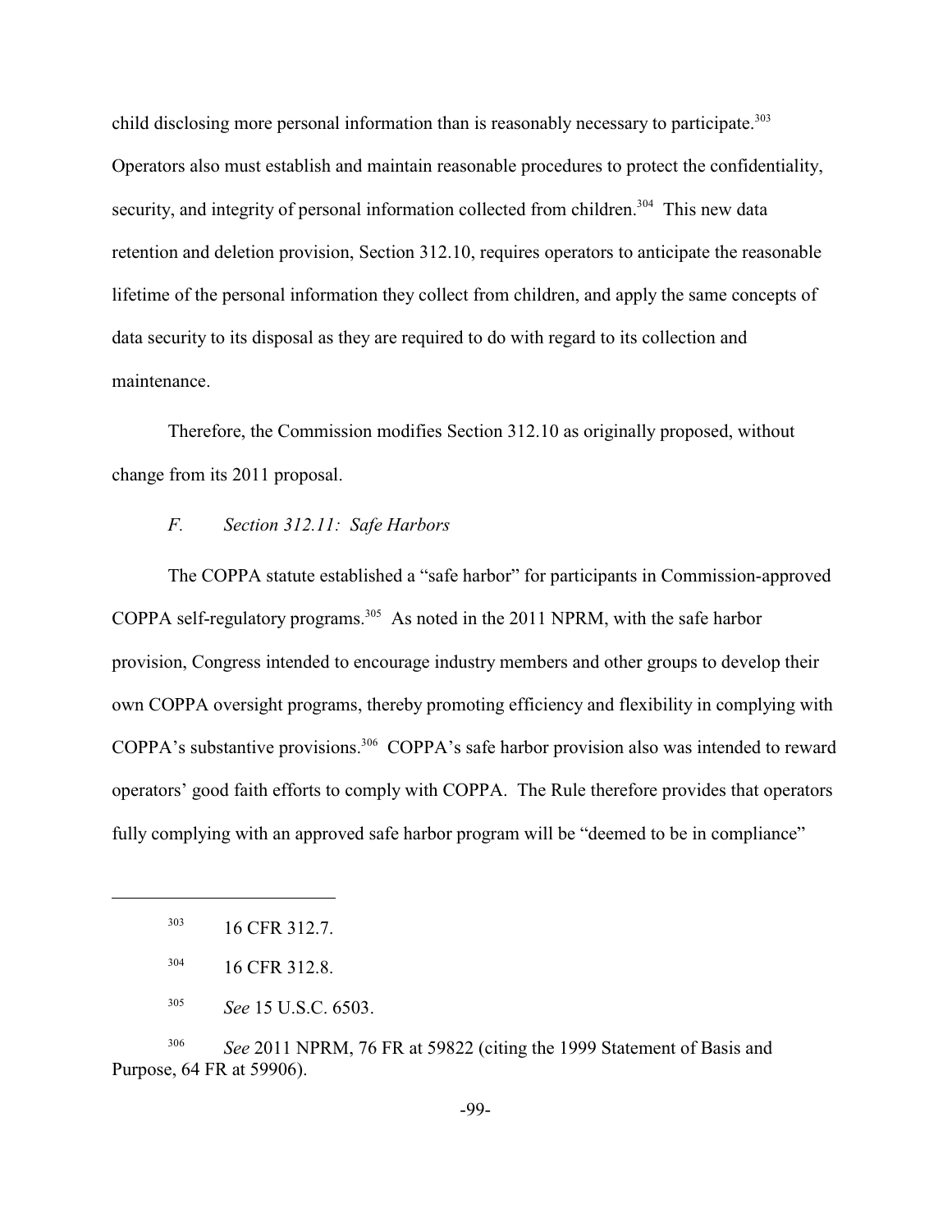child disclosing more personal information than is reasonably necessary to participate.[303] Operators also must establish and maintain reasonable procedures to protect the confidentiality, security, and integrity of personal information collected from children.[304] This new data retention and deletion provision, Section 312.10, requires operators to anticipate the reasonable lifetime of the personal information they collect from children, and apply the same concepts of data security to its disposal as they are required to do with regard to its collection and maintenance.

Therefore, the Commission modifies Section 312.10 as originally proposed, without change from its 2011 proposal.

### *F. Section 312.11: Safe Harbors*

The COPPA statute established a "safe harbor" for participants in Commission-approved COPPA self-regulatory programs.[305] As noted in the 2011 NPRM, with the safe harbor provision, Congress intended to encourage industry members and other groups to develop their own COPPA oversight programs, thereby promoting efficiency and flexibility in complying with COPPA's substantive provisions.[306] COPPA's safe harbor provision also was intended to reward operators' good faith efforts to comply with COPPA. The Rule therefore provides that operators fully complying with an approved safe harbor program will be "deemed to be in compliance"

---

[303] 16 CFR 312.7.

[304] 16 CFR 312.8.

[305] *See* 15 U.S.C. 6503.

[306] *See* 2011 NPRM, 76 FR at 59822 (citing the 1999 Statement of Basis and Purpose, 64 FR at 59906).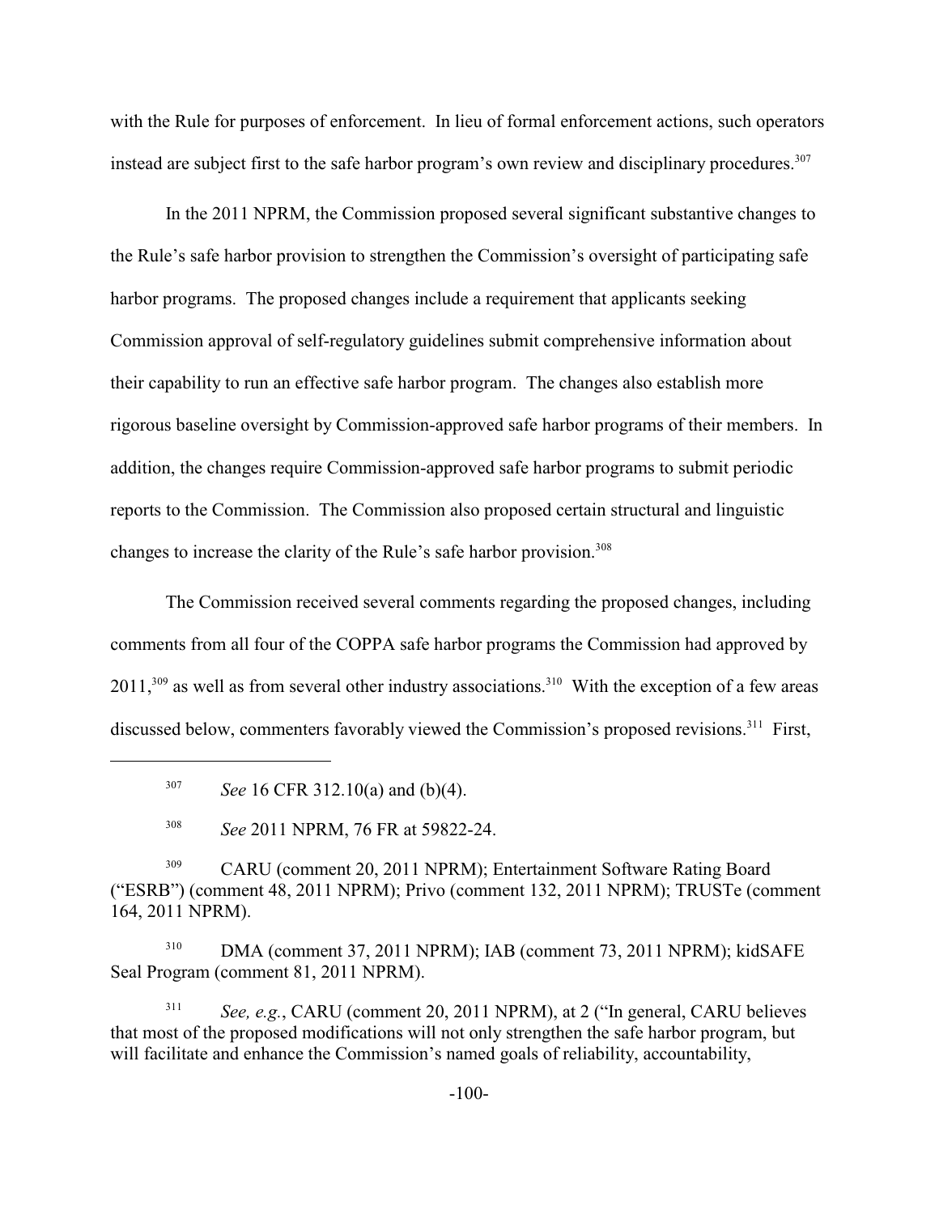with the Rule for purposes of enforcement. In lieu of formal enforcement actions, such operators instead are subject first to the safe harbor program's own review and disciplinary procedures.[307]

In the 2011 NPRM, the Commission proposed several significant substantive changes to the Rule's safe harbor provision to strengthen the Commission's oversight of participating safe harbor programs. The proposed changes include a requirement that applicants seeking Commission approval of self-regulatory guidelines submit comprehensive information about their capability to run an effective safe harbor program. The changes also establish more rigorous baseline oversight by Commission-approved safe harbor programs of their members. In addition, the changes require Commission-approved safe harbor programs to submit periodic reports to the Commission. The Commission also proposed certain structural and linguistic changes to increase the clarity of the Rule's safe harbor provision.[308]

The Commission received several comments regarding the proposed changes, including comments from all four of the COPPA safe harbor programs the Commission had approved by 2011,[309] as well as from several other industry associations.[310] With the exception of a few areas discussed below, commenters favorably viewed the Commission's proposed revisions.[311] First,

---

[307] *See* 16 CFR 312.10(a) and (b)(4).

[308] *See* 2011 NPRM, 76 FR at 59822-24.

[309] CARU (comment 20, 2011 NPRM); Entertainment Software Rating Board ("ESRB") (comment 48, 2011 NPRM); Privo (comment 132, 2011 NPRM); TRUSTe (comment 164, 2011 NPRM).

[310] DMA (comment 37, 2011 NPRM); IAB (comment 73, 2011 NPRM); kidSAFE Seal Program (comment 81, 2011 NPRM).

[311] *See, e.g.*, CARU (comment 20, 2011 NPRM), at 2 ("In general, CARU believes that most of the proposed modifications will not only strengthen the safe harbor program, but will facilitate and enhance the Commission's named goals of reliability, accountability,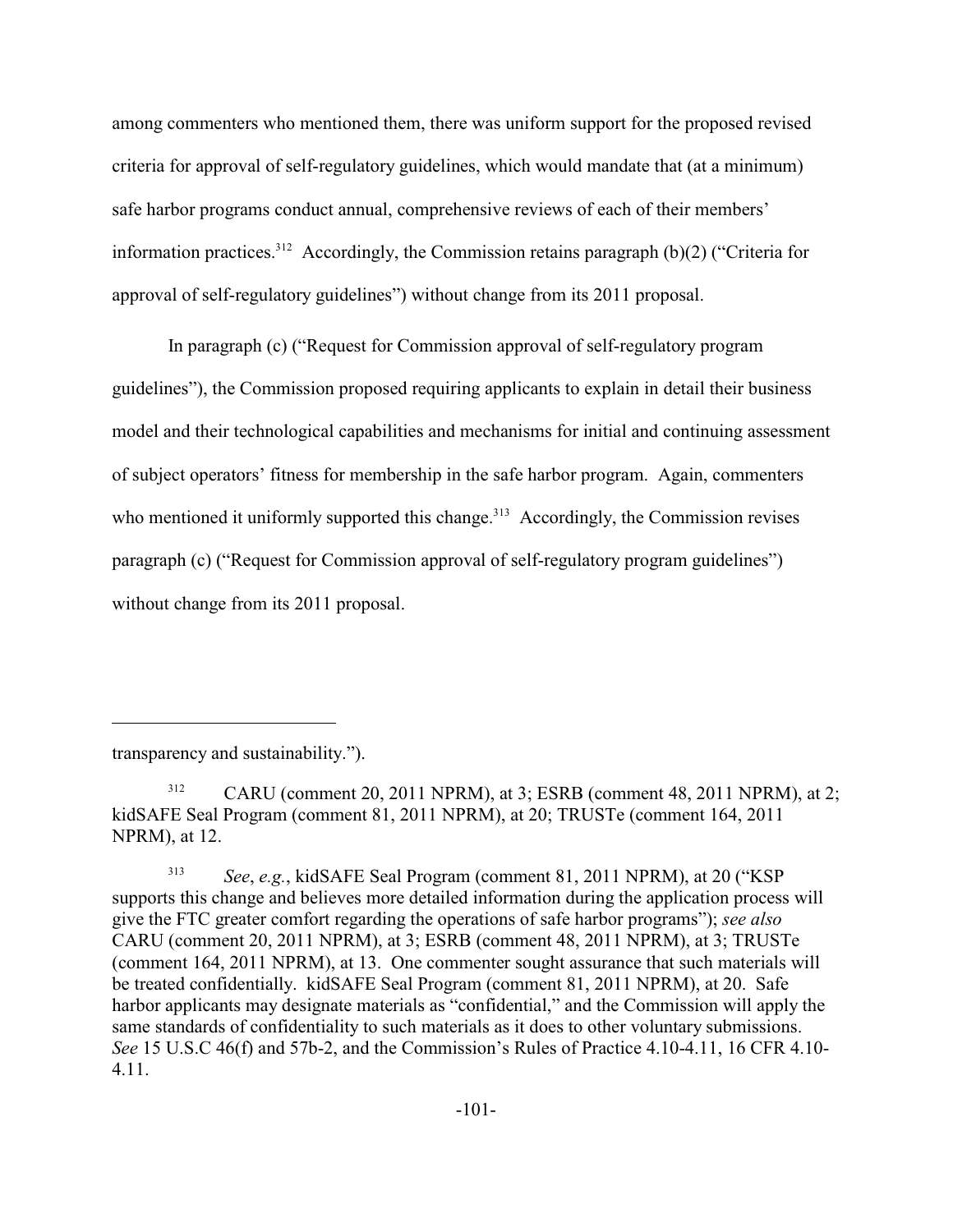among commenters who mentioned them, there was uniform support for the proposed revised criteria for approval of self-regulatory guidelines, which would mandate that (at a minimum) safe harbor programs conduct annual, comprehensive reviews of each of their members' information practices.[312] Accordingly, the Commission retains paragraph (b)(2) ("Criteria for approval of self-regulatory guidelines") without change from its 2011 proposal.

In paragraph (c) ("Request for Commission approval of self-regulatory program guidelines"), the Commission proposed requiring applicants to explain in detail their business model and their technological capabilities and mechanisms for initial and continuing assessment of subject operators' fitness for membership in the safe harbor program. Again, commenters who mentioned it uniformly supported this change.[313] Accordingly, the Commission revises paragraph (c) ("Request for Commission approval of self-regulatory program guidelines") without change from its 2011 proposal.

---

transparency and sustainability.").

[312] CARU (comment 20, 2011 NPRM), at 3; ESRB (comment 48, 2011 NPRM), at 2; kidSAFE Seal Program (comment 81, 2011 NPRM), at 20; TRUSTe (comment 164, 2011 NPRM), at 12.

[313] *See*, *e.g.*, kidSAFE Seal Program (comment 81, 2011 NPRM), at 20 ("KSP supports this change and believes more detailed information during the application process will give the FTC greater comfort regarding the operations of safe harbor programs"); *see also* CARU (comment 20, 2011 NPRM), at 3; ESRB (comment 48, 2011 NPRM), at 3; TRUSTe (comment 164, 2011 NPRM), at 13. One commenter sought assurance that such materials will be treated confidentially. kidSAFE Seal Program (comment 81, 2011 NPRM), at 20. Safe harbor applicants may designate materials as "confidential," and the Commission will apply the same standards of confidentiality to such materials as it does to other voluntary submissions. *See* 15 U.S.C 46(f) and 57b-2, and the Commission's Rules of Practice 4.10-4.11, 16 CFR 4.10-4.11.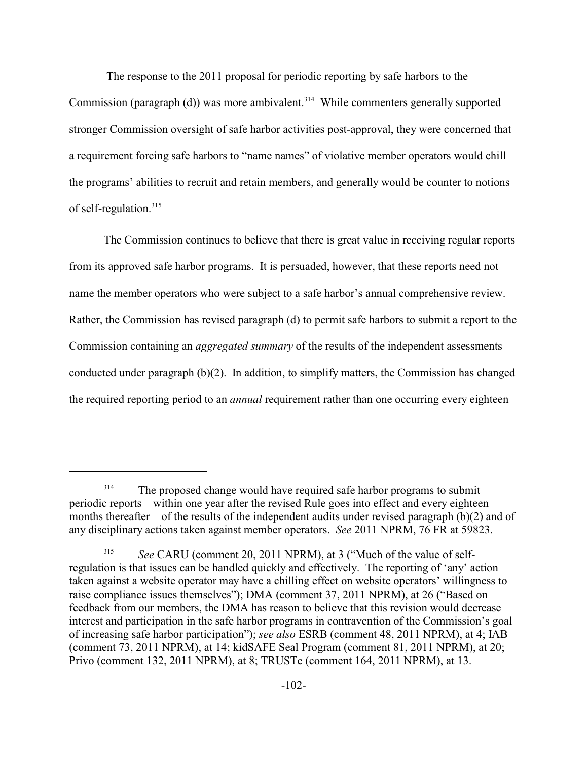The response to the 2011 proposal for periodic reporting by safe harbors to the Commission (paragraph (d)) was more ambivalent.[314] While commenters generally supported stronger Commission oversight of safe harbor activities post-approval, they were concerned that a requirement forcing safe harbors to "name names" of violative member operators would chill the programs' abilities to recruit and retain members, and generally would be counter to notions of self-regulation.[315]

The Commission continues to believe that there is great value in receiving regular reports from its approved safe harbor programs. It is persuaded, however, that these reports need not name the member operators who were subject to a safe harbor's annual comprehensive review. Rather, the Commission has revised paragraph (d) to permit safe harbors to submit a report to the Commission containing an *aggregated summary* of the results of the independent assessments conducted under paragraph (b)(2). In addition, to simplify matters, the Commission has changed the required reporting period to an *annual* requirement rather than one occurring every eighteen

---

[314] The proposed change would have required safe harbor programs to submit periodic reports – within one year after the revised Rule goes into effect and every eighteen months thereafter – of the results of the independent audits under revised paragraph (b)(2) and of any disciplinary actions taken against member operators. *See* 2011 NPRM, 76 FR at 59823.

[315] *See* CARU (comment 20, 2011 NPRM), at 3 ("Much of the value of self-regulation is that issues can be handled quickly and effectively. The reporting of 'any' action taken against a website operator may have a chilling effect on website operators' willingness to raise compliance issues themselves"); DMA (comment 37, 2011 NPRM), at 26 ("Based on feedback from our members, the DMA has reason to believe that this revision would decrease interest and participation in the safe harbor programs in contravention of the Commission's goal of increasing safe harbor participation"); *see also* ESRB (comment 48, 2011 NPRM), at 4; IAB (comment 73, 2011 NPRM), at 14; kidSAFE Seal Program (comment 81, 2011 NPRM), at 20; Privo (comment 132, 2011 NPRM), at 8; TRUSTe (comment 164, 2011 NPRM), at 13.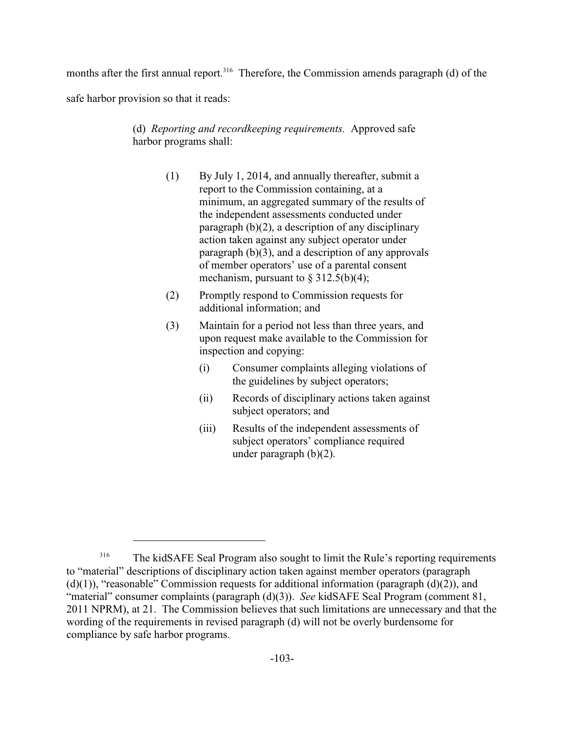months after the first annual report.[316] Therefore, the Commission amends paragraph (d) of the safe harbor provision so that it reads:

> (d) *Reporting and recordkeeping requirements.* Approved safe harbor programs shall:
>
> (1) By July 1, 2014, and annually thereafter, submit a report to the Commission containing, at a minimum, an aggregated summary of the results of the independent assessments conducted under paragraph (b)(2), a description of any disciplinary action taken against any subject operator under paragraph (b)(3), and a description of any approvals of member operators' use of a parental consent mechanism, pursuant to § 312.5(b)(4);
>
> (2) Promptly respond to Commission requests for additional information; and
>
> (3) Maintain for a period not less than three years, and upon request make available to the Commission for inspection and copying:
>
> (i) Consumer complaints alleging violations of the guidelines by subject operators;
>
> (ii) Records of disciplinary actions taken against subject operators; and
>
> (iii) Results of the independent assessments of subject operators' compliance required under paragraph (b)(2).

---

[316] The kidSAFE Seal Program also sought to limit the Rule's reporting requirements to "material" descriptions of disciplinary action taken against member operators (paragraph (d)(1)), "reasonable" Commission requests for additional information (paragraph (d)(2)), and "material" consumer complaints (paragraph (d)(3)). *See* kidSAFE Seal Program (comment 81, 2011 NPRM), at 21. The Commission believes that such limitations are unnecessary and that the wording of the requirements in revised paragraph (d) will not be overly burdensome for compliance by safe harbor programs.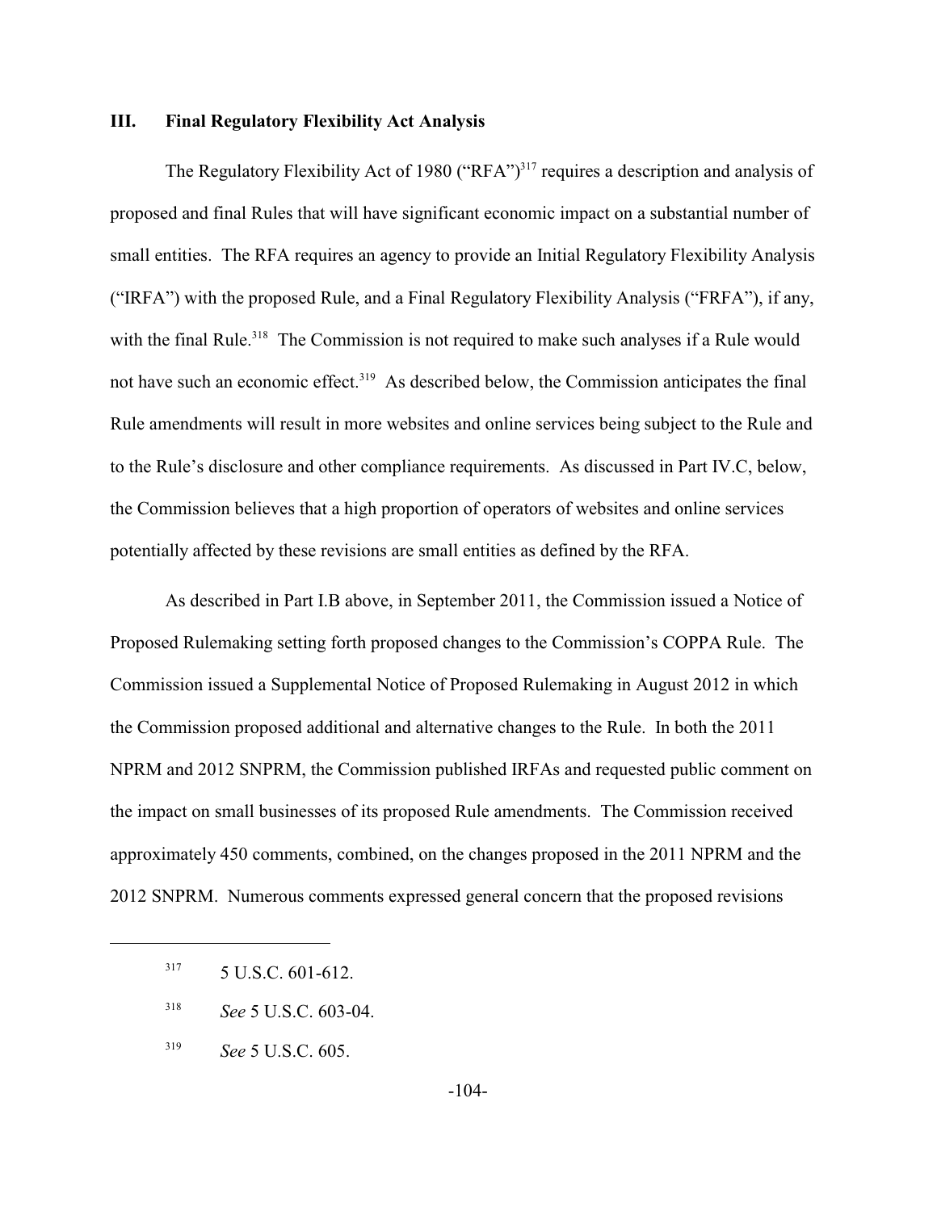## III. Final Regulatory Flexibility Act Analysis

The Regulatory Flexibility Act of 1980 ("RFA")[317] requires a description and analysis of proposed and final Rules that will have significant economic impact on a substantial number of small entities. The RFA requires an agency to provide an Initial Regulatory Flexibility Analysis ("IRFA") with the proposed Rule, and a Final Regulatory Flexibility Analysis ("FRFA"), if any, with the final Rule.[318] The Commission is not required to make such analyses if a Rule would not have such an economic effect.[319] As described below, the Commission anticipates the final Rule amendments will result in more websites and online services being subject to the Rule and to the Rule's disclosure and other compliance requirements. As discussed in Part IV.C, below, the Commission believes that a high proportion of operators of websites and online services potentially affected by these revisions are small entities as defined by the RFA.

As described in Part I.B above, in September 2011, the Commission issued a Notice of Proposed Rulemaking setting forth proposed changes to the Commission's COPPA Rule. The Commission issued a Supplemental Notice of Proposed Rulemaking in August 2012 in which the Commission proposed additional and alternative changes to the Rule. In both the 2011 NPRM and 2012 SNPRM, the Commission published IRFAs and requested public comment on the impact on small businesses of its proposed Rule amendments. The Commission received approximately 450 comments, combined, on the changes proposed in the 2011 NPRM and the 2012 SNPRM. Numerous comments expressed general concern that the proposed revisions

---

[317] 5 U.S.C. 601-612.

[318] *See* 5 U.S.C. 603-04.

[319] *See* 5 U.S.C. 605.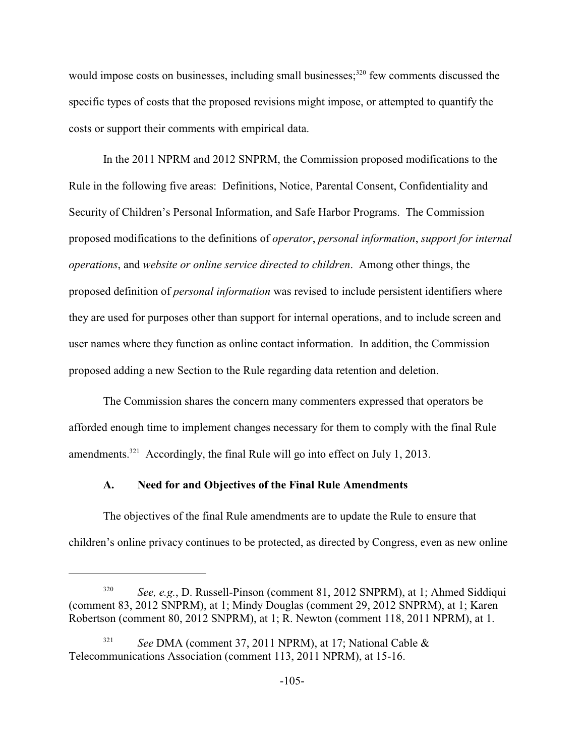would impose costs on businesses, including small businesses;[320] few comments discussed the specific types of costs that the proposed revisions might impose, or attempted to quantify the costs or support their comments with empirical data.

In the 2011 NPRM and 2012 SNPRM, the Commission proposed modifications to the Rule in the following five areas: Definitions, Notice, Parental Consent, Confidentiality and Security of Children's Personal Information, and Safe Harbor Programs. The Commission proposed modifications to the definitions of *operator*, *personal information*, *support for internal operations*, and *website or online service directed to children*. Among other things, the proposed definition of *personal information* was revised to include persistent identifiers where they are used for purposes other than support for internal operations, and to include screen and user names where they function as online contact information. In addition, the Commission proposed adding a new Section to the Rule regarding data retention and deletion.

The Commission shares the concern many commenters expressed that operators be afforded enough time to implement changes necessary for them to comply with the final Rule amendments.[321] Accordingly, the final Rule will go into effect on July 1, 2013.

### A. Need for and Objectives of the Final Rule Amendments

The objectives of the final Rule amendments are to update the Rule to ensure that children's online privacy continues to be protected, as directed by Congress, even as new online

---

[320] *See, e.g.*, D. Russell-Pinson (comment 81, 2012 SNPRM), at 1; Ahmed Siddiqui (comment 83, 2012 SNPRM), at 1; Mindy Douglas (comment 29, 2012 SNPRM), at 1; Karen Robertson (comment 80, 2012 SNPRM), at 1; R. Newton (comment 118, 2011 NPRM), at 1.

[321] *See* DMA (comment 37, 2011 NPRM), at 17; National Cable & Telecommunications Association (comment 113, 2011 NPRM), at 15-16.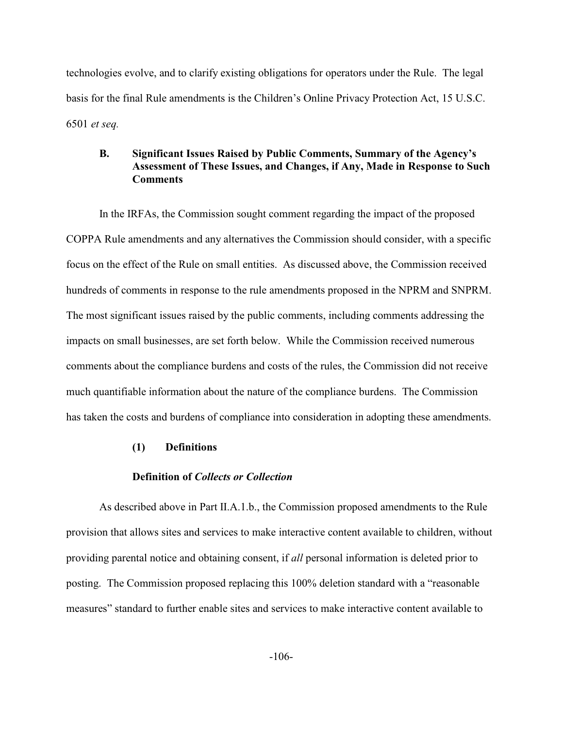technologies evolve, and to clarify existing obligations for operators under the Rule. The legal basis for the final Rule amendments is the Children's Online Privacy Protection Act, 15 U.S.C. 6501 *et seq.*

### B. Significant Issues Raised by Public Comments, Summary of the Agency's Assessment of These Issues, and Changes, if Any, Made in Response to Such Comments

In the IRFAs, the Commission sought comment regarding the impact of the proposed COPPA Rule amendments and any alternatives the Commission should consider, with a specific focus on the effect of the Rule on small entities. As discussed above, the Commission received hundreds of comments in response to the rule amendments proposed in the NPRM and SNPRM. The most significant issues raised by the public comments, including comments addressing the impacts on small businesses, are set forth below. While the Commission received numerous comments about the compliance burdens and costs of the rules, the Commission did not receive much quantifiable information about the nature of the compliance burdens. The Commission has taken the costs and burdens of compliance into consideration in adopting these amendments.

#### (1) Definitions

**Definition of *Collects or Collection***

As described above in Part II.A.1.b., the Commission proposed amendments to the Rule provision that allows sites and services to make interactive content available to children, without providing parental notice and obtaining consent, if *all* personal information is deleted prior to posting. The Commission proposed replacing this 100% deletion standard with a "reasonable measures" standard to further enable sites and services to make interactive content available to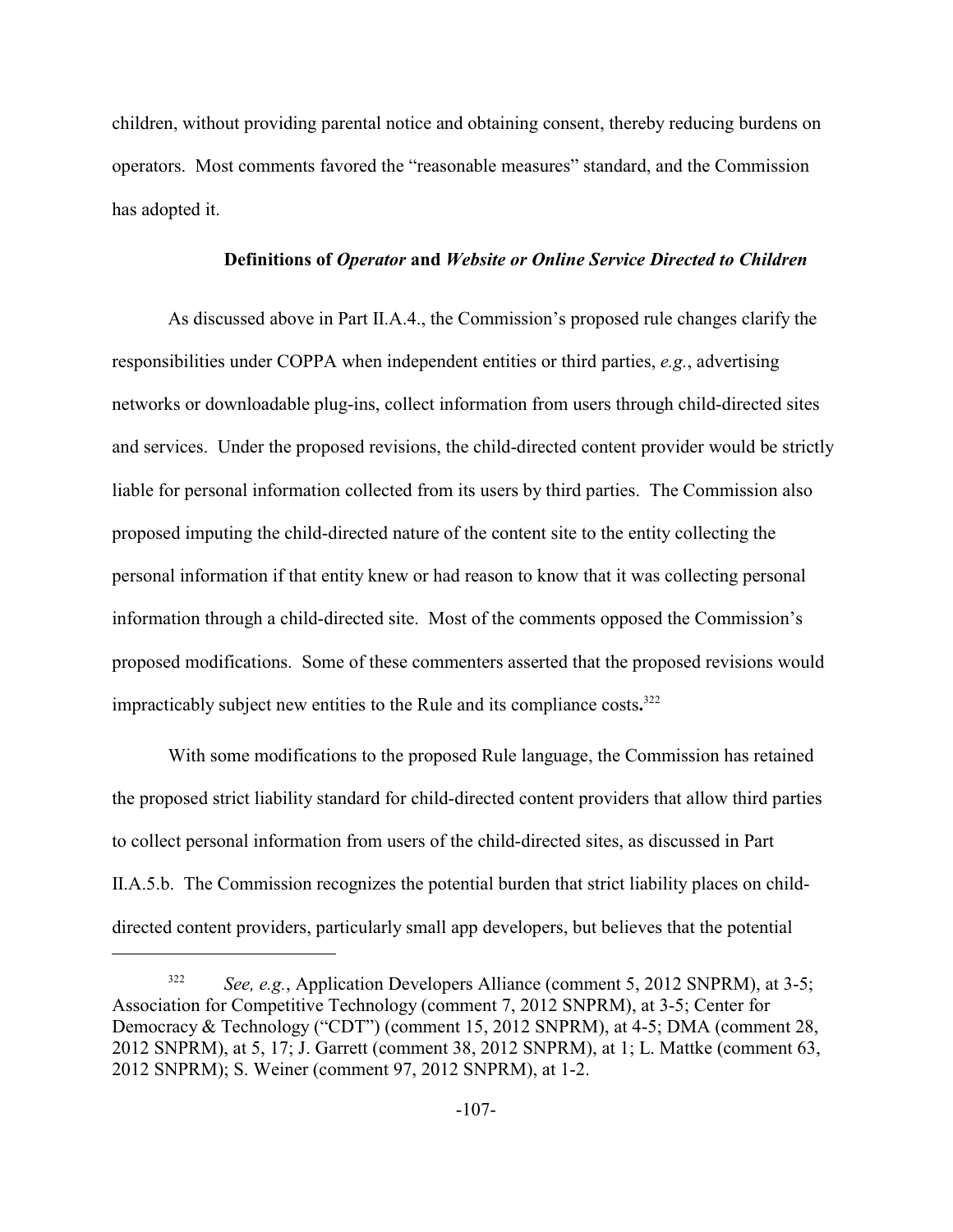children, without providing parental notice and obtaining consent, thereby reducing burdens on operators. Most comments favored the "reasonable measures" standard, and the Commission has adopted it.

**Definitions of *Operator* and *Website or Online Service Directed to Children***

As discussed above in Part II.A.4., the Commission's proposed rule changes clarify the responsibilities under COPPA when independent entities or third parties, *e.g.*, advertising networks or downloadable plug-ins, collect information from users through child-directed sites and services. Under the proposed revisions, the child-directed content provider would be strictly liable for personal information collected from its users by third parties. The Commission also proposed imputing the child-directed nature of the content site to the entity collecting the personal information if that entity knew or had reason to know that it was collecting personal information through a child-directed site. Most of the comments opposed the Commission's proposed modifications. Some of these commenters asserted that the proposed revisions would impracticably subject new entities to the Rule and its compliance costs.[322]

With some modifications to the proposed Rule language, the Commission has retained the proposed strict liability standard for child-directed content providers that allow third parties to collect personal information from users of the child-directed sites, as discussed in Part II.A.5.b. The Commission recognizes the potential burden that strict liability places on child-directed content providers, particularly small app developers, but believes that the potential

---

[322] *See, e.g.*, Application Developers Alliance (comment 5, 2012 SNPRM), at 3-5; Association for Competitive Technology (comment 7, 2012 SNPRM), at 3-5; Center for Democracy & Technology ("CDT") (comment 15, 2012 SNPRM), at 4-5; DMA (comment 28, 2012 SNPRM), at 5, 17; J. Garrett (comment 38, 2012 SNPRM), at 1; L. Mattke (comment 63, 2012 SNPRM); S. Weiner (comment 97, 2012 SNPRM), at 1-2.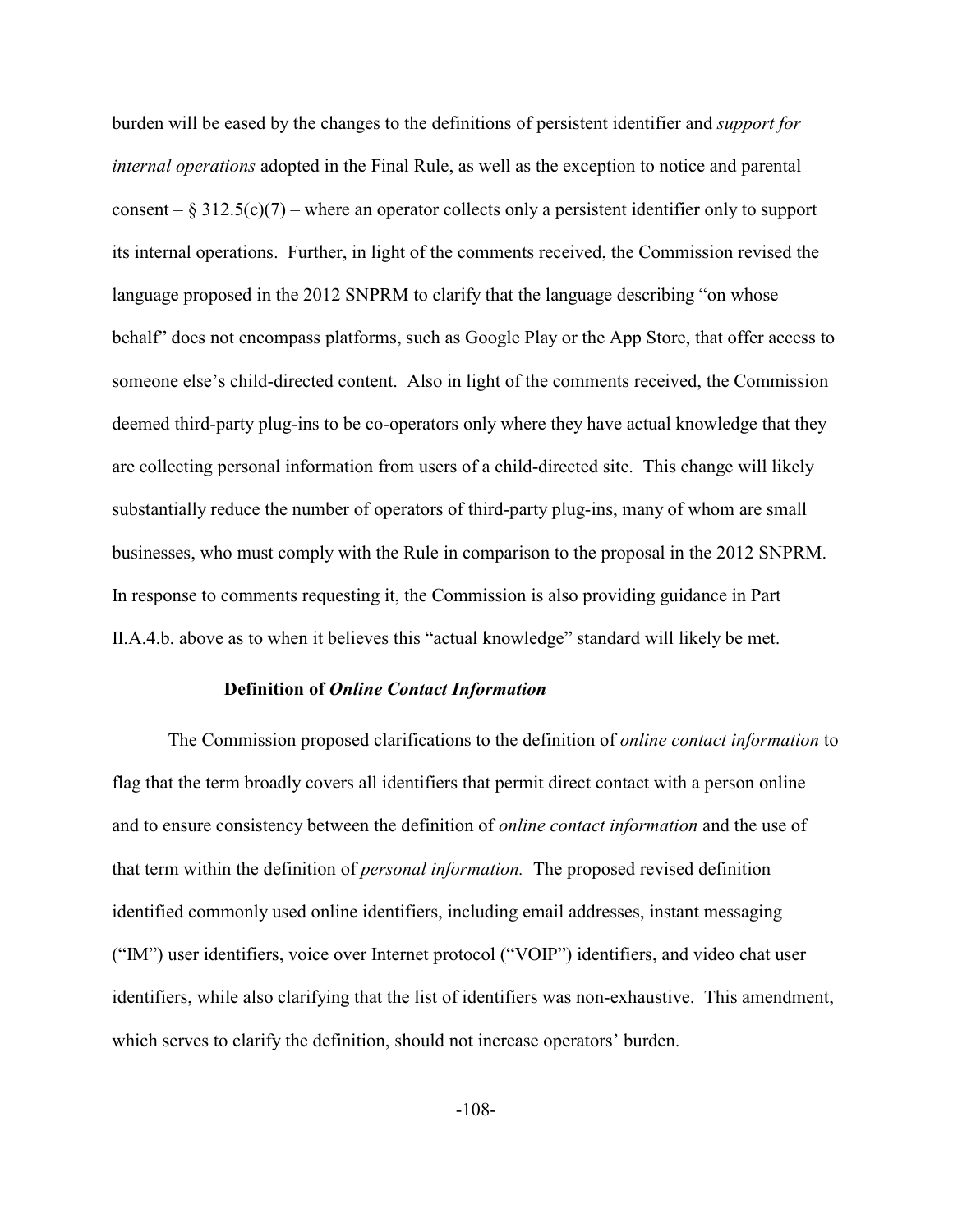burden will be eased by the changes to the definitions of persistent identifier and *support for internal operations* adopted in the Final Rule, as well as the exception to notice and parental consent – § 312.5(c)(7) – where an operator collects only a persistent identifier only to support its internal operations. Further, in light of the comments received, the Commission revised the language proposed in the 2012 SNPRM to clarify that the language describing "on whose behalf" does not encompass platforms, such as Google Play or the App Store, that offer access to someone else's child-directed content. Also in light of the comments received, the Commission deemed third-party plug-ins to be co-operators only where they have actual knowledge that they are collecting personal information from users of a child-directed site. This change will likely substantially reduce the number of operators of third-party plug-ins, many of whom are small businesses, who must comply with the Rule in comparison to the proposal in the 2012 SNPRM. In response to comments requesting it, the Commission is also providing guidance in Part II.A.4.b. above as to when it believes this "actual knowledge" standard will likely be met.

**Definition of *Online Contact Information***

The Commission proposed clarifications to the definition of *online contact information* to flag that the term broadly covers all identifiers that permit direct contact with a person online and to ensure consistency between the definition of *online contact information* and the use of that term within the definition of *personal information.* The proposed revised definition identified commonly used online identifiers, including email addresses, instant messaging ("IM") user identifiers, voice over Internet protocol ("VOIP") identifiers, and video chat user identifiers, while also clarifying that the list of identifiers was non-exhaustive. This amendment, which serves to clarify the definition, should not increase operators' burden.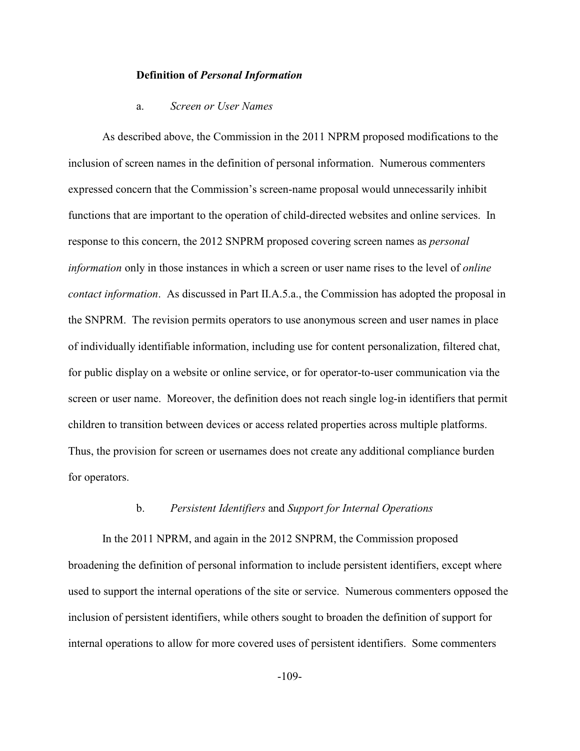### Definition of *Personal Information*

#### a. *Screen or User Names*

As described above, the Commission in the 2011 NPRM proposed modifications to the inclusion of screen names in the definition of personal information. Numerous commenters expressed concern that the Commission's screen-name proposal would unnecessarily inhibit functions that are important to the operation of child-directed websites and online services. In response to this concern, the 2012 SNPRM proposed covering screen names as *personal information* only in those instances in which a screen or user name rises to the level of *online contact information*. As discussed in Part II.A.5.a., the Commission has adopted the proposal in the SNPRM. The revision permits operators to use anonymous screen and user names in place of individually identifiable information, including use for content personalization, filtered chat, for public display on a website or online service, or for operator-to-user communication via the screen or user name. Moreover, the definition does not reach single log-in identifiers that permit children to transition between devices or access related properties across multiple platforms. Thus, the provision for screen or usernames does not create any additional compliance burden for operators.

#### b. *Persistent Identifiers* and *Support for Internal Operations*

In the 2011 NPRM, and again in the 2012 SNPRM, the Commission proposed broadening the definition of personal information to include persistent identifiers, except where used to support the internal operations of the site or service. Numerous commenters opposed the inclusion of persistent identifiers, while others sought to broaden the definition of support for internal operations to allow for more covered uses of persistent identifiers. Some commenters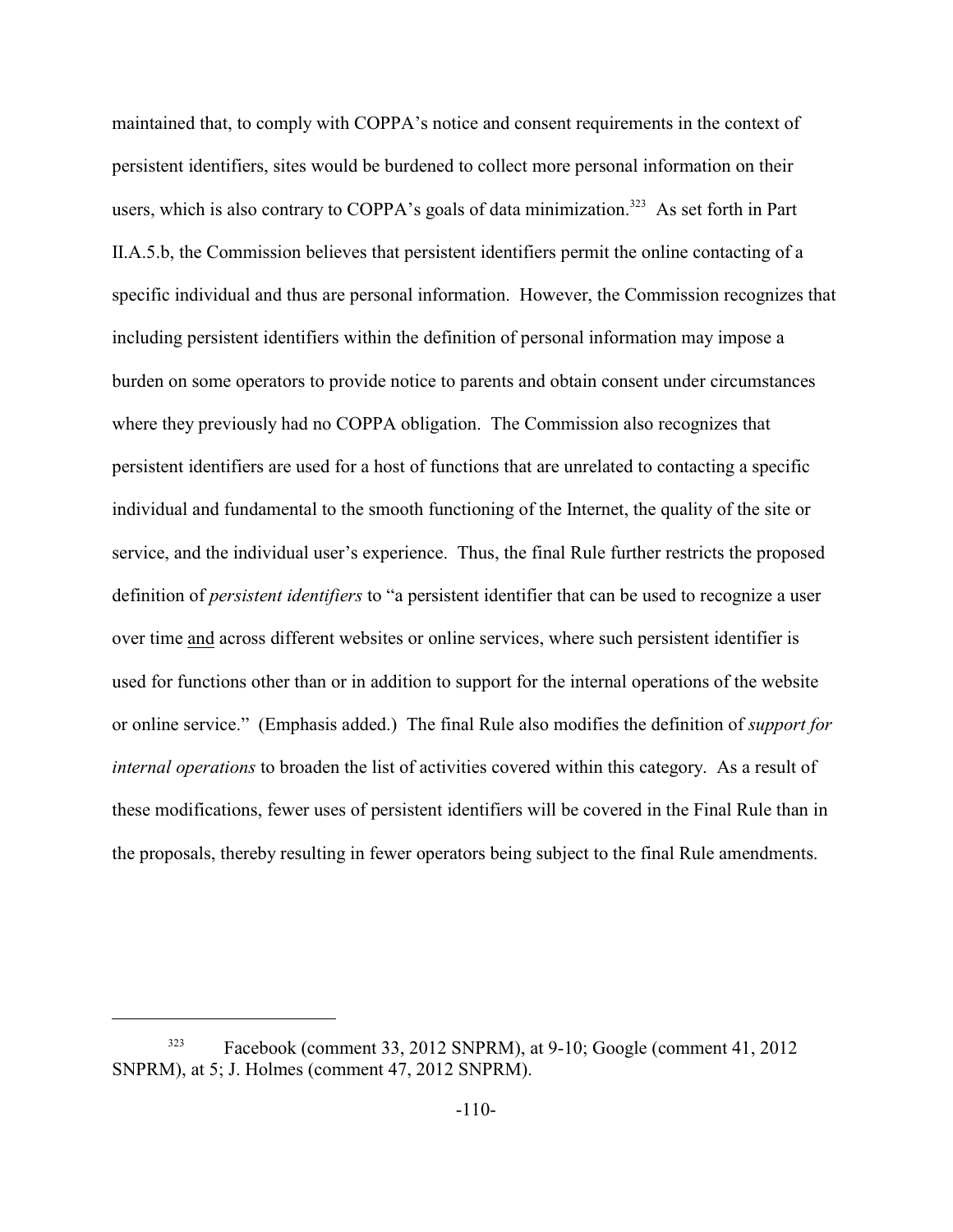maintained that, to comply with COPPA's notice and consent requirements in the context of persistent identifiers, sites would be burdened to collect more personal information on their users, which is also contrary to COPPA's goals of data minimization.[323] As set forth in Part II.A.5.b, the Commission believes that persistent identifiers permit the online contacting of a specific individual and thus are personal information. However, the Commission recognizes that including persistent identifiers within the definition of personal information may impose a burden on some operators to provide notice to parents and obtain consent under circumstances where they previously had no COPPA obligation. The Commission also recognizes that persistent identifiers are used for a host of functions that are unrelated to contacting a specific individual and fundamental to the smooth functioning of the Internet, the quality of the site or service, and the individual user's experience. Thus, the final Rule further restricts the proposed definition of *persistent identifiers* to "a persistent identifier that can be used to recognize a user over time <u>and</u> across different websites or online services, where such persistent identifier is used for functions other than or in addition to support for the internal operations of the website or online service." (Emphasis added.) The final Rule also modifies the definition of *support for internal operations* to broaden the list of activities covered within this category. As a result of these modifications, fewer uses of persistent identifiers will be covered in the Final Rule than in the proposals, thereby resulting in fewer operators being subject to the final Rule amendments.

---

[323] Facebook (comment 33, 2012 SNPRM), at 9-10; Google (comment 41, 2012 SNPRM), at 5; J. Holmes (comment 47, 2012 SNPRM).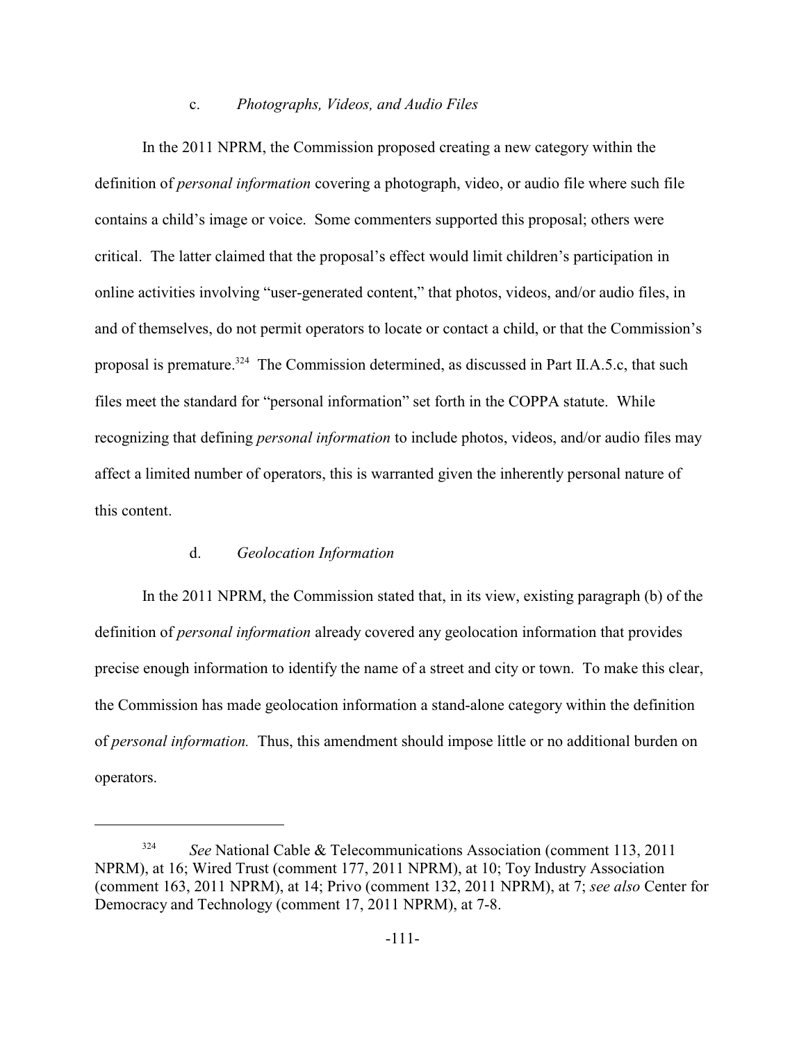c. *Photographs, Videos, and Audio Files*

In the 2011 NPRM, the Commission proposed creating a new category within the definition of *personal information* covering a photograph, video, or audio file where such file contains a child's image or voice. Some commenters supported this proposal; others were critical. The latter claimed that the proposal's effect would limit children's participation in online activities involving "user-generated content," that photos, videos, and/or audio files, in and of themselves, do not permit operators to locate or contact a child, or that the Commission's proposal is premature.[324] The Commission determined, as discussed in Part II.A.5.c, that such files meet the standard for "personal information" set forth in the COPPA statute. While recognizing that defining *personal information* to include photos, videos, and/or audio files may affect a limited number of operators, this is warranted given the inherently personal nature of this content.

d. *Geolocation Information*

In the 2011 NPRM, the Commission stated that, in its view, existing paragraph (b) of the definition of *personal information* already covered any geolocation information that provides precise enough information to identify the name of a street and city or town. To make this clear, the Commission has made geolocation information a stand-alone category within the definition of *personal information.* Thus, this amendment should impose little or no additional burden on operators.

[324] *See* National Cable & Telecommunications Association (comment 113, 2011 NPRM), at 16; Wired Trust (comment 177, 2011 NPRM), at 10; Toy Industry Association (comment 163, 2011 NPRM), at 14; Privo (comment 132, 2011 NPRM), at 7; *see also* Center for Democracy and Technology (comment 17, 2011 NPRM), at 7-8.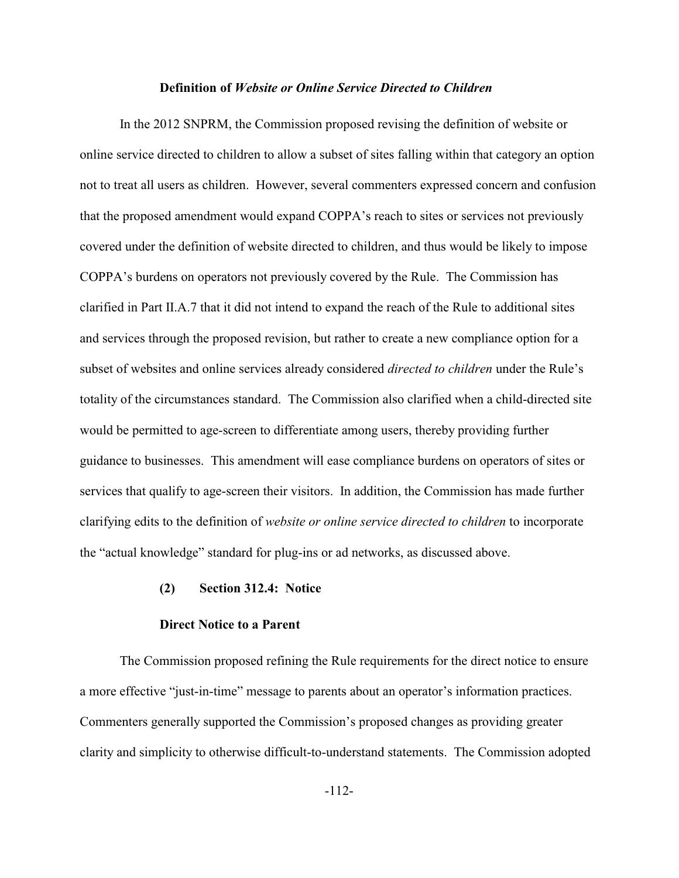**Definition of *Website or Online Service Directed to Children***

In the 2012 SNPRM, the Commission proposed revising the definition of website or online service directed to children to allow a subset of sites falling within that category an option not to treat all users as children. However, several commenters expressed concern and confusion that the proposed amendment would expand COPPA's reach to sites or services not previously covered under the definition of website directed to children, and thus would be likely to impose COPPA's burdens on operators not previously covered by the Rule. The Commission has clarified in Part II.A.7 that it did not intend to expand the reach of the Rule to additional sites and services through the proposed revision, but rather to create a new compliance option for a subset of websites and online services already considered *directed to children* under the Rule's totality of the circumstances standard. The Commission also clarified when a child-directed site would be permitted to age-screen to differentiate among users, thereby providing further guidance to businesses. This amendment will ease compliance burdens on operators of sites or services that qualify to age-screen their visitors. In addition, the Commission has made further clarifying edits to the definition of *website or online service directed to children* to incorporate the "actual knowledge" standard for plug-ins or ad networks, as discussed above.

**(2) Section 312.4: Notice**

**Direct Notice to a Parent**

The Commission proposed refining the Rule requirements for the direct notice to ensure a more effective "just-in-time" message to parents about an operator's information practices. Commenters generally supported the Commission's proposed changes as providing greater clarity and simplicity to otherwise difficult-to-understand statements. The Commission adopted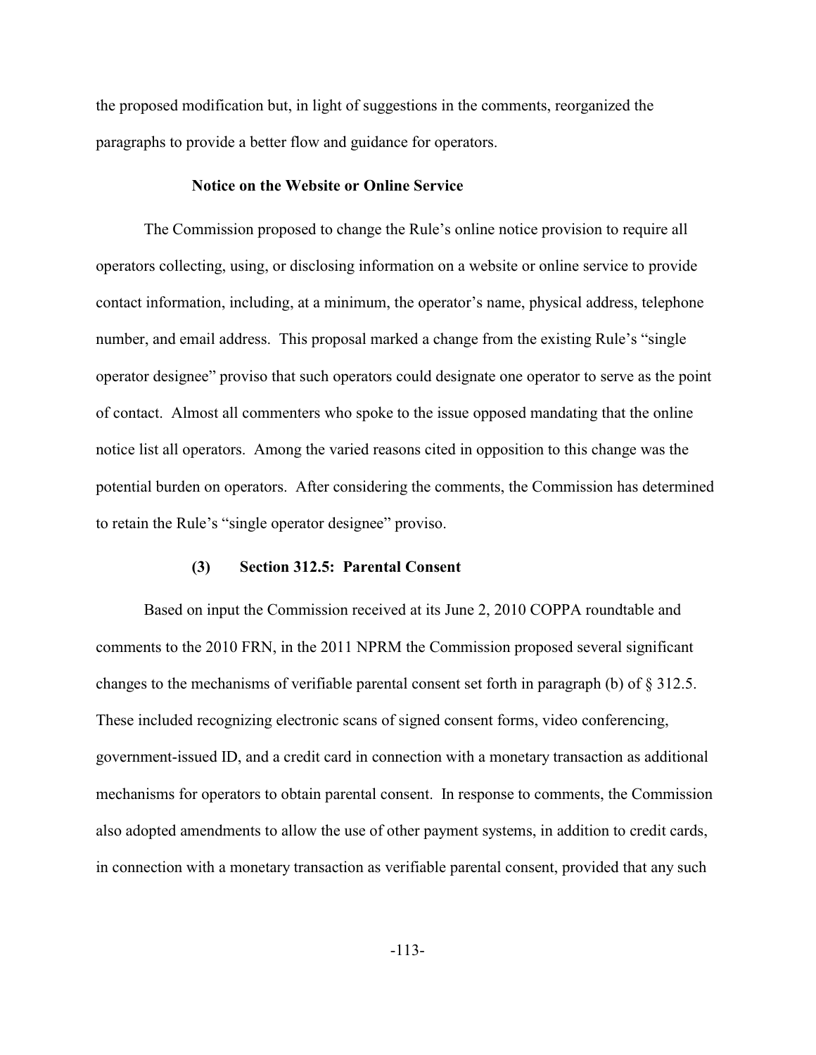the proposed modification but, in light of suggestions in the comments, reorganized the paragraphs to provide a better flow and guidance for operators.

**Notice on the Website or Online Service**

The Commission proposed to change the Rule's online notice provision to require all operators collecting, using, or disclosing information on a website or online service to provide contact information, including, at a minimum, the operator's name, physical address, telephone number, and email address. This proposal marked a change from the existing Rule's "single operator designee" proviso that such operators could designate one operator to serve as the point of contact. Almost all commenters who spoke to the issue opposed mandating that the online notice list all operators. Among the varied reasons cited in opposition to this change was the potential burden on operators. After considering the comments, the Commission has determined to retain the Rule's "single operator designee" proviso.

### (3) Section 312.5: Parental Consent

Based on input the Commission received at its June 2, 2010 COPPA roundtable and comments to the 2010 FRN, in the 2011 NPRM the Commission proposed several significant changes to the mechanisms of verifiable parental consent set forth in paragraph (b) of § 312.5. These included recognizing electronic scans of signed consent forms, video conferencing, government-issued ID, and a credit card in connection with a monetary transaction as additional mechanisms for operators to obtain parental consent. In response to comments, the Commission also adopted amendments to allow the use of other payment systems, in addition to credit cards, in connection with a monetary transaction as verifiable parental consent, provided that any such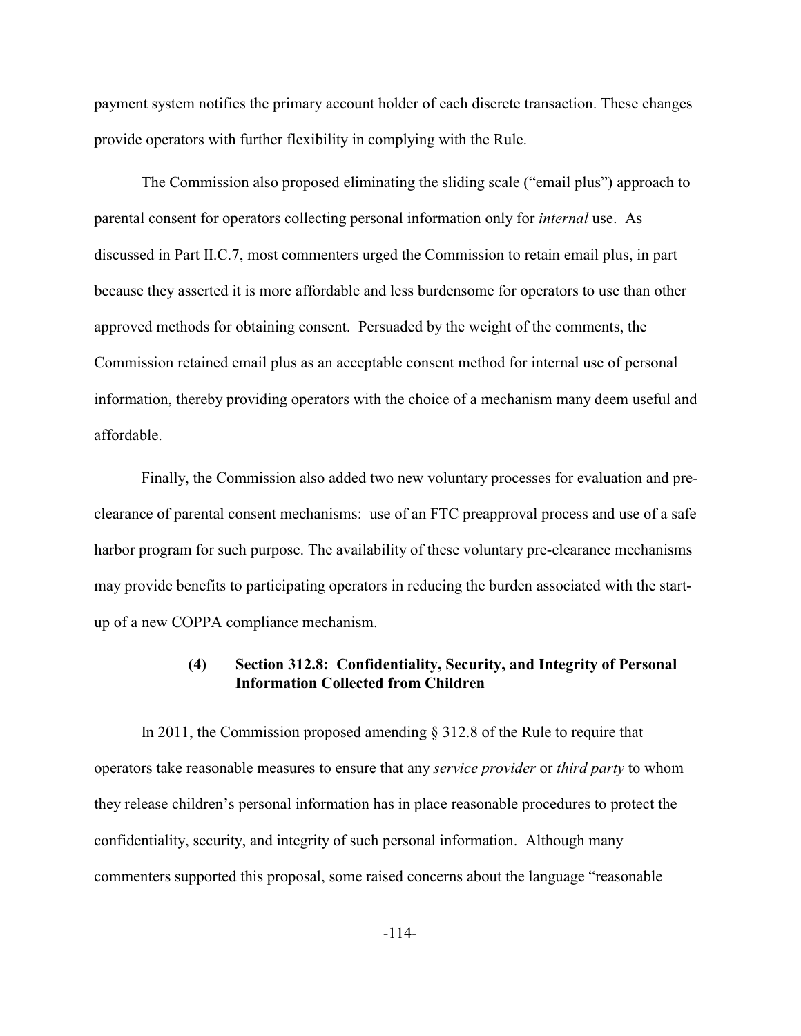payment system notifies the primary account holder of each discrete transaction. These changes provide operators with further flexibility in complying with the Rule.

The Commission also proposed eliminating the sliding scale ("email plus") approach to parental consent for operators collecting personal information only for *internal* use. As discussed in Part II.C.7, most commenters urged the Commission to retain email plus, in part because they asserted it is more affordable and less burdensome for operators to use than other approved methods for obtaining consent. Persuaded by the weight of the comments, the Commission retained email plus as an acceptable consent method for internal use of personal information, thereby providing operators with the choice of a mechanism many deem useful and affordable.

Finally, the Commission also added two new voluntary processes for evaluation and pre-clearance of parental consent mechanisms: use of an FTC preapproval process and use of a safe harbor program for such purpose. The availability of these voluntary pre-clearance mechanisms may provide benefits to participating operators in reducing the burden associated with the start-up of a new COPPA compliance mechanism.

#### (4) Section 312.8: Confidentiality, Security, and Integrity of Personal Information Collected from Children

In 2011, the Commission proposed amending § 312.8 of the Rule to require that operators take reasonable measures to ensure that any *service provider* or *third party* to whom they release children's personal information has in place reasonable procedures to protect the confidentiality, security, and integrity of such personal information. Although many commenters supported this proposal, some raised concerns about the language "reasonable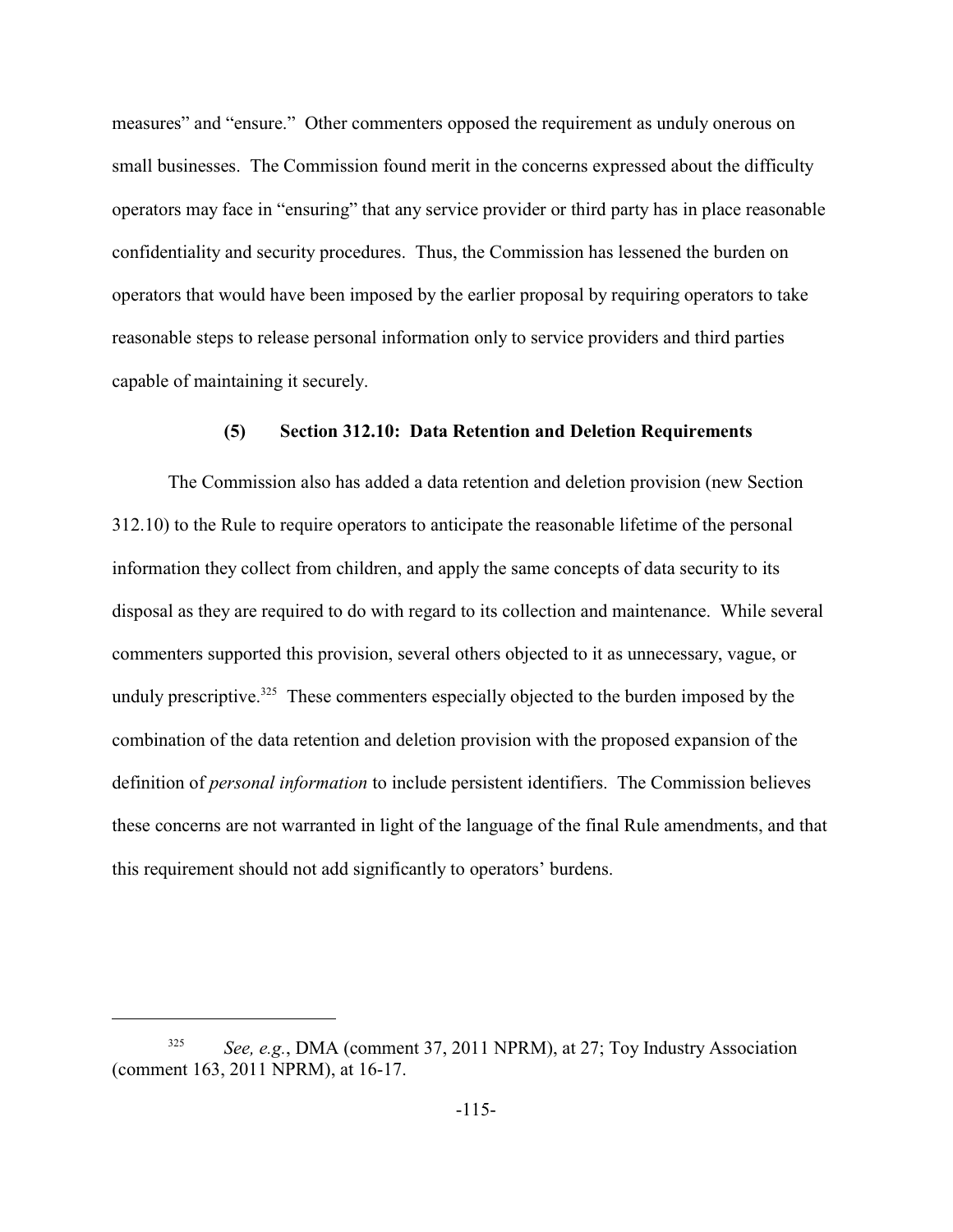measures" and "ensure." Other commenters opposed the requirement as unduly onerous on small businesses. The Commission found merit in the concerns expressed about the difficulty operators may face in "ensuring" that any service provider or third party has in place reasonable confidentiality and security procedures. Thus, the Commission has lessened the burden on operators that would have been imposed by the earlier proposal by requiring operators to take reasonable steps to release personal information only to service providers and third parties capable of maintaining it securely.

### (5) Section 312.10: Data Retention and Deletion Requirements

The Commission also has added a data retention and deletion provision (new Section 312.10) to the Rule to require operators to anticipate the reasonable lifetime of the personal information they collect from children, and apply the same concepts of data security to its disposal as they are required to do with regard to its collection and maintenance. While several commenters supported this provision, several others objected to it as unnecessary, vague, or unduly prescriptive.[325] These commenters especially objected to the burden imposed by the combination of the data retention and deletion provision with the proposed expansion of the definition of *personal information* to include persistent identifiers. The Commission believes these concerns are not warranted in light of the language of the final Rule amendments, and that this requirement should not add significantly to operators' burdens.

---

[325] *See, e.g.*, DMA (comment 37, 2011 NPRM), at 27; Toy Industry Association (comment 163, 2011 NPRM), at 16-17.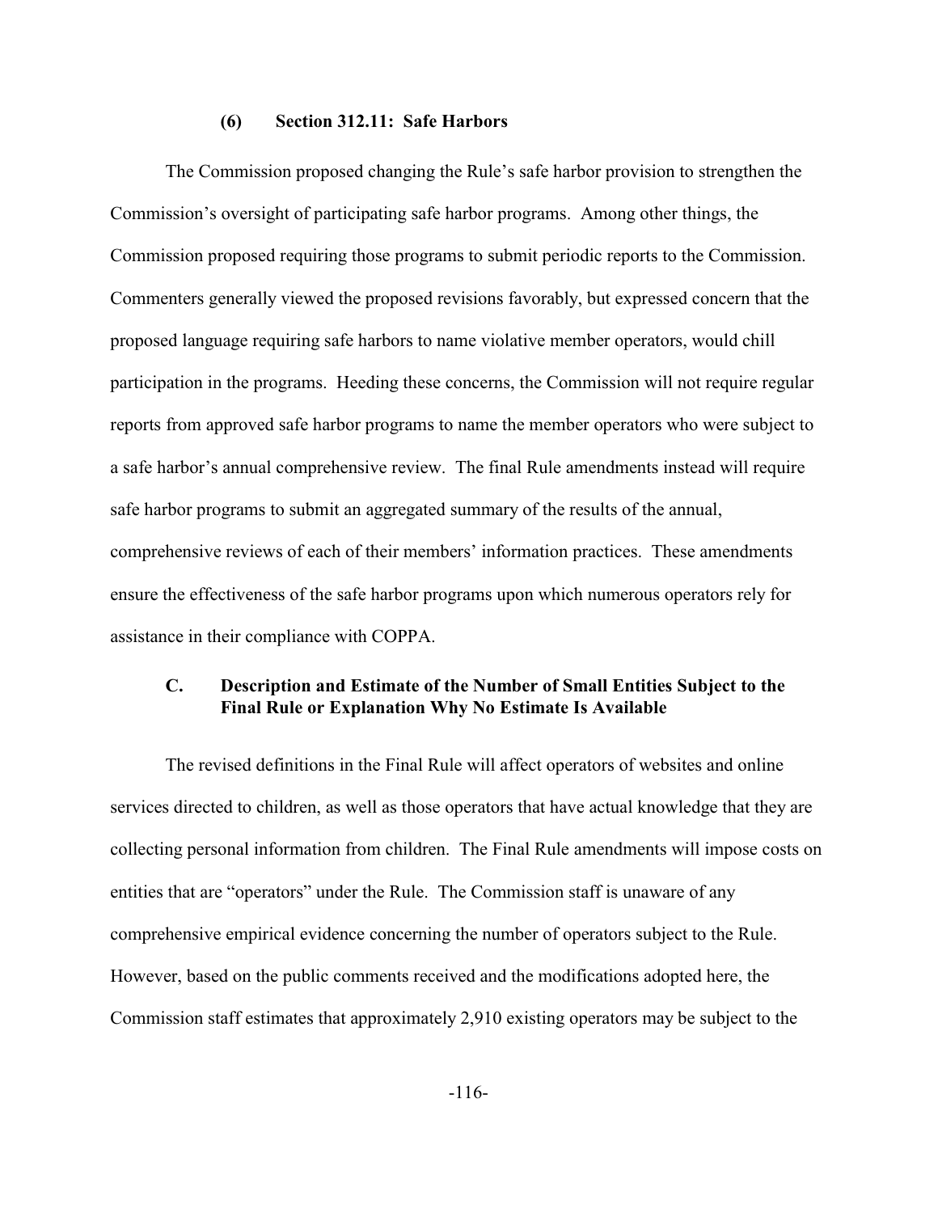#### (6) Section 312.11: Safe Harbors

The Commission proposed changing the Rule's safe harbor provision to strengthen the Commission's oversight of participating safe harbor programs. Among other things, the Commission proposed requiring those programs to submit periodic reports to the Commission. Commenters generally viewed the proposed revisions favorably, but expressed concern that the proposed language requiring safe harbors to name violative member operators, would chill participation in the programs. Heeding these concerns, the Commission will not require regular reports from approved safe harbor programs to name the member operators who were subject to a safe harbor's annual comprehensive review. The final Rule amendments instead will require safe harbor programs to submit an aggregated summary of the results of the annual, comprehensive reviews of each of their members' information practices. These amendments ensure the effectiveness of the safe harbor programs upon which numerous operators rely for assistance in their compliance with COPPA.

### C. Description and Estimate of the Number of Small Entities Subject to the Final Rule or Explanation Why No Estimate Is Available

The revised definitions in the Final Rule will affect operators of websites and online services directed to children, as well as those operators that have actual knowledge that they are collecting personal information from children. The Final Rule amendments will impose costs on entities that are "operators" under the Rule. The Commission staff is unaware of any comprehensive empirical evidence concerning the number of operators subject to the Rule. However, based on the public comments received and the modifications adopted here, the Commission staff estimates that approximately 2,910 existing operators may be subject to the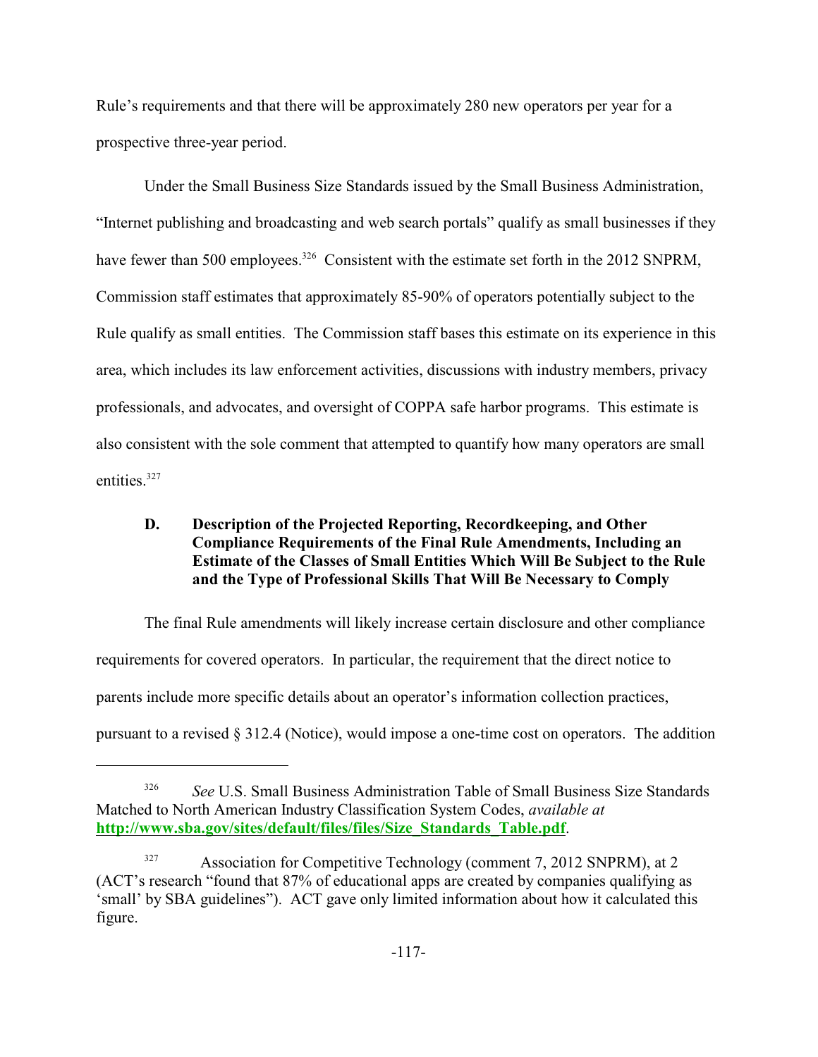Rule's requirements and that there will be approximately 280 new operators per year for a prospective three-year period.

Under the Small Business Size Standards issued by the Small Business Administration, "Internet publishing and broadcasting and web search portals" qualify as small businesses if they have fewer than 500 employees.[326] Consistent with the estimate set forth in the 2012 SNPRM, Commission staff estimates that approximately 85-90% of operators potentially subject to the Rule qualify as small entities. The Commission staff bases this estimate on its experience in this area, which includes its law enforcement activities, discussions with industry members, privacy professionals, and advocates, and oversight of COPPA safe harbor programs. This estimate is also consistent with the sole comment that attempted to quantify how many operators are small entities.[327]

### D. Description of the Projected Reporting, Recordkeeping, and Other Compliance Requirements of the Final Rule Amendments, Including an Estimate of the Classes of Small Entities Which Will Be Subject to the Rule and the Type of Professional Skills That Will Be Necessary to Comply

The final Rule amendments will likely increase certain disclosure and other compliance requirements for covered operators. In particular, the requirement that the direct notice to parents include more specific details about an operator's information collection practices, pursuant to a revised § 312.4 (Notice), would impose a one-time cost on operators. The addition

---

[326] *See* U.S. Small Business Administration Table of Small Business Size Standards Matched to North American Industry Classification System Codes, *available at* **http://www.sba.gov/sites/default/files/files/Size_Standards_Table.pdf**.

[327] Association for Competitive Technology (comment 7, 2012 SNPRM), at 2 (ACT's research "found that 87% of educational apps are created by companies qualifying as 'small' by SBA guidelines"). ACT gave only limited information about how it calculated this figure.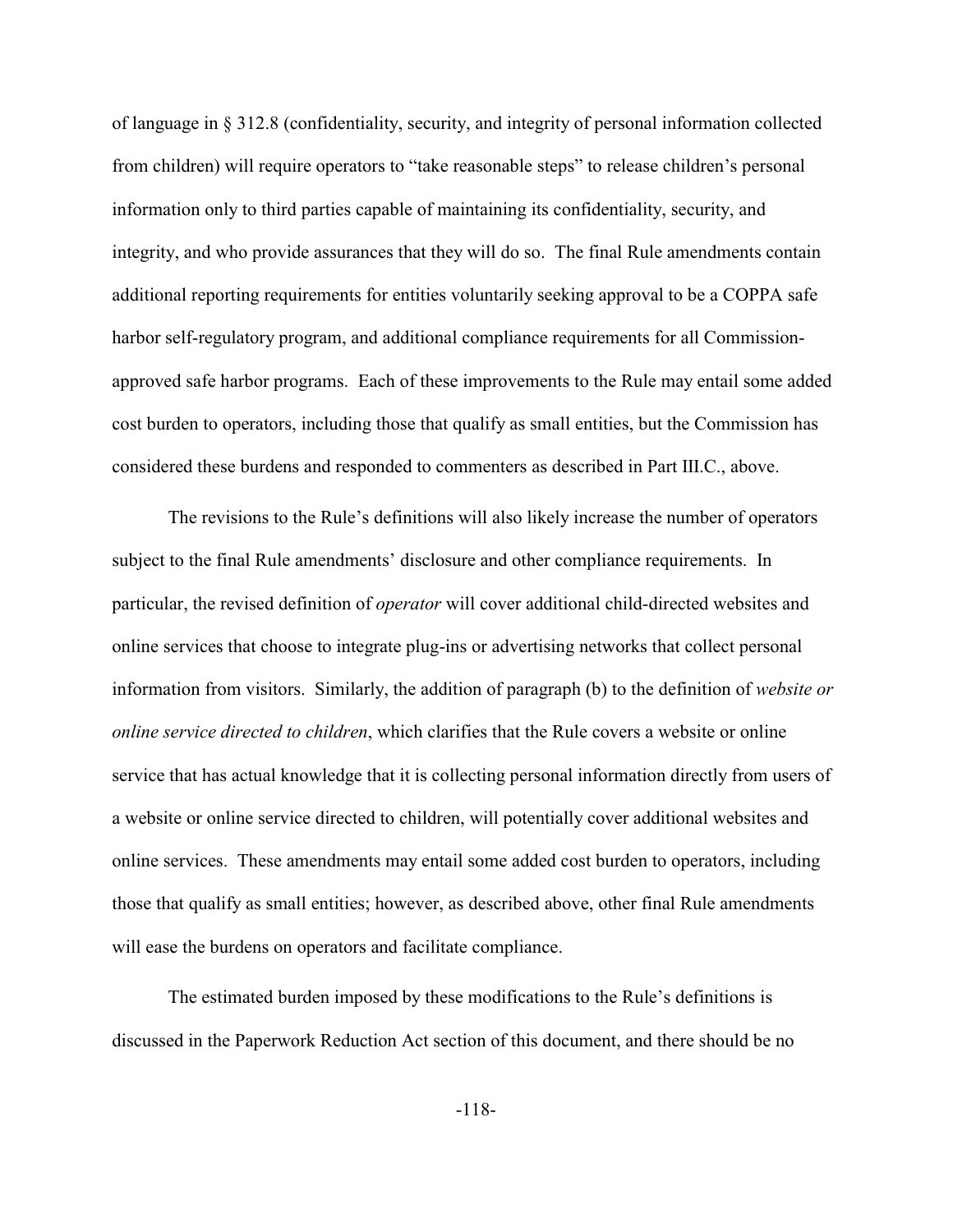of language in § 312.8 (confidentiality, security, and integrity of personal information collected from children) will require operators to "take reasonable steps" to release children's personal information only to third parties capable of maintaining its confidentiality, security, and integrity, and who provide assurances that they will do so. The final Rule amendments contain additional reporting requirements for entities voluntarily seeking approval to be a COPPA safe harbor self-regulatory program, and additional compliance requirements for all Commission-approved safe harbor programs. Each of these improvements to the Rule may entail some added cost burden to operators, including those that qualify as small entities, but the Commission has considered these burdens and responded to commenters as described in Part III.C., above.

The revisions to the Rule's definitions will also likely increase the number of operators subject to the final Rule amendments' disclosure and other compliance requirements. In particular, the revised definition of *operator* will cover additional child-directed websites and online services that choose to integrate plug-ins or advertising networks that collect personal information from visitors. Similarly, the addition of paragraph (b) to the definition of *website or online service directed to children*, which clarifies that the Rule covers a website or online service that has actual knowledge that it is collecting personal information directly from users of a website or online service directed to children, will potentially cover additional websites and online services. These amendments may entail some added cost burden to operators, including those that qualify as small entities; however, as described above, other final Rule amendments will ease the burdens on operators and facilitate compliance.

The estimated burden imposed by these modifications to the Rule's definitions is discussed in the Paperwork Reduction Act section of this document, and there should be no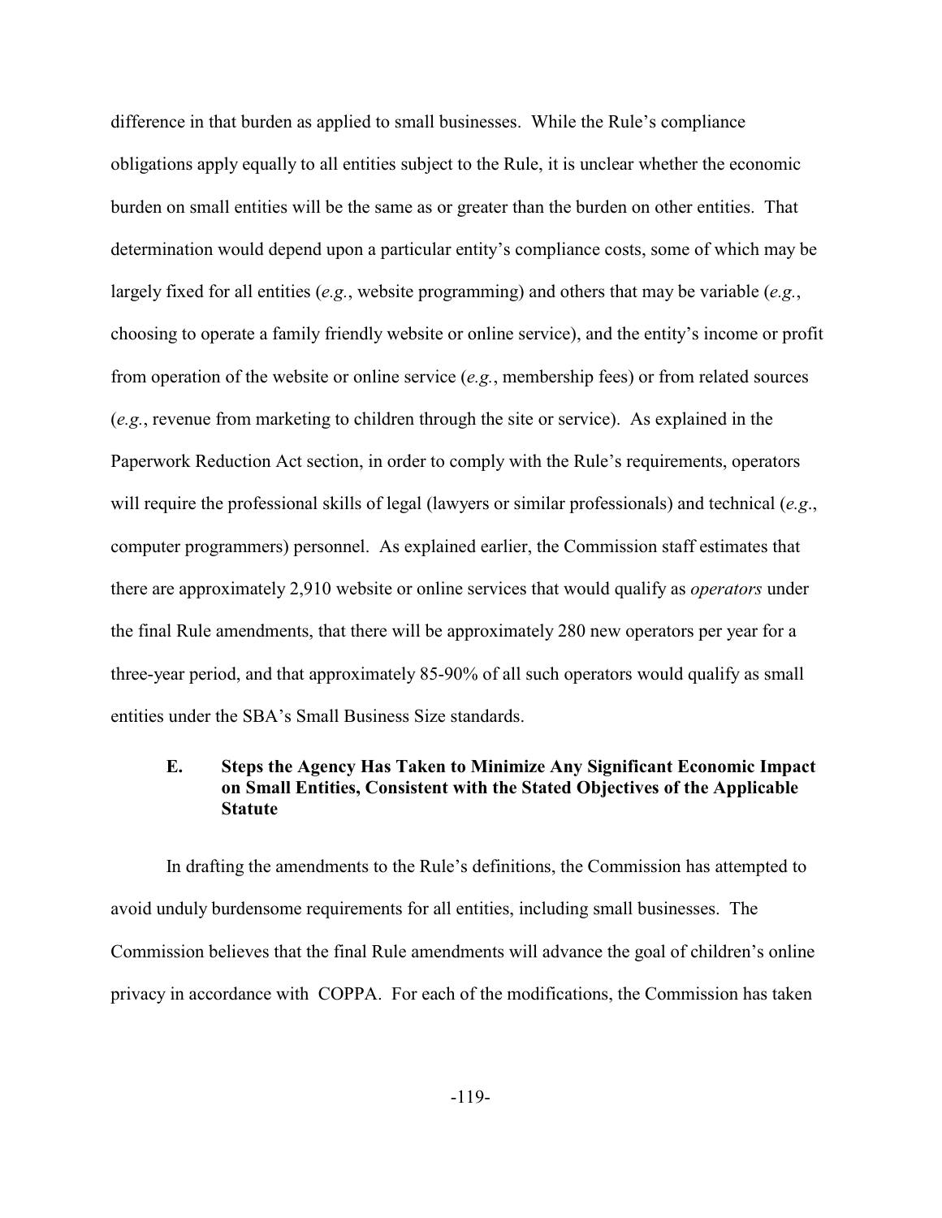difference in that burden as applied to small businesses. While the Rule's compliance obligations apply equally to all entities subject to the Rule, it is unclear whether the economic burden on small entities will be the same as or greater than the burden on other entities. That determination would depend upon a particular entity's compliance costs, some of which may be largely fixed for all entities (*e.g.*, website programming) and others that may be variable (*e.g.*, choosing to operate a family friendly website or online service), and the entity's income or profit from operation of the website or online service (*e.g.*, membership fees) or from related sources (*e.g.*, revenue from marketing to children through the site or service). As explained in the Paperwork Reduction Act section, in order to comply with the Rule's requirements, operators will require the professional skills of legal (lawyers or similar professionals) and technical (*e.g*., computer programmers) personnel. As explained earlier, the Commission staff estimates that there are approximately 2,910 website or online services that would qualify as *operators* under the final Rule amendments, that there will be approximately 280 new operators per year for a three-year period, and that approximately 85-90% of all such operators would qualify as small entities under the SBA's Small Business Size standards.

### E. Steps the Agency Has Taken to Minimize Any Significant Economic Impact on Small Entities, Consistent with the Stated Objectives of the Applicable Statute

In drafting the amendments to the Rule's definitions, the Commission has attempted to avoid unduly burdensome requirements for all entities, including small businesses. The Commission believes that the final Rule amendments will advance the goal of children's online privacy in accordance with COPPA. For each of the modifications, the Commission has taken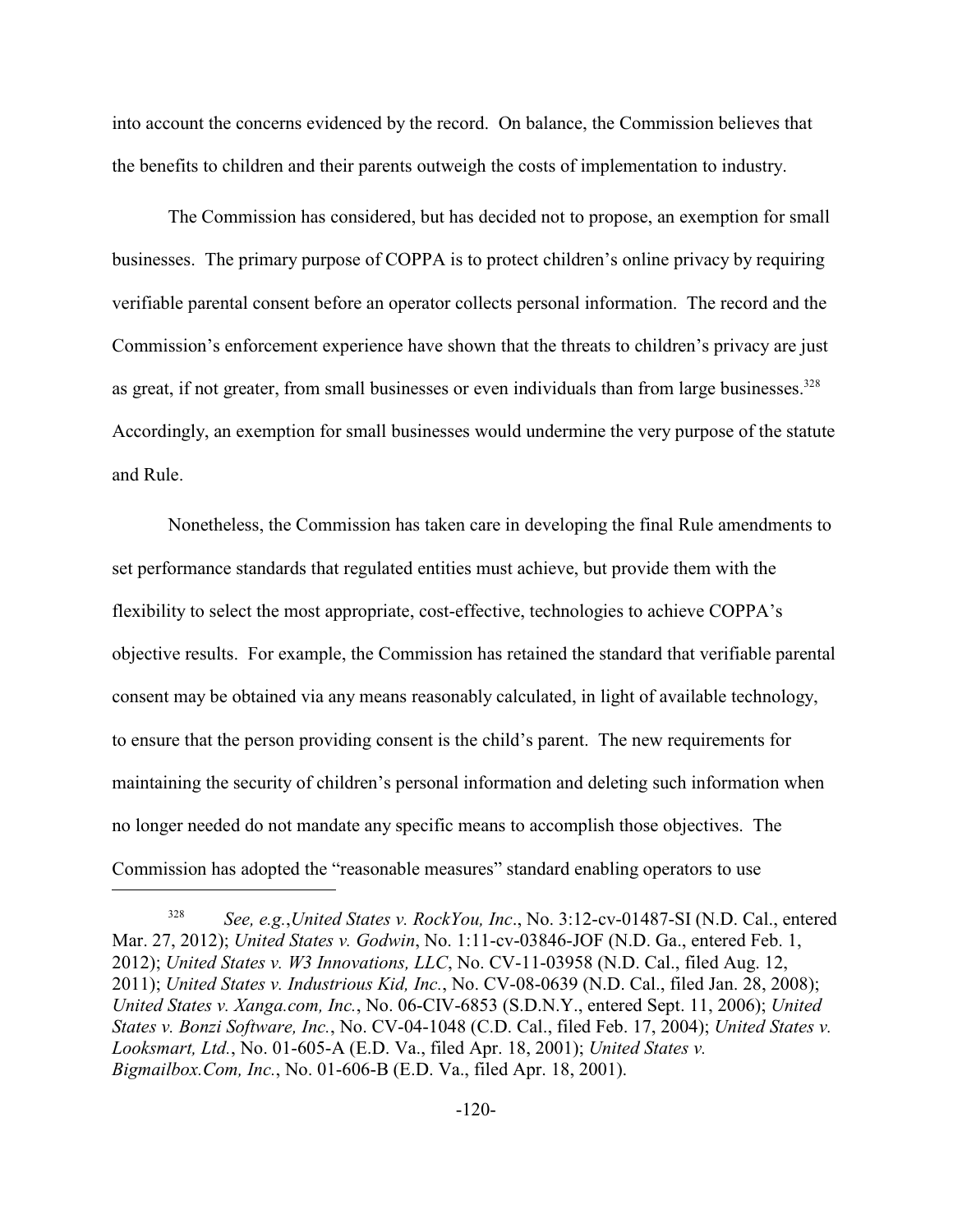into account the concerns evidenced by the record. On balance, the Commission believes that the benefits to children and their parents outweigh the costs of implementation to industry.

The Commission has considered, but has decided not to propose, an exemption for small businesses. The primary purpose of COPPA is to protect children's online privacy by requiring verifiable parental consent before an operator collects personal information. The record and the Commission's enforcement experience have shown that the threats to children's privacy are just as great, if not greater, from small businesses or even individuals than from large businesses.[328] Accordingly, an exemption for small businesses would undermine the very purpose of the statute and Rule.

Nonetheless, the Commission has taken care in developing the final Rule amendments to set performance standards that regulated entities must achieve, but provide them with the flexibility to select the most appropriate, cost-effective, technologies to achieve COPPA's objective results. For example, the Commission has retained the standard that verifiable parental consent may be obtained via any means reasonably calculated, in light of available technology, to ensure that the person providing consent is the child's parent. The new requirements for maintaining the security of children's personal information and deleting such information when no longer needed do not mandate any specific means to accomplish those objectives. The Commission has adopted the "reasonable measures" standard enabling operators to use

---

[328] *See, e.g.*,*United States v. RockYou, Inc*., No. 3:12-cv-01487-SI (N.D. Cal., entered Mar. 27, 2012); *United States v. Godwin*, No. 1:11-cv-03846-JOF (N.D. Ga., entered Feb. 1, 2012); *United States v. W3 Innovations, LLC*, No. CV-11-03958 (N.D. Cal., filed Aug. 12, 2011); *United States v. Industrious Kid, Inc.*, No. CV-08-0639 (N.D. Cal., filed Jan. 28, 2008); *United States v. Xanga.com, Inc.*, No. 06-CIV-6853 (S.D.N.Y., entered Sept. 11, 2006); *United States v. Bonzi Software, Inc.*, No. CV-04-1048 (C.D. Cal., filed Feb. 17, 2004); *United States v. Looksmart, Ltd.*, No. 01-605-A (E.D. Va., filed Apr. 18, 2001); *United States v. Bigmailbox.Com, Inc.*, No. 01-606-B (E.D. Va., filed Apr. 18, 2001).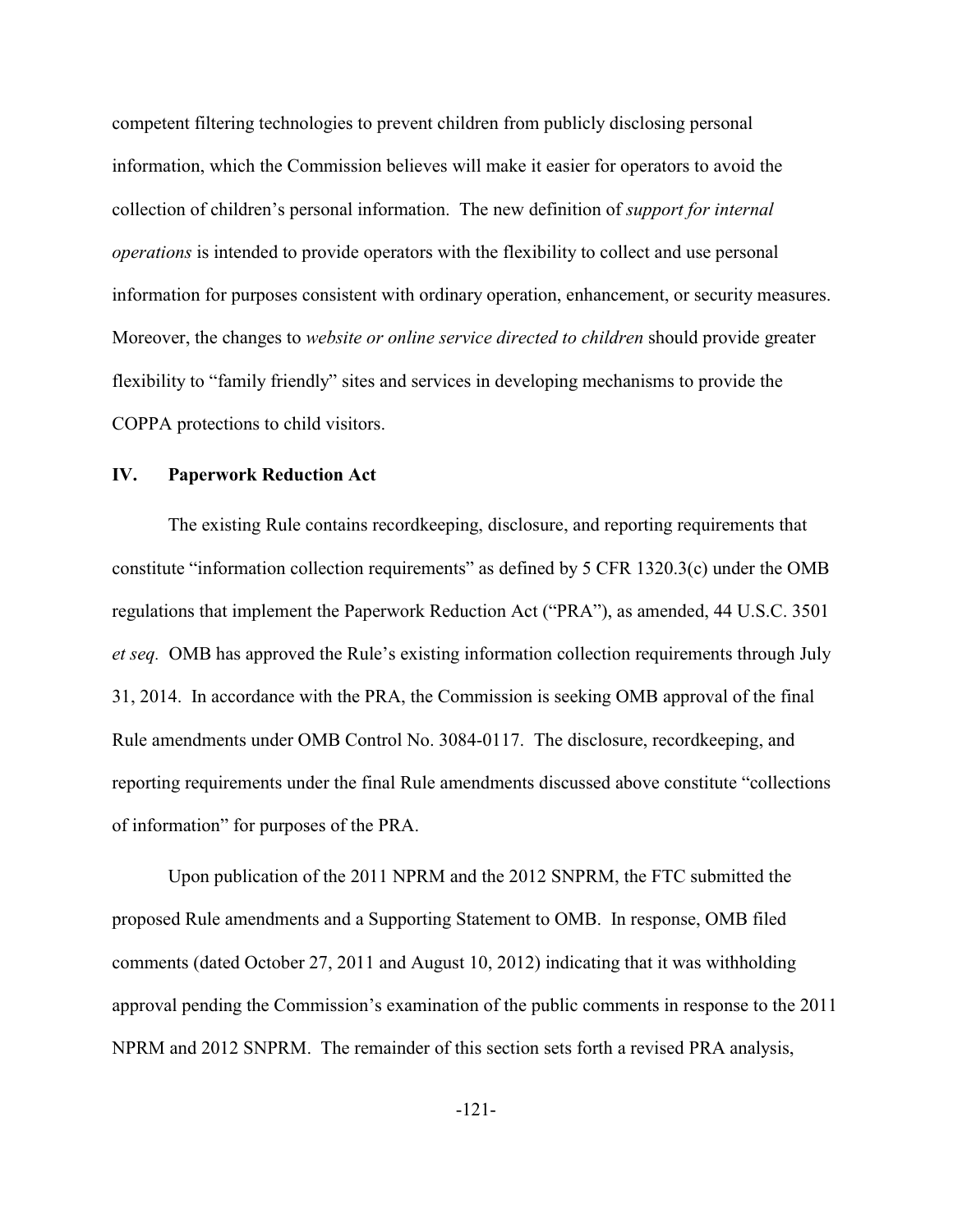competent filtering technologies to prevent children from publicly disclosing personal information, which the Commission believes will make it easier for operators to avoid the collection of children's personal information. The new definition of *support for internal operations* is intended to provide operators with the flexibility to collect and use personal information for purposes consistent with ordinary operation, enhancement, or security measures. Moreover, the changes to *website or online service directed to children* should provide greater flexibility to "family friendly" sites and services in developing mechanisms to provide the COPPA protections to child visitors.

## IV. Paperwork Reduction Act

The existing Rule contains recordkeeping, disclosure, and reporting requirements that constitute "information collection requirements" as defined by 5 CFR 1320.3(c) under the OMB regulations that implement the Paperwork Reduction Act ("PRA"), as amended, 44 U.S.C. 3501 *et seq.* OMB has approved the Rule's existing information collection requirements through July 31, 2014. In accordance with the PRA, the Commission is seeking OMB approval of the final Rule amendments under OMB Control No. 3084-0117. The disclosure, recordkeeping, and reporting requirements under the final Rule amendments discussed above constitute "collections of information" for purposes of the PRA.

Upon publication of the 2011 NPRM and the 2012 SNPRM, the FTC submitted the proposed Rule amendments and a Supporting Statement to OMB. In response, OMB filed comments (dated October 27, 2011 and August 10, 2012) indicating that it was withholding approval pending the Commission's examination of the public comments in response to the 2011 NPRM and 2012 SNPRM. The remainder of this section sets forth a revised PRA analysis,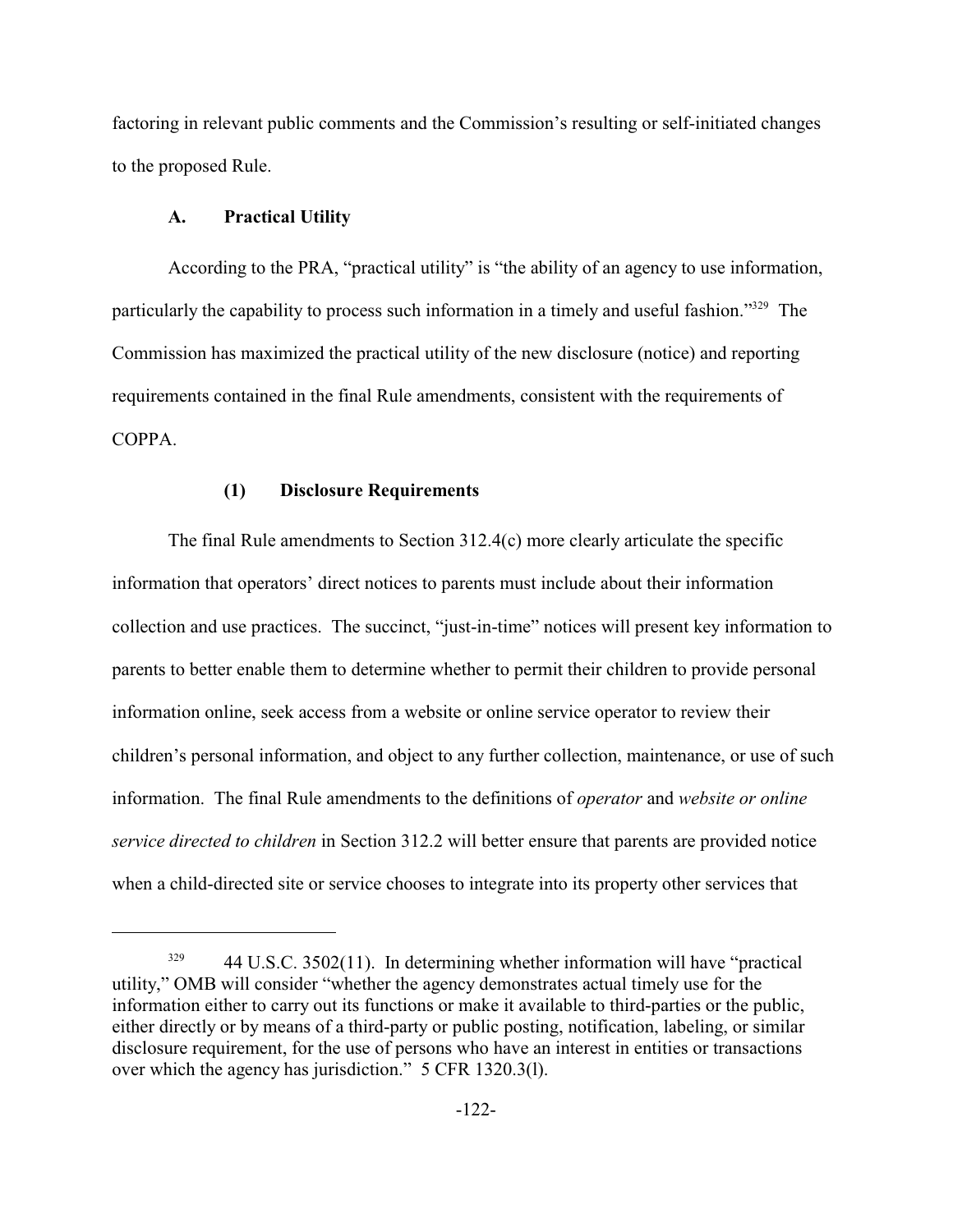factoring in relevant public comments and the Commission's resulting or self-initiated changes to the proposed Rule.

### A. Practical Utility

According to the PRA, "practical utility" is "the ability of an agency to use information, particularly the capability to process such information in a timely and useful fashion."[329] The Commission has maximized the practical utility of the new disclosure (notice) and reporting requirements contained in the final Rule amendments, consistent with the requirements of COPPA.

#### (1) Disclosure Requirements

The final Rule amendments to Section 312.4(c) more clearly articulate the specific information that operators' direct notices to parents must include about their information collection and use practices. The succinct, "just-in-time" notices will present key information to parents to better enable them to determine whether to permit their children to provide personal information online, seek access from a website or online service operator to review their children's personal information, and object to any further collection, maintenance, or use of such information. The final Rule amendments to the definitions of *operator* and *website or online service directed to children* in Section 312.2 will better ensure that parents are provided notice when a child-directed site or service chooses to integrate into its property other services that

---

[329] 44 U.S.C. 3502(11). In determining whether information will have "practical utility," OMB will consider "whether the agency demonstrates actual timely use for the information either to carry out its functions or make it available to third-parties or the public, either directly or by means of a third-party or public posting, notification, labeling, or similar disclosure requirement, for the use of persons who have an interest in entities or transactions over which the agency has jurisdiction." 5 CFR 1320.3(l).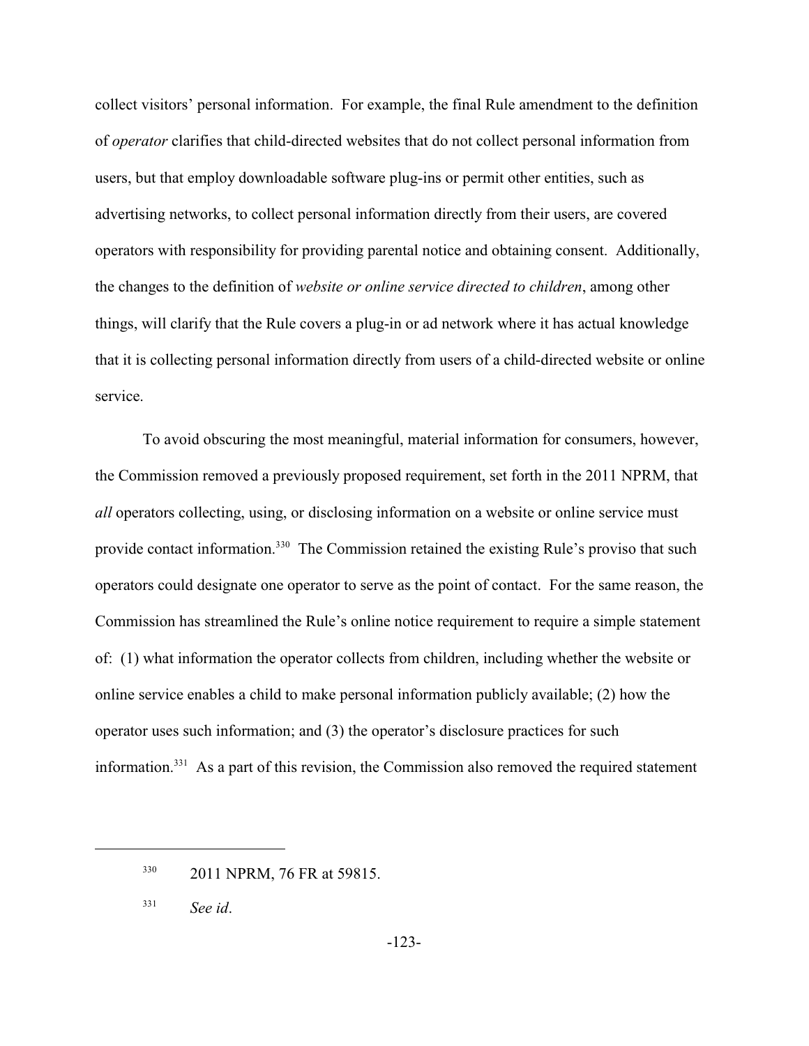collect visitors' personal information. For example, the final Rule amendment to the definition of *operator* clarifies that child-directed websites that do not collect personal information from users, but that employ downloadable software plug-ins or permit other entities, such as advertising networks, to collect personal information directly from their users, are covered operators with responsibility for providing parental notice and obtaining consent. Additionally, the changes to the definition of *website or online service directed to children*, among other things, will clarify that the Rule covers a plug-in or ad network where it has actual knowledge that it is collecting personal information directly from users of a child-directed website or online service.

To avoid obscuring the most meaningful, material information for consumers, however, the Commission removed a previously proposed requirement, set forth in the 2011 NPRM, that *all* operators collecting, using, or disclosing information on a website or online service must provide contact information.[330] The Commission retained the existing Rule's proviso that such operators could designate one operator to serve as the point of contact. For the same reason, the Commission has streamlined the Rule's online notice requirement to require a simple statement of: (1) what information the operator collects from children, including whether the website or online service enables a child to make personal information publicly available; (2) how the operator uses such information; and (3) the operator's disclosure practices for such information.[331] As a part of this revision, the Commission also removed the required statement

---

[330] 2011 NPRM, 76 FR at 59815.

[331] *See id*.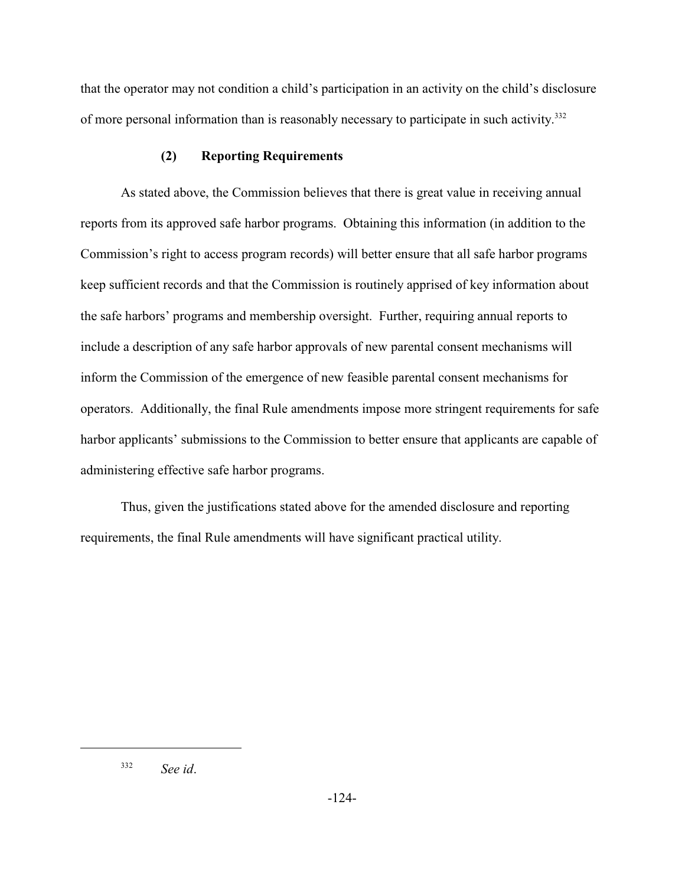that the operator may not condition a child's participation in an activity on the child's disclosure of more personal information than is reasonably necessary to participate in such activity.[332]

#### (2) Reporting Requirements

As stated above, the Commission believes that there is great value in receiving annual reports from its approved safe harbor programs. Obtaining this information (in addition to the Commission's right to access program records) will better ensure that all safe harbor programs keep sufficient records and that the Commission is routinely apprised of key information about the safe harbors' programs and membership oversight. Further, requiring annual reports to include a description of any safe harbor approvals of new parental consent mechanisms will inform the Commission of the emergence of new feasible parental consent mechanisms for operators. Additionally, the final Rule amendments impose more stringent requirements for safe harbor applicants' submissions to the Commission to better ensure that applicants are capable of administering effective safe harbor programs.

Thus, given the justifications stated above for the amended disclosure and reporting requirements, the final Rule amendments will have significant practical utility.

---

[332] *See id*.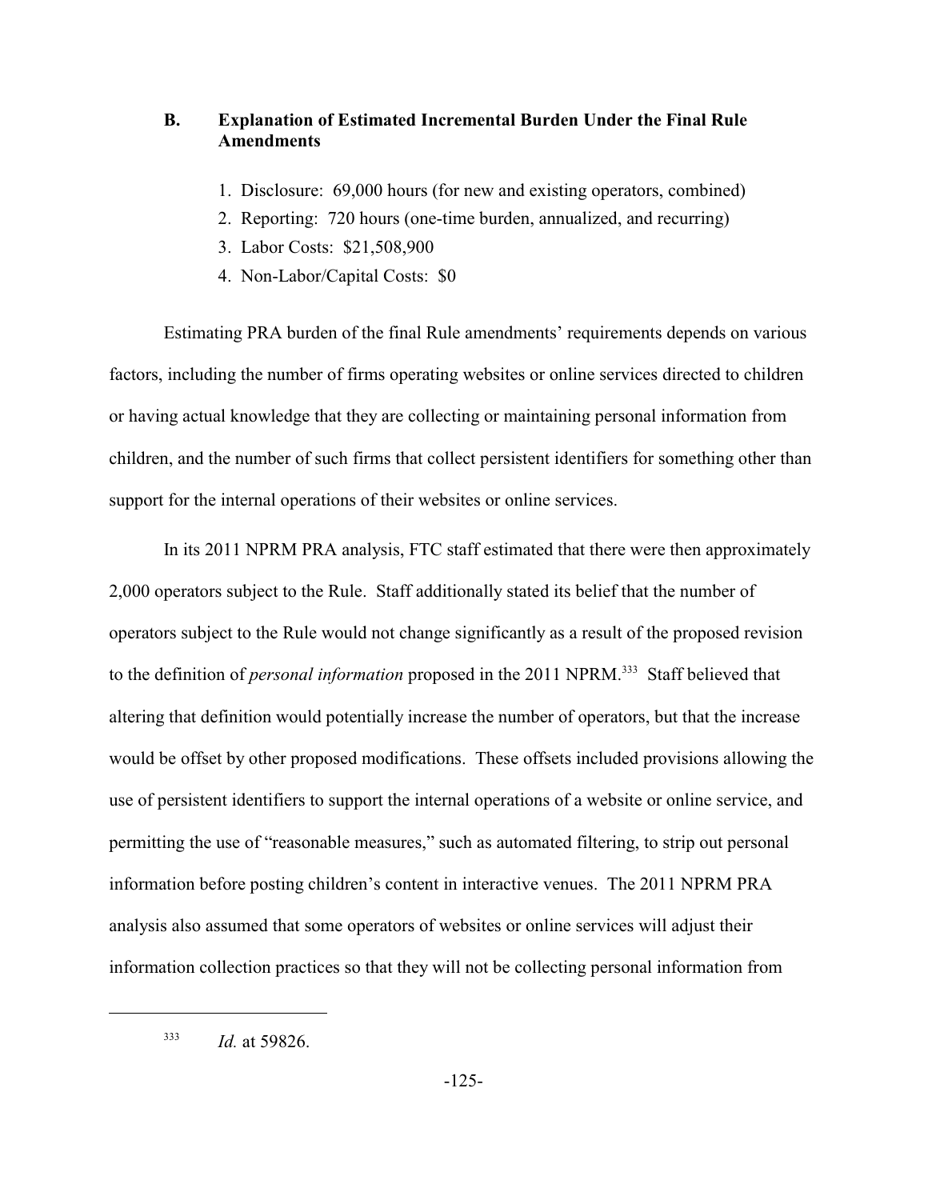### B. Explanation of Estimated Incremental Burden Under the Final Rule Amendments

1. Disclosure: 69,000 hours (for new and existing operators, combined)
2. Reporting: 720 hours (one-time burden, annualized, and recurring)
3. Labor Costs: $21,508,900
4. Non-Labor/Capital Costs: $0

Estimating PRA burden of the final Rule amendments' requirements depends on various factors, including the number of firms operating websites or online services directed to children or having actual knowledge that they are collecting or maintaining personal information from children, and the number of such firms that collect persistent identifiers for something other than support for the internal operations of their websites or online services.

In its 2011 NPRM PRA analysis, FTC staff estimated that there were then approximately 2,000 operators subject to the Rule. Staff additionally stated its belief that the number of operators subject to the Rule would not change significantly as a result of the proposed revision to the definition of *personal information* proposed in the 2011 NPRM.[333] Staff believed that altering that definition would potentially increase the number of operators, but that the increase would be offset by other proposed modifications. These offsets included provisions allowing the use of persistent identifiers to support the internal operations of a website or online service, and permitting the use of "reasonable measures," such as automated filtering, to strip out personal information before posting children's content in interactive venues. The 2011 NPRM PRA analysis also assumed that some operators of websites or online services will adjust their information collection practices so that they will not be collecting personal information from

---

[333] *Id.* at 59826.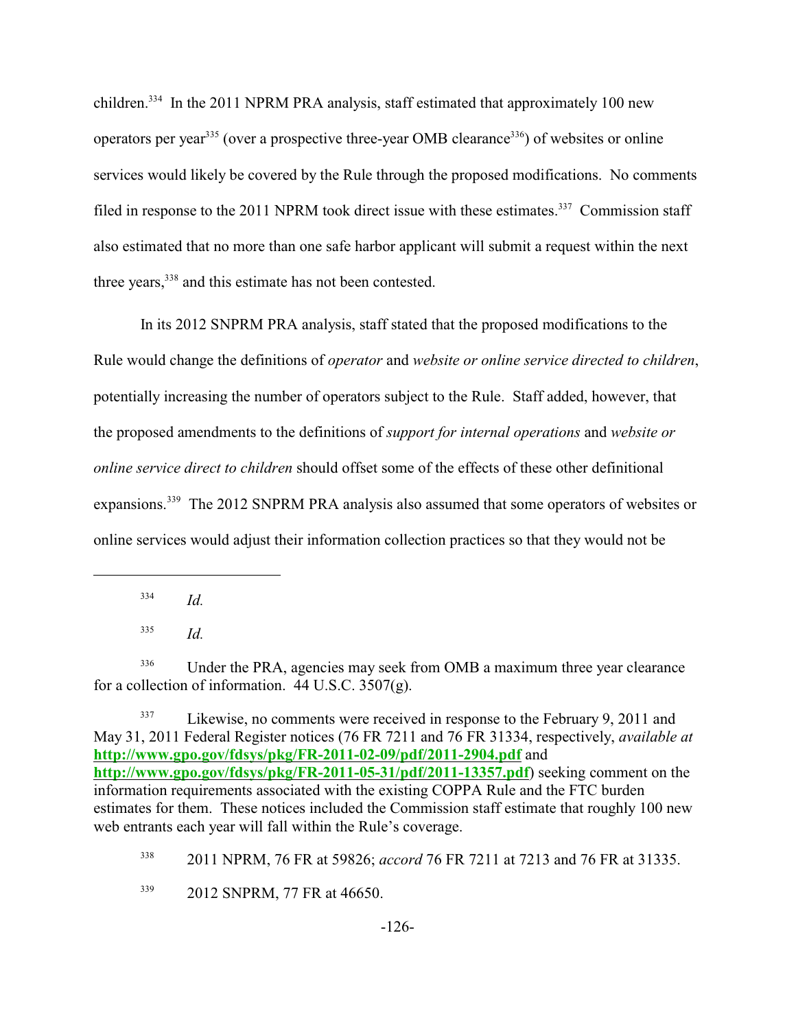children.[334] In the 2011 NPRM PRA analysis, staff estimated that approximately 100 new operators per year[335] (over a prospective three-year OMB clearance[336]) of websites or online services would likely be covered by the Rule through the proposed modifications. No comments filed in response to the 2011 NPRM took direct issue with these estimates.[337] Commission staff also estimated that no more than one safe harbor applicant will submit a request within the next three years,[338] and this estimate has not been contested.

In its 2012 SNPRM PRA analysis, staff stated that the proposed modifications to the Rule would change the definitions of *operator* and *website or online service directed to children*, potentially increasing the number of operators subject to the Rule. Staff added, however, that the proposed amendments to the definitions of *support for internal operations* and *website or online service direct to children* should offset some of the effects of these other definitional expansions.[339] The 2012 SNPRM PRA analysis also assumed that some operators of websites or online services would adjust their information collection practices so that they would not be

---

[334] *Id.*

[335] *Id.*

[336] Under the PRA, agencies may seek from OMB a maximum three year clearance for a collection of information. 44 U.S.C. 3507(g).

[337] Likewise, no comments were received in response to the February 9, 2011 and May 31, 2011 Federal Register notices (76 FR 7211 and 76 FR 31334, respectively, *available at* **http://www.gpo.gov/fdsys/pkg/FR-2011-02-09/pdf/2011-2904.pdf** and **http://www.gpo.gov/fdsys/pkg/FR-2011-05-31/pdf/2011-13357.pdf**) seeking comment on the information requirements associated with the existing COPPA Rule and the FTC burden estimates for them. These notices included the Commission staff estimate that roughly 100 new web entrants each year will fall within the Rule's coverage.

[338] 2011 NPRM, 76 FR at 59826; *accord* 76 FR 7211 at 7213 and 76 FR at 31335.

[339] 2012 SNPRM, 77 FR at 46650.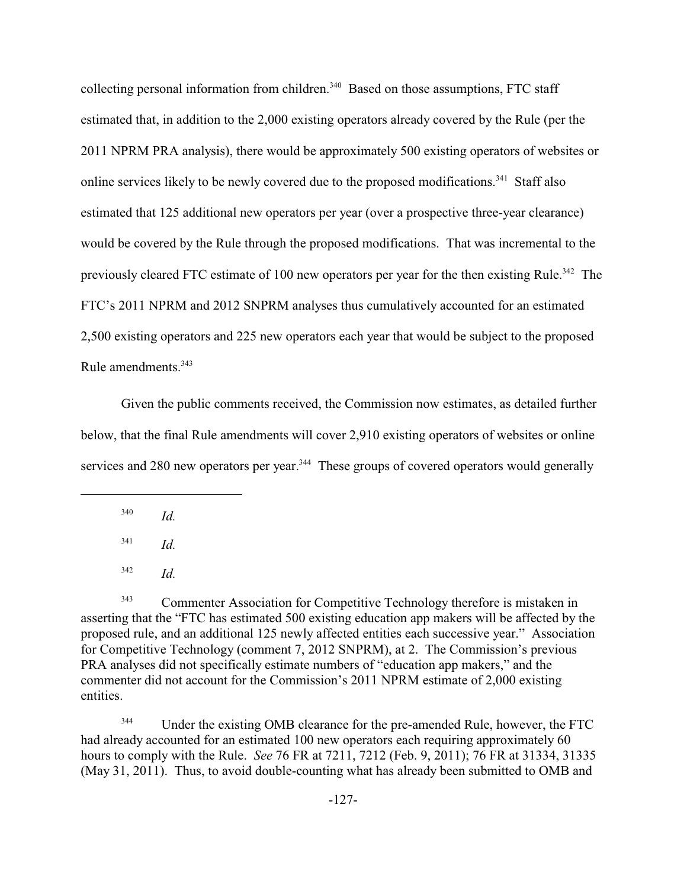collecting personal information from children.[340] Based on those assumptions, FTC staff estimated that, in addition to the 2,000 existing operators already covered by the Rule (per the 2011 NPRM PRA analysis), there would be approximately 500 existing operators of websites or online services likely to be newly covered due to the proposed modifications.[341] Staff also estimated that 125 additional new operators per year (over a prospective three-year clearance) would be covered by the Rule through the proposed modifications. That was incremental to the previously cleared FTC estimate of 100 new operators per year for the then existing Rule.[342] The FTC's 2011 NPRM and 2012 SNPRM analyses thus cumulatively accounted for an estimated 2,500 existing operators and 225 new operators each year that would be subject to the proposed Rule amendments.[343]

Given the public comments received, the Commission now estimates, as detailed further below, that the final Rule amendments will cover 2,910 existing operators of websites or online services and 280 new operators per year.[344] These groups of covered operators would generally

---

[340] *Id.*

[341] *Id.*

[342] *Id.*

[343] Commenter Association for Competitive Technology therefore is mistaken in asserting that the "FTC has estimated 500 existing education app makers will be affected by the proposed rule, and an additional 125 newly affected entities each successive year." Association for Competitive Technology (comment 7, 2012 SNPRM), at 2. The Commission's previous PRA analyses did not specifically estimate numbers of "education app makers," and the commenter did not account for the Commission's 2011 NPRM estimate of 2,000 existing entities.

[344] Under the existing OMB clearance for the pre-amended Rule, however, the FTC had already accounted for an estimated 100 new operators each requiring approximately 60 hours to comply with the Rule. *See* 76 FR at 7211, 7212 (Feb. 9, 2011); 76 FR at 31334, 31335 (May 31, 2011). Thus, to avoid double-counting what has already been submitted to OMB and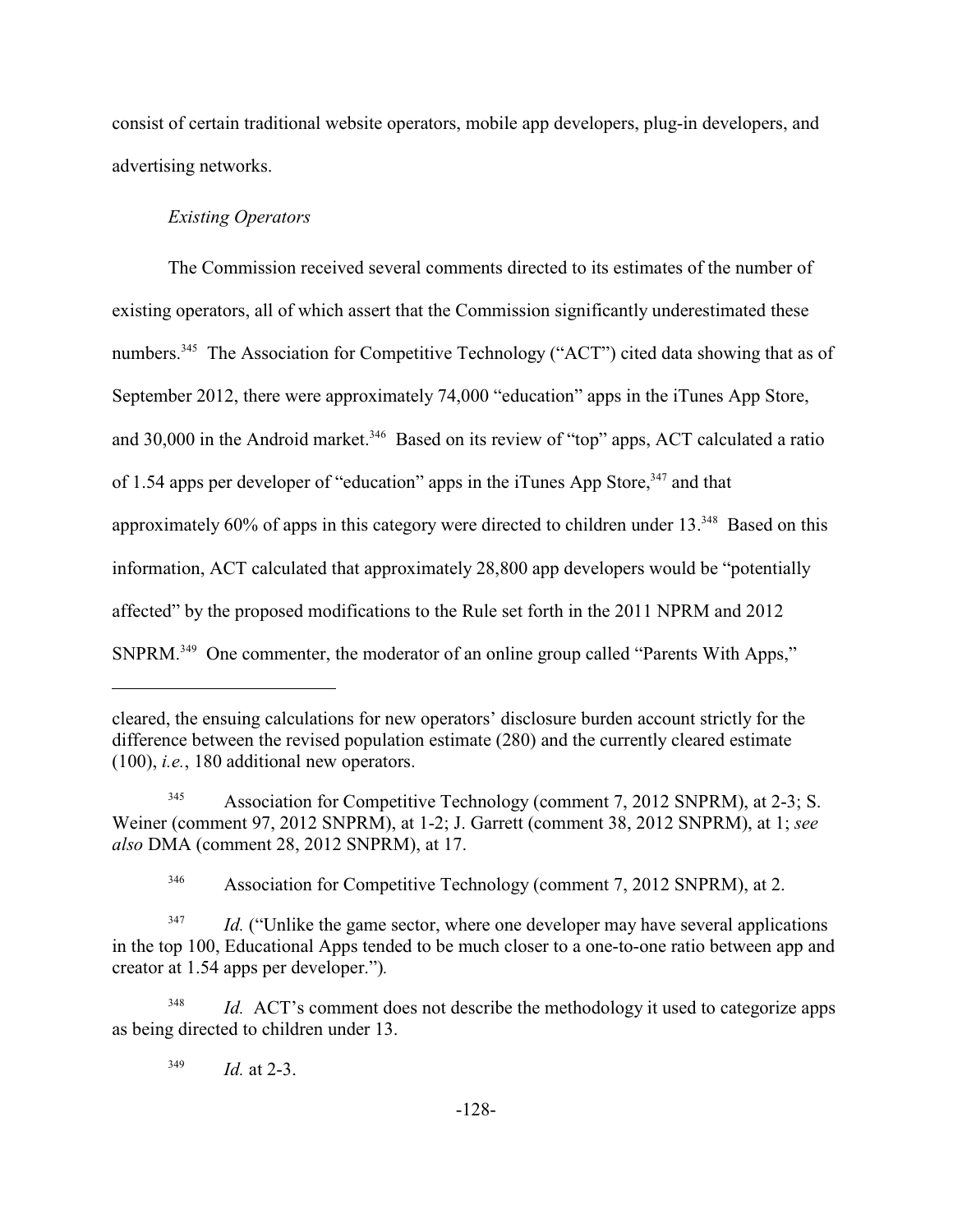consist of certain traditional website operators, mobile app developers, plug-in developers, and advertising networks.

*Existing Operators*

The Commission received several comments directed to its estimates of the number of existing operators, all of which assert that the Commission significantly underestimated these numbers.[345] The Association for Competitive Technology ("ACT") cited data showing that as of September 2012, there were approximately 74,000 "education" apps in the iTunes App Store, and 30,000 in the Android market.[346] Based on its review of "top" apps, ACT calculated a ratio of 1.54 apps per developer of "education" apps in the iTunes App Store,[347] and that approximately 60% of apps in this category were directed to children under 13.[348] Based on this information, ACT calculated that approximately 28,800 app developers would be "potentially affected" by the proposed modifications to the Rule set forth in the 2011 NPRM and 2012 SNPRM.[349] One commenter, the moderator of an online group called "Parents With Apps,"

---

cleared, the ensuing calculations for new operators' disclosure burden account strictly for the difference between the revised population estimate (280) and the currently cleared estimate (100), *i.e.*, 180 additional new operators.

[345] Association for Competitive Technology (comment 7, 2012 SNPRM), at 2-3; S. Weiner (comment 97, 2012 SNPRM), at 1-2; J. Garrett (comment 38, 2012 SNPRM), at 1; *see also* DMA (comment 28, 2012 SNPRM), at 17.

[346] Association for Competitive Technology (comment 7, 2012 SNPRM), at 2.

[347] *Id.* ("Unlike the game sector, where one developer may have several applications in the top 100, Educational Apps tended to be much closer to a one-to-one ratio between app and creator at 1.54 apps per developer.").

[348] *Id.* ACT's comment does not describe the methodology it used to categorize apps as being directed to children under 13.

[349] *Id.* at 2-3.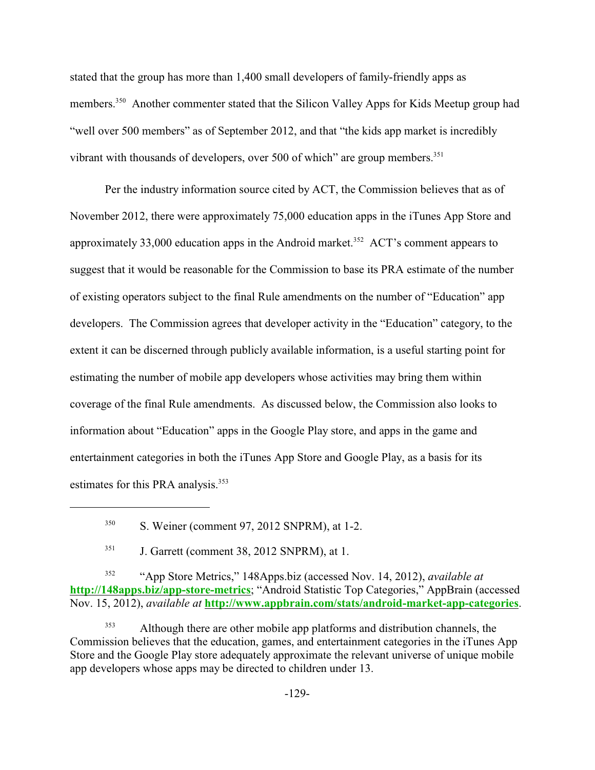stated that the group has more than 1,400 small developers of family-friendly apps as members.[350] Another commenter stated that the Silicon Valley Apps for Kids Meetup group had "well over 500 members" as of September 2012, and that "the kids app market is incredibly vibrant with thousands of developers, over 500 of which" are group members.[351]

Per the industry information source cited by ACT, the Commission believes that as of November 2012, there were approximately 75,000 education apps in the iTunes App Store and approximately 33,000 education apps in the Android market.[352] ACT's comment appears to suggest that it would be reasonable for the Commission to base its PRA estimate of the number of existing operators subject to the final Rule amendments on the number of "Education" app developers. The Commission agrees that developer activity in the "Education" category, to the extent it can be discerned through publicly available information, is a useful starting point for estimating the number of mobile app developers whose activities may bring them within coverage of the final Rule amendments. As discussed below, the Commission also looks to information about "Education" apps in the Google Play store, and apps in the game and entertainment categories in both the iTunes App Store and Google Play, as a basis for its estimates for this PRA analysis.[353]

---

[350] S. Weiner (comment 97, 2012 SNPRM), at 1-2.

[351] J. Garrett (comment 38, 2012 SNPRM), at 1.

[352] "App Store Metrics," 148Apps.biz (accessed Nov. 14, 2012), *available at* **http://148apps.biz/app-store-metrics**; "Android Statistic Top Categories," AppBrain (accessed Nov. 15, 2012), *available at* **http://www.appbrain.com/stats/android-market-app-categories**.

[353] Although there are other mobile app platforms and distribution channels, the Commission believes that the education, games, and entertainment categories in the iTunes App Store and the Google Play store adequately approximate the relevant universe of unique mobile app developers whose apps may be directed to children under 13.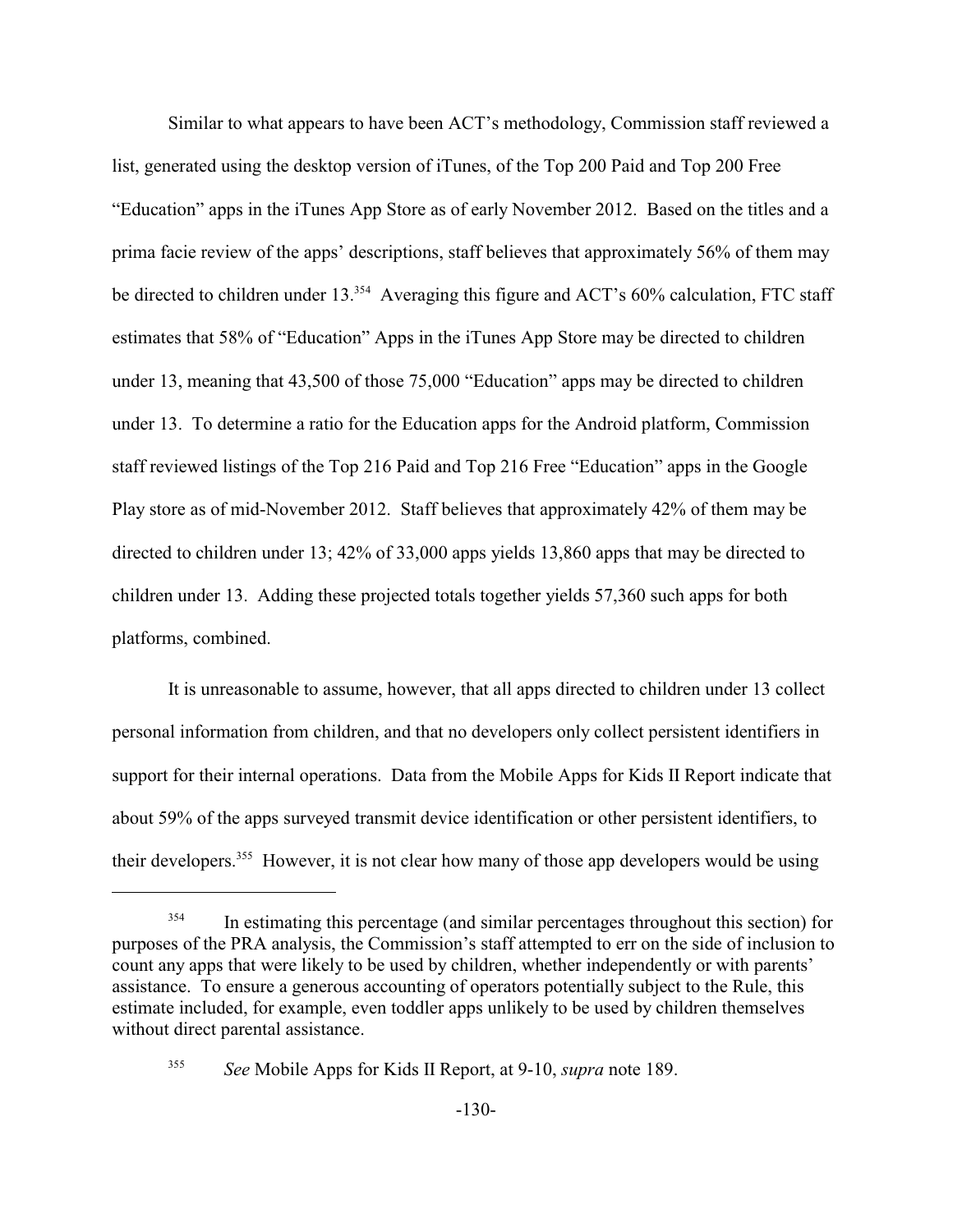Similar to what appears to have been ACT's methodology, Commission staff reviewed a list, generated using the desktop version of iTunes, of the Top 200 Paid and Top 200 Free "Education" apps in the iTunes App Store as of early November 2012. Based on the titles and a prima facie review of the apps' descriptions, staff believes that approximately 56% of them may be directed to children under 13.[354] Averaging this figure and ACT's 60% calculation, FTC staff estimates that 58% of "Education" Apps in the iTunes App Store may be directed to children under 13, meaning that 43,500 of those 75,000 "Education" apps may be directed to children under 13. To determine a ratio for the Education apps for the Android platform, Commission staff reviewed listings of the Top 216 Paid and Top 216 Free "Education" apps in the Google Play store as of mid-November 2012. Staff believes that approximately 42% of them may be directed to children under 13; 42% of 33,000 apps yields 13,860 apps that may be directed to children under 13. Adding these projected totals together yields 57,360 such apps for both platforms, combined.

It is unreasonable to assume, however, that all apps directed to children under 13 collect personal information from children, and that no developers only collect persistent identifiers in support for their internal operations. Data from the Mobile Apps for Kids II Report indicate that about 59% of the apps surveyed transmit device identification or other persistent identifiers, to their developers.[355] However, it is not clear how many of those app developers would be using

---

[354] In estimating this percentage (and similar percentages throughout this section) for purposes of the PRA analysis, the Commission's staff attempted to err on the side of inclusion to count any apps that were likely to be used by children, whether independently or with parents' assistance. To ensure a generous accounting of operators potentially subject to the Rule, this estimate included, for example, even toddler apps unlikely to be used by children themselves without direct parental assistance.

[355] *See* Mobile Apps for Kids II Report, at 9-10, *supra* note 189.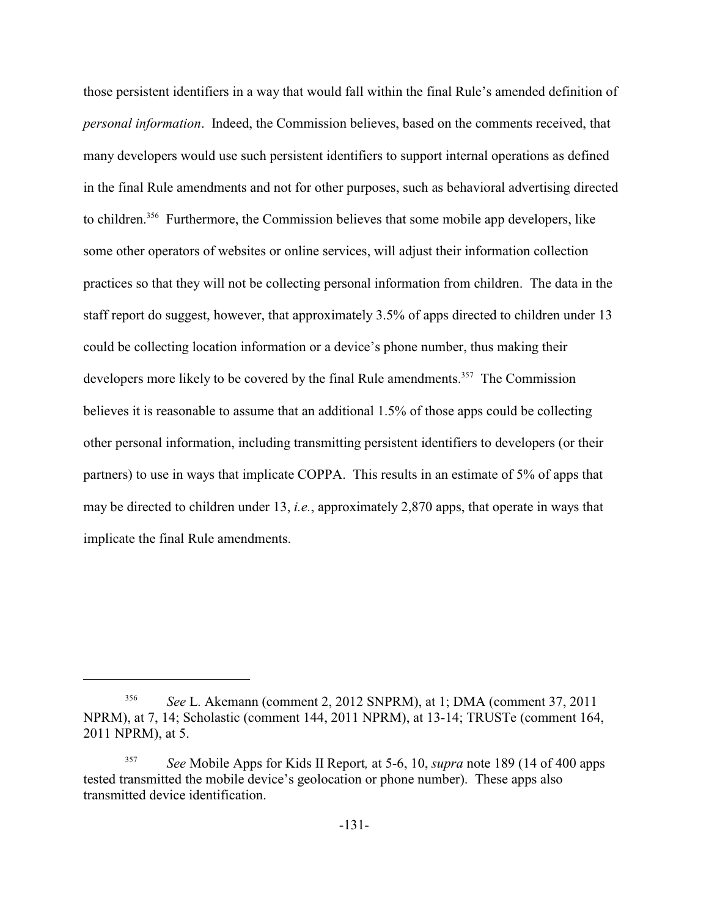those persistent identifiers in a way that would fall within the final Rule's amended definition of *personal information*. Indeed, the Commission believes, based on the comments received, that many developers would use such persistent identifiers to support internal operations as defined in the final Rule amendments and not for other purposes, such as behavioral advertising directed to children.[356] Furthermore, the Commission believes that some mobile app developers, like some other operators of websites or online services, will adjust their information collection practices so that they will not be collecting personal information from children. The data in the staff report do suggest, however, that approximately 3.5% of apps directed to children under 13 could be collecting location information or a device's phone number, thus making their developers more likely to be covered by the final Rule amendments.[357] The Commission believes it is reasonable to assume that an additional 1.5% of those apps could be collecting other personal information, including transmitting persistent identifiers to developers (or their partners) to use in ways that implicate COPPA. This results in an estimate of 5% of apps that may be directed to children under 13, *i.e.*, approximately 2,870 apps, that operate in ways that implicate the final Rule amendments.

---

[356] *See* L. Akemann (comment 2, 2012 SNPRM), at 1; DMA (comment 37, 2011 NPRM), at 7, 14; Scholastic (comment 144, 2011 NPRM), at 13-14; TRUSTe (comment 164, 2011 NPRM), at 5.

[357] *See* Mobile Apps for Kids II Report*,* at 5-6, 10, *supra* note 189 (14 of 400 apps tested transmitted the mobile device's geolocation or phone number). These apps also transmitted device identification.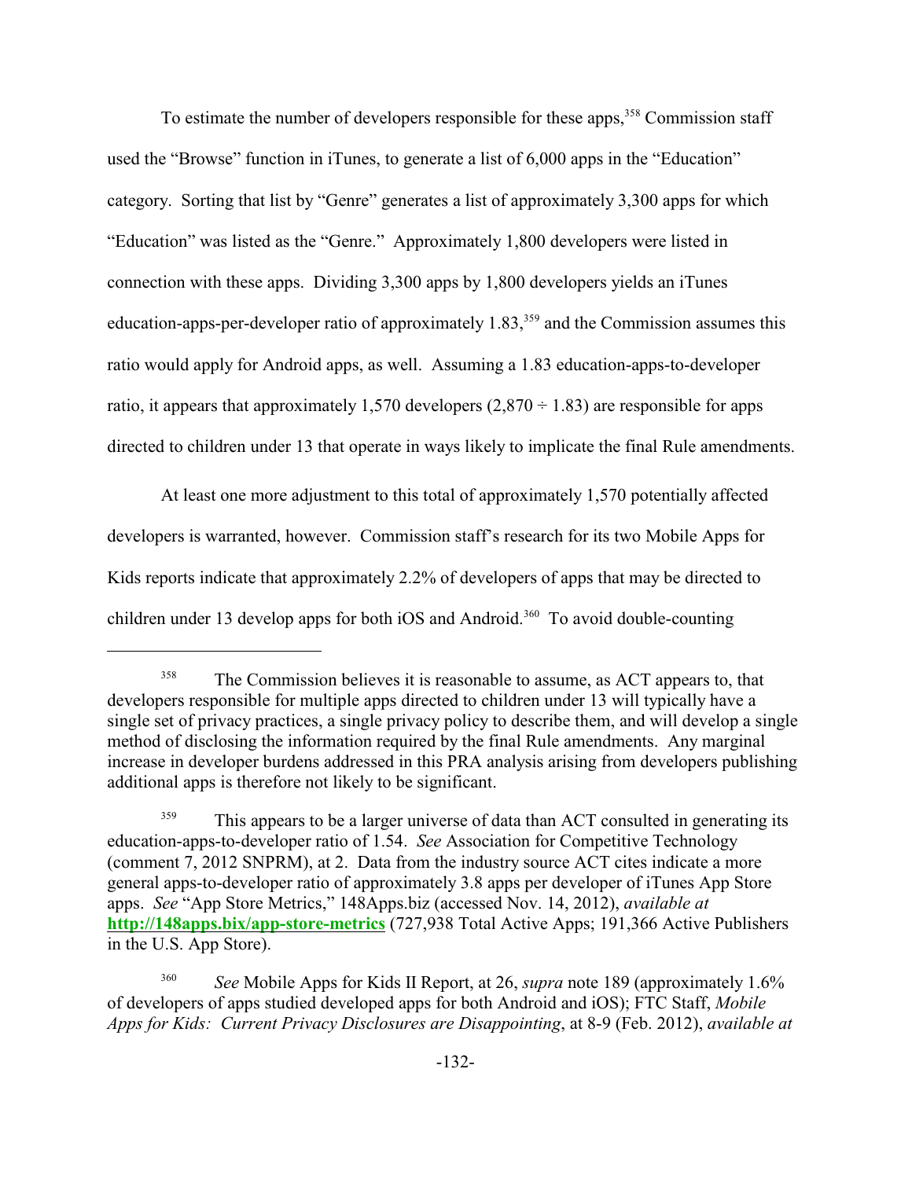To estimate the number of developers responsible for these apps,[358] Commission staff used the "Browse" function in iTunes, to generate a list of 6,000 apps in the "Education" category. Sorting that list by "Genre" generates a list of approximately 3,300 apps for which "Education" was listed as the "Genre." Approximately 1,800 developers were listed in connection with these apps. Dividing 3,300 apps by 1,800 developers yields an iTunes education-apps-per-developer ratio of approximately 1.83,[359] and the Commission assumes this ratio would apply for Android apps, as well. Assuming a 1.83 education-apps-to-developer ratio, it appears that approximately 1,570 developers (2,870 ÷ 1.83) are responsible for apps directed to children under 13 that operate in ways likely to implicate the final Rule amendments.

At least one more adjustment to this total of approximately 1,570 potentially affected developers is warranted, however. Commission staff's research for its two Mobile Apps for Kids reports indicate that approximately 2.2% of developers of apps that may be directed to children under 13 develop apps for both iOS and Android.[360] To avoid double-counting

---

[358] The Commission believes it is reasonable to assume, as ACT appears to, that developers responsible for multiple apps directed to children under 13 will typically have a single set of privacy practices, a single privacy policy to describe them, and will develop a single method of disclosing the information required by the final Rule amendments. Any marginal increase in developer burdens addressed in this PRA analysis arising from developers publishing additional apps is therefore not likely to be significant.

[359] This appears to be a larger universe of data than ACT consulted in generating its education-apps-to-developer ratio of 1.54. *See* Association for Competitive Technology (comment 7, 2012 SNPRM), at 2. Data from the industry source ACT cites indicate a more general apps-to-developer ratio of approximately 3.8 apps per developer of iTunes App Store apps. *See* "App Store Metrics," 148Apps.biz (accessed Nov. 14, 2012), *available at* **http://148apps.bix/app-store-metrics** (727,938 Total Active Apps; 191,366 Active Publishers in the U.S. App Store).

[360] *See* Mobile Apps for Kids II Report, at 26, *supra* note 189 (approximately 1.6% of developers of apps studied developed apps for both Android and iOS); FTC Staff, *Mobile Apps for Kids: Current Privacy Disclosures are Disappointing*, at 8-9 (Feb. 2012), *available at*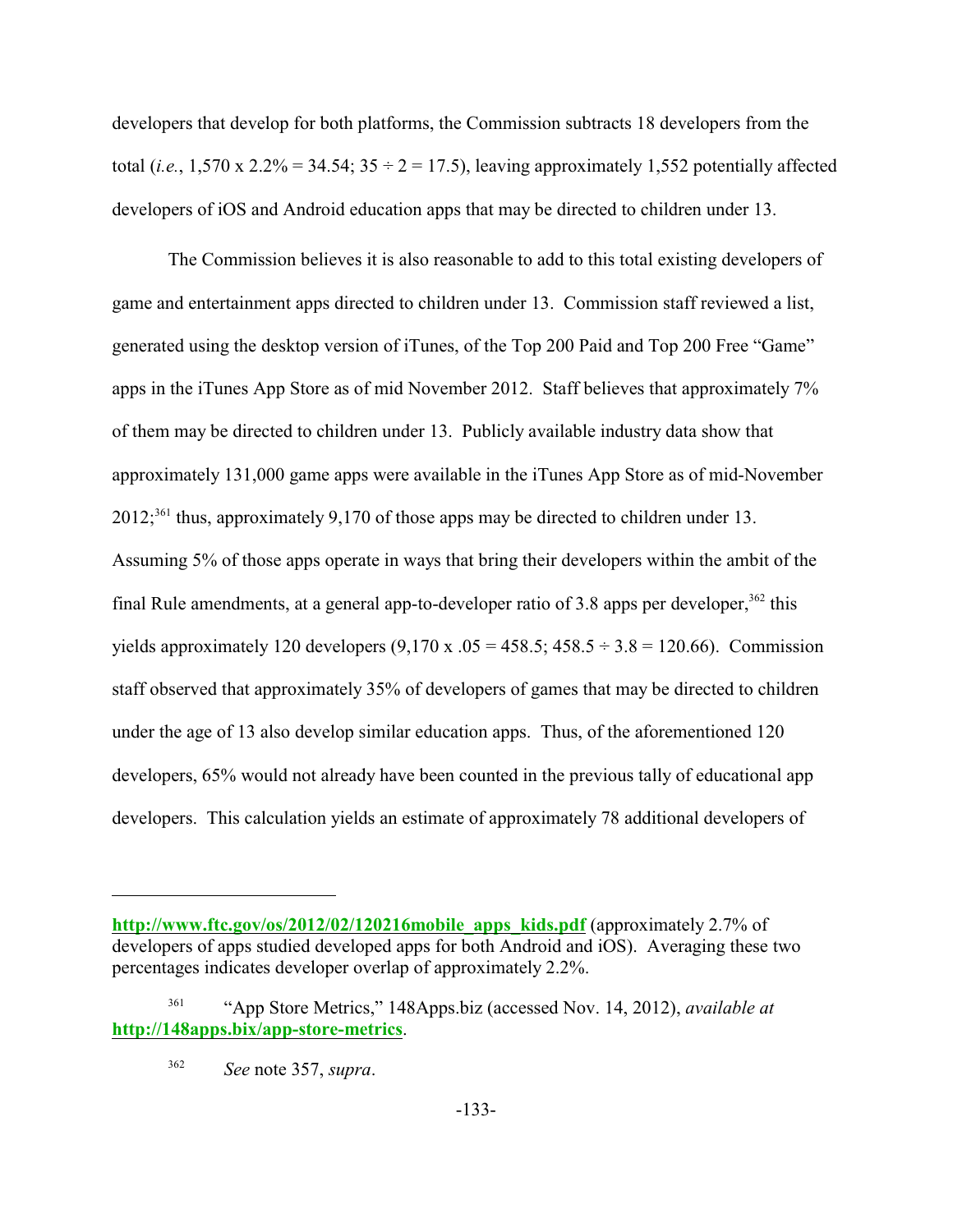developers that develop for both platforms, the Commission subtracts 18 developers from the total (*i.e.*, 1,570 x 2.2% = 34.54; 35 ÷ 2 = 17.5), leaving approximately 1,552 potentially affected developers of iOS and Android education apps that may be directed to children under 13.

The Commission believes it is also reasonable to add to this total existing developers of game and entertainment apps directed to children under 13. Commission staff reviewed a list, generated using the desktop version of iTunes, of the Top 200 Paid and Top 200 Free "Game" apps in the iTunes App Store as of mid November 2012. Staff believes that approximately 7% of them may be directed to children under 13. Publicly available industry data show that approximately 131,000 game apps were available in the iTunes App Store as of mid-November 2012;[361] thus, approximately 9,170 of those apps may be directed to children under 13. Assuming 5% of those apps operate in ways that bring their developers within the ambit of the final Rule amendments, at a general app-to-developer ratio of 3.8 apps per developer,[362] this yields approximately 120 developers (9,170 x .05 = 458.5; 458.5 ÷ 3.8 = 120.66). Commission staff observed that approximately 35% of developers of games that may be directed to children under the age of 13 also develop similar education apps. Thus, of the aforementioned 120 developers, 65% would not already have been counted in the previous tally of educational app developers. This calculation yields an estimate of approximately 78 additional developers of

---

**http://www.ftc.gov/os/2012/02/120216mobile_apps_kids.pdf** (approximately 2.7% of developers of apps studied developed apps for both Android and iOS). Averaging these two percentages indicates developer overlap of approximately 2.2%.

[361] "App Store Metrics," 148Apps.biz (accessed Nov. 14, 2012), *available at* **http://148apps.bix/app-store-metrics**.

[362] *See* note 357, *supra*.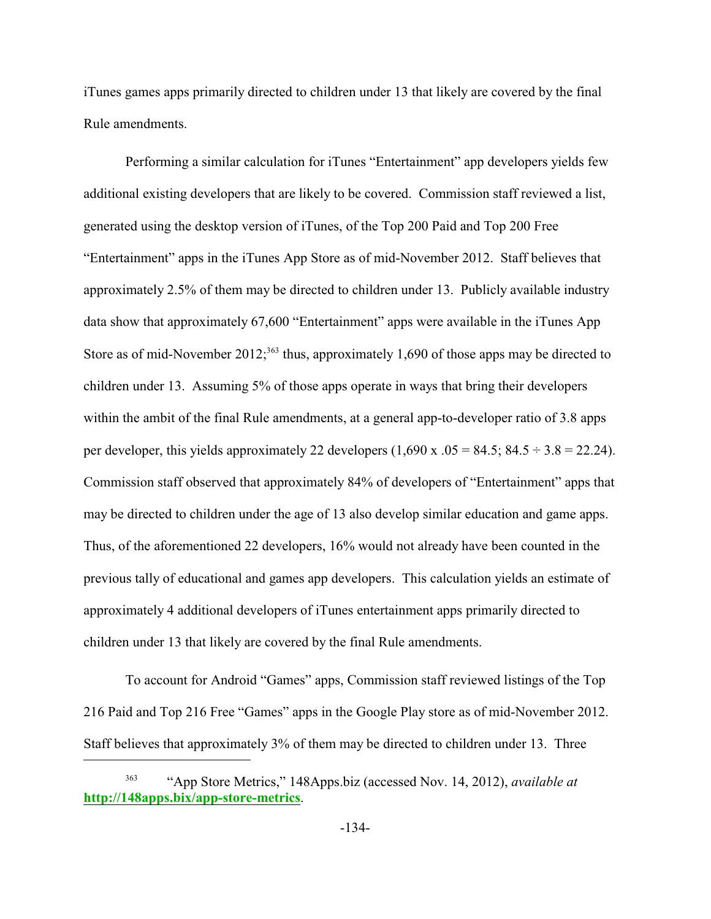iTunes games apps primarily directed to children under 13 that likely are covered by the final Rule amendments.

Performing a similar calculation for iTunes "Entertainment" app developers yields few additional existing developers that are likely to be covered. Commission staff reviewed a list, generated using the desktop version of iTunes, of the Top 200 Paid and Top 200 Free "Entertainment" apps in the iTunes App Store as of mid-November 2012. Staff believes that approximately 2.5% of them may be directed to children under 13. Publicly available industry data show that approximately 67,600 "Entertainment" apps were available in the iTunes App Store as of mid-November 2012;[363] thus, approximately 1,690 of those apps may be directed to children under 13. Assuming 5% of those apps operate in ways that bring their developers within the ambit of the final Rule amendments, at a general app-to-developer ratio of 3.8 apps per developer, this yields approximately 22 developers (1,690 x .05 = 84.5; 84.5 ÷ 3.8 = 22.24). Commission staff observed that approximately 84% of developers of "Entertainment" apps that may be directed to children under the age of 13 also develop similar education and game apps. Thus, of the aforementioned 22 developers, 16% would not already have been counted in the previous tally of educational and games app developers. This calculation yields an estimate of approximately 4 additional developers of iTunes entertainment apps primarily directed to children under 13 that likely are covered by the final Rule amendments.

To account for Android "Games" apps, Commission staff reviewed listings of the Top 216 Paid and Top 216 Free "Games" apps in the Google Play store as of mid-November 2012. Staff believes that approximately 3% of them may be directed to children under 13. Three

---

[363] "App Store Metrics," 148Apps.biz (accessed Nov. 14, 2012), *available at* **http://148apps.bix/app-store-metrics**.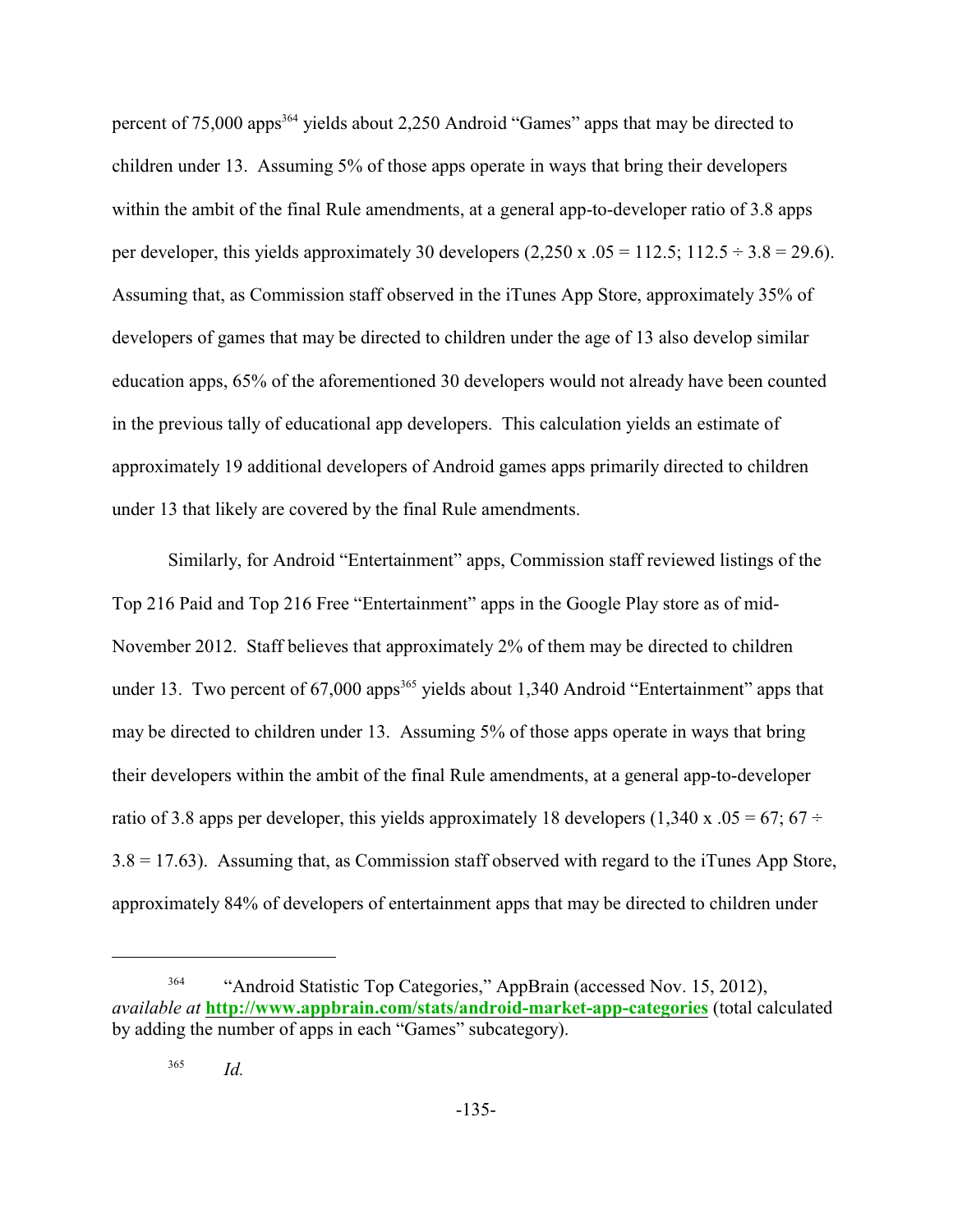percent of 75,000 apps[364] yields about 2,250 Android "Games" apps that may be directed to children under 13. Assuming 5% of those apps operate in ways that bring their developers within the ambit of the final Rule amendments, at a general app-to-developer ratio of 3.8 apps per developer, this yields approximately 30 developers (2,250 x .05 = 112.5; 112.5 ÷ 3.8 = 29.6). Assuming that, as Commission staff observed in the iTunes App Store, approximately 35% of developers of games that may be directed to children under the age of 13 also develop similar education apps, 65% of the aforementioned 30 developers would not already have been counted in the previous tally of educational app developers. This calculation yields an estimate of approximately 19 additional developers of Android games apps primarily directed to children under 13 that likely are covered by the final Rule amendments.

Similarly, for Android "Entertainment" apps, Commission staff reviewed listings of the Top 216 Paid and Top 216 Free "Entertainment" apps in the Google Play store as of mid-November 2012. Staff believes that approximately 2% of them may be directed to children under 13. Two percent of 67,000 apps[365] yields about 1,340 Android "Entertainment" apps that may be directed to children under 13. Assuming 5% of those apps operate in ways that bring their developers within the ambit of the final Rule amendments, at a general app-to-developer ratio of 3.8 apps per developer, this yields approximately 18 developers (1,340 x .05 = 67; 67 ÷ 3.8 = 17.63). Assuming that, as Commission staff observed with regard to the iTunes App Store, approximately 84% of developers of entertainment apps that may be directed to children under

---

[364] "Android Statistic Top Categories," AppBrain (accessed Nov. 15, 2012), *available at* **http://www.appbrain.com/stats/android-market-app-categories** (total calculated by adding the number of apps in each "Games" subcategory).

[365] *Id.*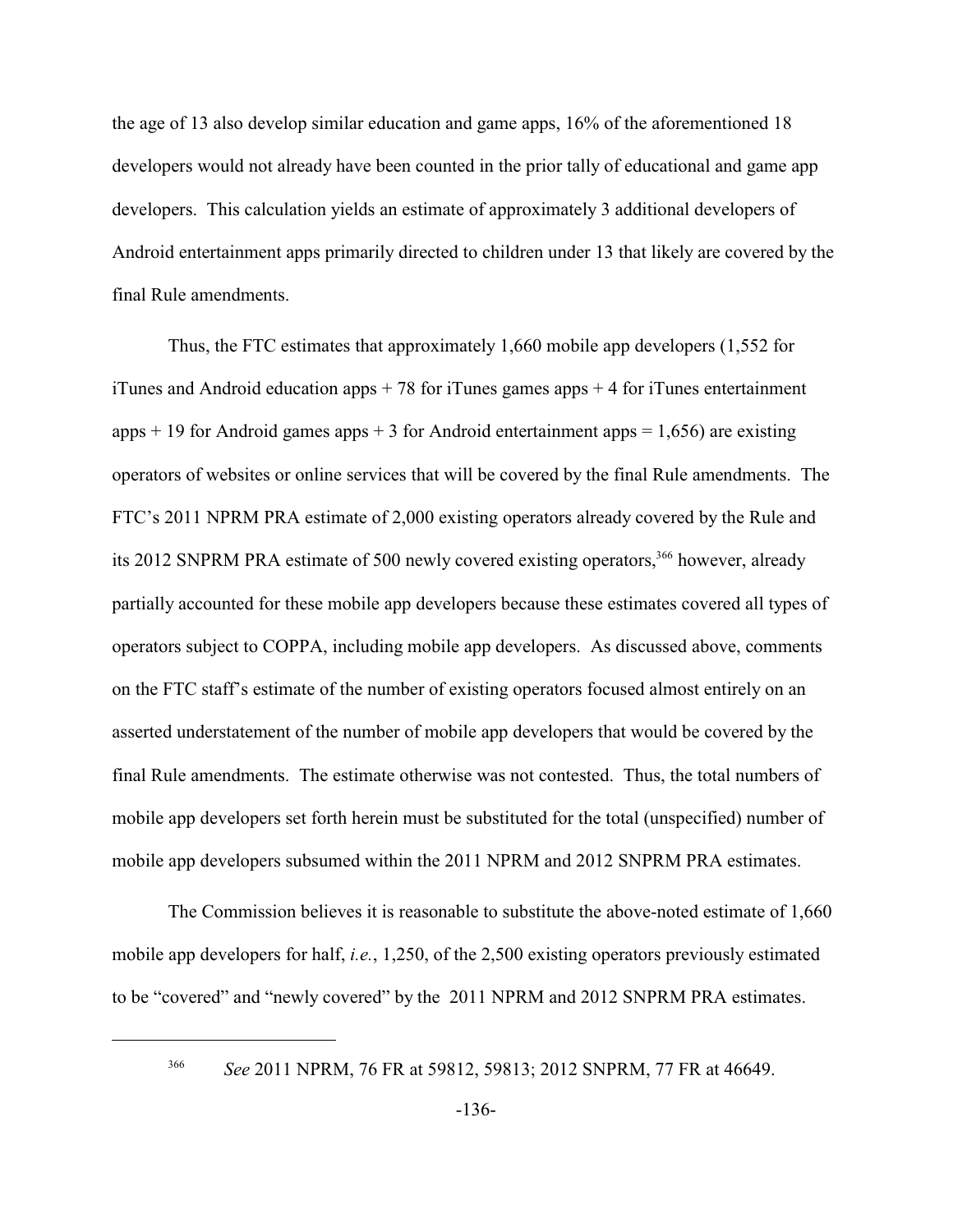the age of 13 also develop similar education and game apps, 16% of the aforementioned 18 developers would not already have been counted in the prior tally of educational and game app developers. This calculation yields an estimate of approximately 3 additional developers of Android entertainment apps primarily directed to children under 13 that likely are covered by the final Rule amendments.

Thus, the FTC estimates that approximately 1,660 mobile app developers (1,552 for iTunes and Android education apps + 78 for iTunes games apps + 4 for iTunes entertainment apps + 19 for Android games apps + 3 for Android entertainment apps = 1,656) are existing operators of websites or online services that will be covered by the final Rule amendments. The FTC's 2011 NPRM PRA estimate of 2,000 existing operators already covered by the Rule and its 2012 SNPRM PRA estimate of 500 newly covered existing operators,[366] however, already partially accounted for these mobile app developers because these estimates covered all types of operators subject to COPPA, including mobile app developers. As discussed above, comments on the FTC staff's estimate of the number of existing operators focused almost entirely on an asserted understatement of the number of mobile app developers that would be covered by the final Rule amendments. The estimate otherwise was not contested. Thus, the total numbers of mobile app developers set forth herein must be substituted for the total (unspecified) number of mobile app developers subsumed within the 2011 NPRM and 2012 SNPRM PRA estimates.

The Commission believes it is reasonable to substitute the above-noted estimate of 1,660 mobile app developers for half, *i.e.*, 1,250, of the 2,500 existing operators previously estimated to be "covered" and "newly covered" by the 2011 NPRM and 2012 SNPRM PRA estimates.

---

[366] *See* 2011 NPRM, 76 FR at 59812, 59813; 2012 SNPRM, 77 FR at 46649.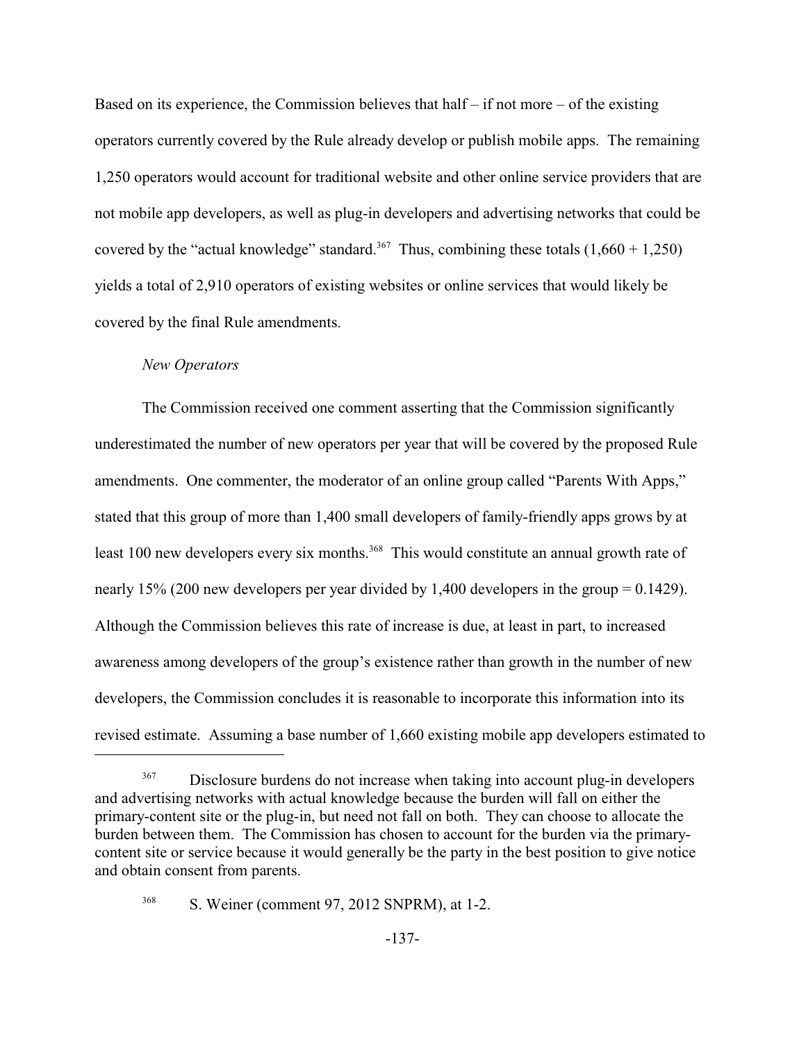Based on its experience, the Commission believes that half – if not more – of the existing operators currently covered by the Rule already develop or publish mobile apps. The remaining 1,250 operators would account for traditional website and other online service providers that are not mobile app developers, as well as plug-in developers and advertising networks that could be covered by the "actual knowledge" standard.[367] Thus, combining these totals (1,660 + 1,250) yields a total of 2,910 operators of existing websites or online services that would likely be covered by the final Rule amendments.

*New Operators*

The Commission received one comment asserting that the Commission significantly underestimated the number of new operators per year that will be covered by the proposed Rule amendments. One commenter, the moderator of an online group called "Parents With Apps," stated that this group of more than 1,400 small developers of family-friendly apps grows by at least 100 new developers every six months.[368] This would constitute an annual growth rate of nearly 15% (200 new developers per year divided by 1,400 developers in the group = 0.1429). Although the Commission believes this rate of increase is due, at least in part, to increased awareness among developers of the group's existence rather than growth in the number of new developers, the Commission concludes it is reasonable to incorporate this information into its revised estimate. Assuming a base number of 1,660 existing mobile app developers estimated to

---

[367] Disclosure burdens do not increase when taking into account plug-in developers and advertising networks with actual knowledge because the burden will fall on either the primary-content site or the plug-in, but need not fall on both. They can choose to allocate the burden between them. The Commission has chosen to account for the burden via the primary-content site or service because it would generally be the party in the best position to give notice and obtain consent from parents.

[368] S. Weiner (comment 97, 2012 SNPRM), at 1-2.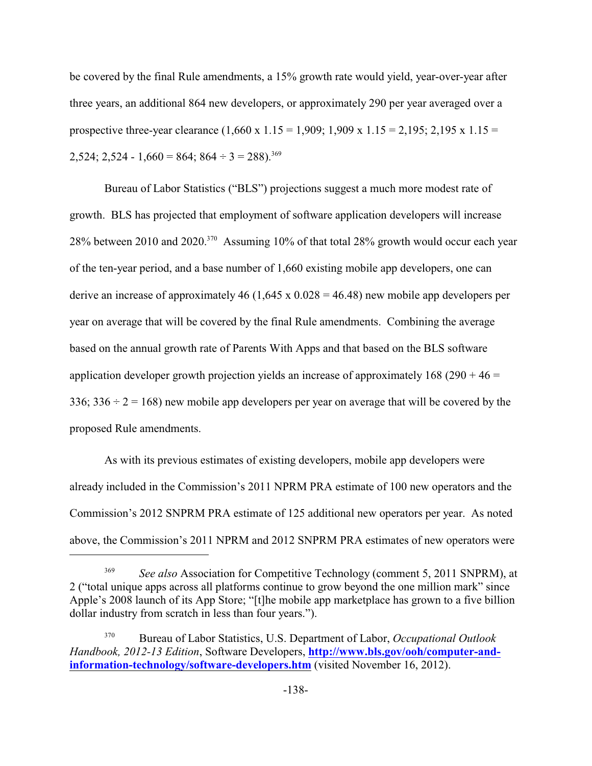be covered by the final Rule amendments, a 15% growth rate would yield, year-over-year after three years, an additional 864 new developers, or approximately 290 per year averaged over a prospective three-year clearance (1,660 x 1.15 = 1,909; 1,909 x 1.15 = 2,195; 2,195 x 1.15 = 2,524; 2,524 - 1,660 = 864; 864 ÷ 3 = 288).[369]

Bureau of Labor Statistics ("BLS") projections suggest a much more modest rate of growth. BLS has projected that employment of software application developers will increase 28% between 2010 and 2020.[370] Assuming 10% of that total 28% growth would occur each year of the ten-year period, and a base number of 1,660 existing mobile app developers, one can derive an increase of approximately 46 (1,645 x 0.028 = 46.48) new mobile app developers per year on average that will be covered by the final Rule amendments. Combining the average based on the annual growth rate of Parents With Apps and that based on the BLS software application developer growth projection yields an increase of approximately 168 (290 + 46 = 336; 336 ÷ 2 = 168) new mobile app developers per year on average that will be covered by the proposed Rule amendments.

As with its previous estimates of existing developers, mobile app developers were already included in the Commission's 2011 NPRM PRA estimate of 100 new operators and the Commission's 2012 SNPRM PRA estimate of 125 additional new operators per year. As noted above, the Commission's 2011 NPRM and 2012 SNPRM PRA estimates of new operators were

---

[369] *See also* Association for Competitive Technology (comment 5, 2011 SNPRM), at 2 ("total unique apps across all platforms continue to grow beyond the one million mark" since Apple's 2008 launch of its App Store; "[t]he mobile app marketplace has grown to a five billion dollar industry from scratch in less than four years.").

[370] Bureau of Labor Statistics, U.S. Department of Labor, *Occupational Outlook Handbook, 2012-13 Edition*, Software Developers, **http://www.bls.gov/ooh/computer-and-information-technology/software-developers.htm** (visited November 16, 2012).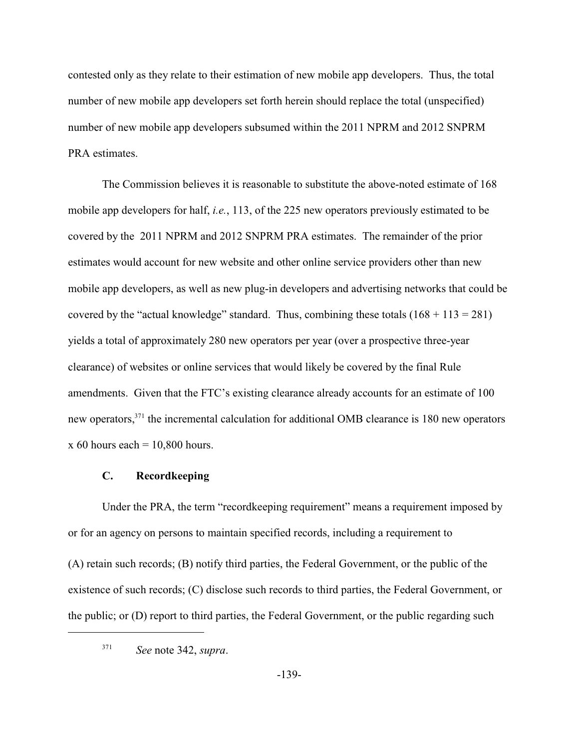contested only as they relate to their estimation of new mobile app developers. Thus, the total number of new mobile app developers set forth herein should replace the total (unspecified) number of new mobile app developers subsumed within the 2011 NPRM and 2012 SNPRM PRA estimates.

The Commission believes it is reasonable to substitute the above-noted estimate of 168 mobile app developers for half, *i.e.*, 113, of the 225 new operators previously estimated to be covered by the 2011 NPRM and 2012 SNPRM PRA estimates. The remainder of the prior estimates would account for new website and other online service providers other than new mobile app developers, as well as new plug-in developers and advertising networks that could be covered by the "actual knowledge" standard. Thus, combining these totals (168 + 113 = 281) yields a total of approximately 280 new operators per year (over a prospective three-year clearance) of websites or online services that would likely be covered by the final Rule amendments. Given that the FTC's existing clearance already accounts for an estimate of 100 new operators,[371] the incremental calculation for additional OMB clearance is 180 new operators x 60 hours each = 10,800 hours.

### C. Recordkeeping

Under the PRA, the term "recordkeeping requirement" means a requirement imposed by or for an agency on persons to maintain specified records, including a requirement to (A) retain such records; (B) notify third parties, the Federal Government, or the public of the existence of such records; (C) disclose such records to third parties, the Federal Government, or the public; or (D) report to third parties, the Federal Government, or the public regarding such

---

[371] *See* note 342, *supra*.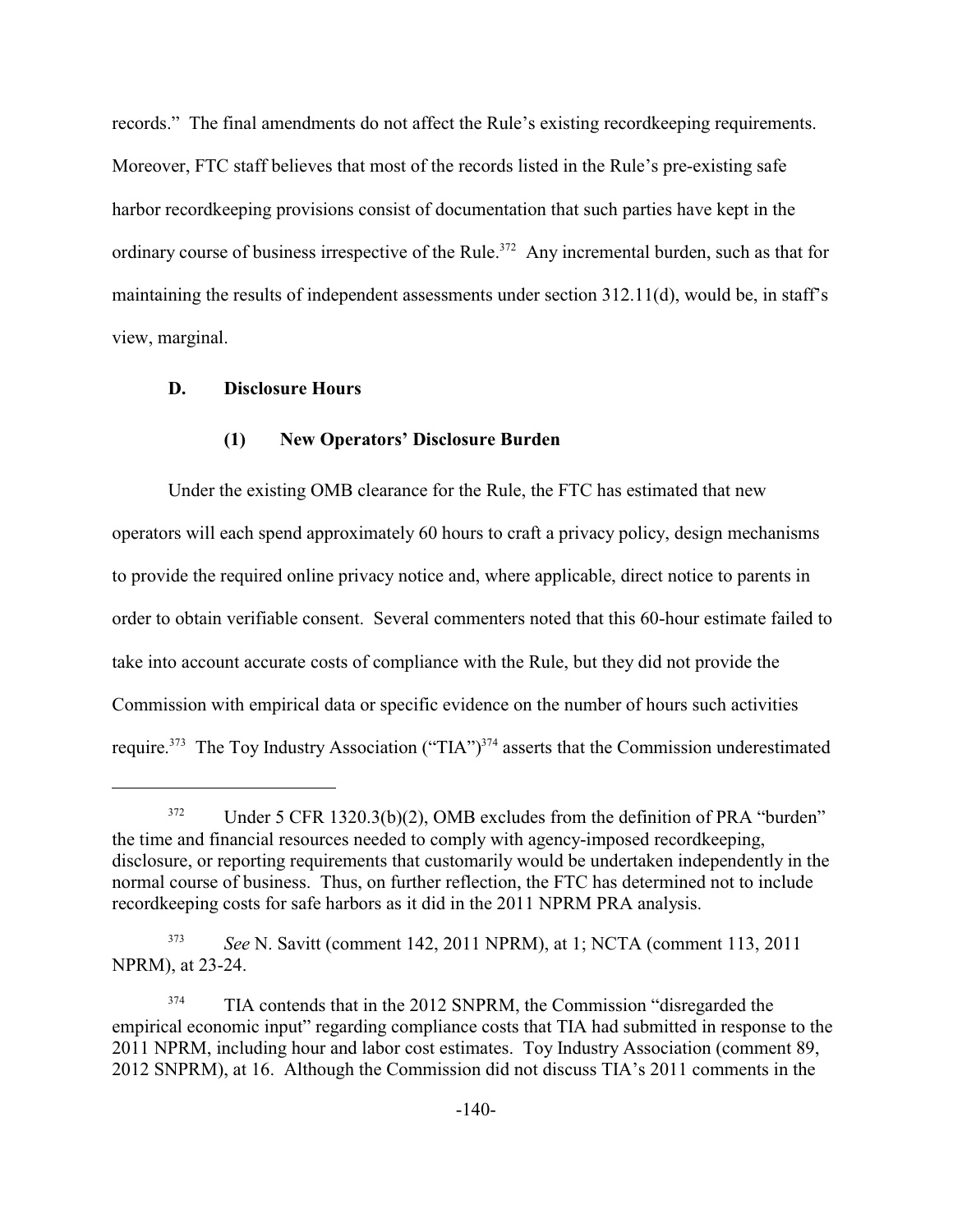records." The final amendments do not affect the Rule's existing recordkeeping requirements. Moreover, FTC staff believes that most of the records listed in the Rule's pre-existing safe harbor recordkeeping provisions consist of documentation that such parties have kept in the ordinary course of business irrespective of the Rule.[372] Any incremental burden, such as that for maintaining the results of independent assessments under section 312.11(d), would be, in staff's view, marginal.

### D. Disclosure Hours

#### (1) New Operators' Disclosure Burden

Under the existing OMB clearance for the Rule, the FTC has estimated that new operators will each spend approximately 60 hours to craft a privacy policy, design mechanisms to provide the required online privacy notice and, where applicable, direct notice to parents in order to obtain verifiable consent. Several commenters noted that this 60-hour estimate failed to take into account accurate costs of compliance with the Rule, but they did not provide the Commission with empirical data or specific evidence on the number of hours such activities require.[373] The Toy Industry Association ("TIA")[374] asserts that the Commission underestimated

---

[372] Under 5 CFR 1320.3(b)(2), OMB excludes from the definition of PRA "burden" the time and financial resources needed to comply with agency-imposed recordkeeping, disclosure, or reporting requirements that customarily would be undertaken independently in the normal course of business. Thus, on further reflection, the FTC has determined not to include recordkeeping costs for safe harbors as it did in the 2011 NPRM PRA analysis.

[373] *See* N. Savitt (comment 142, 2011 NPRM), at 1; NCTA (comment 113, 2011 NPRM), at 23-24.

[374] TIA contends that in the 2012 SNPRM, the Commission "disregarded the empirical economic input" regarding compliance costs that TIA had submitted in response to the 2011 NPRM, including hour and labor cost estimates. Toy Industry Association (comment 89, 2012 SNPRM), at 16. Although the Commission did not discuss TIA's 2011 comments in the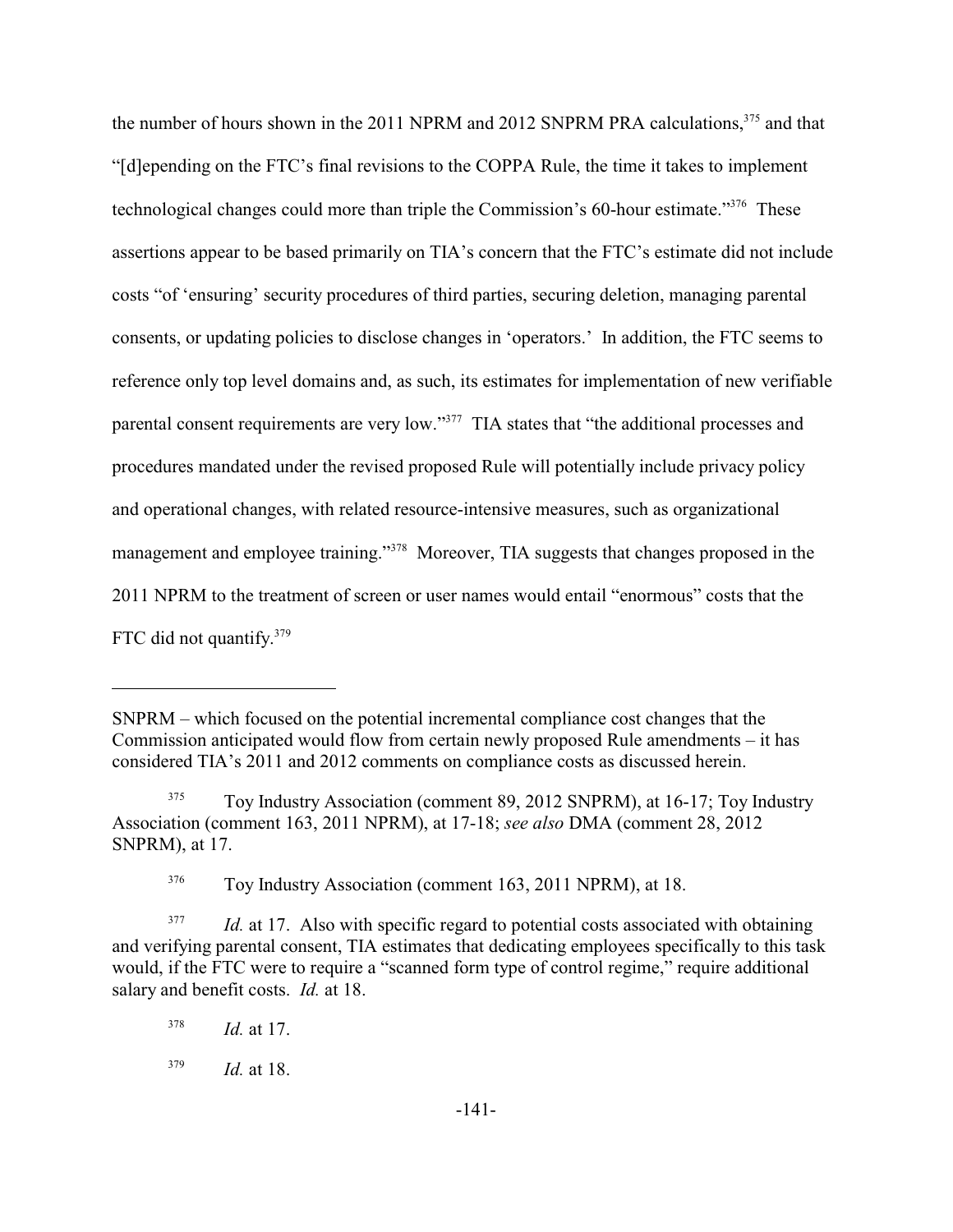the number of hours shown in the 2011 NPRM and 2012 SNPRM PRA calculations,[375] and that "[d]epending on the FTC's final revisions to the COPPA Rule, the time it takes to implement technological changes could more than triple the Commission's 60-hour estimate."[376] These assertions appear to be based primarily on TIA's concern that the FTC's estimate did not include costs "of 'ensuring' security procedures of third parties, securing deletion, managing parental consents, or updating policies to disclose changes in 'operators.' In addition, the FTC seems to reference only top level domains and, as such, its estimates for implementation of new verifiable parental consent requirements are very low."[377] TIA states that "the additional processes and procedures mandated under the revised proposed Rule will potentially include privacy policy and operational changes, with related resource-intensive measures, such as organizational management and employee training."[378] Moreover, TIA suggests that changes proposed in the 2011 NPRM to the treatment of screen or user names would entail "enormous" costs that the FTC did not quantify.[379]

---

SNPRM – which focused on the potential incremental compliance cost changes that the Commission anticipated would flow from certain newly proposed Rule amendments – it has considered TIA's 2011 and 2012 comments on compliance costs as discussed herein.

[375] Toy Industry Association (comment 89, 2012 SNPRM), at 16-17; Toy Industry Association (comment 163, 2011 NPRM), at 17-18; *see also* DMA (comment 28, 2012 SNPRM), at 17.

[376] Toy Industry Association (comment 163, 2011 NPRM), at 18.

[377] *Id.* at 17. Also with specific regard to potential costs associated with obtaining and verifying parental consent, TIA estimates that dedicating employees specifically to this task would, if the FTC were to require a "scanned form type of control regime," require additional salary and benefit costs. *Id.* at 18.

[378] *Id.* at 17.

[379] *Id.* at 18.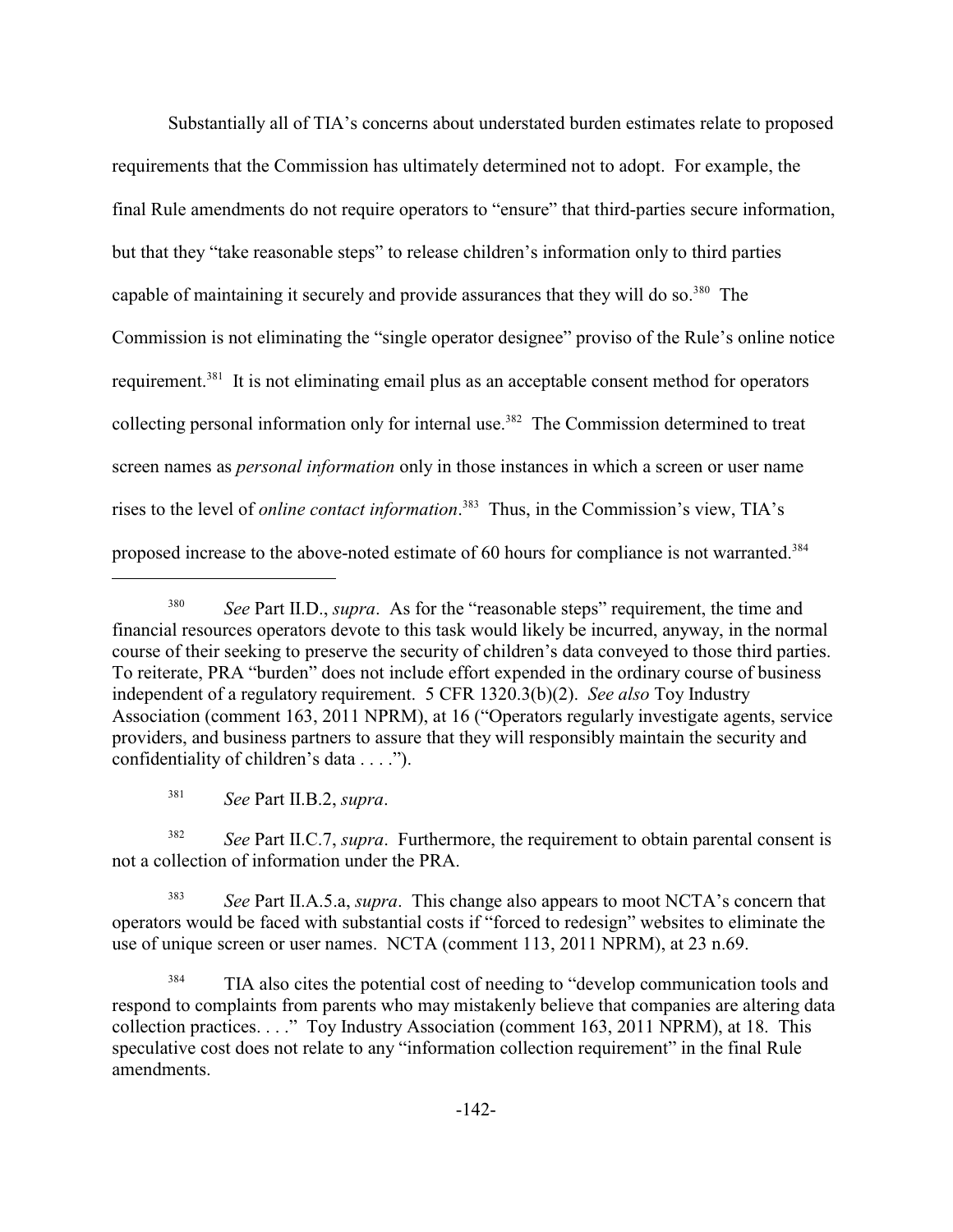Substantially all of TIA's concerns about understated burden estimates relate to proposed requirements that the Commission has ultimately determined not to adopt. For example, the final Rule amendments do not require operators to "ensure" that third-parties secure information, but that they "take reasonable steps" to release children's information only to third parties capable of maintaining it securely and provide assurances that they will do so.[380] The Commission is not eliminating the "single operator designee" proviso of the Rule's online notice requirement.[381] It is not eliminating email plus as an acceptable consent method for operators collecting personal information only for internal use.[382] The Commission determined to treat screen names as *personal information* only in those instances in which a screen or user name rises to the level of *online contact information*.[383] Thus, in the Commission's view, TIA's proposed increase to the above-noted estimate of 60 hours for compliance is not warranted.[384]

---

[380] *See* Part II.D., *supra*. As for the "reasonable steps" requirement, the time and financial resources operators devote to this task would likely be incurred, anyway, in the normal course of their seeking to preserve the security of children's data conveyed to those third parties. To reiterate, PRA "burden" does not include effort expended in the ordinary course of business independent of a regulatory requirement. 5 CFR 1320.3(b)(2). *See also* Toy Industry Association (comment 163, 2011 NPRM), at 16 ("Operators regularly investigate agents, service providers, and business partners to assure that they will responsibly maintain the security and confidentiality of children's data . . . .").

[381] *See* Part II.B.2, *supra*.

[382] *See* Part II.C.7, *supra*. Furthermore, the requirement to obtain parental consent is not a collection of information under the PRA.

[383] *See* Part II.A.5.a, *supra*. This change also appears to moot NCTA's concern that operators would be faced with substantial costs if "forced to redesign" websites to eliminate the use of unique screen or user names. NCTA (comment 113, 2011 NPRM), at 23 n.69.

[384] TIA also cites the potential cost of needing to "develop communication tools and respond to complaints from parents who may mistakenly believe that companies are altering data collection practices. . . ." Toy Industry Association (comment 163, 2011 NPRM), at 18. This speculative cost does not relate to any "information collection requirement" in the final Rule amendments.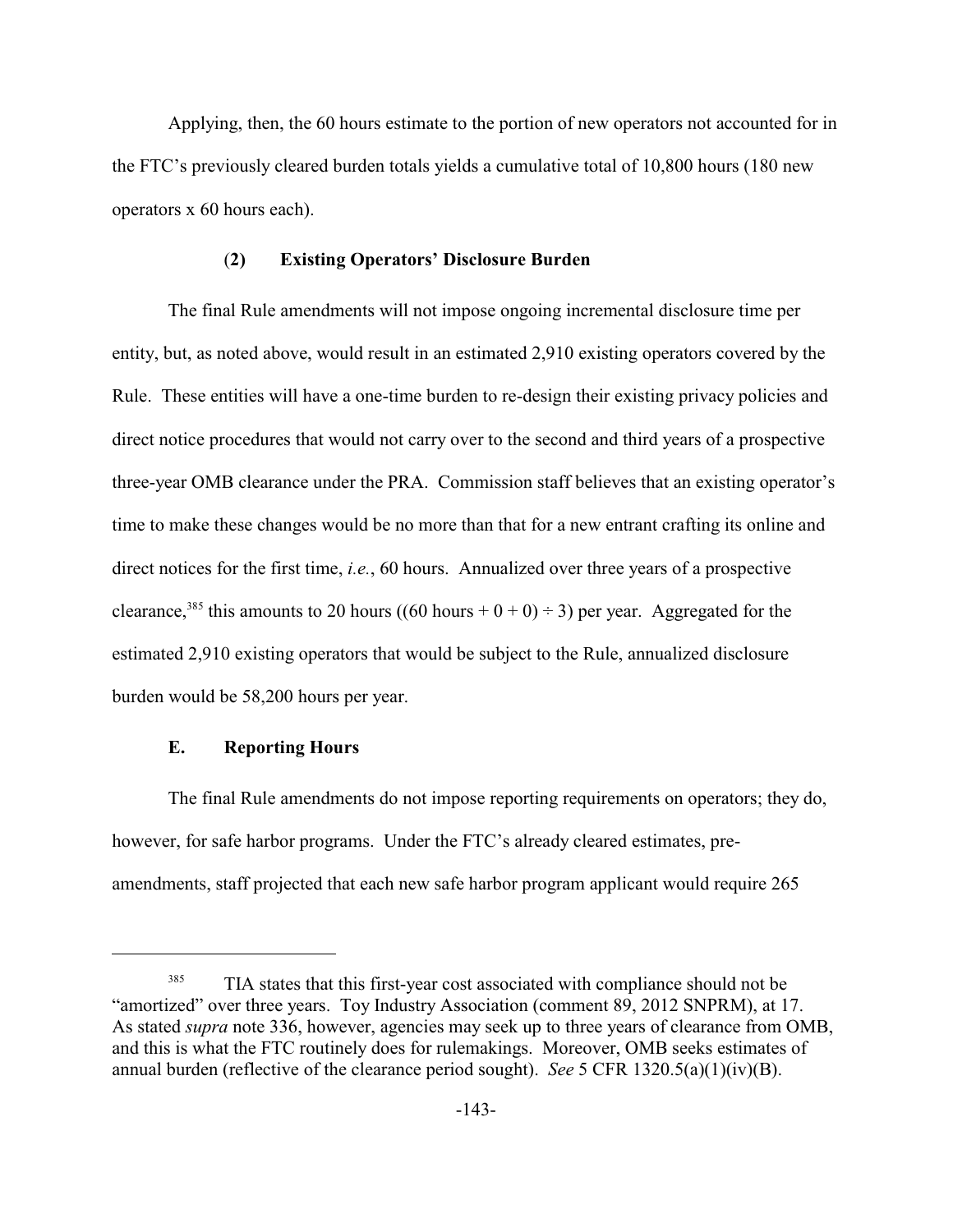Applying, then, the 60 hours estimate to the portion of new operators not accounted for in the FTC's previously cleared burden totals yields a cumulative total of 10,800 hours (180 new operators x 60 hours each).

#### (**2**) **Existing Operators' Disclosure Burden**

The final Rule amendments will not impose ongoing incremental disclosure time per entity, but, as noted above, would result in an estimated 2,910 existing operators covered by the Rule. These entities will have a one-time burden to re-design their existing privacy policies and direct notice procedures that would not carry over to the second and third years of a prospective three-year OMB clearance under the PRA. Commission staff believes that an existing operator's time to make these changes would be no more than that for a new entrant crafting its online and direct notices for the first time, *i.e.*, 60 hours. Annualized over three years of a prospective clearance,[385] this amounts to 20 hours ((60 hours + 0 + 0) ÷ 3) per year. Aggregated for the estimated 2,910 existing operators that would be subject to the Rule, annualized disclosure burden would be 58,200 hours per year.

### **E. Reporting Hours**

The final Rule amendments do not impose reporting requirements on operators; they do, however, for safe harbor programs. Under the FTC's already cleared estimates, pre-amendments, staff projected that each new safe harbor program applicant would require 265

---

[385] TIA states that this first-year cost associated with compliance should not be "amortized" over three years. Toy Industry Association (comment 89, 2012 SNPRM), at 17. As stated *supra* note 336, however, agencies may seek up to three years of clearance from OMB, and this is what the FTC routinely does for rulemakings. Moreover, OMB seeks estimates of annual burden (reflective of the clearance period sought). *See* 5 CFR 1320.5(a)(1)(iv)(B).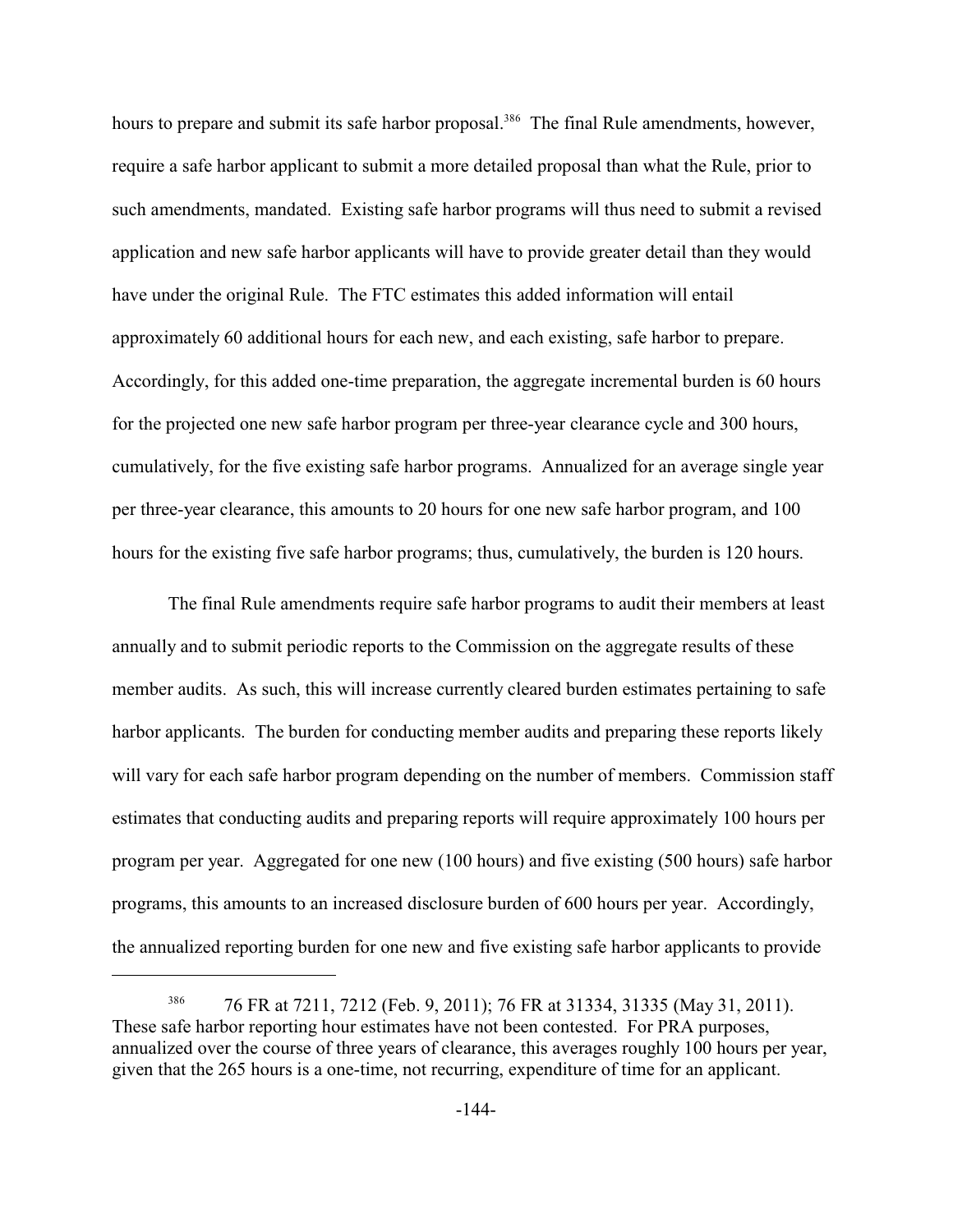hours to prepare and submit its safe harbor proposal.[386] The final Rule amendments, however, require a safe harbor applicant to submit a more detailed proposal than what the Rule, prior to such amendments, mandated. Existing safe harbor programs will thus need to submit a revised application and new safe harbor applicants will have to provide greater detail than they would have under the original Rule. The FTC estimates this added information will entail approximately 60 additional hours for each new, and each existing, safe harbor to prepare. Accordingly, for this added one-time preparation, the aggregate incremental burden is 60 hours for the projected one new safe harbor program per three-year clearance cycle and 300 hours, cumulatively, for the five existing safe harbor programs. Annualized for an average single year per three-year clearance, this amounts to 20 hours for one new safe harbor program, and 100 hours for the existing five safe harbor programs; thus, cumulatively, the burden is 120 hours.

The final Rule amendments require safe harbor programs to audit their members at least annually and to submit periodic reports to the Commission on the aggregate results of these member audits. As such, this will increase currently cleared burden estimates pertaining to safe harbor applicants. The burden for conducting member audits and preparing these reports likely will vary for each safe harbor program depending on the number of members. Commission staff estimates that conducting audits and preparing reports will require approximately 100 hours per program per year. Aggregated for one new (100 hours) and five existing (500 hours) safe harbor programs, this amounts to an increased disclosure burden of 600 hours per year. Accordingly, the annualized reporting burden for one new and five existing safe harbor applicants to provide

---

[386] 76 FR at 7211, 7212 (Feb. 9, 2011); 76 FR at 31334, 31335 (May 31, 2011). These safe harbor reporting hour estimates have not been contested. For PRA purposes, annualized over the course of three years of clearance, this averages roughly 100 hours per year, given that the 265 hours is a one-time, not recurring, expenditure of time for an applicant.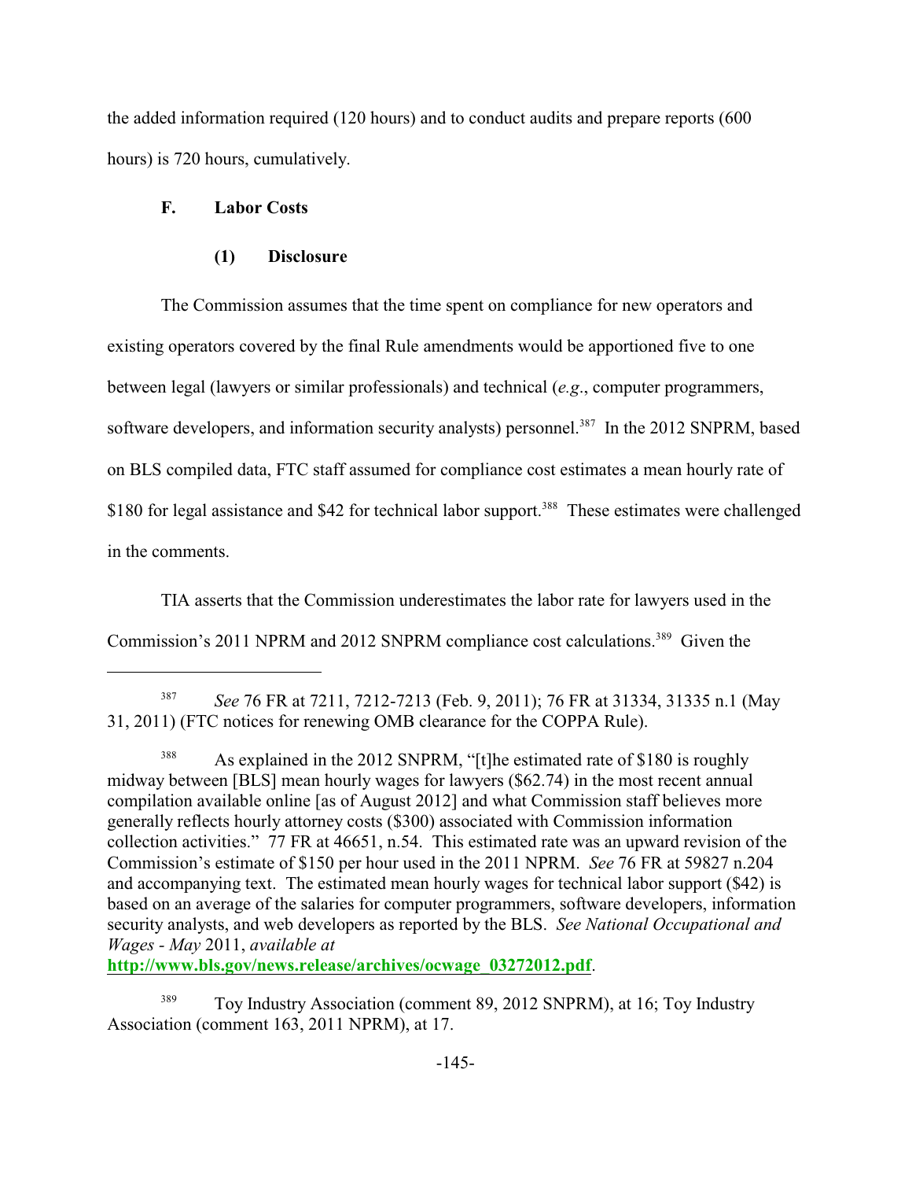the added information required (120 hours) and to conduct audits and prepare reports (600 hours) is 720 hours, cumulatively.

### F. Labor Costs

#### (1) Disclosure

The Commission assumes that the time spent on compliance for new operators and existing operators covered by the final Rule amendments would be apportioned five to one between legal (lawyers or similar professionals) and technical (*e.g*., computer programmers, software developers, and information security analysts) personnel.[387] In the 2012 SNPRM, based on BLS compiled data, FTC staff assumed for compliance cost estimates a mean hourly rate of $180 for legal assistance and $42 for technical labor support.[388] These estimates were challenged in the comments.

TIA asserts that the Commission underestimates the labor rate for lawyers used in the Commission's 2011 NPRM and 2012 SNPRM compliance cost calculations.[389] Given the

---

[387] *See* 76 FR at 7211, 7212-7213 (Feb. 9, 2011); 76 FR at 31334, 31335 n.1 (May 31, 2011) (FTC notices for renewing OMB clearance for the COPPA Rule).

[388] As explained in the 2012 SNPRM, "[t]he estimated rate of $180 is roughly midway between [BLS] mean hourly wages for lawyers ($62.74) in the most recent annual compilation available online [as of August 2012] and what Commission staff believes more generally reflects hourly attorney costs ($300) associated with Commission information collection activities." 77 FR at 46651, n.54. This estimated rate was an upward revision of the Commission's estimate of $150 per hour used in the 2011 NPRM. *See* 76 FR at 59827 n.204 and accompanying text. The estimated mean hourly wages for technical labor support ($42) is based on an average of the salaries for computer programmers, software developers, information security analysts, and web developers as reported by the BLS. *See National Occupational and Wages - May* 2011, *available at* **http://www.bls.gov/news.release/archives/ocwage_03272012.pdf**.

[389] Toy Industry Association (comment 89, 2012 SNPRM), at 16; Toy Industry Association (comment 163, 2011 NPRM), at 17.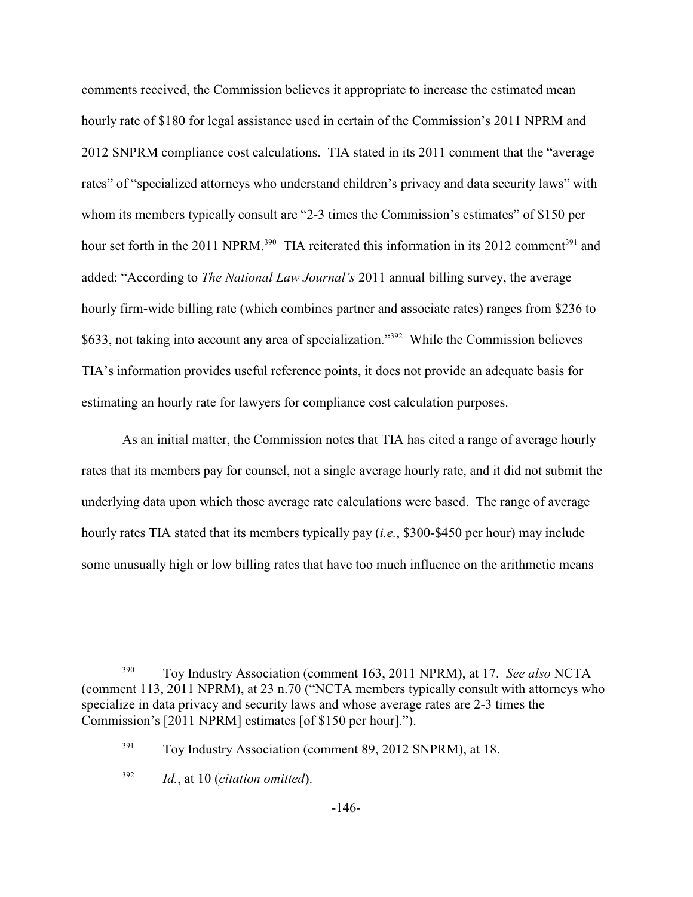comments received, the Commission believes it appropriate to increase the estimated mean hourly rate of $180 for legal assistance used in certain of the Commission's 2011 NPRM and 2012 SNPRM compliance cost calculations. TIA stated in its 2011 comment that the "average rates" of "specialized attorneys who understand children's privacy and data security laws" with whom its members typically consult are "2-3 times the Commission's estimates" of $150 per hour set forth in the 2011 NPRM.[390] TIA reiterated this information in its 2012 comment[391] and added: "According to *The National Law Journal's* 2011 annual billing survey, the average hourly firm-wide billing rate (which combines partner and associate rates) ranges from $236 to $633, not taking into account any area of specialization."[392] While the Commission believes TIA's information provides useful reference points, it does not provide an adequate basis for estimating an hourly rate for lawyers for compliance cost calculation purposes.

As an initial matter, the Commission notes that TIA has cited a range of average hourly rates that its members pay for counsel, not a single average hourly rate, and it did not submit the underlying data upon which those average rate calculations were based. The range of average hourly rates TIA stated that its members typically pay (*i.e.*, $300-$450 per hour) may include some unusually high or low billing rates that have too much influence on the arithmetic means

---

[390] Toy Industry Association (comment 163, 2011 NPRM), at 17. *See also* NCTA (comment 113, 2011 NPRM), at 23 n.70 ("NCTA members typically consult with attorneys who specialize in data privacy and security laws and whose average rates are 2-3 times the Commission's [2011 NPRM] estimates [of $150 per hour].").

[391] Toy Industry Association (comment 89, 2012 SNPRM), at 18.

[392] *Id.*, at 10 (*citation omitted*).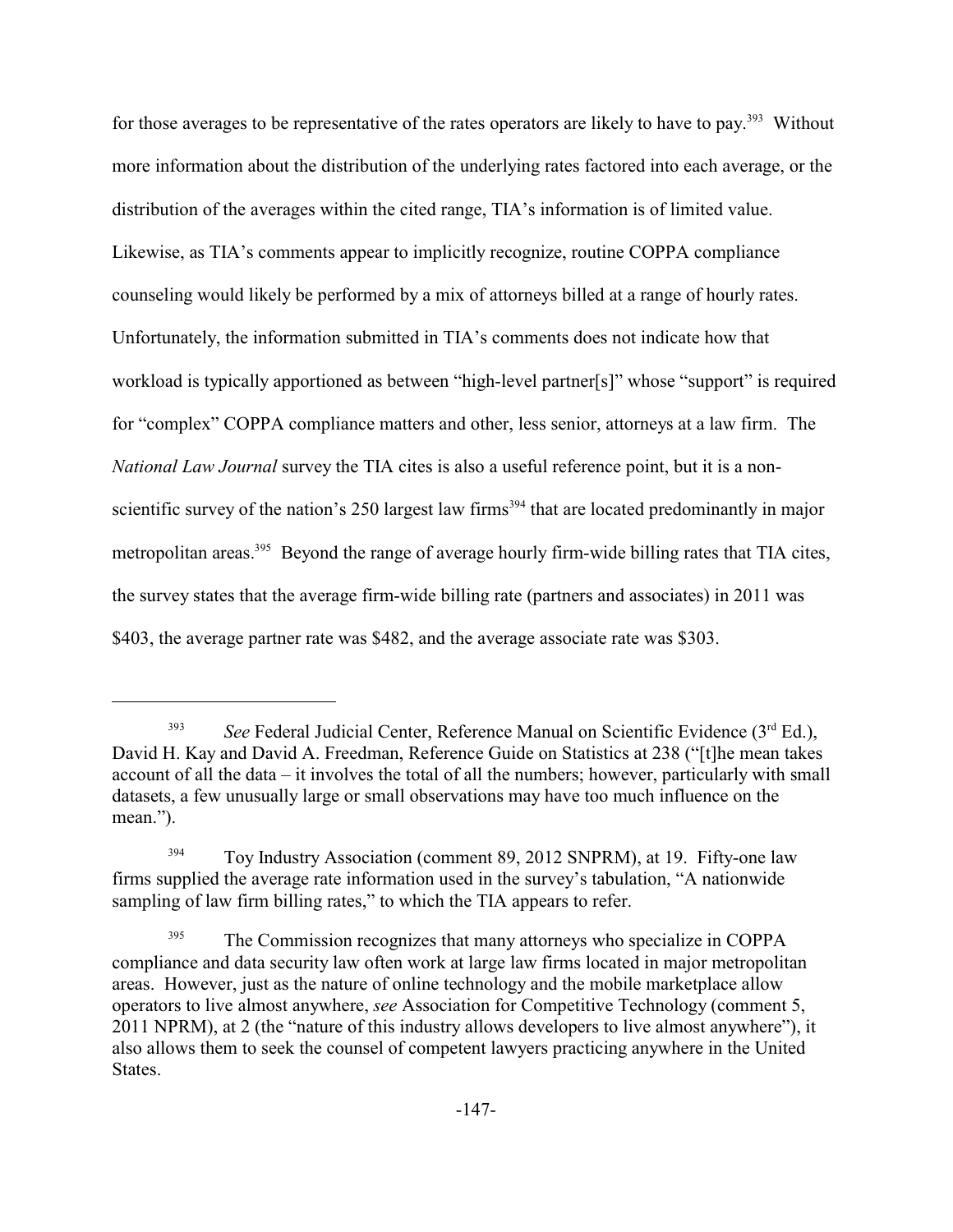for those averages to be representative of the rates operators are likely to have to pay.[393] Without more information about the distribution of the underlying rates factored into each average, or the distribution of the averages within the cited range, TIA's information is of limited value. Likewise, as TIA's comments appear to implicitly recognize, routine COPPA compliance counseling would likely be performed by a mix of attorneys billed at a range of hourly rates. Unfortunately, the information submitted in TIA's comments does not indicate how that workload is typically apportioned as between "high-level partner[s]" whose "support" is required for "complex" COPPA compliance matters and other, less senior, attorneys at a law firm. The *National Law Journal* survey the TIA cites is also a useful reference point, but it is a non-scientific survey of the nation's 250 largest law firms[394] that are located predominantly in major metropolitan areas.[395] Beyond the range of average hourly firm-wide billing rates that TIA cites, the survey states that the average firm-wide billing rate (partners and associates) in 2011 was $403, the average partner rate was $482, and the average associate rate was $303.

---

[393] *See* Federal Judicial Center, Reference Manual on Scientific Evidence (3rd Ed.), David H. Kay and David A. Freedman, Reference Guide on Statistics at 238 ("[t]he mean takes account of all the data – it involves the total of all the numbers; however, particularly with small datasets, a few unusually large or small observations may have too much influence on the mean.").

[394] Toy Industry Association (comment 89, 2012 SNPRM), at 19. Fifty-one law firms supplied the average rate information used in the survey's tabulation, "A nationwide sampling of law firm billing rates," to which the TIA appears to refer.

[395] The Commission recognizes that many attorneys who specialize in COPPA compliance and data security law often work at large law firms located in major metropolitan areas. However, just as the nature of online technology and the mobile marketplace allow operators to live almost anywhere, *see* Association for Competitive Technology (comment 5, 2011 NPRM), at 2 (the "nature of this industry allows developers to live almost anywhere"), it also allows them to seek the counsel of competent lawyers practicing anywhere in the United States.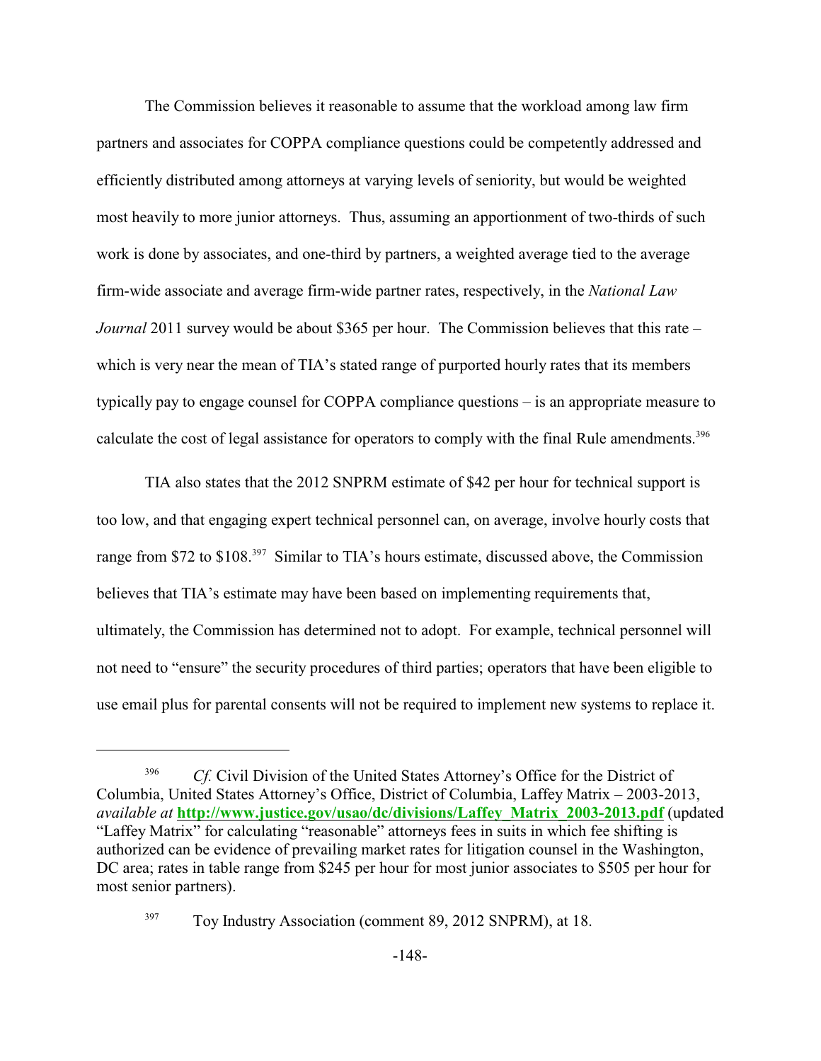The Commission believes it reasonable to assume that the workload among law firm partners and associates for COPPA compliance questions could be competently addressed and efficiently distributed among attorneys at varying levels of seniority, but would be weighted most heavily to more junior attorneys. Thus, assuming an apportionment of two-thirds of such work is done by associates, and one-third by partners, a weighted average tied to the average firm-wide associate and average firm-wide partner rates, respectively, in the *National Law Journal* 2011 survey would be about $365 per hour. The Commission believes that this rate – which is very near the mean of TIA's stated range of purported hourly rates that its members typically pay to engage counsel for COPPA compliance questions – is an appropriate measure to calculate the cost of legal assistance for operators to comply with the final Rule amendments.[396]

TIA also states that the 2012 SNPRM estimate of $42 per hour for technical support is too low, and that engaging expert technical personnel can, on average, involve hourly costs that range from $72 to $108.[397] Similar to TIA's hours estimate, discussed above, the Commission believes that TIA's estimate may have been based on implementing requirements that, ultimately, the Commission has determined not to adopt. For example, technical personnel will not need to "ensure" the security procedures of third parties; operators that have been eligible to use email plus for parental consents will not be required to implement new systems to replace it.

---

[396] *Cf.* Civil Division of the United States Attorney's Office for the District of Columbia, United States Attorney's Office, District of Columbia, Laffey Matrix – 2003-2013, *available at* **http://www.justice.gov/usao/dc/divisions/Laffey_Matrix_2003-2013.pdf** (updated "Laffey Matrix" for calculating "reasonable" attorneys fees in suits in which fee shifting is authorized can be evidence of prevailing market rates for litigation counsel in the Washington, DC area; rates in table range from $245 per hour for most junior associates to $505 per hour for most senior partners).

[397] Toy Industry Association (comment 89, 2012 SNPRM), at 18.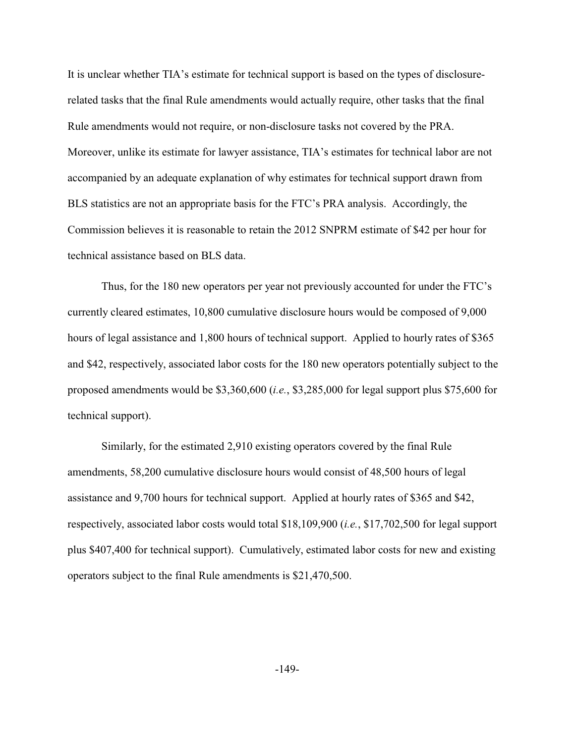It is unclear whether TIA's estimate for technical support is based on the types of disclosure-related tasks that the final Rule amendments would actually require, other tasks that the final Rule amendments would not require, or non-disclosure tasks not covered by the PRA. Moreover, unlike its estimate for lawyer assistance, TIA's estimates for technical labor are not accompanied by an adequate explanation of why estimates for technical support drawn from BLS statistics are not an appropriate basis for the FTC's PRA analysis. Accordingly, the Commission believes it is reasonable to retain the 2012 SNPRM estimate of $42 per hour for technical assistance based on BLS data.

Thus, for the 180 new operators per year not previously accounted for under the FTC's currently cleared estimates, 10,800 cumulative disclosure hours would be composed of 9,000 hours of legal assistance and 1,800 hours of technical support. Applied to hourly rates of $365 and $42, respectively, associated labor costs for the 180 new operators potentially subject to the proposed amendments would be $3,360,600 (*i.e.*, $3,285,000 for legal support plus $75,600 for technical support).

Similarly, for the estimated 2,910 existing operators covered by the final Rule amendments, 58,200 cumulative disclosure hours would consist of 48,500 hours of legal assistance and 9,700 hours for technical support. Applied at hourly rates of $365 and $42, respectively, associated labor costs would total $18,109,900 (*i.e.*, $17,702,500 for legal support plus $407,400 for technical support). Cumulatively, estimated labor costs for new and existing operators subject to the final Rule amendments is $21,470,500.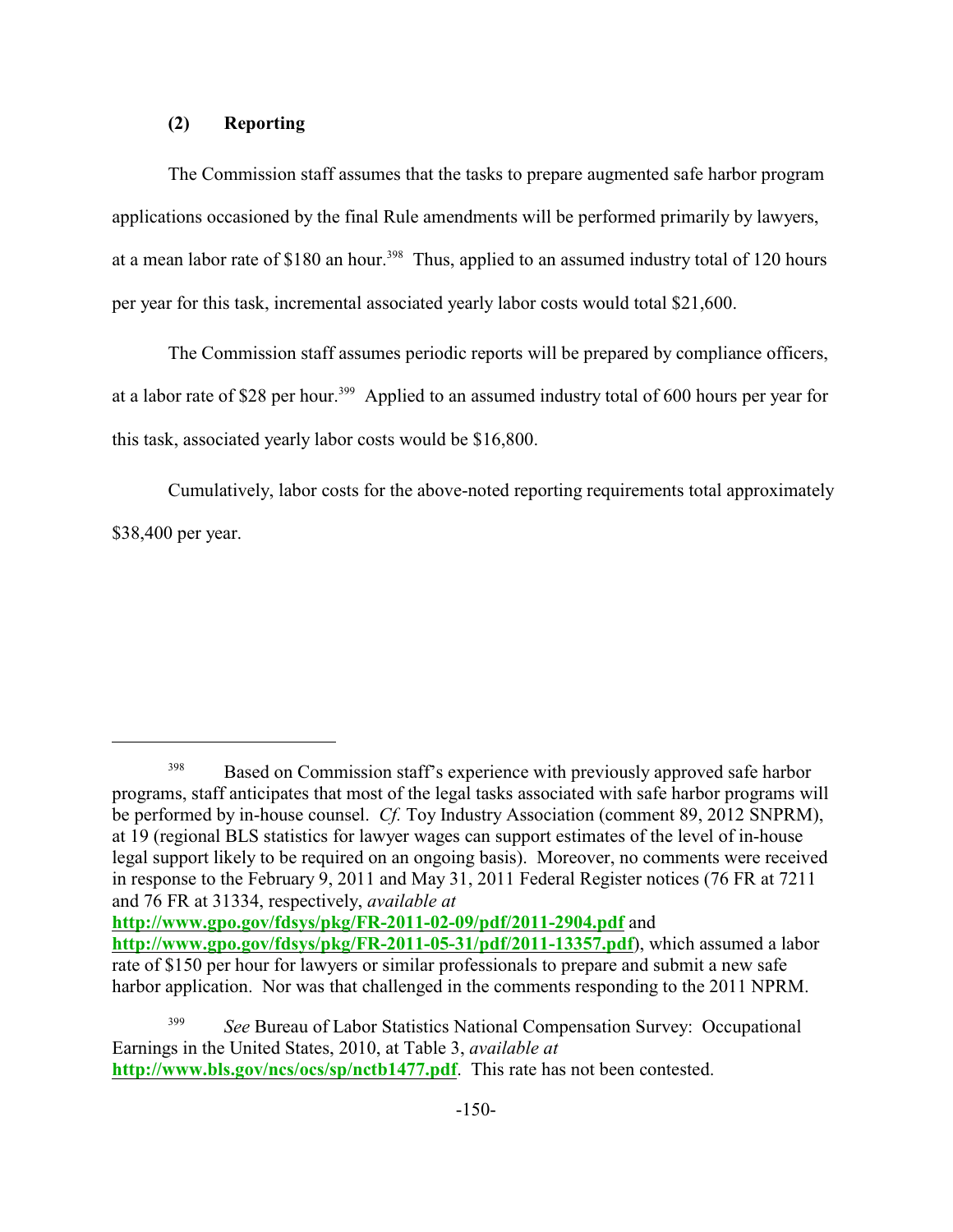### (2) Reporting

The Commission staff assumes that the tasks to prepare augmented safe harbor program applications occasioned by the final Rule amendments will be performed primarily by lawyers, at a mean labor rate of $180 an hour.[398] Thus, applied to an assumed industry total of 120 hours per year for this task, incremental associated yearly labor costs would total $21,600.

The Commission staff assumes periodic reports will be prepared by compliance officers, at a labor rate of $28 per hour.[399] Applied to an assumed industry total of 600 hours per year for this task, associated yearly labor costs would be $16,800.

Cumulatively, labor costs for the above-noted reporting requirements total approximately $38,400 per year.

---

[398] Based on Commission staff's experience with previously approved safe harbor programs, staff anticipates that most of the legal tasks associated with safe harbor programs will be performed by in-house counsel. *Cf.* Toy Industry Association (comment 89, 2012 SNPRM), at 19 (regional BLS statistics for lawyer wages can support estimates of the level of in-house legal support likely to be required on an ongoing basis). Moreover, no comments were received in response to the February 9, 2011 and May 31, 2011 Federal Register notices (76 FR at 7211 and 76 FR at 31334, respectively, *available at* **http://www.gpo.gov/fdsys/pkg/FR-2011-02-09/pdf/2011-2904.pdf** and **http://www.gpo.gov/fdsys/pkg/FR-2011-05-31/pdf/2011-13357.pdf**), which assumed a labor rate of $150 per hour for lawyers or similar professionals to prepare and submit a new safe harbor application. Nor was that challenged in the comments responding to the 2011 NPRM.

[399] *See* Bureau of Labor Statistics National Compensation Survey: Occupational Earnings in the United States, 2010, at Table 3, *available at* **http://www.bls.gov/ncs/ocs/sp/nctb1477.pdf**. This rate has not been contested.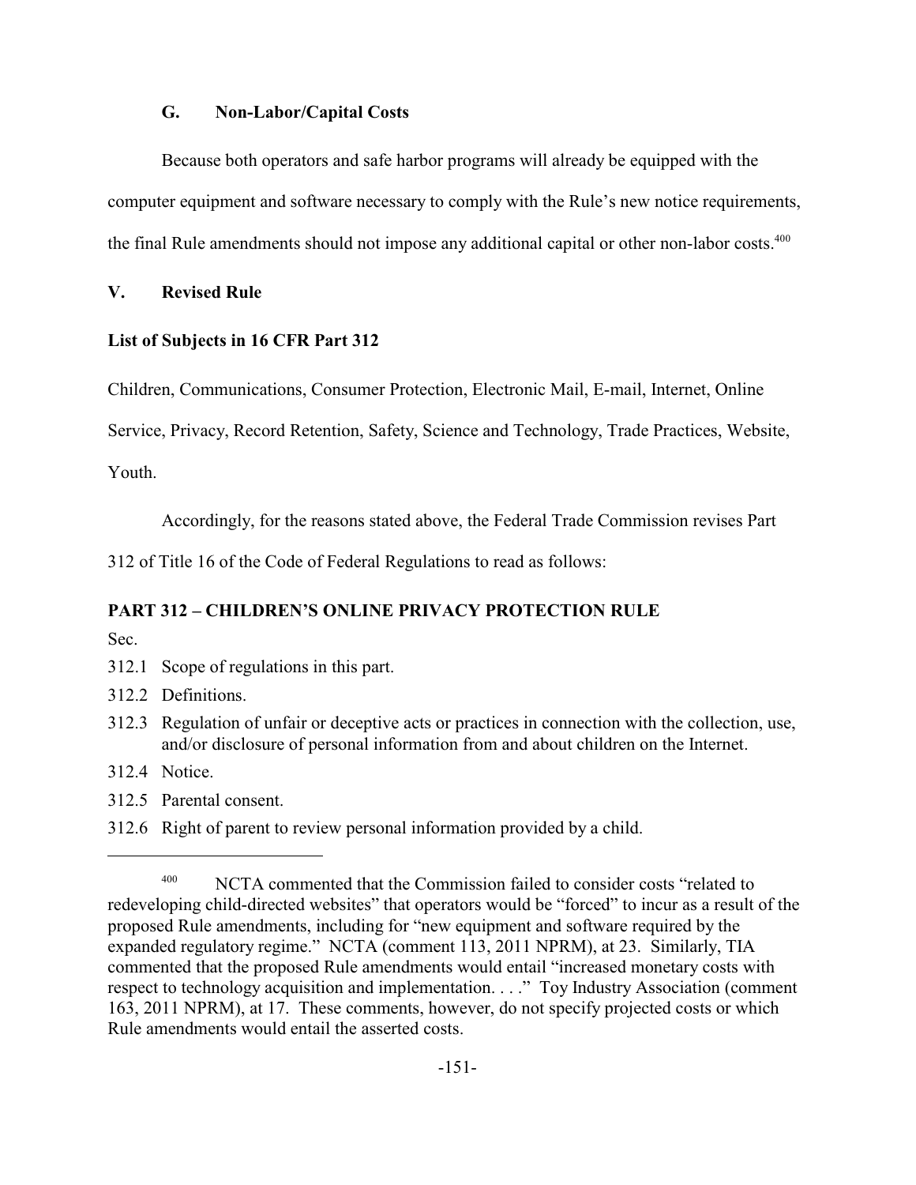### G. Non-Labor/Capital Costs

Because both operators and safe harbor programs will already be equipped with the computer equipment and software necessary to comply with the Rule's new notice requirements, the final Rule amendments should not impose any additional capital or other non-labor costs.[400]

## V. Revised Rule

### List of Subjects in 16 CFR Part 312

Children, Communications, Consumer Protection, Electronic Mail, E-mail, Internet, Online Service, Privacy, Record Retention, Safety, Science and Technology, Trade Practices, Website, Youth.

Accordingly, for the reasons stated above, the Federal Trade Commission revises Part 312 of Title 16 of the Code of Federal Regulations to read as follows:

### PART 312 – CHILDREN'S ONLINE PRIVACY PROTECTION RULE

Sec.

312.1 Scope of regulations in this part.

312.2 Definitions.

312.3 Regulation of unfair or deceptive acts or practices in connection with the collection, use, and/or disclosure of personal information from and about children on the Internet.

312.4 Notice.

312.5 Parental consent.

312.6 Right of parent to review personal information provided by a child.

---

[400] NCTA commented that the Commission failed to consider costs "related to redeveloping child-directed websites" that operators would be "forced" to incur as a result of the proposed Rule amendments, including for "new equipment and software required by the expanded regulatory regime." NCTA (comment 113, 2011 NPRM), at 23. Similarly, TIA commented that the proposed Rule amendments would entail "increased monetary costs with respect to technology acquisition and implementation. . . ." Toy Industry Association (comment 163, 2011 NPRM), at 17. These comments, however, do not specify projected costs or which Rule amendments would entail the asserted costs.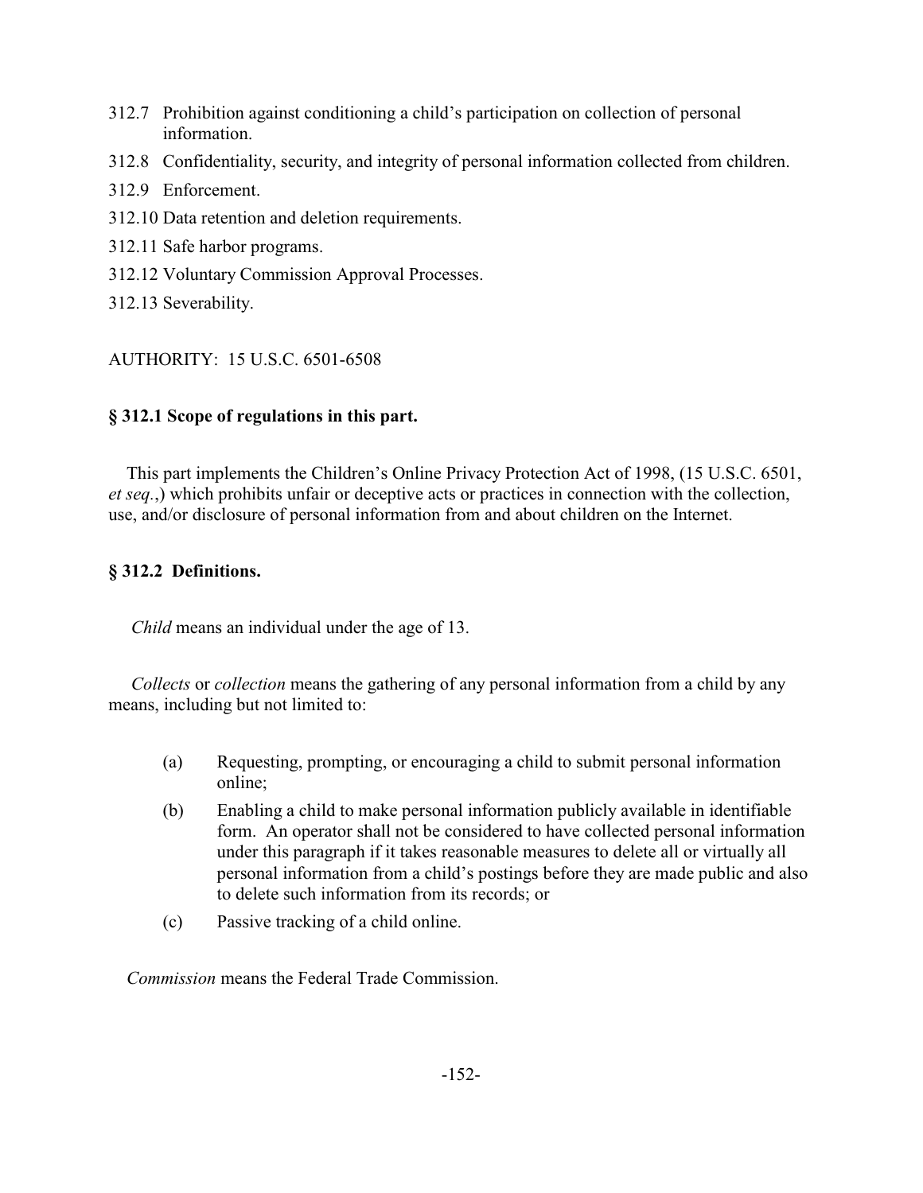312.7 Prohibition against conditioning a child's participation on collection of personal information.

312.8 Confidentiality, security, and integrity of personal information collected from children.

312.9 Enforcement.

312.10 Data retention and deletion requirements.

312.11 Safe harbor programs.

312.12 Voluntary Commission Approval Processes.

312.13 Severability.

AUTHORITY: 15 U.S.C. 6501-6508

### § 312.1 Scope of regulations in this part.

This part implements the Children's Online Privacy Protection Act of 1998, (15 U.S.C. 6501, *et seq.*,) which prohibits unfair or deceptive acts or practices in connection with the collection, use, and/or disclosure of personal information from and about children on the Internet.

### § 312.2 Definitions.

*Child* means an individual under the age of 13.

*Collects* or *collection* means the gathering of any personal information from a child by any means, including but not limited to:

(a) Requesting, prompting, or encouraging a child to submit personal information online;

(b) Enabling a child to make personal information publicly available in identifiable form. An operator shall not be considered to have collected personal information under this paragraph if it takes reasonable measures to delete all or virtually all personal information from a child's postings before they are made public and also to delete such information from its records; or

(c) Passive tracking of a child online.

*Commission* means the Federal Trade Commission.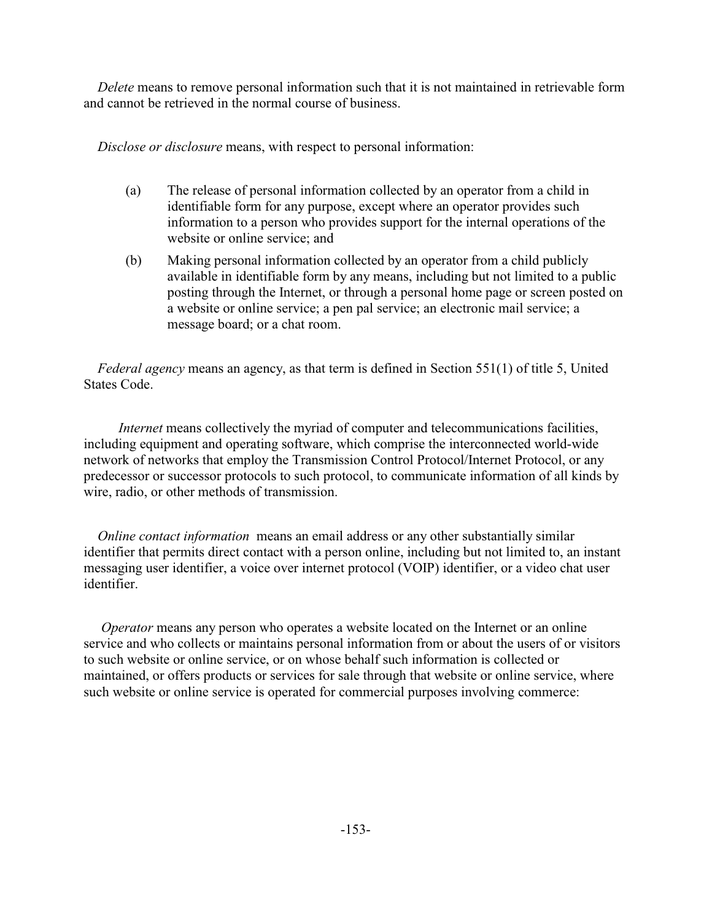*Delete* means to remove personal information such that it is not maintained in retrievable form and cannot be retrieved in the normal course of business.

*Disclose or disclosure* means, with respect to personal information:

(a) The release of personal information collected by an operator from a child in identifiable form for any purpose, except where an operator provides such information to a person who provides support for the internal operations of the website or online service; and

(b) Making personal information collected by an operator from a child publicly available in identifiable form by any means, including but not limited to a public posting through the Internet, or through a personal home page or screen posted on a website or online service; a pen pal service; an electronic mail service; a message board; or a chat room.

*Federal agency* means an agency, as that term is defined in Section 551(1) of title 5, United States Code.

*Internet* means collectively the myriad of computer and telecommunications facilities, including equipment and operating software, which comprise the interconnected world-wide network of networks that employ the Transmission Control Protocol/Internet Protocol, or any predecessor or successor protocols to such protocol, to communicate information of all kinds by wire, radio, or other methods of transmission.

*Online contact information* means an email address or any other substantially similar identifier that permits direct contact with a person online, including but not limited to, an instant messaging user identifier, a voice over internet protocol (VOIP) identifier, or a video chat user identifier.

*Operator* means any person who operates a website located on the Internet or an online service and who collects or maintains personal information from or about the users of or visitors to such website or online service, or on whose behalf such information is collected or maintained, or offers products or services for sale through that website or online service, where such website or online service is operated for commercial purposes involving commerce: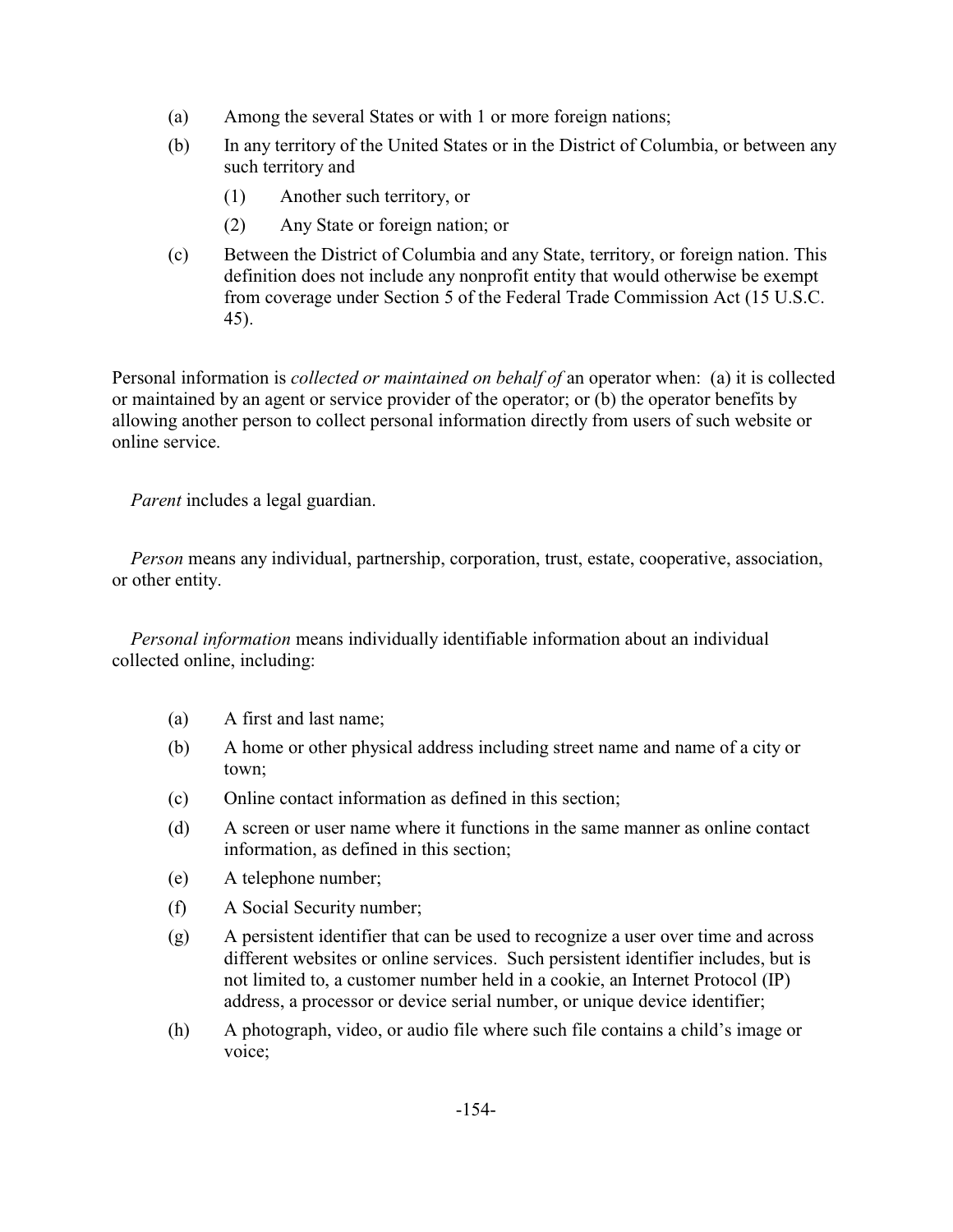(a) Among the several States or with 1 or more foreign nations;

(b) In any territory of the United States or in the District of Columbia, or between any such territory and

  (1) Another such territory, or

  (2) Any State or foreign nation; or

(c) Between the District of Columbia and any State, territory, or foreign nation. This definition does not include any nonprofit entity that would otherwise be exempt from coverage under Section 5 of the Federal Trade Commission Act (15 U.S.C. 45).

Personal information is *collected or maintained on behalf of* an operator when: (a) it is collected or maintained by an agent or service provider of the operator; or (b) the operator benefits by allowing another person to collect personal information directly from users of such website or online service.

*Parent* includes a legal guardian.

*Person* means any individual, partnership, corporation, trust, estate, cooperative, association, or other entity.

*Personal information* means individually identifiable information about an individual collected online, including:

(a) A first and last name;

(b) A home or other physical address including street name and name of a city or town;

(c) Online contact information as defined in this section;

(d) A screen or user name where it functions in the same manner as online contact information, as defined in this section;

(e) A telephone number;

(f) A Social Security number;

(g) A persistent identifier that can be used to recognize a user over time and across different websites or online services. Such persistent identifier includes, but is not limited to, a customer number held in a cookie, an Internet Protocol (IP) address, a processor or device serial number, or unique device identifier;

(h) A photograph, video, or audio file where such file contains a child's image or voice;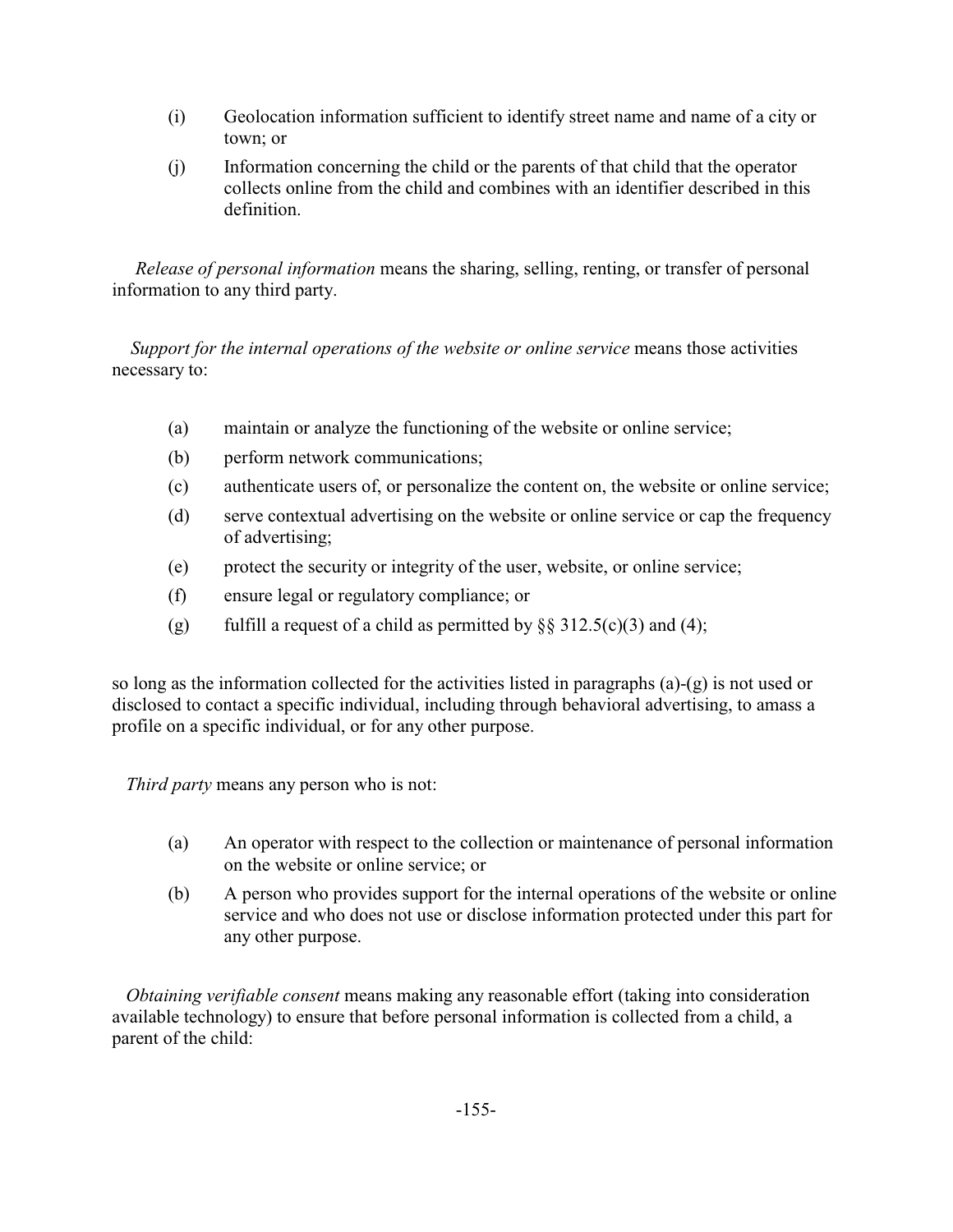(i) Geolocation information sufficient to identify street name and name of a city or town; or

(j) Information concerning the child or the parents of that child that the operator collects online from the child and combines with an identifier described in this definition.

*Release of personal information* means the sharing, selling, renting, or transfer of personal information to any third party.

*Support for the internal operations of the website or online service* means those activities necessary to:

(a) maintain or analyze the functioning of the website or online service;

(b) perform network communications;

(c) authenticate users of, or personalize the content on, the website or online service;

(d) serve contextual advertising on the website or online service or cap the frequency of advertising;

(e) protect the security or integrity of the user, website, or online service;

(f) ensure legal or regulatory compliance; or

(g) fulfill a request of a child as permitted by §§ 312.5(c)(3) and (4);

so long as the information collected for the activities listed in paragraphs (a)-(g) is not used or disclosed to contact a specific individual, including through behavioral advertising, to amass a profile on a specific individual, or for any other purpose.

*Third party* means any person who is not:

(a) An operator with respect to the collection or maintenance of personal information on the website or online service; or

(b) A person who provides support for the internal operations of the website or online service and who does not use or disclose information protected under this part for any other purpose.

*Obtaining verifiable consent* means making any reasonable effort (taking into consideration available technology) to ensure that before personal information is collected from a child, a parent of the child: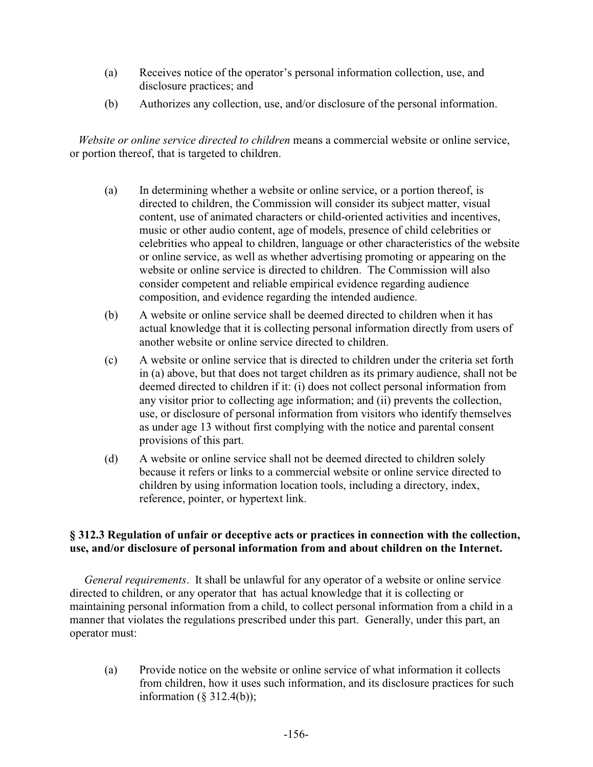(a) Receives notice of the operator's personal information collection, use, and disclosure practices; and

(b) Authorizes any collection, use, and/or disclosure of the personal information.

*Website or online service directed to children* means a commercial website or online service, or portion thereof, that is targeted to children.

(a) In determining whether a website or online service, or a portion thereof, is directed to children, the Commission will consider its subject matter, visual content, use of animated characters or child-oriented activities and incentives, music or other audio content, age of models, presence of child celebrities or celebrities who appeal to children, language or other characteristics of the website or online service, as well as whether advertising promoting or appearing on the website or online service is directed to children. The Commission will also consider competent and reliable empirical evidence regarding audience composition, and evidence regarding the intended audience.

(b) A website or online service shall be deemed directed to children when it has actual knowledge that it is collecting personal information directly from users of another website or online service directed to children.

(c) A website or online service that is directed to children under the criteria set forth in (a) above, but that does not target children as its primary audience, shall not be deemed directed to children if it: (i) does not collect personal information from any visitor prior to collecting age information; and (ii) prevents the collection, use, or disclosure of personal information from visitors who identify themselves as under age 13 without first complying with the notice and parental consent provisions of this part.

(d) A website or online service shall not be deemed directed to children solely because it refers or links to a commercial website or online service directed to children by using information location tools, including a directory, index, reference, pointer, or hypertext link.

### § 312.3 Regulation of unfair or deceptive acts or practices in connection with the collection, use, and/or disclosure of personal information from and about children on the Internet.

*General requirements*. It shall be unlawful for any operator of a website or online service directed to children, or any operator that has actual knowledge that it is collecting or maintaining personal information from a child, to collect personal information from a child in a manner that violates the regulations prescribed under this part. Generally, under this part, an operator must:

(a) Provide notice on the website or online service of what information it collects from children, how it uses such information, and its disclosure practices for such information (§ 312.4(b));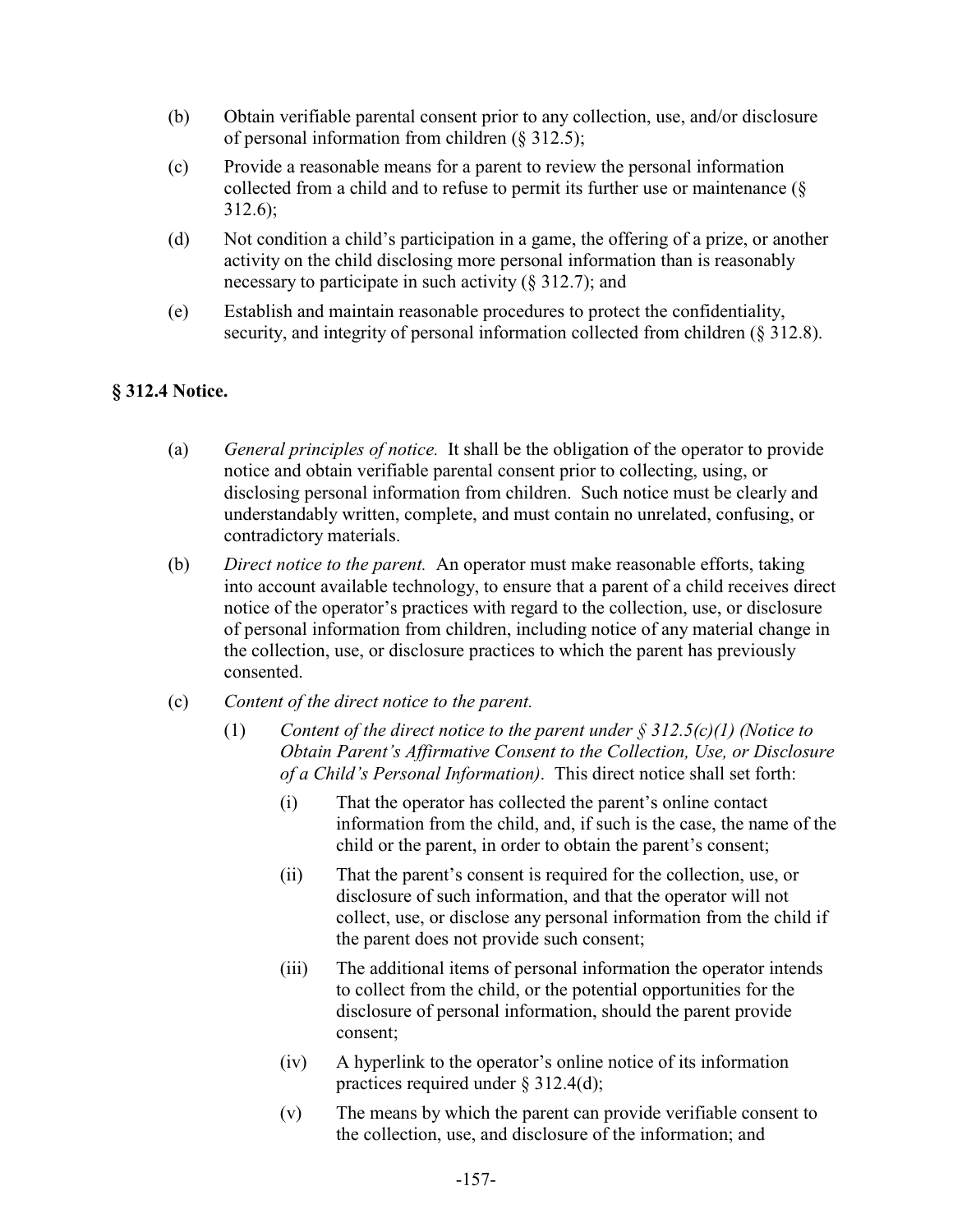(b) Obtain verifiable parental consent prior to any collection, use, and/or disclosure of personal information from children (§ 312.5);

(c) Provide a reasonable means for a parent to review the personal information collected from a child and to refuse to permit its further use or maintenance (§ 312.6);

(d) Not condition a child's participation in a game, the offering of a prize, or another activity on the child disclosing more personal information than is reasonably necessary to participate in such activity (§ 312.7); and

(e) Establish and maintain reasonable procedures to protect the confidentiality, security, and integrity of personal information collected from children (§ 312.8).

**§ 312.4 Notice.**

(a) *General principles of notice.* It shall be the obligation of the operator to provide notice and obtain verifiable parental consent prior to collecting, using, or disclosing personal information from children. Such notice must be clearly and understandably written, complete, and must contain no unrelated, confusing, or contradictory materials.

(b) *Direct notice to the parent.* An operator must make reasonable efforts, taking into account available technology, to ensure that a parent of a child receives direct notice of the operator's practices with regard to the collection, use, or disclosure of personal information from children, including notice of any material change in the collection, use, or disclosure practices to which the parent has previously consented.

(c) *Content of the direct notice to the parent.*

(1) *Content of the direct notice to the parent under § 312.5(c)(1) (Notice to Obtain Parent's Affirmative Consent to the Collection, Use, or Disclosure of a Child's Personal Information).* This direct notice shall set forth:

(i) That the operator has collected the parent's online contact information from the child, and, if such is the case, the name of the child or the parent, in order to obtain the parent's consent;

(ii) That the parent's consent is required for the collection, use, or disclosure of such information, and that the operator will not collect, use, or disclose any personal information from the child if the parent does not provide such consent;

(iii) The additional items of personal information the operator intends to collect from the child, or the potential opportunities for the disclosure of personal information, should the parent provide consent;

(iv) A hyperlink to the operator's online notice of its information practices required under § 312.4(d);

(v) The means by which the parent can provide verifiable consent to the collection, use, and disclosure of the information; and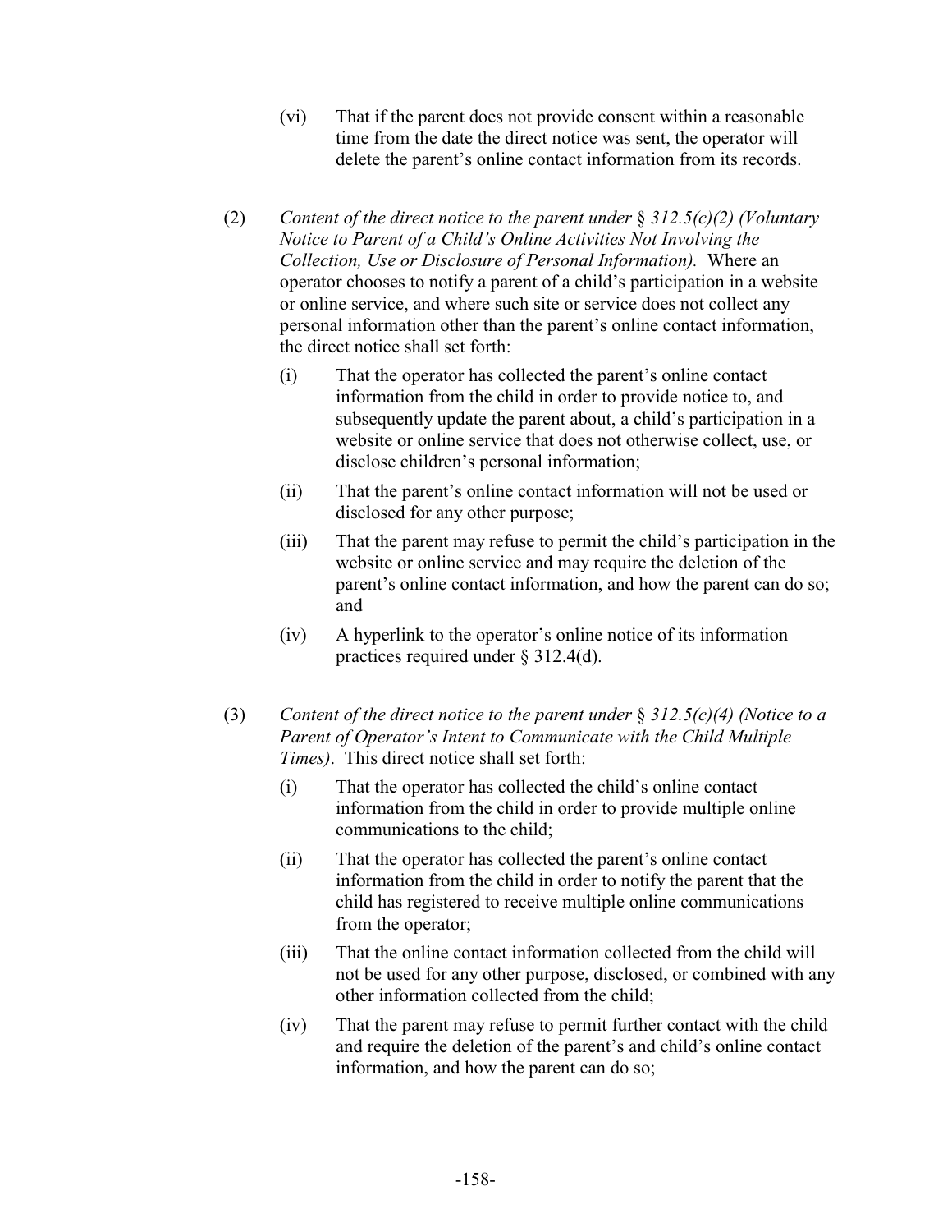(vi) That if the parent does not provide consent within a reasonable time from the date the direct notice was sent, the operator will delete the parent's online contact information from its records.

(2) *Content of the direct notice to the parent under* § *312.5(c)(2) (Voluntary Notice to Parent of a Child's Online Activities Not Involving the Collection, Use or Disclosure of Personal Information).* Where an operator chooses to notify a parent of a child's participation in a website or online service, and where such site or service does not collect any personal information other than the parent's online contact information, the direct notice shall set forth:

(i) That the operator has collected the parent's online contact information from the child in order to provide notice to, and subsequently update the parent about, a child's participation in a website or online service that does not otherwise collect, use, or disclose children's personal information;

(ii) That the parent's online contact information will not be used or disclosed for any other purpose;

(iii) That the parent may refuse to permit the child's participation in the website or online service and may require the deletion of the parent's online contact information, and how the parent can do so; and

(iv) A hyperlink to the operator's online notice of its information practices required under § 312.4(d).

(3) *Content of the direct notice to the parent under* § *312.5(c)(4) (Notice to a Parent of Operator's Intent to Communicate with the Child Multiple Times)*. This direct notice shall set forth:

(i) That the operator has collected the child's online contact information from the child in order to provide multiple online communications to the child;

(ii) That the operator has collected the parent's online contact information from the child in order to notify the parent that the child has registered to receive multiple online communications from the operator;

(iii) That the online contact information collected from the child will not be used for any other purpose, disclosed, or combined with any other information collected from the child;

(iv) That the parent may refuse to permit further contact with the child and require the deletion of the parent's and child's online contact information, and how the parent can do so;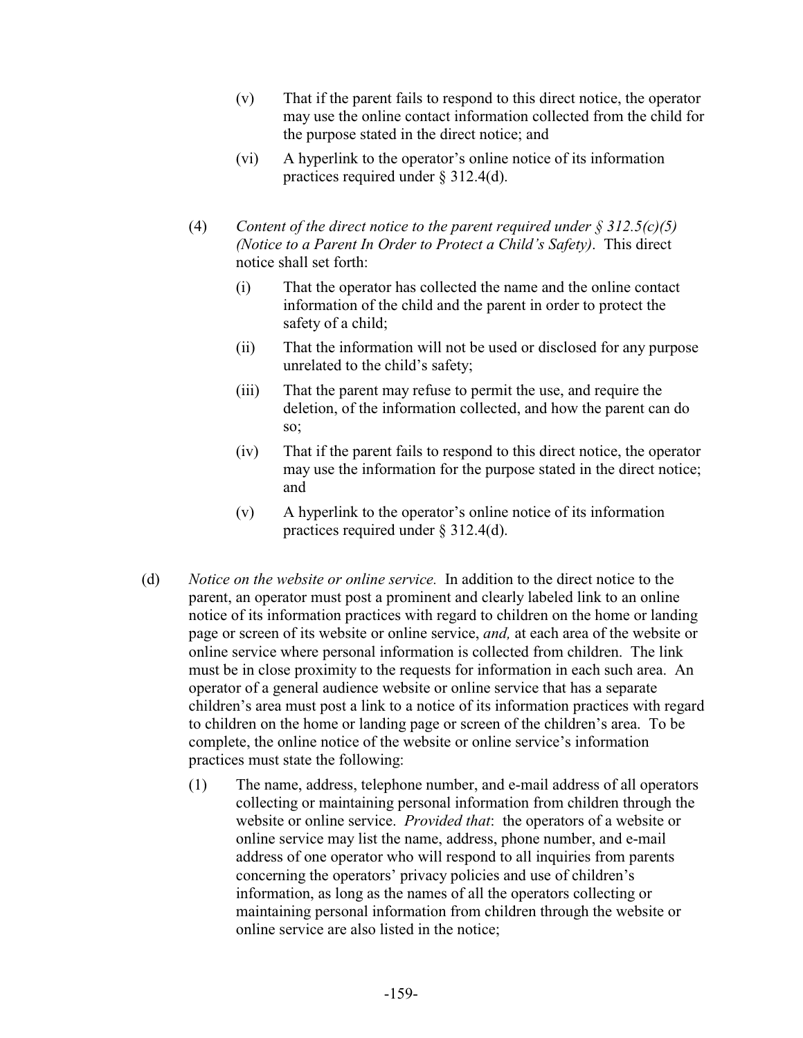(v) That if the parent fails to respond to this direct notice, the operator may use the online contact information collected from the child for the purpose stated in the direct notice; and

(vi) A hyperlink to the operator's online notice of its information practices required under § 312.4(d).

(4) *Content of the direct notice to the parent required under § 312.5(c)(5) (Notice to a Parent In Order to Protect a Child's Safety)*. This direct notice shall set forth:

(i) That the operator has collected the name and the online contact information of the child and the parent in order to protect the safety of a child;

(ii) That the information will not be used or disclosed for any purpose unrelated to the child's safety;

(iii) That the parent may refuse to permit the use, and require the deletion, of the information collected, and how the parent can do so;

(iv) That if the parent fails to respond to this direct notice, the operator may use the information for the purpose stated in the direct notice; and

(v) A hyperlink to the operator's online notice of its information practices required under § 312.4(d).

(d) *Notice on the website or online service.* In addition to the direct notice to the parent, an operator must post a prominent and clearly labeled link to an online notice of its information practices with regard to children on the home or landing page or screen of its website or online service, *and,* at each area of the website or online service where personal information is collected from children. The link must be in close proximity to the requests for information in each such area. An operator of a general audience website or online service that has a separate children's area must post a link to a notice of its information practices with regard to children on the home or landing page or screen of the children's area. To be complete, the online notice of the website or online service's information practices must state the following:

(1) The name, address, telephone number, and e-mail address of all operators collecting or maintaining personal information from children through the website or online service. *Provided that*: the operators of a website or online service may list the name, address, phone number, and e-mail address of one operator who will respond to all inquiries from parents concerning the operators' privacy policies and use of children's information, as long as the names of all the operators collecting or maintaining personal information from children through the website or online service are also listed in the notice;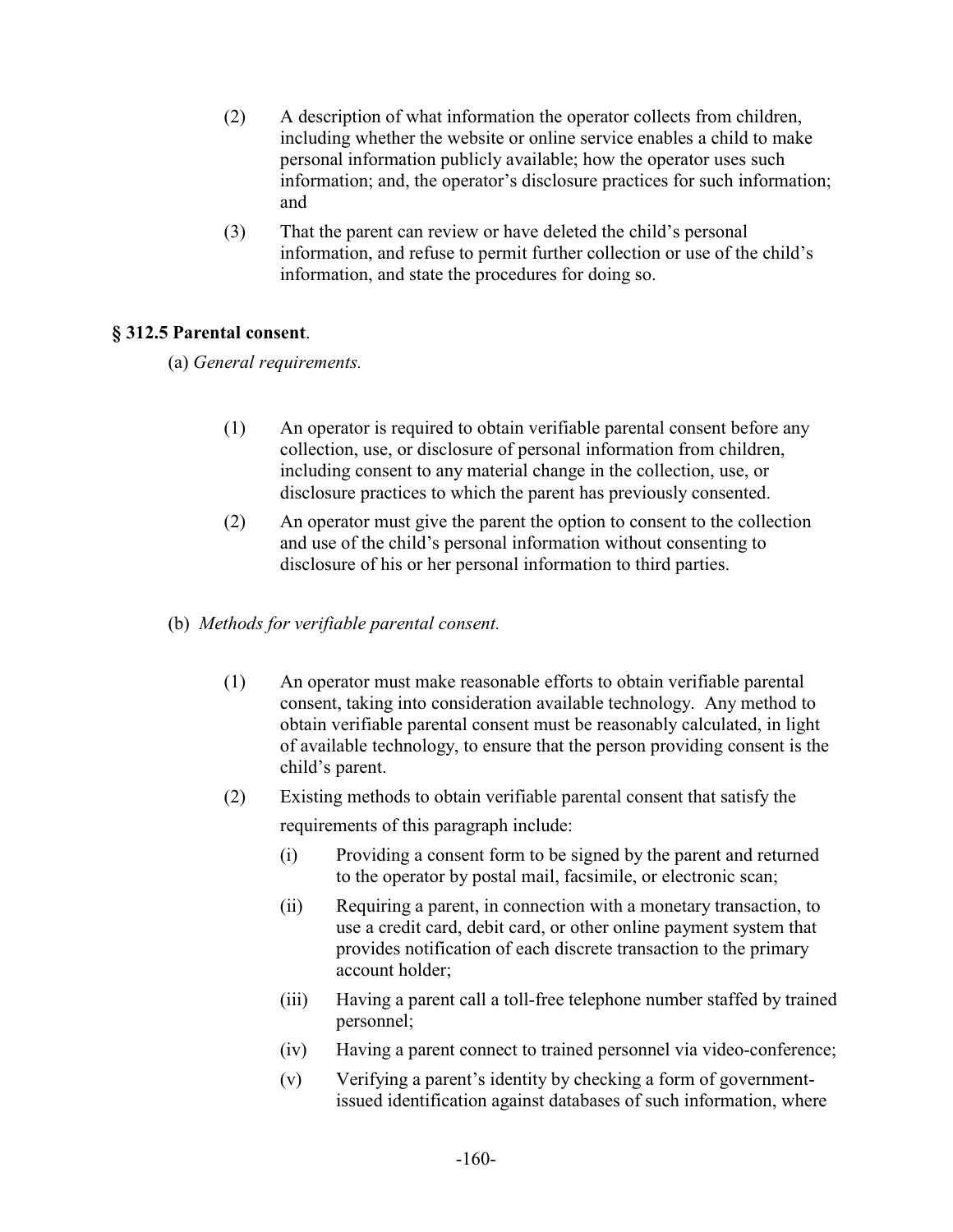(2) A description of what information the operator collects from children, including whether the website or online service enables a child to make personal information publicly available; how the operator uses such information; and, the operator's disclosure practices for such information; and

(3) That the parent can review or have deleted the child's personal information, and refuse to permit further collection or use of the child's information, and state the procedures for doing so.

### § 312.5 Parental consent.

(a) *General requirements.*

(1) An operator is required to obtain verifiable parental consent before any collection, use, or disclosure of personal information from children, including consent to any material change in the collection, use, or disclosure practices to which the parent has previously consented.

(2) An operator must give the parent the option to consent to the collection and use of the child's personal information without consenting to disclosure of his or her personal information to third parties.

(b) *Methods for verifiable parental consent.*

(1) An operator must make reasonable efforts to obtain verifiable parental consent, taking into consideration available technology. Any method to obtain verifiable parental consent must be reasonably calculated, in light of available technology, to ensure that the person providing consent is the child's parent.

(2) Existing methods to obtain verifiable parental consent that satisfy the requirements of this paragraph include:

(i) Providing a consent form to be signed by the parent and returned to the operator by postal mail, facsimile, or electronic scan;

(ii) Requiring a parent, in connection with a monetary transaction, to use a credit card, debit card, or other online payment system that provides notification of each discrete transaction to the primary account holder;

(iii) Having a parent call a toll-free telephone number staffed by trained personnel;

(iv) Having a parent connect to trained personnel via video-conference;

(v) Verifying a parent's identity by checking a form of government-issued identification against databases of such information, where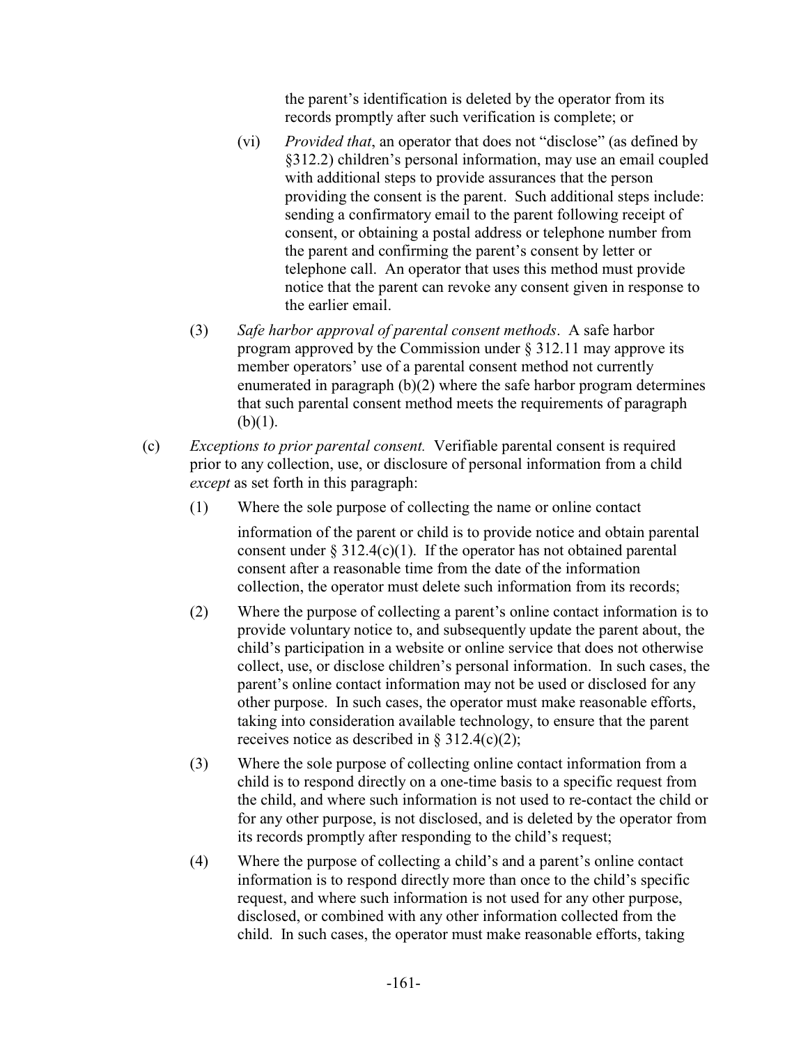the parent's identification is deleted by the operator from its records promptly after such verification is complete; or

(vi) *Provided that*, an operator that does not "disclose" (as defined by §312.2) children's personal information, may use an email coupled with additional steps to provide assurances that the person providing the consent is the parent. Such additional steps include: sending a confirmatory email to the parent following receipt of consent, or obtaining a postal address or telephone number from the parent and confirming the parent's consent by letter or telephone call. An operator that uses this method must provide notice that the parent can revoke any consent given in response to the earlier email.

(3) *Safe harbor approval of parental consent methods*. A safe harbor program approved by the Commission under § 312.11 may approve its member operators' use of a parental consent method not currently enumerated in paragraph (b)(2) where the safe harbor program determines that such parental consent method meets the requirements of paragraph (b)(1).

(c) *Exceptions to prior parental consent.* Verifiable parental consent is required prior to any collection, use, or disclosure of personal information from a child *except* as set forth in this paragraph:

(1) Where the sole purpose of collecting the name or online contact information of the parent or child is to provide notice and obtain parental consent under § 312.4(c)(1). If the operator has not obtained parental consent after a reasonable time from the date of the information collection, the operator must delete such information from its records;

(2) Where the purpose of collecting a parent's online contact information is to provide voluntary notice to, and subsequently update the parent about, the child's participation in a website or online service that does not otherwise collect, use, or disclose children's personal information. In such cases, the parent's online contact information may not be used or disclosed for any other purpose. In such cases, the operator must make reasonable efforts, taking into consideration available technology, to ensure that the parent receives notice as described in § 312.4(c)(2);

(3) Where the sole purpose of collecting online contact information from a child is to respond directly on a one-time basis to a specific request from the child, and where such information is not used to re-contact the child or for any other purpose, is not disclosed, and is deleted by the operator from its records promptly after responding to the child's request;

(4) Where the purpose of collecting a child's and a parent's online contact information is to respond directly more than once to the child's specific request, and where such information is not used for any other purpose, disclosed, or combined with any other information collected from the child. In such cases, the operator must make reasonable efforts, taking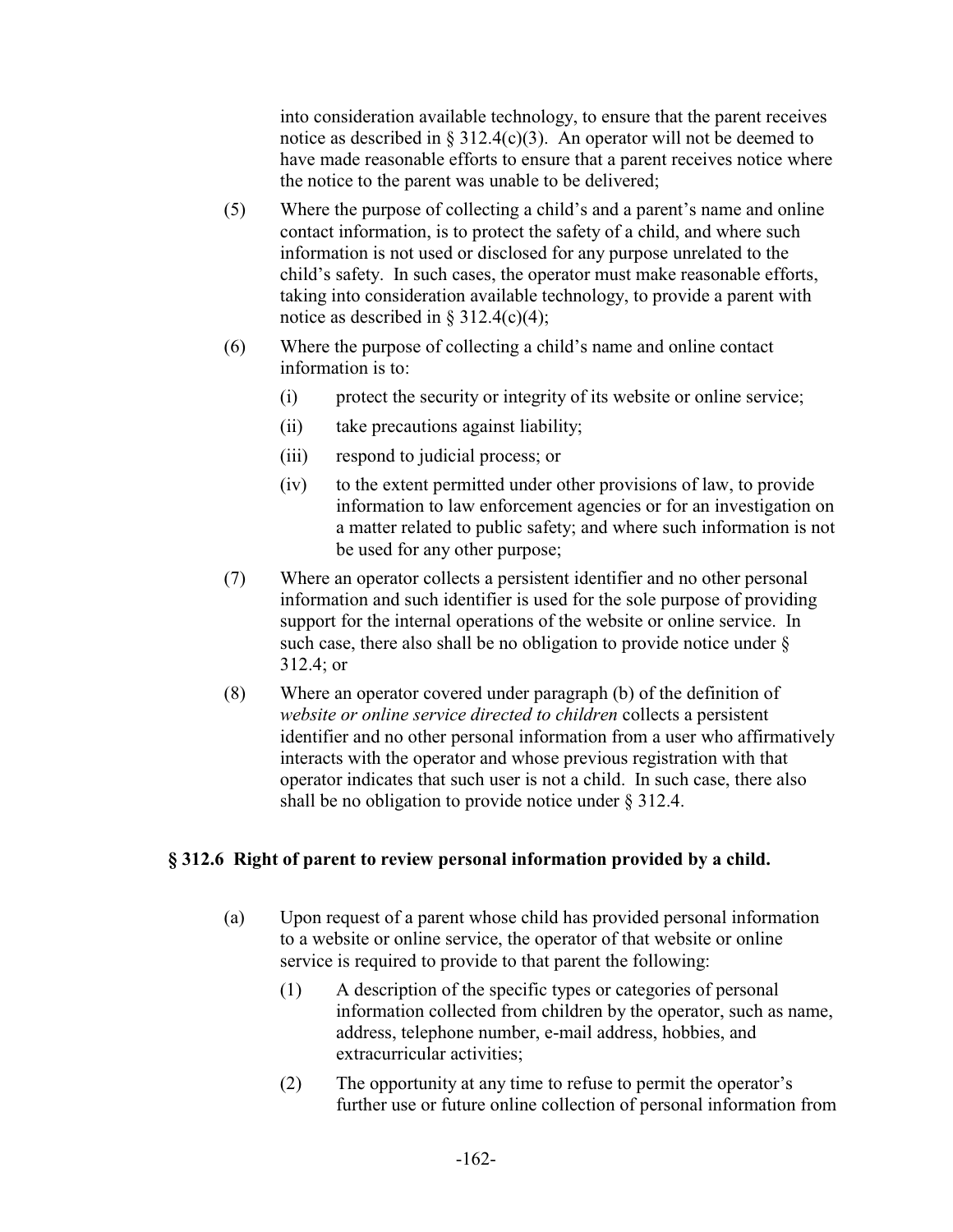into consideration available technology, to ensure that the parent receives notice as described in § 312.4(c)(3). An operator will not be deemed to have made reasonable efforts to ensure that a parent receives notice where the notice to the parent was unable to be delivered;

(5) Where the purpose of collecting a child's and a parent's name and online contact information, is to protect the safety of a child, and where such information is not used or disclosed for any purpose unrelated to the child's safety. In such cases, the operator must make reasonable efforts, taking into consideration available technology, to provide a parent with notice as described in § 312.4(c)(4);

(6) Where the purpose of collecting a child's name and online contact information is to:

  (i) protect the security or integrity of its website or online service;

  (ii) take precautions against liability;

  (iii) respond to judicial process; or

  (iv) to the extent permitted under other provisions of law, to provide information to law enforcement agencies or for an investigation on a matter related to public safety; and where such information is not be used for any other purpose;

(7) Where an operator collects a persistent identifier and no other personal information and such identifier is used for the sole purpose of providing support for the internal operations of the website or online service. In such case, there also shall be no obligation to provide notice under § 312.4; or

(8) Where an operator covered under paragraph (b) of the definition of *website or online service directed to children* collects a persistent identifier and no other personal information from a user who affirmatively interacts with the operator and whose previous registration with that operator indicates that such user is not a child. In such case, there also shall be no obligation to provide notice under § 312.4.

## § 312.6 Right of parent to review personal information provided by a child.

(a) Upon request of a parent whose child has provided personal information to a website or online service, the operator of that website or online service is required to provide to that parent the following:

  (1) A description of the specific types or categories of personal information collected from children by the operator, such as name, address, telephone number, e-mail address, hobbies, and extracurricular activities;

  (2) The opportunity at any time to refuse to permit the operator's further use or future online collection of personal information from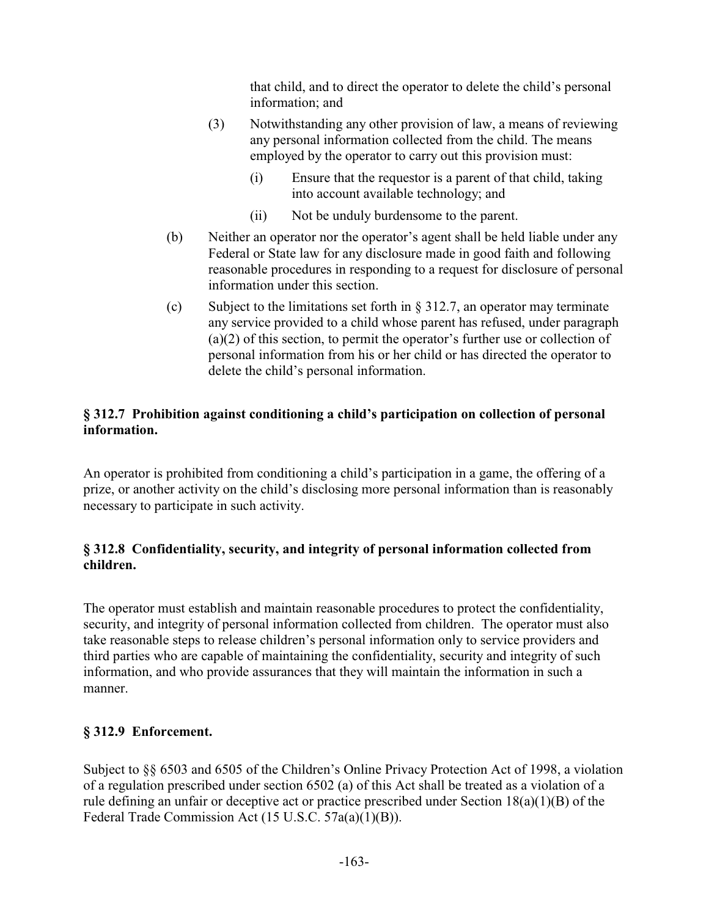that child, and to direct the operator to delete the child's personal information; and

(3) Notwithstanding any other provision of law, a means of reviewing any personal information collected from the child. The means employed by the operator to carry out this provision must:

(i) Ensure that the requestor is a parent of that child, taking into account available technology; and

(ii) Not be unduly burdensome to the parent.

(b) Neither an operator nor the operator's agent shall be held liable under any Federal or State law for any disclosure made in good faith and following reasonable procedures in responding to a request for disclosure of personal information under this section.

(c) Subject to the limitations set forth in § 312.7, an operator may terminate any service provided to a child whose parent has refused, under paragraph (a)(2) of this section, to permit the operator's further use or collection of personal information from his or her child or has directed the operator to delete the child's personal information.

**§ 312.7 Prohibition against conditioning a child's participation on collection of personal information.**

An operator is prohibited from conditioning a child's participation in a game, the offering of a prize, or another activity on the child's disclosing more personal information than is reasonably necessary to participate in such activity.

**§ 312.8 Confidentiality, security, and integrity of personal information collected from children.**

The operator must establish and maintain reasonable procedures to protect the confidentiality, security, and integrity of personal information collected from children. The operator must also take reasonable steps to release children's personal information only to service providers and third parties who are capable of maintaining the confidentiality, security and integrity of such information, and who provide assurances that they will maintain the information in such a manner.

**§ 312.9 Enforcement.**

Subject to §§ 6503 and 6505 of the Children's Online Privacy Protection Act of 1998, a violation of a regulation prescribed under section 6502 (a) of this Act shall be treated as a violation of a rule defining an unfair or deceptive act or practice prescribed under Section 18(a)(1)(B) of the Federal Trade Commission Act (15 U.S.C. 57a(a)(1)(B)).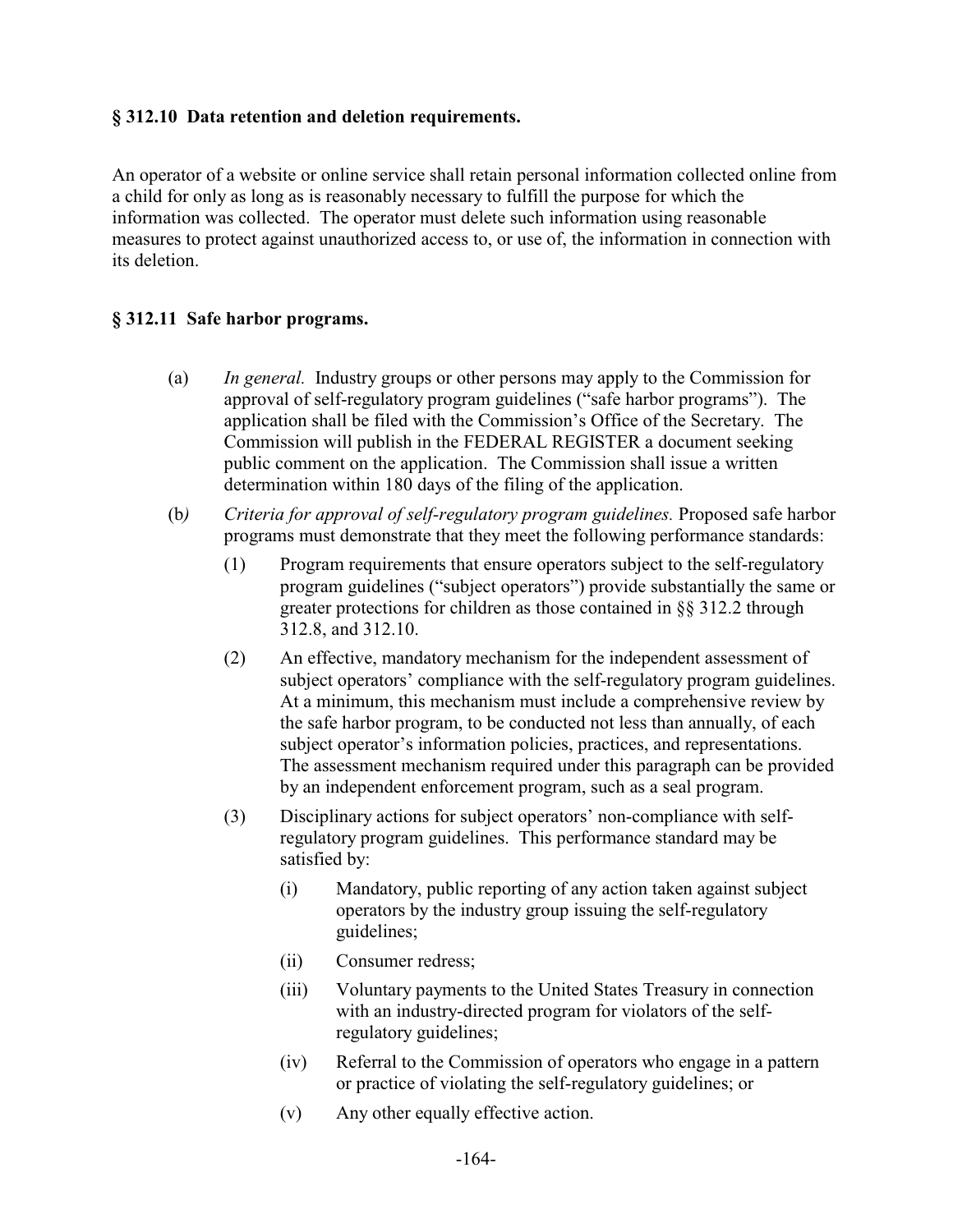**§ 312.10 Data retention and deletion requirements.**

An operator of a website or online service shall retain personal information collected online from a child for only as long as is reasonably necessary to fulfill the purpose for which the information was collected. The operator must delete such information using reasonable measures to protect against unauthorized access to, or use of, the information in connection with its deletion.

**§ 312.11 Safe harbor programs.**

(a) *In general.* Industry groups or other persons may apply to the Commission for approval of self-regulatory program guidelines ("safe harbor programs"). The application shall be filed with the Commission's Office of the Secretary. The Commission will publish in the FEDERAL REGISTER a document seeking public comment on the application. The Commission shall issue a written determination within 180 days of the filing of the application.

(b) *Criteria for approval of self-regulatory program guidelines.* Proposed safe harbor programs must demonstrate that they meet the following performance standards:

(1) Program requirements that ensure operators subject to the self-regulatory program guidelines ("subject operators") provide substantially the same or greater protections for children as those contained in §§ 312.2 through 312.8, and 312.10.

(2) An effective, mandatory mechanism for the independent assessment of subject operators' compliance with the self-regulatory program guidelines. At a minimum, this mechanism must include a comprehensive review by the safe harbor program, to be conducted not less than annually, of each subject operator's information policies, practices, and representations. The assessment mechanism required under this paragraph can be provided by an independent enforcement program, such as a seal program.

(3) Disciplinary actions for subject operators' non-compliance with self-regulatory program guidelines. This performance standard may be satisfied by:

(i) Mandatory, public reporting of any action taken against subject operators by the industry group issuing the self-regulatory guidelines;

(ii) Consumer redress;

(iii) Voluntary payments to the United States Treasury in connection with an industry-directed program for violators of the self-regulatory guidelines;

(iv) Referral to the Commission of operators who engage in a pattern or practice of violating the self-regulatory guidelines; or

(v) Any other equally effective action.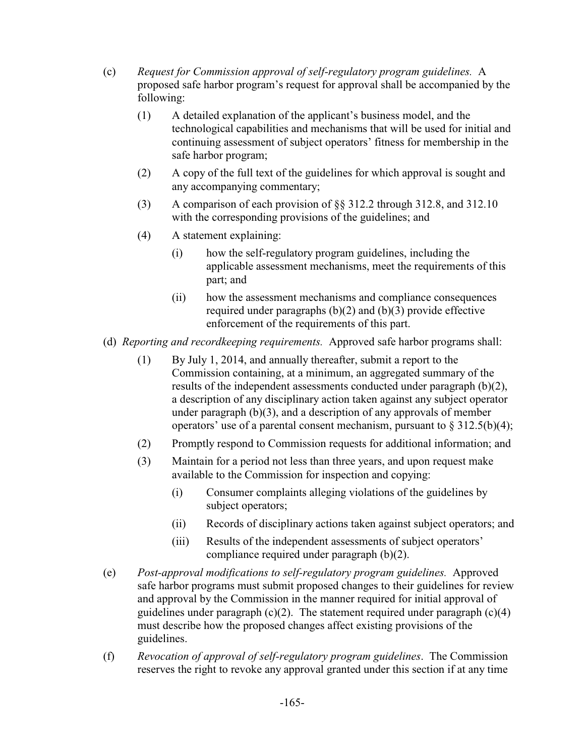(c) *Request for Commission approval of self-regulatory program guidelines.* A proposed safe harbor program's request for approval shall be accompanied by the following:

  (1) A detailed explanation of the applicant's business model, and the technological capabilities and mechanisms that will be used for initial and continuing assessment of subject operators' fitness for membership in the safe harbor program;

  (2) A copy of the full text of the guidelines for which approval is sought and any accompanying commentary;

  (3) A comparison of each provision of §§ 312.2 through 312.8, and 312.10 with the corresponding provisions of the guidelines; and

  (4) A statement explaining:

    (i) how the self-regulatory program guidelines, including the applicable assessment mechanisms, meet the requirements of this part; and

    (ii) how the assessment mechanisms and compliance consequences required under paragraphs (b)(2) and (b)(3) provide effective enforcement of the requirements of this part.

(d) *Reporting and recordkeeping requirements.* Approved safe harbor programs shall:

  (1) By July 1, 2014, and annually thereafter, submit a report to the Commission containing, at a minimum, an aggregated summary of the results of the independent assessments conducted under paragraph (b)(2), a description of any disciplinary action taken against any subject operator under paragraph (b)(3), and a description of any approvals of member operators' use of a parental consent mechanism, pursuant to § 312.5(b)(4);

  (2) Promptly respond to Commission requests for additional information; and

  (3) Maintain for a period not less than three years, and upon request make available to the Commission for inspection and copying:

    (i) Consumer complaints alleging violations of the guidelines by subject operators;

    (ii) Records of disciplinary actions taken against subject operators; and

    (iii) Results of the independent assessments of subject operators' compliance required under paragraph (b)(2).

(e) *Post-approval modifications to self-regulatory program guidelines.* Approved safe harbor programs must submit proposed changes to their guidelines for review and approval by the Commission in the manner required for initial approval of guidelines under paragraph (c)(2). The statement required under paragraph (c)(4) must describe how the proposed changes affect existing provisions of the guidelines.

(f) *Revocation of approval of self-regulatory program guidelines*. The Commission reserves the right to revoke any approval granted under this section if at any time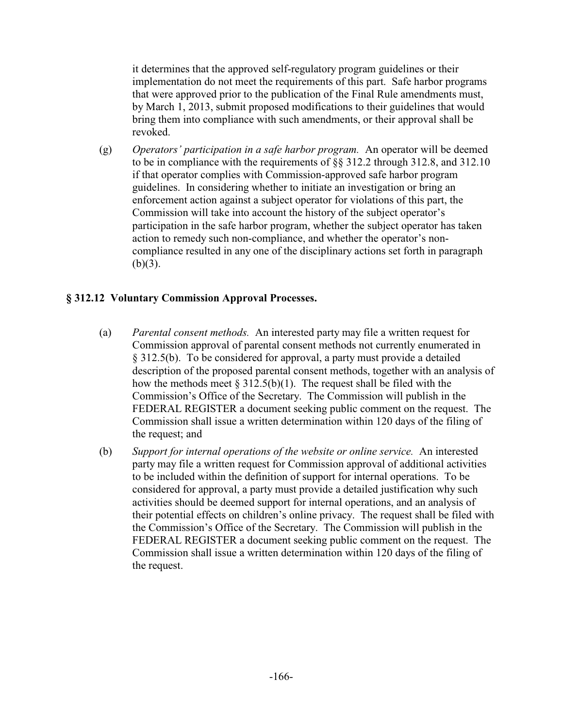it determines that the approved self-regulatory program guidelines or their implementation do not meet the requirements of this part. Safe harbor programs that were approved prior to the publication of the Final Rule amendments must, by March 1, 2013, submit proposed modifications to their guidelines that would bring them into compliance with such amendments, or their approval shall be revoked.

(g) *Operators' participation in a safe harbor program.* An operator will be deemed to be in compliance with the requirements of §§ 312.2 through 312.8, and 312.10 if that operator complies with Commission-approved safe harbor program guidelines. In considering whether to initiate an investigation or bring an enforcement action against a subject operator for violations of this part, the Commission will take into account the history of the subject operator's participation in the safe harbor program, whether the subject operator has taken action to remedy such non-compliance, and whether the operator's non-compliance resulted in any one of the disciplinary actions set forth in paragraph (b)(3).

## § 312.12 Voluntary Commission Approval Processes.

(a) *Parental consent methods.* An interested party may file a written request for Commission approval of parental consent methods not currently enumerated in § 312.5(b). To be considered for approval, a party must provide a detailed description of the proposed parental consent methods, together with an analysis of how the methods meet § 312.5(b)(1). The request shall be filed with the Commission's Office of the Secretary. The Commission will publish in the FEDERAL REGISTER a document seeking public comment on the request. The Commission shall issue a written determination within 120 days of the filing of the request; and

(b) *Support for internal operations of the website or online service.* An interested party may file a written request for Commission approval of additional activities to be included within the definition of support for internal operations. To be considered for approval, a party must provide a detailed justification why such activities should be deemed support for internal operations, and an analysis of their potential effects on children's online privacy. The request shall be filed with the Commission's Office of the Secretary. The Commission will publish in the FEDERAL REGISTER a document seeking public comment on the request. The Commission shall issue a written determination within 120 days of the filing of the request.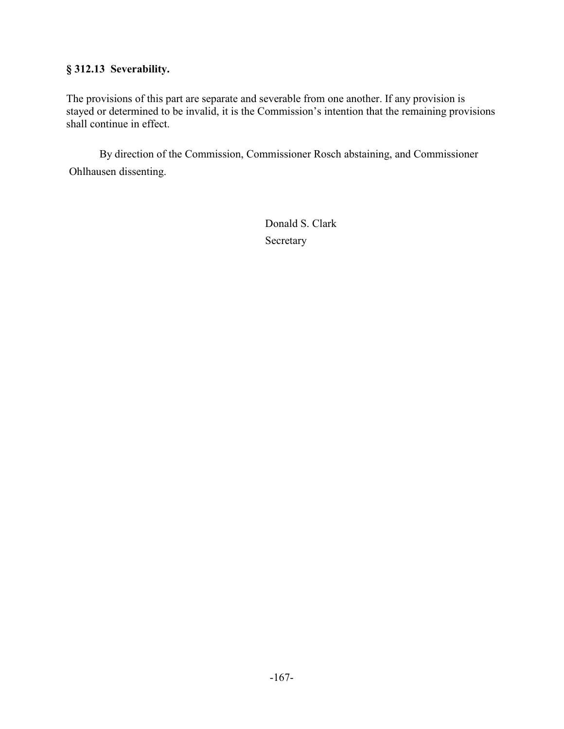**§ 312.13 Severability.**

The provisions of this part are separate and severable from one another. If any provision is stayed or determined to be invalid, it is the Commission's intention that the remaining provisions shall continue in effect.

By direction of the Commission, Commissioner Rosch abstaining, and Commissioner Ohlhausen dissenting.

Donald S. Clark
Secretary